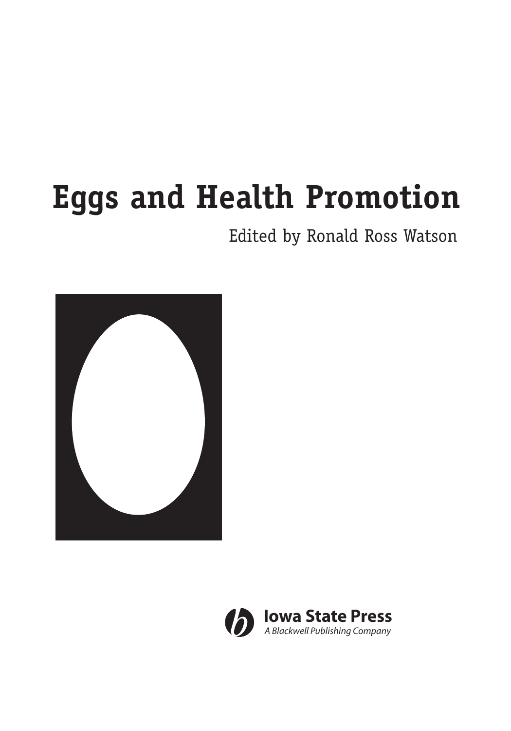# Eggs and Health Promotion

Edited by Ronald Ross Watson

**Iowa State Press**
*A Blackwell Publishing Company*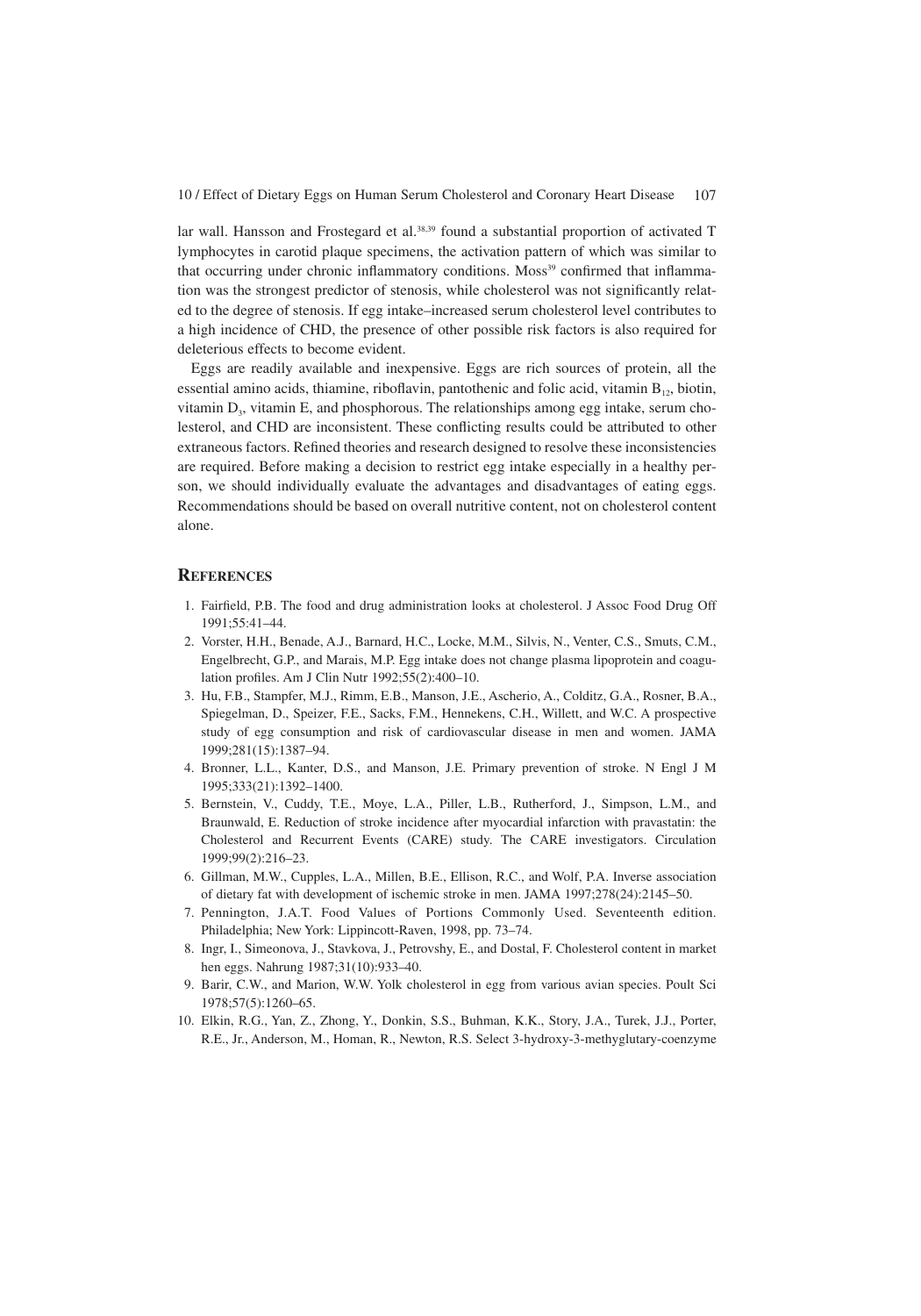lar wall. Hansson and Frostegard et al.[38,39] found a substantial proportion of activated T lymphocytes in carotid plaque specimens, the activation pattern of which was similar to that occurring under chronic inflammatory conditions. Moss[39] confirmed that inflammation was the strongest predictor of stenosis, while cholesterol was not significantly related to the degree of stenosis. If egg intake–increased serum cholesterol level contributes to a high incidence of CHD, the presence of other possible risk factors is also required for deleterious effects to become evident.

Eggs are readily available and inexpensive. Eggs are rich sources of protein, all the essential amino acids, thiamine, riboflavin, pantothenic and folic acid, vitamin $B_{12}$, biotin, vitamin $D_3$, vitamin E, and phosphorous. The relationships among egg intake, serum cholesterol, and CHD are inconsistent. These conflicting results could be attributed to other extraneous factors. Refined theories and research designed to resolve these inconsistencies are required. Before making a decision to restrict egg intake especially in a healthy person, we should individually evaluate the advantages and disadvantages of eating eggs. Recommendations should be based on overall nutritive content, not on cholesterol content alone.

## REFERENCES

1. Fairfield, P.B. The food and drug administration looks at cholesterol. J Assoc Food Drug Off 1991;55:41–44.
2. Vorster, H.H., Benade, A.J., Barnard, H.C., Locke, M.M., Silvis, N., Venter, C.S., Smuts, C.M., Engelbrecht, G.P., and Marais, M.P. Egg intake does not change plasma lipoprotein and coagulation profiles. Am J Clin Nutr 1992;55(2):400–10.
3. Hu, F.B., Stampfer, M.J., Rimm, E.B., Manson, J.E., Ascherio, A., Colditz, G.A., Rosner, B.A., Spiegelman, D., Speizer, F.E., Sacks, F.M., Hennekens, C.H., Willett, and W.C. A prospective study of egg consumption and risk of cardiovascular disease in men and women. JAMA 1999;281(15):1387–94.
4. Bronner, L.L., Kanter, D.S., and Manson, J.E. Primary prevention of stroke. N Engl J M 1995;333(21):1392–1400.
5. Bernstein, V., Cuddy, T.E., Moye, L.A., Piller, L.B., Rutherford, J., Simpson, L.M., and Braunwald, E. Reduction of stroke incidence after myocardial infarction with pravastatin: the Cholesterol and Recurrent Events (CARE) study. The CARE investigators. Circulation 1999;99(2):216–23.
6. Gillman, M.W., Cupples, L.A., Millen, B.E., Ellison, R.C., and Wolf, P.A. Inverse association of dietary fat with development of ischemic stroke in men. JAMA 1997;278(24):2145–50.
7. Pennington, J.A.T. Food Values of Portions Commonly Used. Seventeenth edition. Philadelphia; New York: Lippincott-Raven, 1998, pp. 73–74.
8. Ingr, I., Simeonova, J., Stavkova, J., Petrovshy, E., and Dostal, F. Cholesterol content in market hen eggs. Nahrung 1987;31(10):933–40.
9. Barir, C.W., and Marion, W.W. Yolk cholesterol in egg from various avian species. Poult Sci 1978;57(5):1260–65.
10. Elkin, R.G., Yan, Z., Zhong, Y., Donkin, S.S., Buhman, K.K., Story, J.A., Turek, J.J., Porter, R.E., Jr., Anderson, M., Homan, R., Newton, R.S. Select 3-hydroxy-3-methyglutary-coenzyme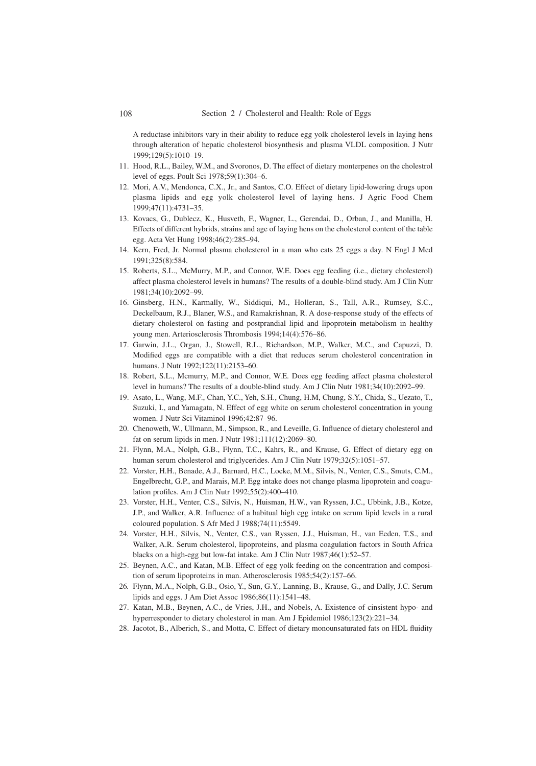A reductase inhibitors vary in their ability to reduce egg yolk cholesterol levels in laying hens through alteration of hepatic cholesterol biosynthesis and plasma VLDL composition. J Nutr 1999;129(5):1010–19.

11. Hood, R.L., Bailey, W.M., and Svoronos, D. The effect of dietary monterpenes on the cholestrol level of eggs. Poult Sci 1978;59(1):304–6.
12. Mori, A.V., Mendonca, C.X., Jr., and Santos, C.O. Effect of dietary lipid-lowering drugs upon plasma lipids and egg yolk cholesterol level of laying hens. J Agric Food Chem 1999;47(11):4731–35.
13. Kovacs, G., Dublecz, K., Husveth, F., Wagner, L., Gerendai, D., Orban, J., and Manilla, H. Effects of different hybrids, strains and age of laying hens on the cholesterol content of the table egg. Acta Vet Hung 1998;46(2):285–94.
14. Kern, Fred, Jr. Normal plasma cholesterol in a man who eats 25 eggs a day. N Engl J Med 1991;325(8):584.
15. Roberts, S.L., McMurry, M.P., and Connor, W.E. Does egg feeding (i.e., dietary cholesterol) affect plasma cholesterol levels in humans? The results of a double-blind study. Am J Clin Nutr 1981;34(10):2092–99.
16. Ginsberg, H.N., Karmally, W., Siddiqui, M., Holleran, S., Tall, A.R., Rumsey, S.C., Deckelbaum, R.J., Blaner, W.S., and Ramakrishnan, R. A dose-response study of the effects of dietary cholesterol on fasting and postprandial lipid and lipoprotein metabolism in healthy young men. Arteriosclerosis Thrombosis 1994;14(4):576–86.
17. Garwin, J.L., Organ, J., Stowell, R.L., Richardson, M.P., Walker, M.C., and Capuzzi, D. Modified eggs are compatible with a diet that reduces serum cholesterol concentration in humans. J Nutr 1992;122(11):2153–60.
18. Robert, S.L., Mcmurry, M.P., and Connor, W.E. Does egg feeding affect plasma cholesterol level in humans? The results of a double-blind study. Am J Clin Nutr 1981;34(10):2092–99.
19. Asato, L., Wang, M.F., Chan, Y.C., Yeh, S.H., Chung, H.M, Chung, S.Y., Chida, S., Uezato, T., Suzuki, I., and Yamagata, N. Effect of egg white on serum cholesterol concentration in young women. J Nutr Sci Vitaminol 1996;42:87–96.
20. Chenoweth, W., Ullmann, M., Simpson, R., and Leveille, G. Influence of dietary cholesterol and fat on serum lipids in men. J Nutr 1981;111(12):2069–80.
21. Flynn, M.A., Nolph, G.B., Flynn, T.C., Kahrs, R., and Krause, G. Effect of dietary egg on human serum cholesterol and triglycerides. Am J Clin Nutr 1979;32(5):1051–57.
22. Vorster, H.H., Benade, A.J., Barnard, H.C., Locke, M.M., Silvis, N., Venter, C.S., Smuts, C.M., Engelbrecht, G.P., and Marais, M.P. Egg intake does not change plasma lipoprotein and coagulation profiles. Am J Clin Nutr 1992;55(2):400–410.
23. Vorster, H.H., Venter, C.S., Silvis, N., Huisman, H.W., van Ryssen, J.C., Ubbink, J.B., Kotze, J.P., and Walker, A.R. Influence of a habitual high egg intake on serum lipid levels in a rural coloured population. S Afr Med J 1988;74(11):5549.
24. Vorster, H.H., Silvis, N., Venter, C.S., van Ryssen, J.J., Huisman, H., van Eeden, T.S., and Walker, A.R. Serum cholesterol, lipoproteins, and plasma coagulation factors in South Africa blacks on a high-egg but low-fat intake. Am J Clin Nutr 1987;46(1):52–57.
25. Beynen, A.C., and Katan, M.B. Effect of egg yolk feeding on the concentration and composition of serum lipoproteins in man. Atherosclerosis 1985;54(2):157–66.
26. Flynn, M.A., Nolph, G.B., Osio, Y., Sun, G.Y., Lanning, B., Krause, G., and Dally, J.C. Serum lipids and eggs. J Am Diet Assoc 1986;86(11):1541–48.
27. Katan, M.B., Beynen, A.C., de Vries, J.H., and Nobels, A. Existence of cinsistent hypo- and hyperresponder to dietary cholesterol in man. Am J Epidemiol 1986;123(2):221–34.
28. Jacotot, B., Alberich, S., and Motta, C. Effect of dietary monounsaturated fats on HDL fluidity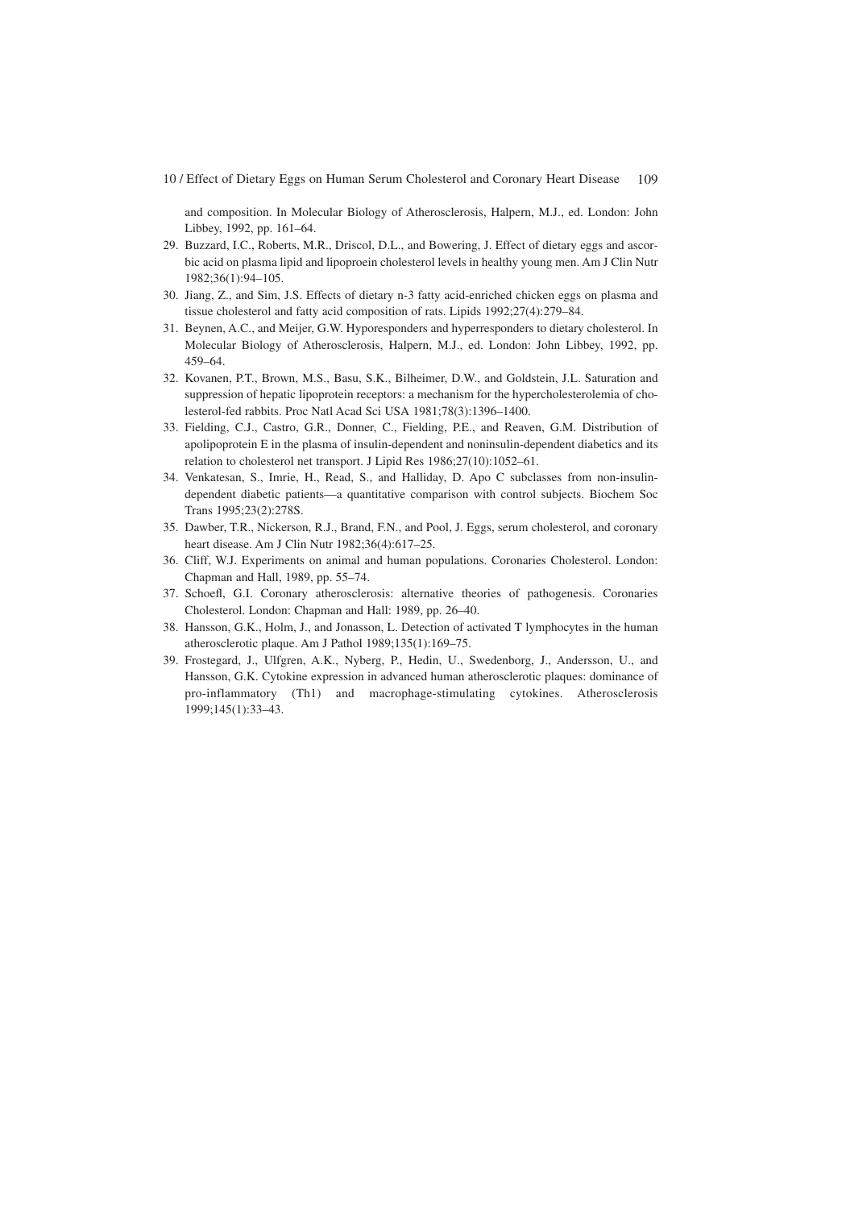and composition. In Molecular Biology of Atherosclerosis, Halpern, M.J., ed. London: John Libbey, 1992, pp. 161–64.

29. Buzzard, I.C., Roberts, M.R., Driscol, D.L., and Bowering, J. Effect of dietary eggs and ascorbic acid on plasma lipid and lipoproein cholesterol levels in healthy young men. Am J Clin Nutr 1982;36(1):94–105.
30. Jiang, Z., and Sim, J.S. Effects of dietary n-3 fatty acid-enriched chicken eggs on plasma and tissue cholesterol and fatty acid composition of rats. Lipids 1992;27(4):279–84.
31. Beynen, A.C., and Meijer, G.W. Hyporesponders and hyperresponders to dietary cholesterol. In Molecular Biology of Atherosclerosis, Halpern, M.J., ed. London: John Libbey, 1992, pp. 459–64.
32. Kovanen, P.T., Brown, M.S., Basu, S.K., Bilheimer, D.W., and Goldstein, J.L. Saturation and suppression of hepatic lipoprotein receptors: a mechanism for the hypercholesterolemia of cholesterol-fed rabbits. Proc Natl Acad Sci USA 1981;78(3):1396–1400.
33. Fielding, C.J., Castro, G.R., Donner, C., Fielding, P.E., and Reaven, G.M. Distribution of apolipoprotein E in the plasma of insulin-dependent and noninsulin-dependent diabetics and its relation to cholesterol net transport. J Lipid Res 1986;27(10):1052–61.
34. Venkatesan, S., Imrie, H., Read, S., and Halliday, D. Apo C subclasses from non-insulin-dependent diabetic patients—a quantitative comparison with control subjects. Biochem Soc Trans 1995;23(2):278S.
35. Dawber, T.R., Nickerson, R.J., Brand, F.N., and Pool, J. Eggs, serum cholesterol, and coronary heart disease. Am J Clin Nutr 1982;36(4):617–25.
36. Cliff, W.J. Experiments on animal and human populations. Coronaries Cholesterol. London: Chapman and Hall, 1989, pp. 55–74.
37. Schoefl, G.I. Coronary atherosclerosis: alternative theories of pathogenesis. Coronaries Cholesterol. London: Chapman and Hall: 1989, pp. 26–40.
38. Hansson, G.K., Holm, J., and Jonasson, L. Detection of activated T lymphocytes in the human atherosclerotic plaque. Am J Pathol 1989;135(1):169–75.
39. Frostegard, J., Ulfgren, A.K., Nyberg, P., Hedin, U., Swedenborg, J., Andersson, U., and Hansson, G.K. Cytokine expression in advanced human atherosclerotic plaques: dominance of pro-inflammatory (Th1) and macrophage-stimulating cytokines. Atherosclerosis 1999;145(1):33–43.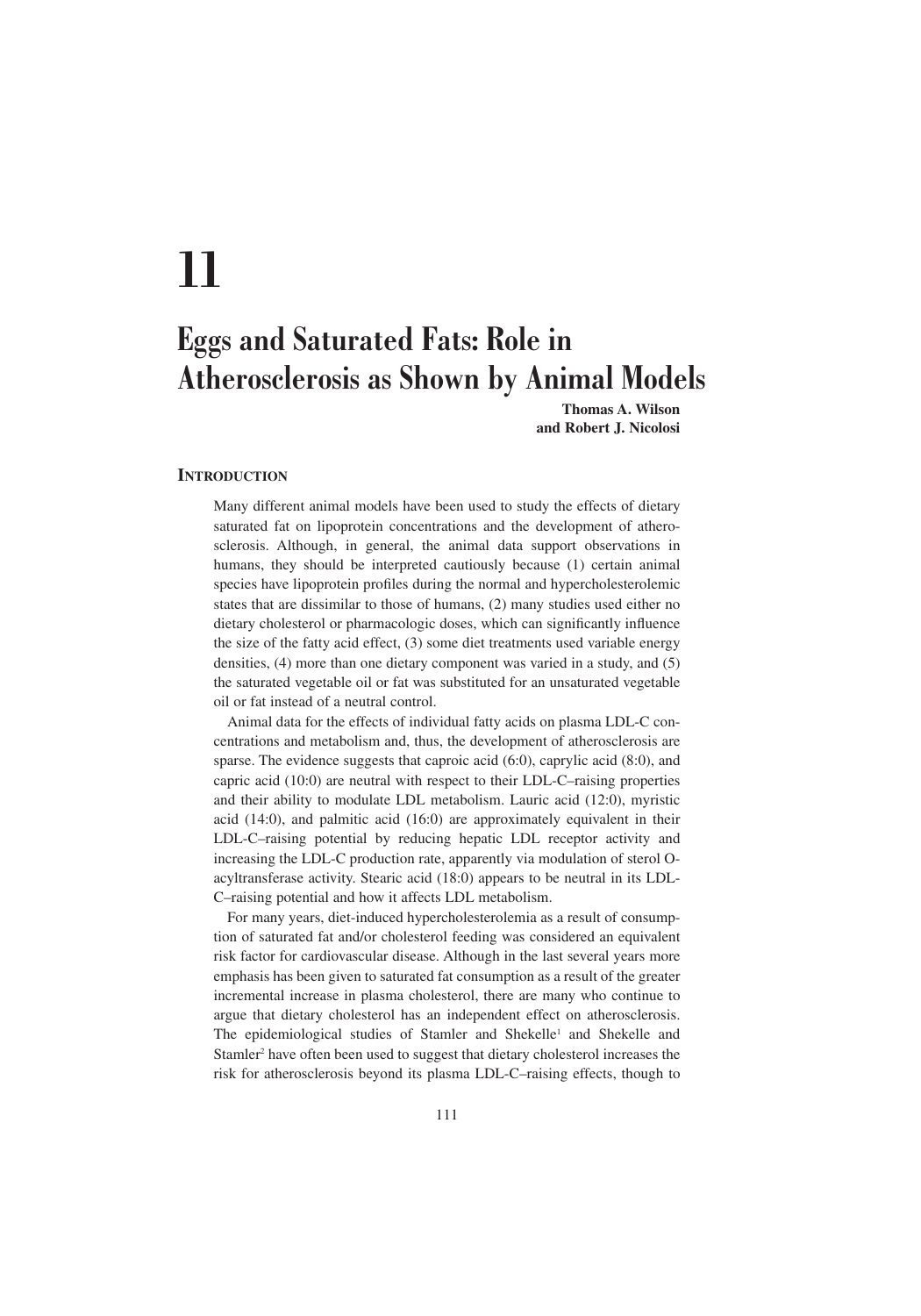# 11

# Eggs and Saturated Fats: Role in Atherosclerosis as Shown by Animal Models

**Thomas A. Wilson**
**and Robert J. Nicolosi**

## INTRODUCTION

Many different animal models have been used to study the effects of dietary saturated fat on lipoprotein concentrations and the development of atherosclerosis. Although, in general, the animal data support observations in humans, they should be interpreted cautiously because (1) certain animal species have lipoprotein profiles during the normal and hypercholesterolemic states that are dissimilar to those of humans, (2) many studies used either no dietary cholesterol or pharmacologic doses, which can significantly influence the size of the fatty acid effect, (3) some diet treatments used variable energy densities, (4) more than one dietary component was varied in a study, and (5) the saturated vegetable oil or fat was substituted for an unsaturated vegetable oil or fat instead of a neutral control.

Animal data for the effects of individual fatty acids on plasma LDL-C concentrations and metabolism and, thus, the development of atherosclerosis are sparse. The evidence suggests that caproic acid (6:0), caprylic acid (8:0), and capric acid (10:0) are neutral with respect to their LDL-C–raising properties and their ability to modulate LDL metabolism. Lauric acid (12:0), myristic acid (14:0), and palmitic acid (16:0) are approximately equivalent in their LDL-C–raising potential by reducing hepatic LDL receptor activity and increasing the LDL-C production rate, apparently via modulation of sterol O-acyltransferase activity. Stearic acid (18:0) appears to be neutral in its LDL-C–raising potential and how it affects LDL metabolism.

For many years, diet-induced hypercholesterolemia as a result of consumption of saturated fat and/or cholesterol feeding was considered an equivalent risk factor for cardiovascular disease. Although in the last several years more emphasis has been given to saturated fat consumption as a result of the greater incremental increase in plasma cholesterol, there are many who continue to argue that dietary cholesterol has an independent effect on atherosclerosis. The epidemiological studies of Stamler and Shekelle[1] and Shekelle and Stamler[2] have often been used to suggest that dietary cholesterol increases the risk for atherosclerosis beyond its plasma LDL-C–raising effects, though to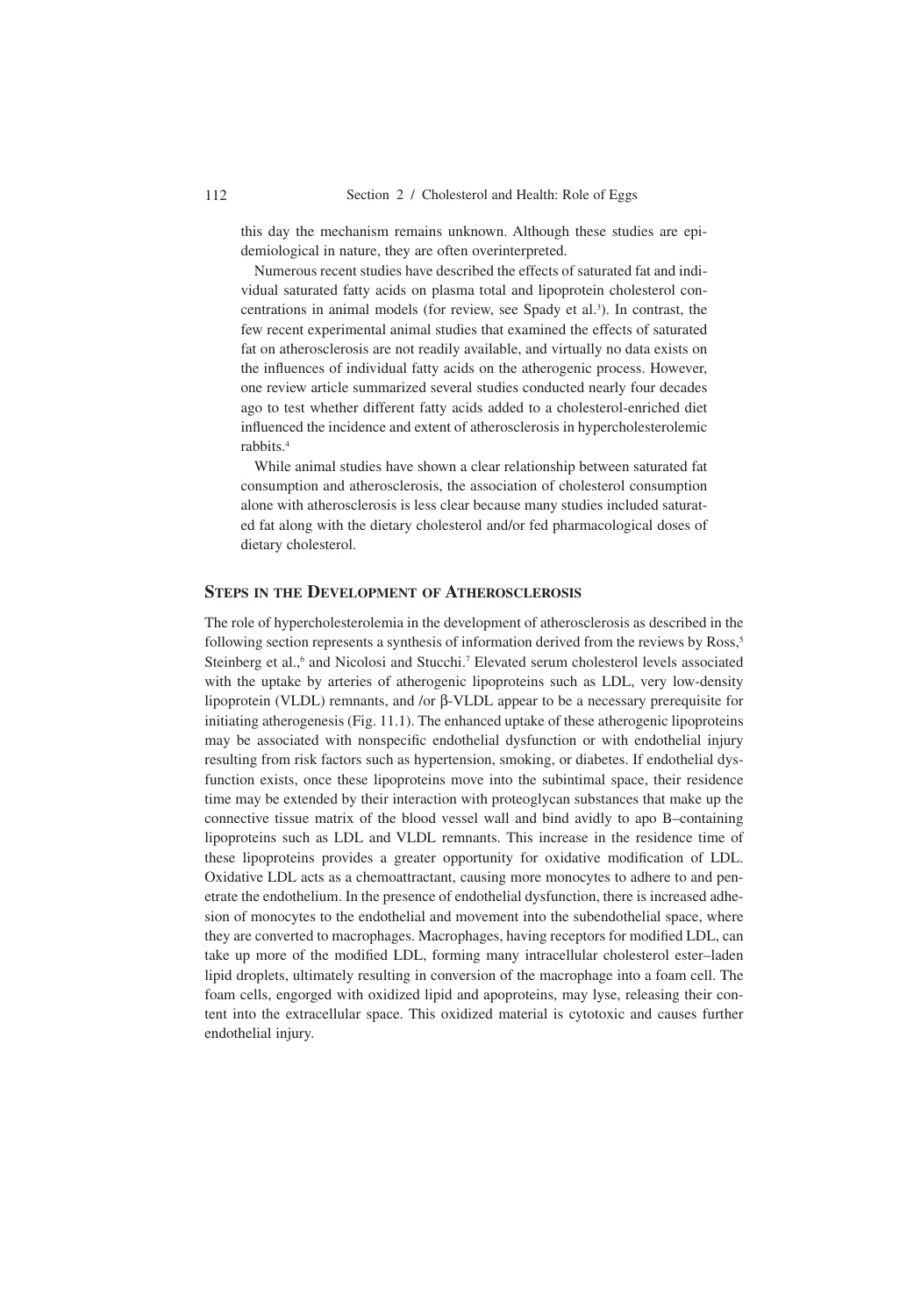this day the mechanism remains unknown. Although these studies are epidemiological in nature, they are often overinterpreted.

Numerous recent studies have described the effects of saturated fat and individual saturated fatty acids on plasma total and lipoprotein cholesterol concentrations in animal models (for review, see Spady et al.[3]). In contrast, the few recent experimental animal studies that examined the effects of saturated fat on atherosclerosis are not readily available, and virtually no data exists on the influences of individual fatty acids on the atherogenic process. However, one review article summarized several studies conducted nearly four decades ago to test whether different fatty acids added to a cholesterol-enriched diet influenced the incidence and extent of atherosclerosis in hypercholesterolemic rabbits.[4]

While animal studies have shown a clear relationship between saturated fat consumption and atherosclerosis, the association of cholesterol consumption alone with atherosclerosis is less clear because many studies included saturated fat along with the dietary cholesterol and/or fed pharmacological doses of dietary cholesterol.

## Steps in the Development of Atherosclerosis

The role of hypercholesterolemia in the development of atherosclerosis as described in the following section represents a synthesis of information derived from the reviews by Ross,[5] Steinberg et al.,[6] and Nicolosi and Stucchi.[7] Elevated serum cholesterol levels associated with the uptake by arteries of atherogenic lipoproteins such as LDL, very low-density lipoprotein (VLDL) remnants, and /or β-VLDL appear to be a necessary prerequisite for initiating atherogenesis (Fig. 11.1). The enhanced uptake of these atherogenic lipoproteins may be associated with nonspecific endothelial dysfunction or with endothelial injury resulting from risk factors such as hypertension, smoking, or diabetes. If endothelial dysfunction exists, once these lipoproteins move into the subintimal space, their residence time may be extended by their interaction with proteoglycan substances that make up the connective tissue matrix of the blood vessel wall and bind avidly to apo B–containing lipoproteins such as LDL and VLDL remnants. This increase in the residence time of these lipoproteins provides a greater opportunity for oxidative modification of LDL. Oxidative LDL acts as a chemoattractant, causing more monocytes to adhere to and penetrate the endothelium. In the presence of endothelial dysfunction, there is increased adhesion of monocytes to the endothelial and movement into the subendothelial space, where they are converted to macrophages. Macrophages, having receptors for modified LDL, can take up more of the modified LDL, forming many intracellular cholesterol ester–laden lipid droplets, ultimately resulting in conversion of the macrophage into a foam cell. The foam cells, engorged with oxidized lipid and apoproteins, may lyse, releasing their content into the extracellular space. This oxidized material is cytotoxic and causes further endothelial injury.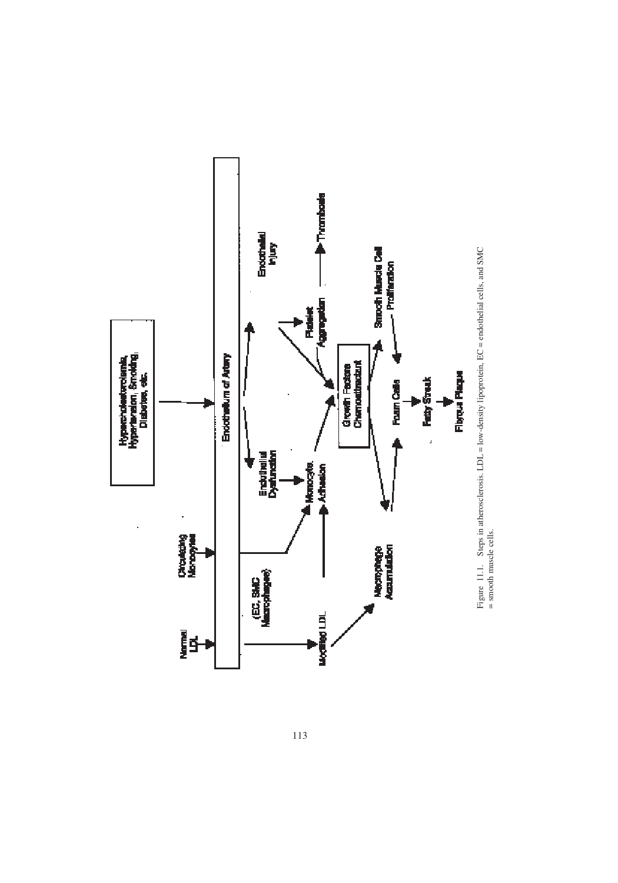Figure 11.1. Steps in atherosclerosis. LDL = low-density lipoprotein, EC = endothelial cells, and SMC = smooth muscle cells.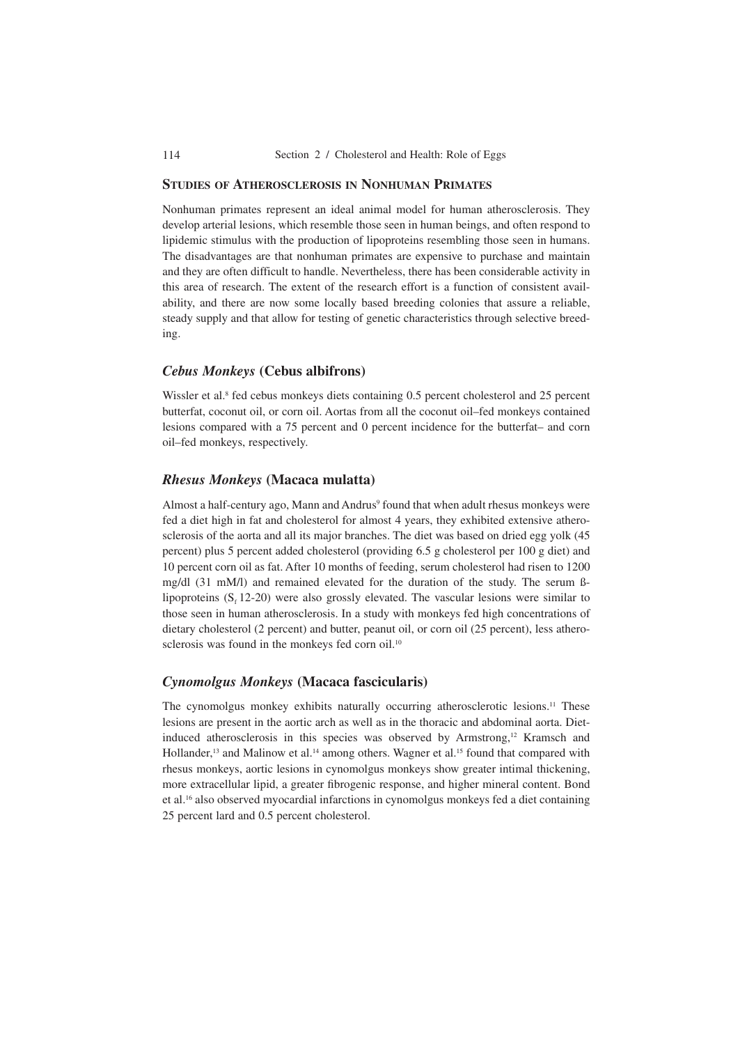## Studies of Atherosclerosis in Nonhuman Primates

Nonhuman primates represent an ideal animal model for human atherosclerosis. They develop arterial lesions, which resemble those seen in human beings, and often respond to lipidemic stimulus with the production of lipoproteins resembling those seen in humans. The disadvantages are that nonhuman primates are expensive to purchase and maintain and they are often difficult to handle. Nevertheless, there has been considerable activity in this area of research. The extent of the research effort is a function of consistent availability, and there are now some locally based breeding colonies that assure a reliable, steady supply and that allow for testing of genetic characteristics through selective breeding.

### *Cebus Monkeys* (Cebus albifrons)

Wissler et al.[8] fed cebus monkeys diets containing 0.5 percent cholesterol and 25 percent butterfat, coconut oil, or corn oil. Aortas from all the coconut oil–fed monkeys contained lesions compared with a 75 percent and 0 percent incidence for the butterfat– and corn oil–fed monkeys, respectively.

### *Rhesus Monkeys* (Macaca mulatta)

Almost a half-century ago, Mann and Andrus[9] found that when adult rhesus monkeys were fed a diet high in fat and cholesterol for almost 4 years, they exhibited extensive atherosclerosis of the aorta and all its major branches. The diet was based on dried egg yolk (45 percent) plus 5 percent added cholesterol (providing 6.5 g cholesterol per 100 g diet) and 10 percent corn oil as fat. After 10 months of feeding, serum cholesterol had risen to 1200 mg/dl (31 mM/l) and remained elevated for the duration of the study. The serum ß-lipoproteins ($S_f$ 12-20) were also grossly elevated. The vascular lesions were similar to those seen in human atherosclerosis. In a study with monkeys fed high concentrations of dietary cholesterol (2 percent) and butter, peanut oil, or corn oil (25 percent), less atherosclerosis was found in the monkeys fed corn oil.[10]

### *Cynomolgus Monkeys* (Macaca fascicularis)

The cynomolgus monkey exhibits naturally occurring atherosclerotic lesions.[11] These lesions are present in the aortic arch as well as in the thoracic and abdominal aorta. Diet-induced atherosclerosis in this species was observed by Armstrong,[12] Kramsch and Hollander,[13] and Malinow et al.[14] among others. Wagner et al.[15] found that compared with rhesus monkeys, aortic lesions in cynomolgus monkeys show greater intimal thickening, more extracellular lipid, a greater fibrogenic response, and higher mineral content. Bond et al.[16] also observed myocardial infarctions in cynomolgus monkeys fed a diet containing 25 percent lard and 0.5 percent cholesterol.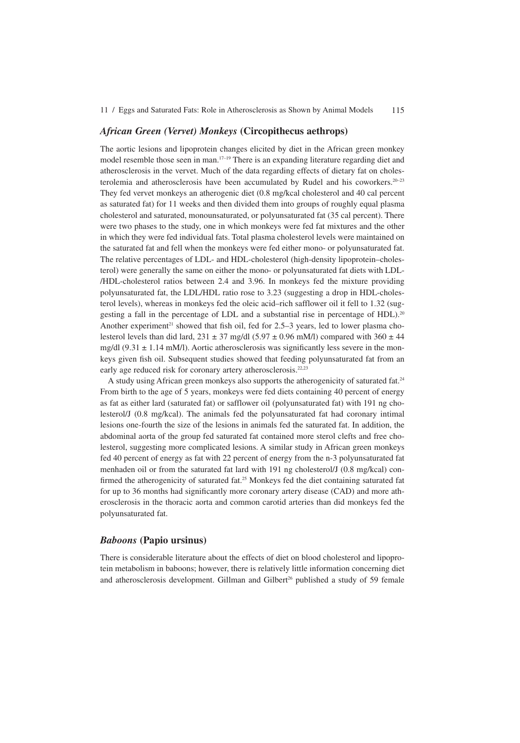## *African Green (Vervet) Monkeys* (Circopithecus aethrops)

The aortic lesions and lipoprotein changes elicited by diet in the African green monkey model resemble those seen in man.[17–19] There is an expanding literature regarding diet and atherosclerosis in the vervet. Much of the data regarding effects of dietary fat on cholesterolemia and atherosclerosis have been accumulated by Rudel and his coworkers.[20–23] They fed vervet monkeys an atherogenic diet (0.8 mg/kcal cholesterol and 40 cal percent as saturated fat) for 11 weeks and then divided them into groups of roughly equal plasma cholesterol and saturated, monounsaturated, or polyunsaturated fat (35 cal percent). There were two phases to the study, one in which monkeys were fed fat mixtures and the other in which they were fed individual fats. Total plasma cholesterol levels were maintained on the saturated fat and fell when the monkeys were fed either mono- or polyunsaturated fat. The relative percentages of LDL- and HDL-cholesterol (high-density lipoprotein–cholesterol) were generally the same on either the mono- or polyunsaturated fat diets with LDL-/HDL-cholesterol ratios between 2.4 and 3.96. In monkeys fed the mixture providing polyunsaturated fat, the LDL/HDL ratio rose to 3.23 (suggesting a drop in HDL-cholesterol levels), whereas in monkeys fed the oleic acid–rich safflower oil it fell to 1.32 (suggesting a fall in the percentage of LDL and a substantial rise in percentage of HDL).[20] Another experiment[21] showed that fish oil, fed for 2.5–3 years, led to lower plasma cholesterol levels than did lard, $231 \pm 37$ mg/dl ($5.97 \pm 0.96$ mM/l) compared with $360 \pm 44$ mg/dl ($9.31 \pm 1.14$ mM/l). Aortic atherosclerosis was significantly less severe in the monkeys given fish oil. Subsequent studies showed that feeding polyunsaturated fat from an early age reduced risk for coronary artery atherosclerosis.[22,23]

A study using African green monkeys also supports the atherogenicity of saturated fat.[24] From birth to the age of 5 years, monkeys were fed diets containing 40 percent of energy as fat as either lard (saturated fat) or safflower oil (polyunsaturated fat) with 191 ng cholesterol/J (0.8 mg/kcal). The animals fed the polyunsaturated fat had coronary intimal lesions one-fourth the size of the lesions in animals fed the saturated fat. In addition, the abdominal aorta of the group fed saturated fat contained more sterol clefts and free cholesterol, suggesting more complicated lesions. A similar study in African green monkeys fed 40 percent of energy as fat with 22 percent of energy from the n-3 polyunsaturated fat menhaden oil or from the saturated fat lard with 191 ng cholesterol/J (0.8 mg/kcal) confirmed the atherogenicity of saturated fat.[25] Monkeys fed the diet containing saturated fat for up to 36 months had significantly more coronary artery disease (CAD) and more atherosclerosis in the thoracic aorta and common carotid arteries than did monkeys fed the polyunsaturated fat.

## *Baboons* (Papio ursinus)

There is considerable literature about the effects of diet on blood cholesterol and lipoprotein metabolism in baboons; however, there is relatively little information concerning diet and atherosclerosis development. Gillman and Gilbert[26] published a study of 59 female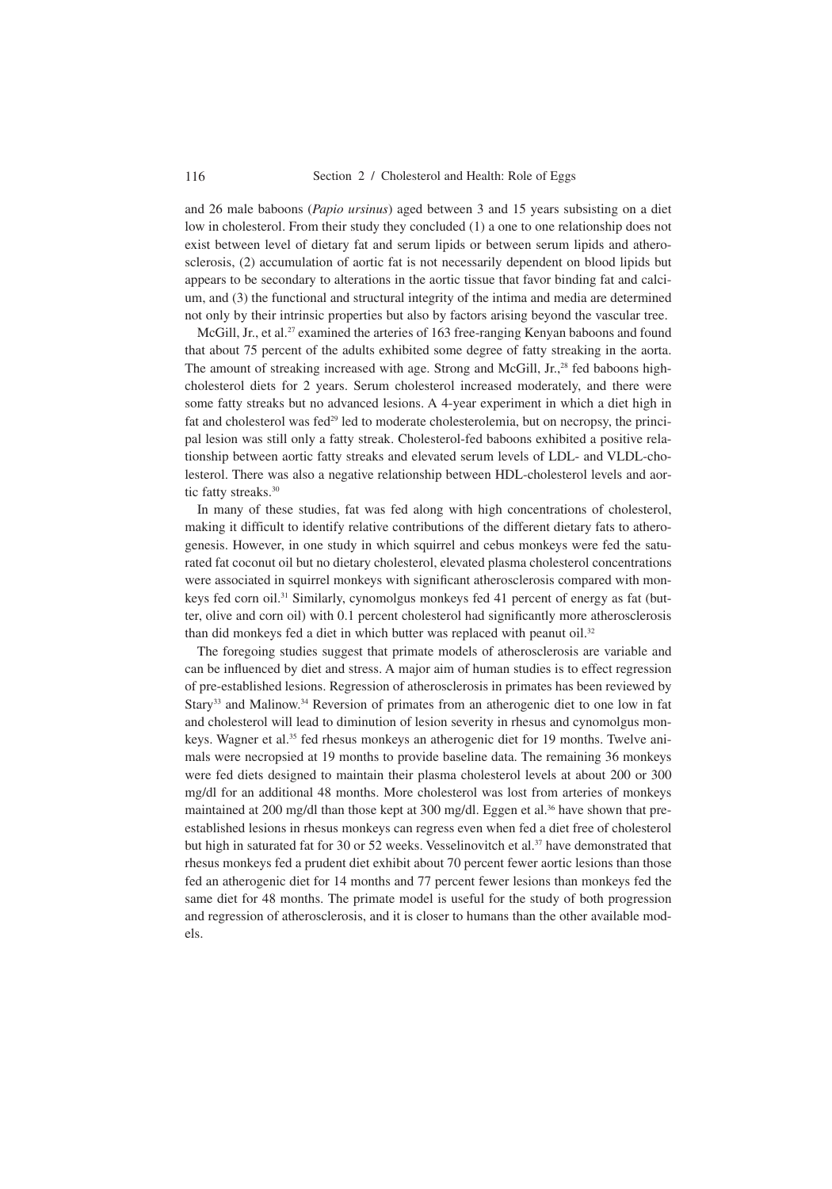and 26 male baboons (*Papio ursinus*) aged between 3 and 15 years subsisting on a diet low in cholesterol. From their study they concluded (1) a one to one relationship does not exist between level of dietary fat and serum lipids or between serum lipids and atherosclerosis, (2) accumulation of aortic fat is not necessarily dependent on blood lipids but appears to be secondary to alterations in the aortic tissue that favor binding fat and calcium, and (3) the functional and structural integrity of the intima and media are determined not only by their intrinsic properties but also by factors arising beyond the vascular tree.

McGill, Jr., et al.[27] examined the arteries of 163 free-ranging Kenyan baboons and found that about 75 percent of the adults exhibited some degree of fatty streaking in the aorta. The amount of streaking increased with age. Strong and McGill, Jr.,[28] fed baboons high-cholesterol diets for 2 years. Serum cholesterol increased moderately, and there were some fatty streaks but no advanced lesions. A 4-year experiment in which a diet high in fat and cholesterol was fed[29] led to moderate cholesterolemia, but on necropsy, the principal lesion was still only a fatty streak. Cholesterol-fed baboons exhibited a positive relationship between aortic fatty streaks and elevated serum levels of LDL- and VLDL-cholesterol. There was also a negative relationship between HDL-cholesterol levels and aortic fatty streaks.[30]

In many of these studies, fat was fed along with high concentrations of cholesterol, making it difficult to identify relative contributions of the different dietary fats to atherogenesis. However, in one study in which squirrel and cebus monkeys were fed the saturated fat coconut oil but no dietary cholesterol, elevated plasma cholesterol concentrations were associated in squirrel monkeys with significant atherosclerosis compared with monkeys fed corn oil.[31] Similarly, cynomolgus monkeys fed 41 percent of energy as fat (butter, olive and corn oil) with 0.1 percent cholesterol had significantly more atherosclerosis than did monkeys fed a diet in which butter was replaced with peanut oil.[32]

The foregoing studies suggest that primate models of atherosclerosis are variable and can be influenced by diet and stress. A major aim of human studies is to effect regression of pre-established lesions. Regression of atherosclerosis in primates has been reviewed by Stary[33] and Malinow.[34] Reversion of primates from an atherogenic diet to one low in fat and cholesterol will lead to diminution of lesion severity in rhesus and cynomolgus monkeys. Wagner et al.[35] fed rhesus monkeys an atherogenic diet for 19 months. Twelve animals were necropsied at 19 months to provide baseline data. The remaining 36 monkeys were fed diets designed to maintain their plasma cholesterol levels at about 200 or 300 mg/dl for an additional 48 months. More cholesterol was lost from arteries of monkeys maintained at 200 mg/dl than those kept at 300 mg/dl. Eggen et al.[36] have shown that pre-established lesions in rhesus monkeys can regress even when fed a diet free of cholesterol but high in saturated fat for 30 or 52 weeks. Vesselinovitch et al.[37] have demonstrated that rhesus monkeys fed a prudent diet exhibit about 70 percent fewer aortic lesions than those fed an atherogenic diet for 14 months and 77 percent fewer lesions than monkeys fed the same diet for 48 months. The primate model is useful for the study of both progression and regression of atherosclerosis, and it is closer to humans than the other available models.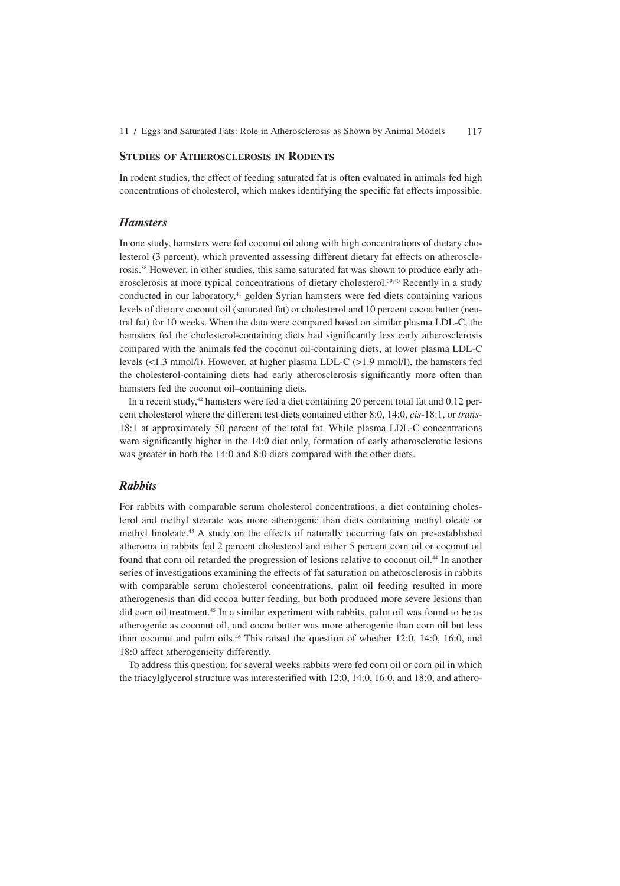## Studies of Atherosclerosis in Rodents

In rodent studies, the effect of feeding saturated fat is often evaluated in animals fed high concentrations of cholesterol, which makes identifying the specific fat effects impossible.

### *Hamsters*

In one study, hamsters were fed coconut oil along with high concentrations of dietary cholesterol (3 percent), which prevented assessing different dietary fat effects on atherosclerosis.[38] However, in other studies, this same saturated fat was shown to produce early atherosclerosis at more typical concentrations of dietary cholesterol.[39,40] Recently in a study conducted in our laboratory,[41] golden Syrian hamsters were fed diets containing various levels of dietary coconut oil (saturated fat) or cholesterol and 10 percent cocoa butter (neutral fat) for 10 weeks. When the data were compared based on similar plasma LDL-C, the hamsters fed the cholesterol-containing diets had significantly less early atherosclerosis compared with the animals fed the coconut oil-containing diets, at lower plasma LDL-C levels (<1.3 mmol/l). However, at higher plasma LDL-C (>1.9 mmol/l), the hamsters fed the cholesterol-containing diets had early atherosclerosis significantly more often than hamsters fed the coconut oil–containing diets.

In a recent study,[42] hamsters were fed a diet containing 20 percent total fat and 0.12 percent cholesterol where the different test diets contained either 8:0, 14:0, *cis*-18:1, or *trans*-18:1 at approximately 50 percent of the total fat. While plasma LDL-C concentrations were significantly higher in the 14:0 diet only, formation of early atherosclerotic lesions was greater in both the 14:0 and 8:0 diets compared with the other diets.

### *Rabbits*

For rabbits with comparable serum cholesterol concentrations, a diet containing cholesterol and methyl stearate was more atherogenic than diets containing methyl oleate or methyl linoleate.[43] A study on the effects of naturally occurring fats on pre-established atheroma in rabbits fed 2 percent cholesterol and either 5 percent corn oil or coconut oil found that corn oil retarded the progression of lesions relative to coconut oil.[44] In another series of investigations examining the effects of fat saturation on atherosclerosis in rabbits with comparable serum cholesterol concentrations, palm oil feeding resulted in more atherogenesis than did cocoa butter feeding, but both produced more severe lesions than did corn oil treatment.[45] In a similar experiment with rabbits, palm oil was found to be as atherogenic as coconut oil, and cocoa butter was more atherogenic than corn oil but less than coconut and palm oils.[46] This raised the question of whether 12:0, 14:0, 16:0, and 18:0 affect atherogenicity differently.

To address this question, for several weeks rabbits were fed corn oil or corn oil in which the triacylglycerol structure was interesterified with 12:0, 14:0, 16:0, and 18:0, and athero-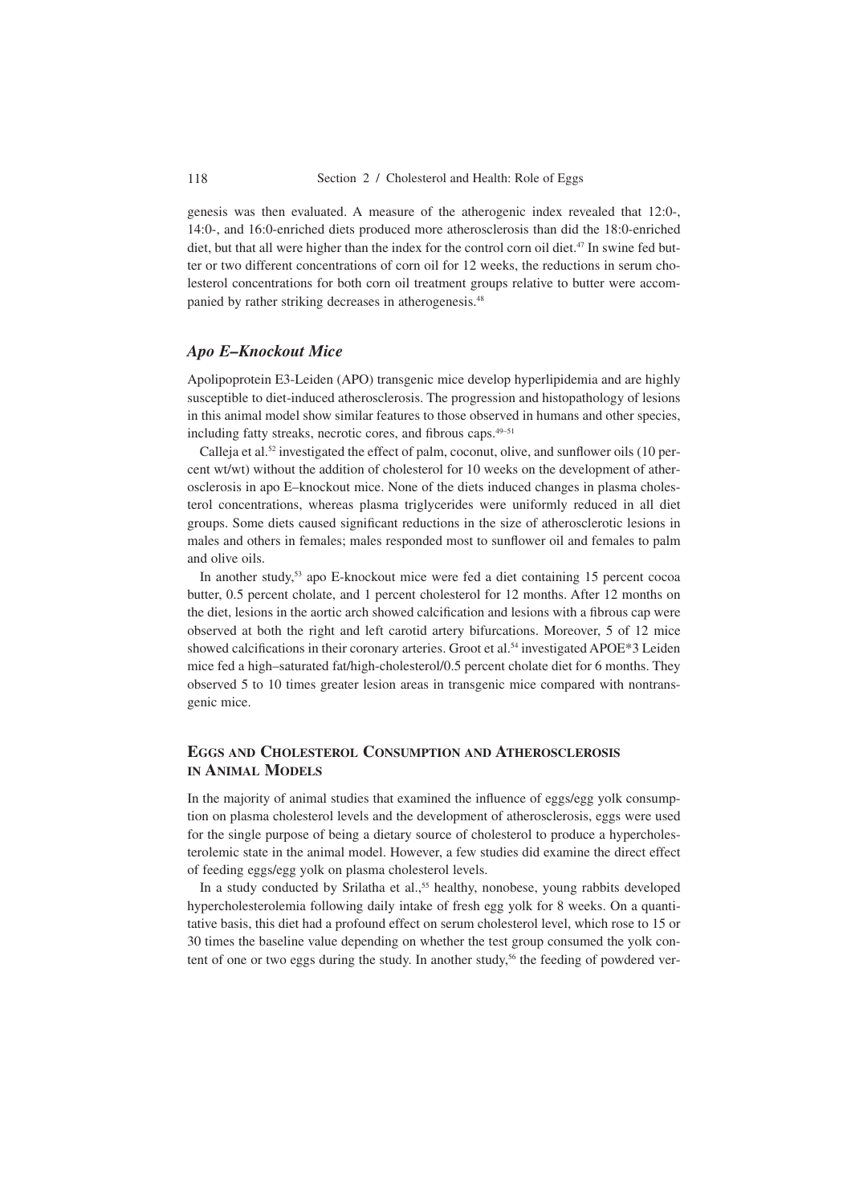genesis was then evaluated. A measure of the atherogenic index revealed that 12:0-, 14:0-, and 16:0-enriched diets produced more atherosclerosis than did the 18:0-enriched diet, but that all were higher than the index for the control corn oil diet.[47] In swine fed butter or two different concentrations of corn oil for 12 weeks, the reductions in serum cholesterol concentrations for both corn oil treatment groups relative to butter were accompanied by rather striking decreases in atherogenesis.[48]

### *Apo E–Knockout Mice*

Apolipoprotein E3-Leiden (APO) transgenic mice develop hyperlipidemia and are highly susceptible to diet-induced atherosclerosis. The progression and histopathology of lesions in this animal model show similar features to those observed in humans and other species, including fatty streaks, necrotic cores, and fibrous caps.[49–51]

Calleja et al.[52] investigated the effect of palm, coconut, olive, and sunflower oils (10 percent wt/wt) without the addition of cholesterol for 10 weeks on the development of atherosclerosis in apo E–knockout mice. None of the diets induced changes in plasma cholesterol concentrations, whereas plasma triglycerides were uniformly reduced in all diet groups. Some diets caused significant reductions in the size of atherosclerotic lesions in males and others in females; males responded most to sunflower oil and females to palm and olive oils.

In another study,[53] apo E-knockout mice were fed a diet containing 15 percent cocoa butter, 0.5 percent cholate, and 1 percent cholesterol for 12 months. After 12 months on the diet, lesions in the aortic arch showed calcification and lesions with a fibrous cap were observed at both the right and left carotid artery bifurcations. Moreover, 5 of 12 mice showed calcifications in their coronary arteries. Groot et al.[54] investigated APOE*3 Leiden mice fed a high–saturated fat/high-cholesterol/0.5 percent cholate diet for 6 months. They observed 5 to 10 times greater lesion areas in transgenic mice compared with nontransgenic mice.

## Eggs and Cholesterol Consumption and Atherosclerosis in Animal Models

In the majority of animal studies that examined the influence of eggs/egg yolk consumption on plasma cholesterol levels and the development of atherosclerosis, eggs were used for the single purpose of being a dietary source of cholesterol to produce a hypercholesterolemic state in the animal model. However, a few studies did examine the direct effect of feeding eggs/egg yolk on plasma cholesterol levels.

In a study conducted by Srilatha et al.,[55] healthy, nonobese, young rabbits developed hypercholesterolemia following daily intake of fresh egg yolk for 8 weeks. On a quantitative basis, this diet had a profound effect on serum cholesterol level, which rose to 15 or 30 times the baseline value depending on whether the test group consumed the yolk content of one or two eggs during the study. In another study,[56] the feeding of powdered ver-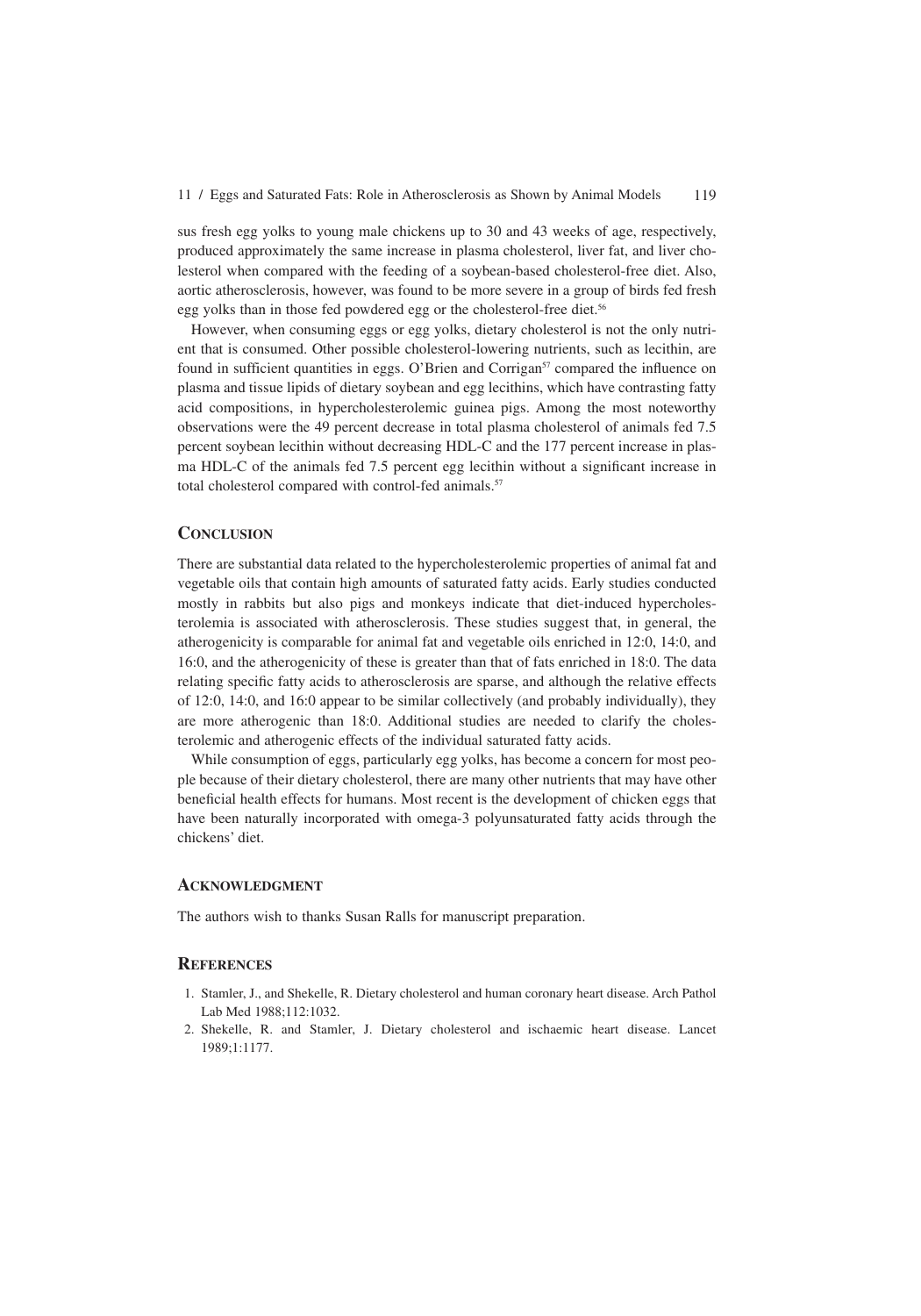sus fresh egg yolks to young male chickens up to 30 and 43 weeks of age, respectively, produced approximately the same increase in plasma cholesterol, liver fat, and liver cholesterol when compared with the feeding of a soybean-based cholesterol-free diet. Also, aortic atherosclerosis, however, was found to be more severe in a group of birds fed fresh egg yolks than in those fed powdered egg or the cholesterol-free diet.[56]

However, when consuming eggs or egg yolks, dietary cholesterol is not the only nutrient that is consumed. Other possible cholesterol-lowering nutrients, such as lecithin, are found in sufficient quantities in eggs. O'Brien and Corrigan[57] compared the influence on plasma and tissue lipids of dietary soybean and egg lecithins, which have contrasting fatty acid compositions, in hypercholesterolemic guinea pigs. Among the most noteworthy observations were the 49 percent decrease in total plasma cholesterol of animals fed 7.5 percent soybean lecithin without decreasing HDL-C and the 177 percent increase in plasma HDL-C of the animals fed 7.5 percent egg lecithin without a significant increase in total cholesterol compared with control-fed animals.[57]

## Conclusion

There are substantial data related to the hypercholesterolemic properties of animal fat and vegetable oils that contain high amounts of saturated fatty acids. Early studies conducted mostly in rabbits but also pigs and monkeys indicate that diet-induced hypercholesterolemia is associated with atherosclerosis. These studies suggest that, in general, the atherogenicity is comparable for animal fat and vegetable oils enriched in 12:0, 14:0, and 16:0, and the atherogenicity of these is greater than that of fats enriched in 18:0. The data relating specific fatty acids to atherosclerosis are sparse, and although the relative effects of 12:0, 14:0, and 16:0 appear to be similar collectively (and probably individually), they are more atherogenic than 18:0. Additional studies are needed to clarify the cholesterolemic and atherogenic effects of the individual saturated fatty acids.

While consumption of eggs, particularly egg yolks, has become a concern for most people because of their dietary cholesterol, there are many other nutrients that may have other beneficial health effects for humans. Most recent is the development of chicken eggs that have been naturally incorporated with omega-3 polyunsaturated fatty acids through the chickens' diet.

## Acknowledgment

The authors wish to thanks Susan Ralls for manuscript preparation.

## References

1. Stamler, J., and Shekelle, R. Dietary cholesterol and human coronary heart disease. Arch Pathol Lab Med 1988;112:1032.
2. Shekelle, R. and Stamler, J. Dietary cholesterol and ischaemic heart disease. Lancet 1989;1:1177.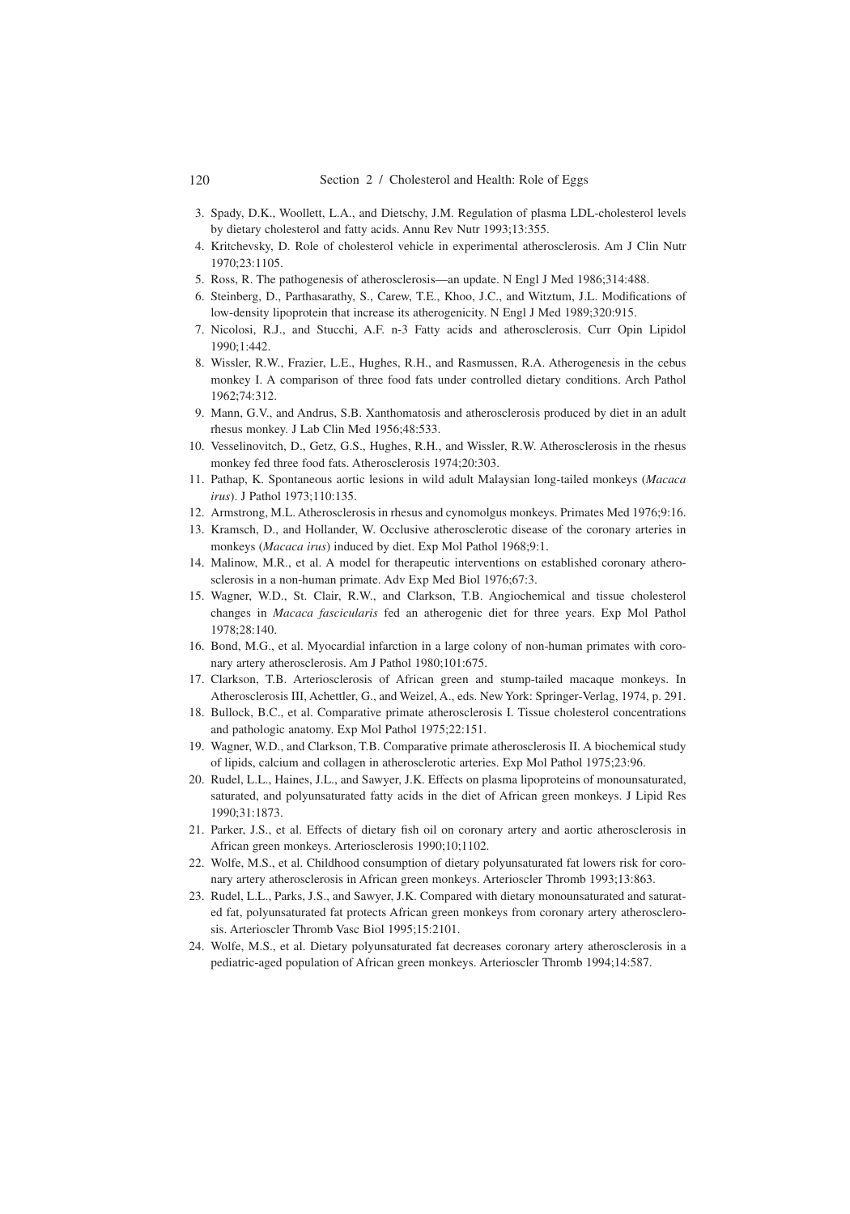3. Spady, D.K., Woollett, L.A., and Dietschy, J.M. Regulation of plasma LDL-cholesterol levels by dietary cholesterol and fatty acids. Annu Rev Nutr 1993;13:355.
4. Kritchevsky, D. Role of cholesterol vehicle in experimental atherosclerosis. Am J Clin Nutr 1970;23:1105.
5. Ross, R. The pathogenesis of atherosclerosis—an update. N Engl J Med 1986;314:488.
6. Steinberg, D., Parthasarathy, S., Carew, T.E., Khoo, J.C., and Witztum, J.L. Modifications of low-density lipoprotein that increase its atherogenicity. N Engl J Med 1989;320:915.
7. Nicolosi, R.J., and Stucchi, A.F. n-3 Fatty acids and atherosclerosis. Curr Opin Lipidol 1990;1:442.
8. Wissler, R.W., Frazier, L.E., Hughes, R.H., and Rasmussen, R.A. Atherogenesis in the cebus monkey I. A comparison of three food fats under controlled dietary conditions. Arch Pathol 1962;74:312.
9. Mann, G.V., and Andrus, S.B. Xanthomatosis and atherosclerosis produced by diet in an adult rhesus monkey. J Lab Clin Med 1956;48:533.
10. Vesselinovitch, D., Getz, G.S., Hughes, R.H., and Wissler, R.W. Atherosclerosis in the rhesus monkey fed three food fats. Atherosclerosis 1974;20:303.
11. Pathap, K. Spontaneous aortic lesions in wild adult Malaysian long-tailed monkeys (*Macaca irus*). J Pathol 1973;110:135.
12. Armstrong, M.L. Atherosclerosis in rhesus and cynomolgus monkeys. Primates Med 1976;9:16.
13. Kramsch, D., and Hollander, W. Occlusive atherosclerotic disease of the coronary arteries in monkeys (*Macaca irus*) induced by diet. Exp Mol Pathol 1968;9:1.
14. Malinow, M.R., et al. A model for therapeutic interventions on established coronary atherosclerosis in a non-human primate. Adv Exp Med Biol 1976;67:3.
15. Wagner, W.D., St. Clair, R.W., and Clarkson, T.B. Angiochemical and tissue cholesterol changes in *Macaca fascicularis* fed an atherogenic diet for three years. Exp Mol Pathol 1978;28:140.
16. Bond, M.G., et al. Myocardial infarction in a large colony of non-human primates with coronary artery atherosclerosis. Am J Pathol 1980;101:675.
17. Clarkson, T.B. Arteriosclerosis of African green and stump-tailed macaque monkeys. In Atherosclerosis III, Achettler, G., and Weizel, A., eds. New York: Springer-Verlag, 1974, p. 291.
18. Bullock, B.C., et al. Comparative primate atherosclerosis I. Tissue cholesterol concentrations and pathologic anatomy. Exp Mol Pathol 1975;22:151.
19. Wagner, W.D., and Clarkson, T.B. Comparative primate atherosclerosis II. A biochemical study of lipids, calcium and collagen in atherosclerotic arteries. Exp Mol Pathol 1975;23:96.
20. Rudel, L.L., Haines, J.L., and Sawyer, J.K. Effects on plasma lipoproteins of monounsaturated, saturated, and polyunsaturated fatty acids in the diet of African green monkeys. J Lipid Res 1990;31:1873.
21. Parker, J.S., et al. Effects of dietary fish oil on coronary artery and aortic atherosclerosis in African green monkeys. Arteriosclerosis 1990;10;1102.
22. Wolfe, M.S., et al. Childhood consumption of dietary polyunsaturated fat lowers risk for coronary artery atherosclerosis in African green monkeys. Arterioscler Thromb 1993;13:863.
23. Rudel, L.L., Parks, J.S., and Sawyer, J.K. Compared with dietary monounsaturated and saturated fat, polyunsaturated fat protects African green monkeys from coronary artery atherosclerosis. Arterioscler Thromb Vasc Biol 1995;15:2101.
24. Wolfe, M.S., et al. Dietary polyunsaturated fat decreases coronary artery atherosclerosis in a pediatric-aged population of African green monkeys. Arterioscler Thromb 1994;14:587.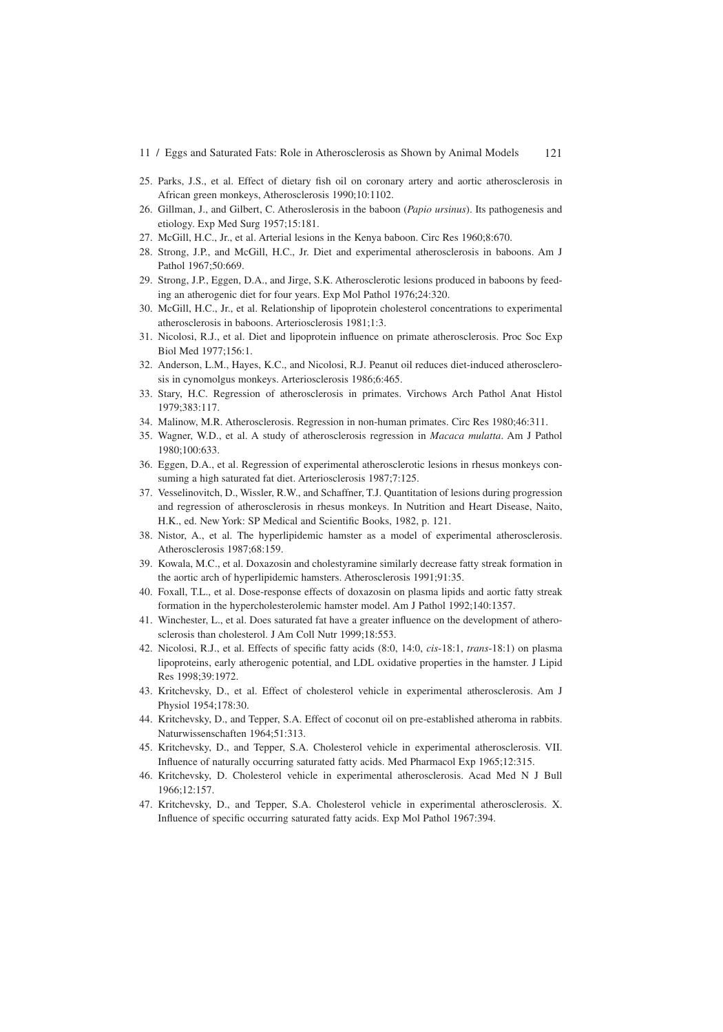25. Parks, J.S., et al. Effect of dietary fish oil on coronary artery and aortic atherosclerosis in African green monkeys, Atherosclerosis 1990;10:1102.
26. Gillman, J., and Gilbert, C. Atheroslerosis in the baboon (*Papio ursinus*). Its pathogenesis and etiology. Exp Med Surg 1957;15:181.
27. McGill, H.C., Jr., et al. Arterial lesions in the Kenya baboon. Circ Res 1960;8:670.
28. Strong, J.P., and McGill, H.C., Jr. Diet and experimental atherosclerosis in baboons. Am J Pathol 1967;50:669.
29. Strong, J.P., Eggen, D.A., and Jirge, S.K. Atherosclerotic lesions produced in baboons by feeding an atherogenic diet for four years. Exp Mol Pathol 1976;24:320.
30. McGill, H.C., Jr., et al. Relationship of lipoprotein cholesterol concentrations to experimental atherosclerosis in baboons. Arteriosclerosis 1981;1:3.
31. Nicolosi, R.J., et al. Diet and lipoprotein influence on primate atherosclerosis. Proc Soc Exp Biol Med 1977;156:1.
32. Anderson, L.M., Hayes, K.C., and Nicolosi, R.J. Peanut oil reduces diet-induced atherosclerosis in cynomolgus monkeys. Arteriosclerosis 1986;6:465.
33. Stary, H.C. Regression of atherosclerosis in primates. Virchows Arch Pathol Anat Histol 1979;383:117.
34. Malinow, M.R. Atherosclerosis. Regression in non-human primates. Circ Res 1980;46:311.
35. Wagner, W.D., et al. A study of atherosclerosis regression in *Macaca mulatta*. Am J Pathol 1980;100:633.
36. Eggen, D.A., et al. Regression of experimental atherosclerotic lesions in rhesus monkeys consuming a high saturated fat diet. Arteriosclerosis 1987;7:125.
37. Vesselinovitch, D., Wissler, R.W., and Schaffner, T.J. Quantitation of lesions during progression and regression of atherosclerosis in rhesus monkeys. In Nutrition and Heart Disease, Naito, H.K., ed. New York: SP Medical and Scientific Books, 1982, p. 121.
38. Nistor, A., et al. The hyperlipidemic hamster as a model of experimental atherosclerosis. Atherosclerosis 1987;68:159.
39. Kowala, M.C., et al. Doxazosin and cholestyramine similarly decrease fatty streak formation in the aortic arch of hyperlipidemic hamsters. Atherosclerosis 1991;91:35.
40. Foxall, T.L., et al. Dose-response effects of doxazosin on plasma lipids and aortic fatty streak formation in the hypercholesterolemic hamster model. Am J Pathol 1992;140:1357.
41. Winchester, L., et al. Does saturated fat have a greater influence on the development of atherosclerosis than cholesterol. J Am Coll Nutr 1999;18:553.
42. Nicolosi, R.J., et al. Effects of specific fatty acids (8:0, 14:0, *cis*-18:1, *trans*-18:1) on plasma lipoproteins, early atherogenic potential, and LDL oxidative properties in the hamster. J Lipid Res 1998;39:1972.
43. Kritchevsky, D., et al. Effect of cholesterol vehicle in experimental atherosclerosis. Am J Physiol 1954;178:30.
44. Kritchevsky, D., and Tepper, S.A. Effect of coconut oil on pre-established atheroma in rabbits. Naturwissenschaften 1964;51:313.
45. Kritchevsky, D., and Tepper, S.A. Cholesterol vehicle in experimental atherosclerosis. VII. Influence of naturally occurring saturated fatty acids. Med Pharmacol Exp 1965;12:315.
46. Kritchevsky, D. Cholesterol vehicle in experimental atherosclerosis. Acad Med N J Bull 1966;12:157.
47. Kritchevsky, D., and Tepper, S.A. Cholesterol vehicle in experimental atherosclerosis. X. Influence of specific occurring saturated fatty acids. Exp Mol Pathol 1967:394.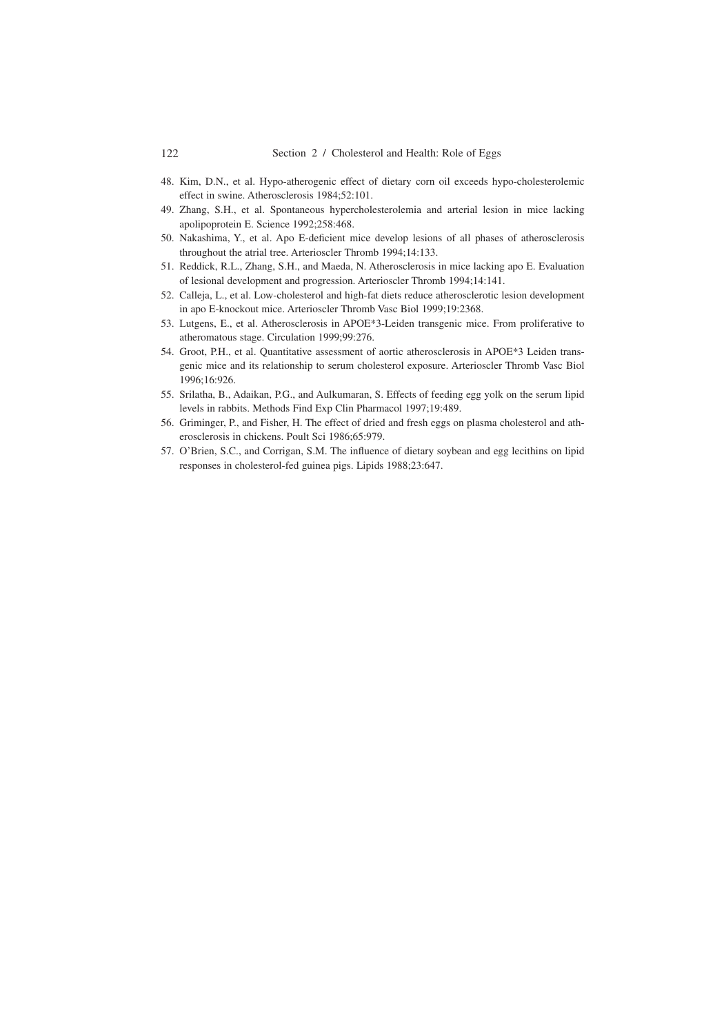48. Kim, D.N., et al. Hypo-atherogenic effect of dietary corn oil exceeds hypo-cholesterolemic effect in swine. Atherosclerosis 1984;52:101.
49. Zhang, S.H., et al. Spontaneous hypercholesterolemia and arterial lesion in mice lacking apolipoprotein E. Science 1992;258:468.
50. Nakashima, Y., et al. Apo E-deficient mice develop lesions of all phases of atherosclerosis throughout the atrial tree. Arterioscler Thromb 1994;14:133.
51. Reddick, R.L., Zhang, S.H., and Maeda, N. Atherosclerosis in mice lacking apo E. Evaluation of lesional development and progression. Arterioscler Thromb 1994;14:141.
52. Calleja, L., et al. Low-cholesterol and high-fat diets reduce atherosclerotic lesion development in apo E-knockout mice. Arterioscler Thromb Vasc Biol 1999;19:2368.
53. Lutgens, E., et al. Atherosclerosis in APOE*3-Leiden transgenic mice. From proliferative to atheromatous stage. Circulation 1999;99:276.
54. Groot, P.H., et al. Quantitative assessment of aortic atherosclerosis in APOE*3 Leiden transgenic mice and its relationship to serum cholesterol exposure. Arterioscler Thromb Vasc Biol 1996;16:926.
55. Srilatha, B., Adaikan, P.G., and Aulkumaran, S. Effects of feeding egg yolk on the serum lipid levels in rabbits. Methods Find Exp Clin Pharmacol 1997;19:489.
56. Griminger, P., and Fisher, H. The effect of dried and fresh eggs on plasma cholesterol and atherosclerosis in chickens. Poult Sci 1986;65:979.
57. O'Brien, S.C., and Corrigan, S.M. The influence of dietary soybean and egg lecithins on lipid responses in cholesterol-fed guinea pigs. Lipids 1988;23:647.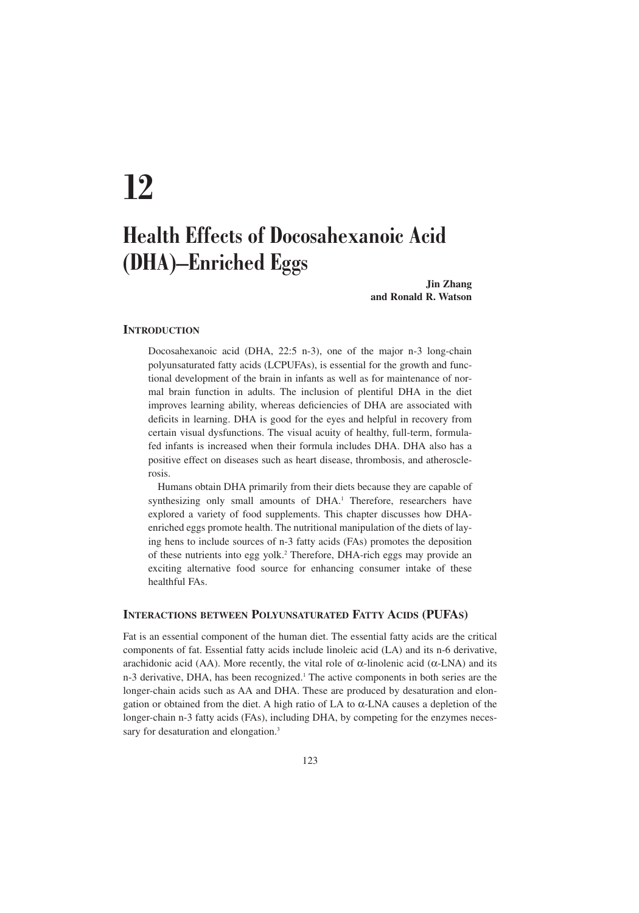# 12

# Health Effects of Docosahexanoic Acid (DHA)–Enriched Eggs

**Jin Zhang and Ronald R. Watson**

## INTRODUCTION

Docosahexanoic acid (DHA, 22:5 n-3), one of the major n-3 long-chain polyunsaturated fatty acids (LCPUFAs), is essential for the growth and functional development of the brain in infants as well as for maintenance of normal brain function in adults. The inclusion of plentiful DHA in the diet improves learning ability, whereas deficiencies of DHA are associated with deficits in learning. DHA is good for the eyes and helpful in recovery from certain visual dysfunctions. The visual acuity of healthy, full-term, formula-fed infants is increased when their formula includes DHA. DHA also has a positive effect on diseases such as heart disease, thrombosis, and atherosclerosis.

Humans obtain DHA primarily from their diets because they are capable of synthesizing only small amounts of DHA.[1] Therefore, researchers have explored a variety of food supplements. This chapter discusses how DHA-enriched eggs promote health. The nutritional manipulation of the diets of laying hens to include sources of n-3 fatty acids (FAs) promotes the deposition of these nutrients into egg yolk.[2] Therefore, DHA-rich eggs may provide an exciting alternative food source for enhancing consumer intake of these healthful FAs.

## INTERACTIONS BETWEEN POLYUNSATURATED FATTY ACIDS (PUFAS)

Fat is an essential component of the human diet. The essential fatty acids are the critical components of fat. Essential fatty acids include linoleic acid (LA) and its n-6 derivative, arachidonic acid (AA). More recently, the vital role of $\alpha$-linolenic acid ($\alpha$-LNA) and its n-3 derivative, DHA, has been recognized.[1] The active components in both series are the longer-chain acids such as AA and DHA. These are produced by desaturation and elongation or obtained from the diet. A high ratio of LA to $\alpha$-LNA causes a depletion of the longer-chain n-3 fatty acids (FAs), including DHA, by competing for the enzymes necessary for desaturation and elongation.[3]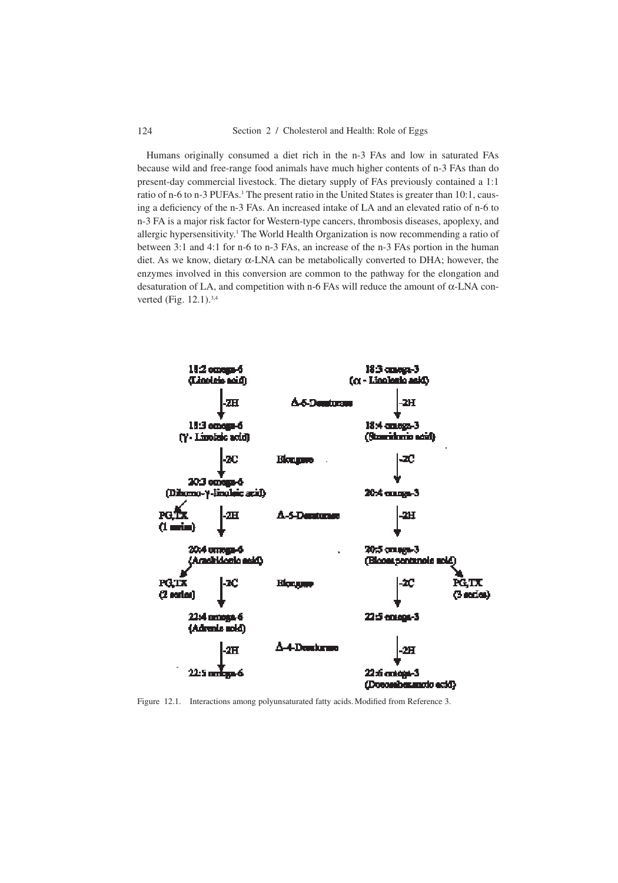Humans originally consumed a diet rich in the n-3 FAs and low in saturated FAs because wild and free-range food animals have much higher contents of n-3 FAs than do present-day commercial livestock. The dietary supply of FAs previously contained a 1:1 ratio of n-6 to n-3 PUFAs.[1] The present ratio in the United States is greater than 10:1, causing a deficiency of the n-3 FAs. An increased intake of LA and an elevated ratio of n-6 to n-3 FA is a major risk factor for Western-type cancers, thrombosis diseases, apoplexy, and allergic hypersensitivity.[1] The World Health Organization is now recommending a ratio of between 3:1 and 4:1 for n-6 to n-3 FAs, an increase of the n-3 FAs portion in the human diet. As we know, dietary α-LNA can be metabolically converted to DHA; however, the enzymes involved in this conversion are common to the pathway for the elongation and desaturation of LA, and competition with n-6 FAs will reduce the amount of α-LNA converted (Fig. 12.1).[3,4]

| omega-6 pathway | Step | Enzyme | Step | omega-3 pathway |
|---|---|---|---|---|
| 18:2 omega-6 (Linoleic acid) | | | | 18:3 omega-3 (α - Linolenic acid) |
| ↓ | -2H | Δ-6-Desaturase | -2H | ↓ |
| 18:3 omega-6 (γ - Linolenic acid) | | | | 18:4 omega-3 (Stearidonic acid) |
| ↓ | -2C | Elongase | -2C | ↓ |
| 20:3 omega-6 (Dihomo-γ-linolenic acid) → PG,TX (1 series) | | | | 20:4 omega-3 |
| ↓ | -2H | Δ-5-Desaturase | -2H | ↓ |
| 20:4 omega-6 (Arachidonic acid) → PG,TX (2 series) | | | | 20:5 omega-3 (Eicosapentaenoic acid) → PG,TX (3 series) |
| ↓ | -2C | Elongase | -2C | ↓ |
| 22:4 omega-6 (Adrenic acid) | | | | 22:5 omega-3 |
| ↓ | -2H | Δ-4-Desaturase | -2H | ↓ |
| 22:5 omega-6 | | | | 22:6 omega-3 (Docosahexaenoic acid) |

Figure 12.1. Interactions among polyunsaturated fatty acids. Modified from Reference 3.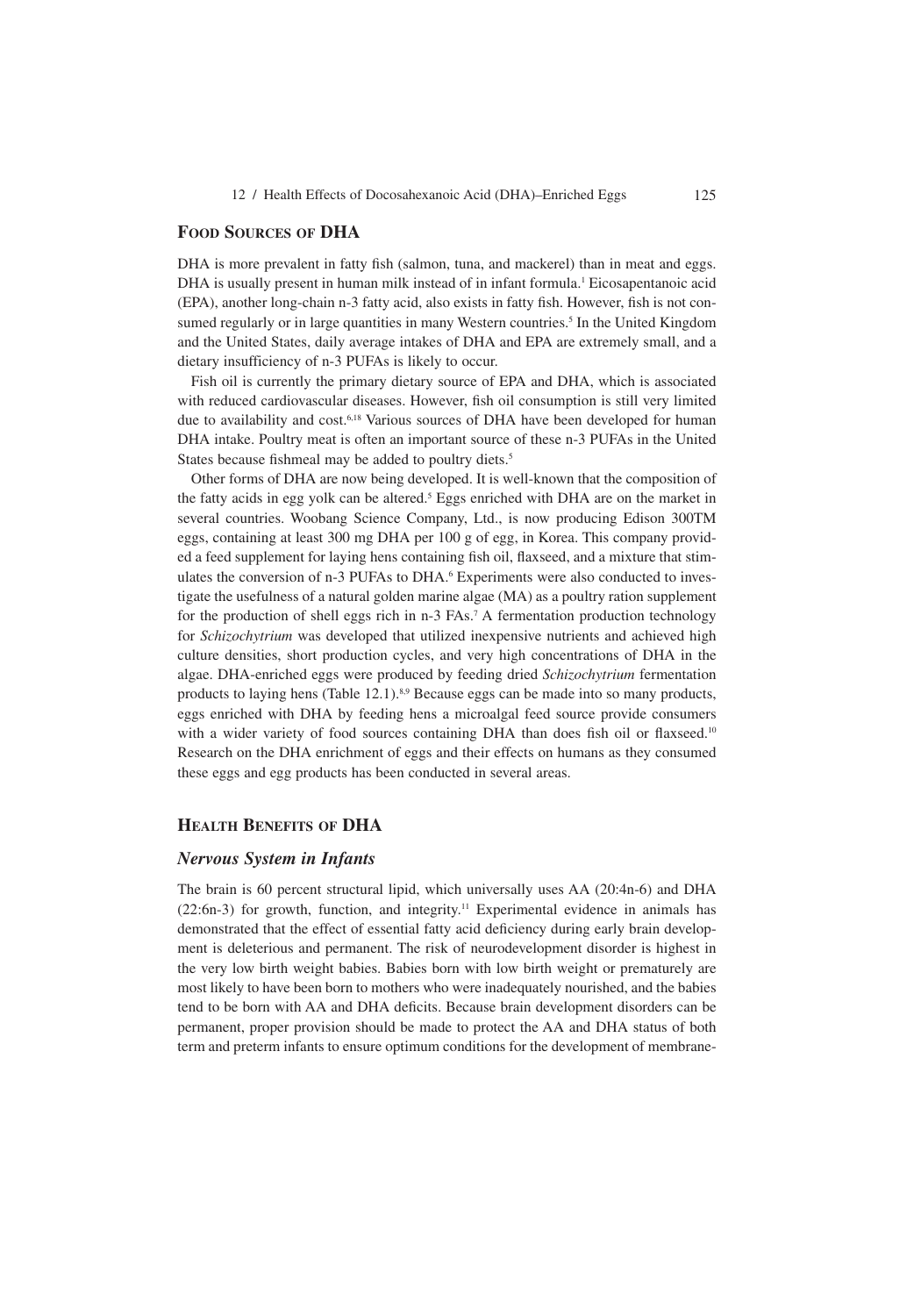## Food Sources of DHA

DHA is more prevalent in fatty fish (salmon, tuna, and mackerel) than in meat and eggs. DHA is usually present in human milk instead of in infant formula.[1] Eicosapentanoic acid (EPA), another long-chain n-3 fatty acid, also exists in fatty fish. However, fish is not consumed regularly or in large quantities in many Western countries.[5] In the United Kingdom and the United States, daily average intakes of DHA and EPA are extremely small, and a dietary insufficiency of n-3 PUFAs is likely to occur.

Fish oil is currently the primary dietary source of EPA and DHA, which is associated with reduced cardiovascular diseases. However, fish oil consumption is still very limited due to availability and cost.[6,18] Various sources of DHA have been developed for human DHA intake. Poultry meat is often an important source of these n-3 PUFAs in the United States because fishmeal may be added to poultry diets.[5]

Other forms of DHA are now being developed. It is well-known that the composition of the fatty acids in egg yolk can be altered.[5] Eggs enriched with DHA are on the market in several countries. Woobang Science Company, Ltd., is now producing Edison 300TM eggs, containing at least 300 mg DHA per 100 g of egg, in Korea. This company provided a feed supplement for laying hens containing fish oil, flaxseed, and a mixture that stimulates the conversion of n-3 PUFAs to DHA.[6] Experiments were also conducted to investigate the usefulness of a natural golden marine algae (MA) as a poultry ration supplement for the production of shell eggs rich in n-3 FAs.[7] A fermentation production technology for *Schizochytrium* was developed that utilized inexpensive nutrients and achieved high culture densities, short production cycles, and very high concentrations of DHA in the algae. DHA-enriched eggs were produced by feeding dried *Schizochytrium* fermentation products to laying hens (Table 12.1).[8,9] Because eggs can be made into so many products, eggs enriched with DHA by feeding hens a microalgal feed source provide consumers with a wider variety of food sources containing DHA than does fish oil or flaxseed.[10] Research on the DHA enrichment of eggs and their effects on humans as they consumed these eggs and egg products has been conducted in several areas.

## Health Benefits of DHA

### *Nervous System in Infants*

The brain is 60 percent structural lipid, which universally uses AA (20:4n-6) and DHA (22:6n-3) for growth, function, and integrity.[11] Experimental evidence in animals has demonstrated that the effect of essential fatty acid deficiency during early brain development is deleterious and permanent. The risk of neurodevelopment disorder is highest in the very low birth weight babies. Babies born with low birth weight or prematurely are most likely to have been born to mothers who were inadequately nourished, and the babies tend to be born with AA and DHA deficits. Because brain development disorders can be permanent, proper provision should be made to protect the AA and DHA status of both term and preterm infants to ensure optimum conditions for the development of membrane-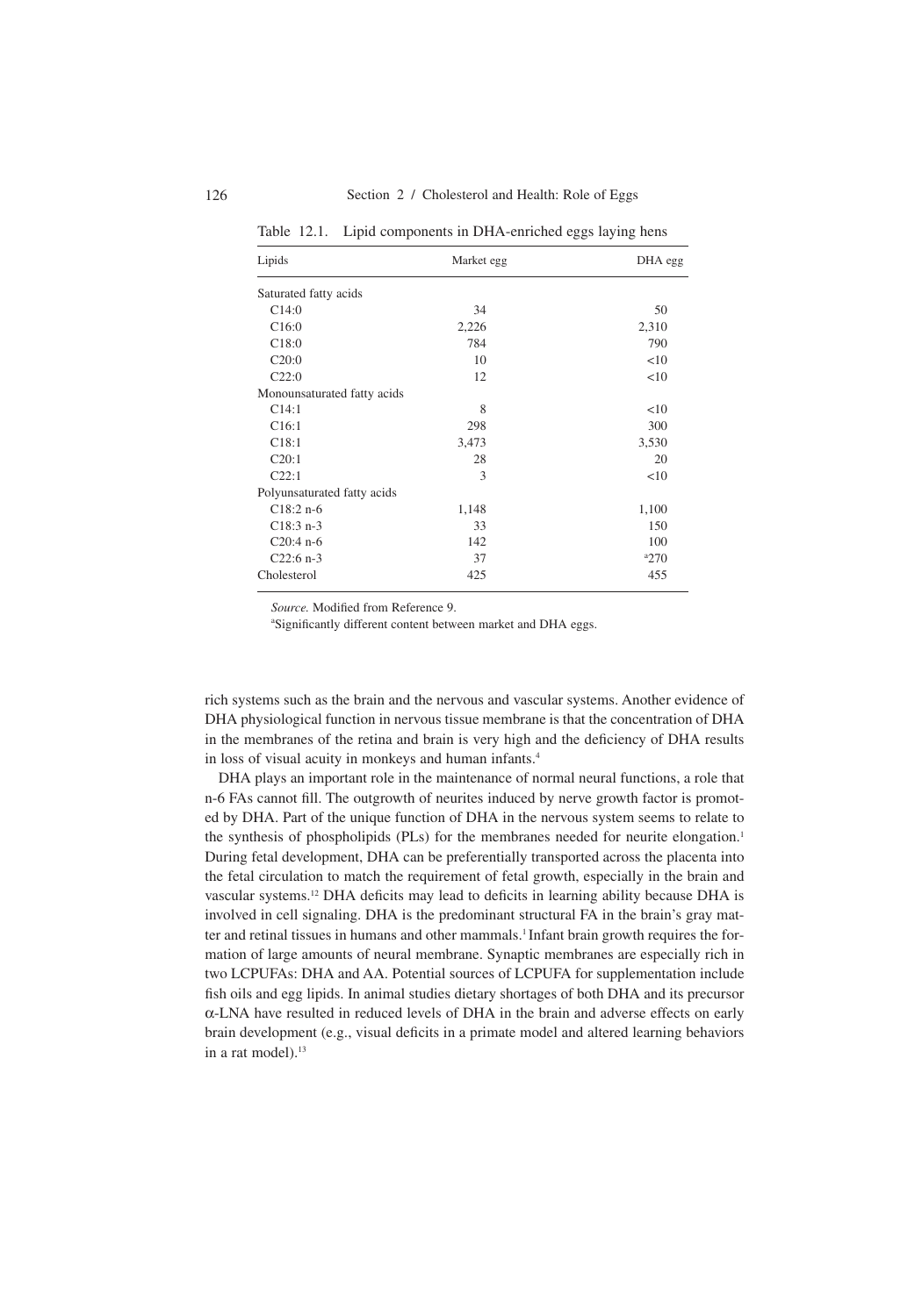Table 12.1. Lipid components in DHA-enriched eggs laying hens

| Lipids | Market egg | DHA egg |
|---|---|---|
| Saturated fatty acids | | |
| C14:0 | 34 | 50 |
| C16:0 | 2,226 | 2,310 |
| C18:0 | 784 | 790 |
| C20:0 | 10 | <10 |
| C22:0 | 12 | <10 |
| Monounsaturated fatty acids | | |
| C14:1 | 8 | <10 |
| C16:1 | 298 | 300 |
| C18:1 | 3,473 | 3,530 |
| C20:1 | 28 | 20 |
| C22:1 | 3 | <10 |
| Polyunsaturated fatty acids | | |
| C18:2 n-6 | 1,148 | 1,100 |
| C18:3 n-3 | 33 | 150 |
| C20:4 n-6 | 142 | 100 |
| C22:6 n-3 | 37 | [a]270 |
| Cholesterol | 425 | 455 |

*Source.* Modified from Reference 9.

[a]Significantly different content between market and DHA eggs.

rich systems such as the brain and the nervous and vascular systems. Another evidence of DHA physiological function in nervous tissue membrane is that the concentration of DHA in the membranes of the retina and brain is very high and the deficiency of DHA results in loss of visual acuity in monkeys and human infants.[4]

DHA plays an important role in the maintenance of normal neural functions, a role that n-6 FAs cannot fill. The outgrowth of neurites induced by nerve growth factor is promoted by DHA. Part of the unique function of DHA in the nervous system seems to relate to the synthesis of phospholipids (PLs) for the membranes needed for neurite elongation.[1] During fetal development, DHA can be preferentially transported across the placenta into the fetal circulation to match the requirement of fetal growth, especially in the brain and vascular systems.[12] DHA deficits may lead to deficits in learning ability because DHA is involved in cell signaling. DHA is the predominant structural FA in the brain's gray matter and retinal tissues in humans and other mammals.[1] Infant brain growth requires the formation of large amounts of neural membrane. Synaptic membranes are especially rich in two LCPUFAs: DHA and AA. Potential sources of LCPUFA for supplementation include fish oils and egg lipids. In animal studies dietary shortages of both DHA and its precursor $\alpha$-LNA have resulted in reduced levels of DHA in the brain and adverse effects on early brain development (e.g., visual deficits in a primate model and altered learning behaviors in a rat model).[13]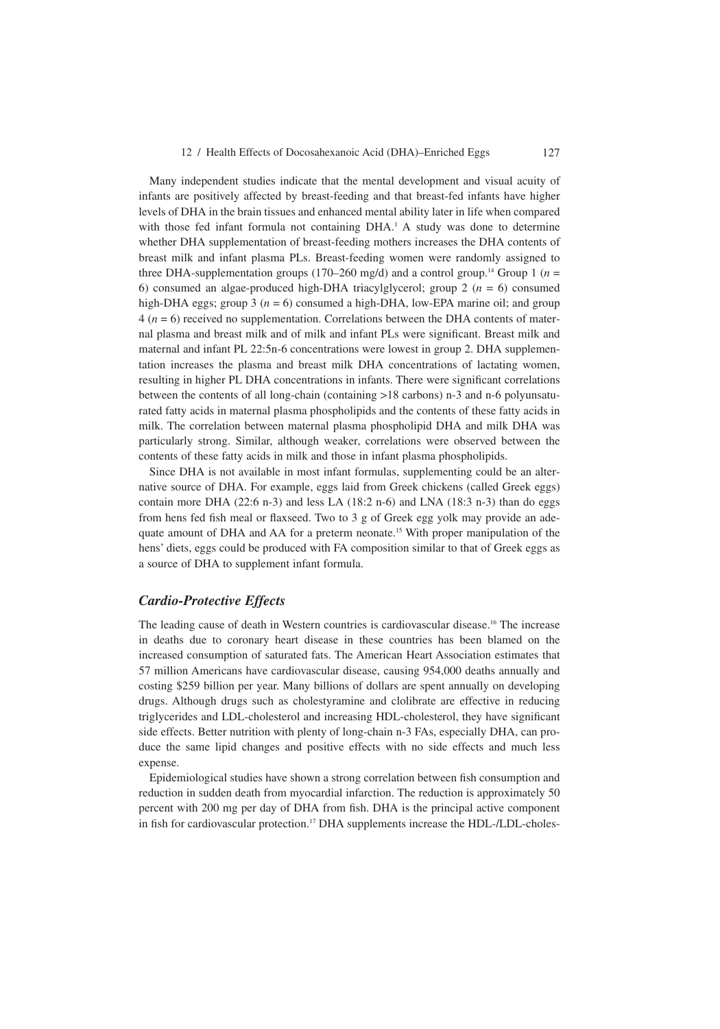Many independent studies indicate that the mental development and visual acuity of infants are positively affected by breast-feeding and that breast-fed infants have higher levels of DHA in the brain tissues and enhanced mental ability later in life when compared with those fed infant formula not containing DHA.[1] A study was done to determine whether DHA supplementation of breast-feeding mothers increases the DHA contents of breast milk and infant plasma PLs. Breast-feeding women were randomly assigned to three DHA-supplementation groups (170–260 mg/d) and a control group.[14] Group 1 ($n$ = 6) consumed an algae-produced high-DHA triacylglycerol; group 2 ($n$ = 6) consumed high-DHA eggs; group 3 ($n$ = 6) consumed a high-DHA, low-EPA marine oil; and group 4 ($n$ = 6) received no supplementation. Correlations between the DHA contents of maternal plasma and breast milk and of milk and infant PLs were significant. Breast milk and maternal and infant PL 22:5n-6 concentrations were lowest in group 2. DHA supplementation increases the plasma and breast milk DHA concentrations of lactating women, resulting in higher PL DHA concentrations in infants. There were significant correlations between the contents of all long-chain (containing >18 carbons) n-3 and n-6 polyunsaturated fatty acids in maternal plasma phospholipids and the contents of these fatty acids in milk. The correlation between maternal plasma phospholipid DHA and milk DHA was particularly strong. Similar, although weaker, correlations were observed between the contents of these fatty acids in milk and those in infant plasma phospholipids.

Since DHA is not available in most infant formulas, supplementing could be an alternative source of DHA. For example, eggs laid from Greek chickens (called Greek eggs) contain more DHA (22:6 n-3) and less LA (18:2 n-6) and LNA (18:3 n-3) than do eggs from hens fed fish meal or flaxseed. Two to 3 g of Greek egg yolk may provide an adequate amount of DHA and AA for a preterm neonate.[15] With proper manipulation of the hens' diets, eggs could be produced with FA composition similar to that of Greek eggs as a source of DHA to supplement infant formula.

### *Cardio-Protective Effects*

The leading cause of death in Western countries is cardiovascular disease.[16] The increase in deaths due to coronary heart disease in these countries has been blamed on the increased consumption of saturated fats. The American Heart Association estimates that 57 million Americans have cardiovascular disease, causing 954,000 deaths annually and costing $259 billion per year. Many billions of dollars are spent annually on developing drugs. Although drugs such as cholestyramine and clolibrate are effective in reducing triglycerides and LDL-cholesterol and increasing HDL-cholesterol, they have significant side effects. Better nutrition with plenty of long-chain n-3 FAs, especially DHA, can produce the same lipid changes and positive effects with no side effects and much less expense.

Epidemiological studies have shown a strong correlation between fish consumption and reduction in sudden death from myocardial infarction. The reduction is approximately 50 percent with 200 mg per day of DHA from fish. DHA is the principal active component in fish for cardiovascular protection.[17] DHA supplements increase the HDL-/LDL-choles-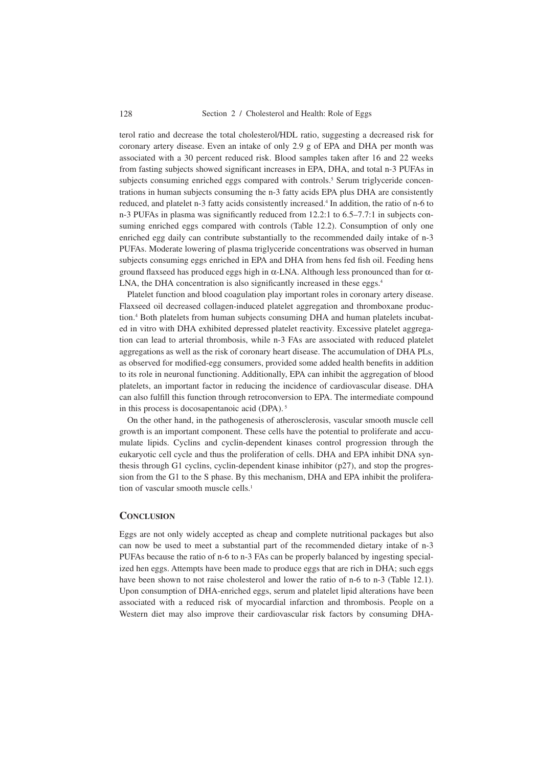terol ratio and decrease the total cholesterol/HDL ratio, suggesting a decreased risk for coronary artery disease. Even an intake of only 2.9 g of EPA and DHA per month was associated with a 30 percent reduced risk. Blood samples taken after 16 and 22 weeks from fasting subjects showed significant increases in EPA, DHA, and total n-3 PUFAs in subjects consuming enriched eggs compared with controls.[5] Serum triglyceride concentrations in human subjects consuming the n-3 fatty acids EPA plus DHA are consistently reduced, and platelet n-3 fatty acids consistently increased.[4] In addition, the ratio of n-6 to n-3 PUFAs in plasma was significantly reduced from 12.2:1 to 6.5–7.7:1 in subjects consuming enriched eggs compared with controls (Table 12.2). Consumption of only one enriched egg daily can contribute substantially to the recommended daily intake of n-3 PUFAs. Moderate lowering of plasma triglyceride concentrations was observed in human subjects consuming eggs enriched in EPA and DHA from hens fed fish oil. Feeding hens ground flaxseed has produced eggs high in $\alpha$-LNA. Although less pronounced than for $\alpha$-LNA, the DHA concentration is also significantly increased in these eggs.[4]

Platelet function and blood coagulation play important roles in coronary artery disease. Flaxseed oil decreased collagen-induced platelet aggregation and thromboxane production.[4] Both platelets from human subjects consuming DHA and human platelets incubated in vitro with DHA exhibited depressed platelet reactivity. Excessive platelet aggregation can lead to arterial thrombosis, while n-3 FAs are associated with reduced platelet aggregations as well as the risk of coronary heart disease. The accumulation of DHA PLs, as observed for modified-egg consumers, provided some added health benefits in addition to its role in neuronal functioning. Additionally, EPA can inhibit the aggregation of blood platelets, an important factor in reducing the incidence of cardiovascular disease. DHA can also fulfill this function through retroconversion to EPA. The intermediate compound in this process is docosapentanoic acid (DPA).[5]

On the other hand, in the pathogenesis of atherosclerosis, vascular smooth muscle cell growth is an important component. These cells have the potential to proliferate and accumulate lipids. Cyclins and cyclin-dependent kinases control progression through the eukaryotic cell cycle and thus the proliferation of cells. DHA and EPA inhibit DNA synthesis through G1 cyclins, cyclin-dependent kinase inhibitor (p27), and stop the progression from the G1 to the S phase. By this mechanism, DHA and EPA inhibit the proliferation of vascular smooth muscle cells.[1]

## Conclusion

Eggs are not only widely accepted as cheap and complete nutritional packages but also can now be used to meet a substantial part of the recommended dietary intake of n-3 PUFAs because the ratio of n-6 to n-3 FAs can be properly balanced by ingesting specialized hen eggs. Attempts have been made to produce eggs that are rich in DHA; such eggs have been shown to not raise cholesterol and lower the ratio of n-6 to n-3 (Table 12.1). Upon consumption of DHA-enriched eggs, serum and platelet lipid alterations have been associated with a reduced risk of myocardial infarction and thrombosis. People on a Western diet may also improve their cardiovascular risk factors by consuming DHA-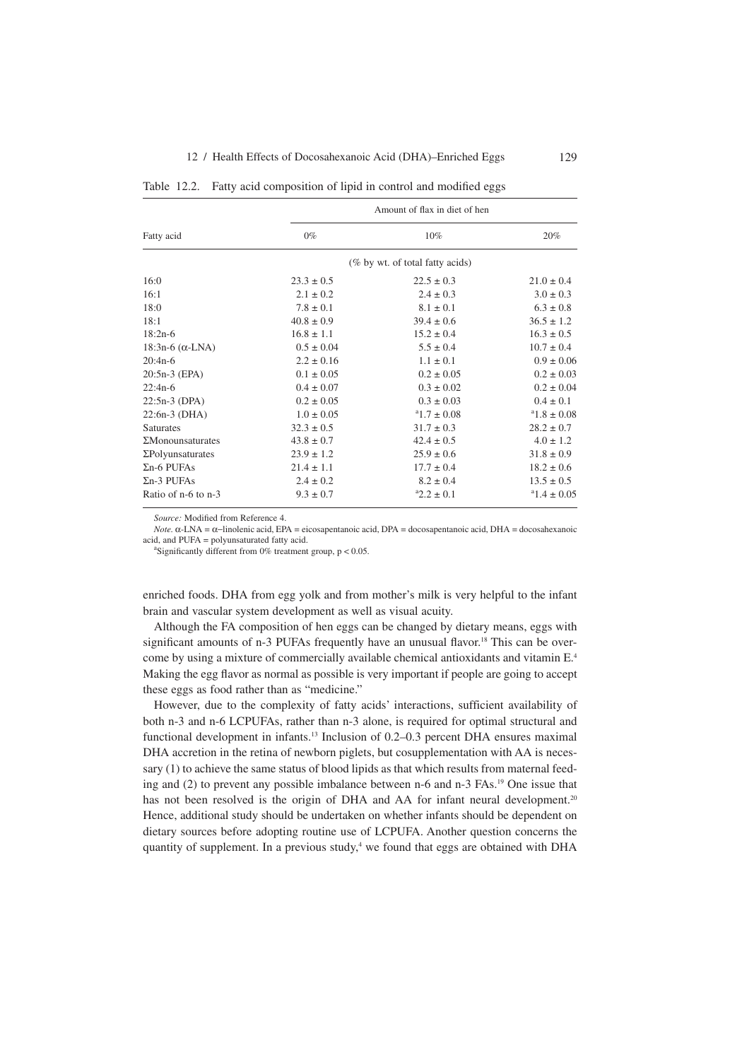Table 12.2. Fatty acid composition of lipid in control and modified eggs

| Fatty acid | Amount of flax in diet of hen | | |
|---|---|---|---|
| | 0% | 10% | 20% |
| | (% by wt. of total fatty acids) | | |
| 16:0 | 23.3 ± 0.5 | 22.5 ± 0.3 | 21.0 ± 0.4 |
| 16:1 | 2.1 ± 0.2 | 2.4 ± 0.3 | 3.0 ± 0.3 |
| 18:0 | 7.8 ± 0.1 | 8.1 ± 0.1 | 6.3 ± 0.8 |
| 18:1 | 40.8 ± 0.9 | 39.4 ± 0.6 | 36.5 ± 1.2 |
| 18:2n-6 | 16.8 ± 1.1 | 15.2 ± 0.4 | 16.3 ± 0.5 |
| 18:3n-6 (α-LNA) | 0.5 ± 0.04 | 5.5 ± 0.4 | 10.7 ± 0.4 |
| 20:4n-6 | 2.2 ± 0.16 | 1.1 ± 0.1 | 0.9 ± 0.06 |
| 20:5n-3 (EPA) | 0.1 ± 0.05 | 0.2 ± 0.05 | 0.2 ± 0.03 |
| 22:4n-6 | 0.4 ± 0.07 | 0.3 ± 0.02 | 0.2 ± 0.04 |
| 22:5n-3 (DPA) | 0.2 ± 0.05 | 0.3 ± 0.03 | 0.4 ± 0.1 |
| 22:6n-3 (DHA) | 1.0 ± 0.05 | [a]1.7 ± 0.08 | [a]1.8 ± 0.08 |
| Saturates | 32.3 ± 0.5 | 31.7 ± 0.3 | 28.2 ± 0.7 |
| ΣMonounsaturates | 43.8 ± 0.7 | 42.4 ± 0.5 | 4.0 ± 1.2 |
| ΣPolyunsaturates | 23.9 ± 1.2 | 25.9 ± 0.6 | 31.8 ± 0.9 |
| Σn-6 PUFAs | 21.4 ± 1.1 | 17.7 ± 0.4 | 18.2 ± 0.6 |
| Σn-3 PUFAs | 2.4 ± 0.2 | 8.2 ± 0.4 | 13.5 ± 0.5 |
| Ratio of n-6 to n-3 | 9.3 ± 0.7 | [a]2.2 ± 0.1 | [a]1.4 ± 0.05 |

*Source:* Modified from Reference 4.

*Note.* α-LNA = α–linolenic acid, EPA = eicosapentanoic acid, DPA = docosapentanoic acid, DHA = docosahexanoic acid, and PUFA = polyunsaturated fatty acid.

[a]Significantly different from 0% treatment group, $p < 0.05$.

enriched foods. DHA from egg yolk and from mother's milk is very helpful to the infant brain and vascular system development as well as visual acuity.

Although the FA composition of hen eggs can be changed by dietary means, eggs with significant amounts of n-3 PUFAs frequently have an unusual flavor.[18] This can be overcome by using a mixture of commercially available chemical antioxidants and vitamin E.[4] Making the egg flavor as normal as possible is very important if people are going to accept these eggs as food rather than as "medicine."

However, due to the complexity of fatty acids' interactions, sufficient availability of both n-3 and n-6 LCPUFAs, rather than n-3 alone, is required for optimal structural and functional development in infants.[13] Inclusion of 0.2–0.3 percent DHA ensures maximal DHA accretion in the retina of newborn piglets, but cosupplementation with AA is necessary (1) to achieve the same status of blood lipids as that which results from maternal feeding and (2) to prevent any possible imbalance between n-6 and n-3 FAs.[19] One issue that has not been resolved is the origin of DHA and AA for infant neural development.[20] Hence, additional study should be undertaken on whether infants should be dependent on dietary sources before adopting routine use of LCPUFA. Another question concerns the quantity of supplement. In a previous study,[4] we found that eggs are obtained with DHA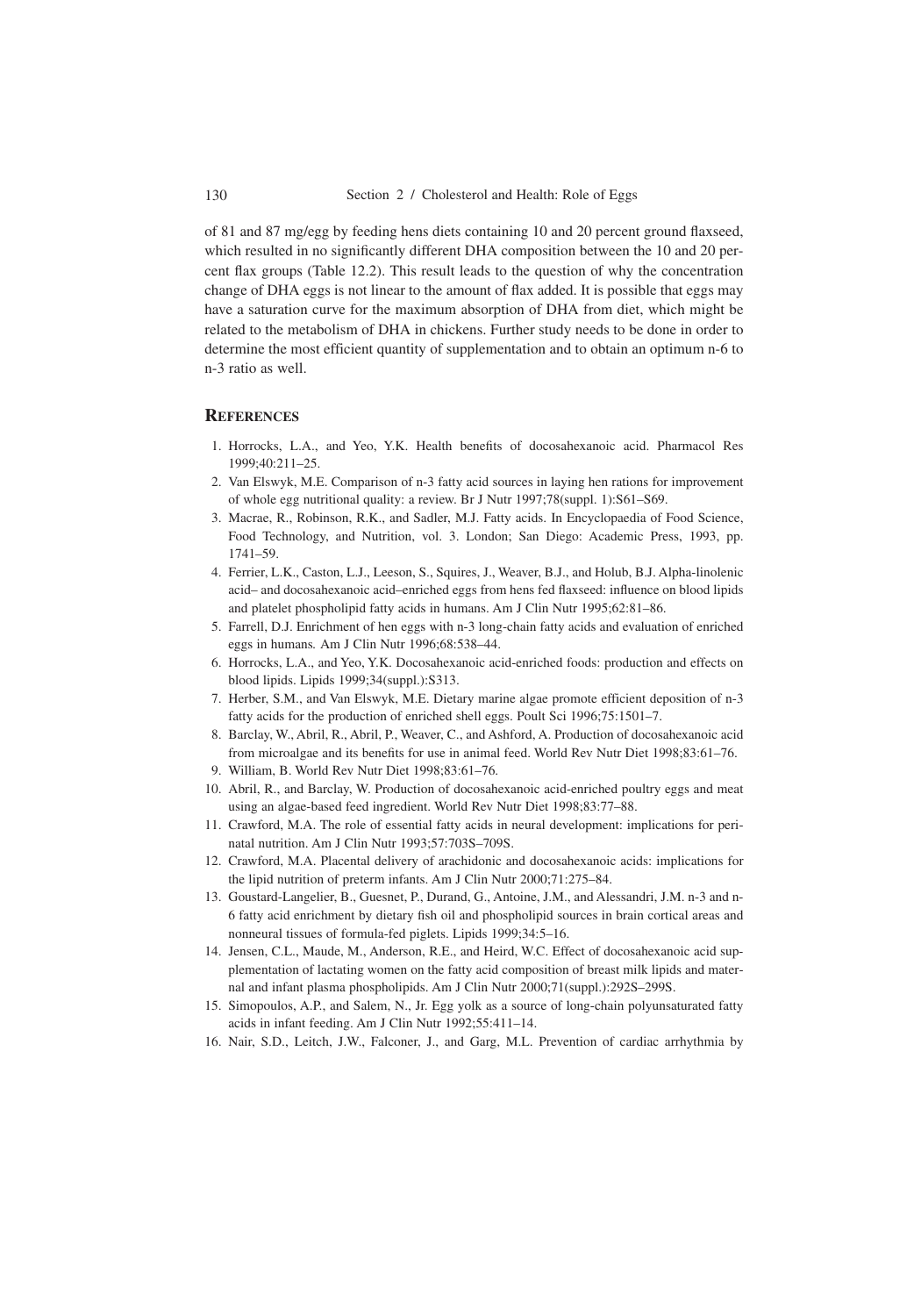of 81 and 87 mg/egg by feeding hens diets containing 10 and 20 percent ground flaxseed, which resulted in no significantly different DHA composition between the 10 and 20 percent flax groups (Table 12.2). This result leads to the question of why the concentration change of DHA eggs is not linear to the amount of flax added. It is possible that eggs may have a saturation curve for the maximum absorption of DHA from diet, which might be related to the metabolism of DHA in chickens. Further study needs to be done in order to determine the most efficient quantity of supplementation and to obtain an optimum n-6 to n-3 ratio as well.

## References

1. Horrocks, L.A., and Yeo, Y.K. Health benefits of docosahexanoic acid. Pharmacol Res 1999;40:211–25.
2. Van Elswyk, M.E. Comparison of n-3 fatty acid sources in laying hen rations for improvement of whole egg nutritional quality: a review. Br J Nutr 1997;78(suppl. 1):S61–S69.
3. Macrae, R., Robinson, R.K., and Sadler, M.J. Fatty acids. In Encyclopaedia of Food Science, Food Technology, and Nutrition, vol. 3. London; San Diego: Academic Press, 1993, pp. 1741–59.
4. Ferrier, L.K., Caston, L.J., Leeson, S., Squires, J., Weaver, B.J., and Holub, B.J. Alpha-linolenic acid– and docosahexanoic acid–enriched eggs from hens fed flaxseed: influence on blood lipids and platelet phospholipid fatty acids in humans. Am J Clin Nutr 1995;62:81–86.
5. Farrell, D.J. Enrichment of hen eggs with n-3 long-chain fatty acids and evaluation of enriched eggs in humans. Am J Clin Nutr 1996;68:538–44.
6. Horrocks, L.A., and Yeo, Y.K. Docosahexanoic acid-enriched foods: production and effects on blood lipids. Lipids 1999;34(suppl.):S313.
7. Herber, S.M., and Van Elswyk, M.E. Dietary marine algae promote efficient deposition of n-3 fatty acids for the production of enriched shell eggs. Poult Sci 1996;75:1501–7.
8. Barclay, W., Abril, R., Abril, P., Weaver, C., and Ashford, A. Production of docosahexanoic acid from microalgae and its benefits for use in animal feed. World Rev Nutr Diet 1998;83:61–76.
9. William, B. World Rev Nutr Diet 1998;83:61–76.
10. Abril, R., and Barclay, W. Production of docosahexanoic acid-enriched poultry eggs and meat using an algae-based feed ingredient. World Rev Nutr Diet 1998;83:77–88.
11. Crawford, M.A. The role of essential fatty acids in neural development: implications for perinatal nutrition. Am J Clin Nutr 1993;57:703S–709S.
12. Crawford, M.A. Placental delivery of arachidonic and docosahexanoic acids: implications for the lipid nutrition of preterm infants. Am J Clin Nutr 2000;71:275–84.
13. Goustard-Langelier, B., Guesnet, P., Durand, G., Antoine, J.M., and Alessandri, J.M. n-3 and n-6 fatty acid enrichment by dietary fish oil and phospholipid sources in brain cortical areas and nonneural tissues of formula-fed piglets. Lipids 1999;34:5–16.
14. Jensen, C.L., Maude, M., Anderson, R.E., and Heird, W.C. Effect of docosahexanoic acid supplementation of lactating women on the fatty acid composition of breast milk lipids and maternal and infant plasma phospholipids. Am J Clin Nutr 2000;71(suppl.):292S–299S.
15. Simopoulos, A.P., and Salem, N., Jr. Egg yolk as a source of long-chain polyunsaturated fatty acids in infant feeding. Am J Clin Nutr 1992;55:411–14.
16. Nair, S.D., Leitch, J.W., Falconer, J., and Garg, M.L. Prevention of cardiac arrhythmia by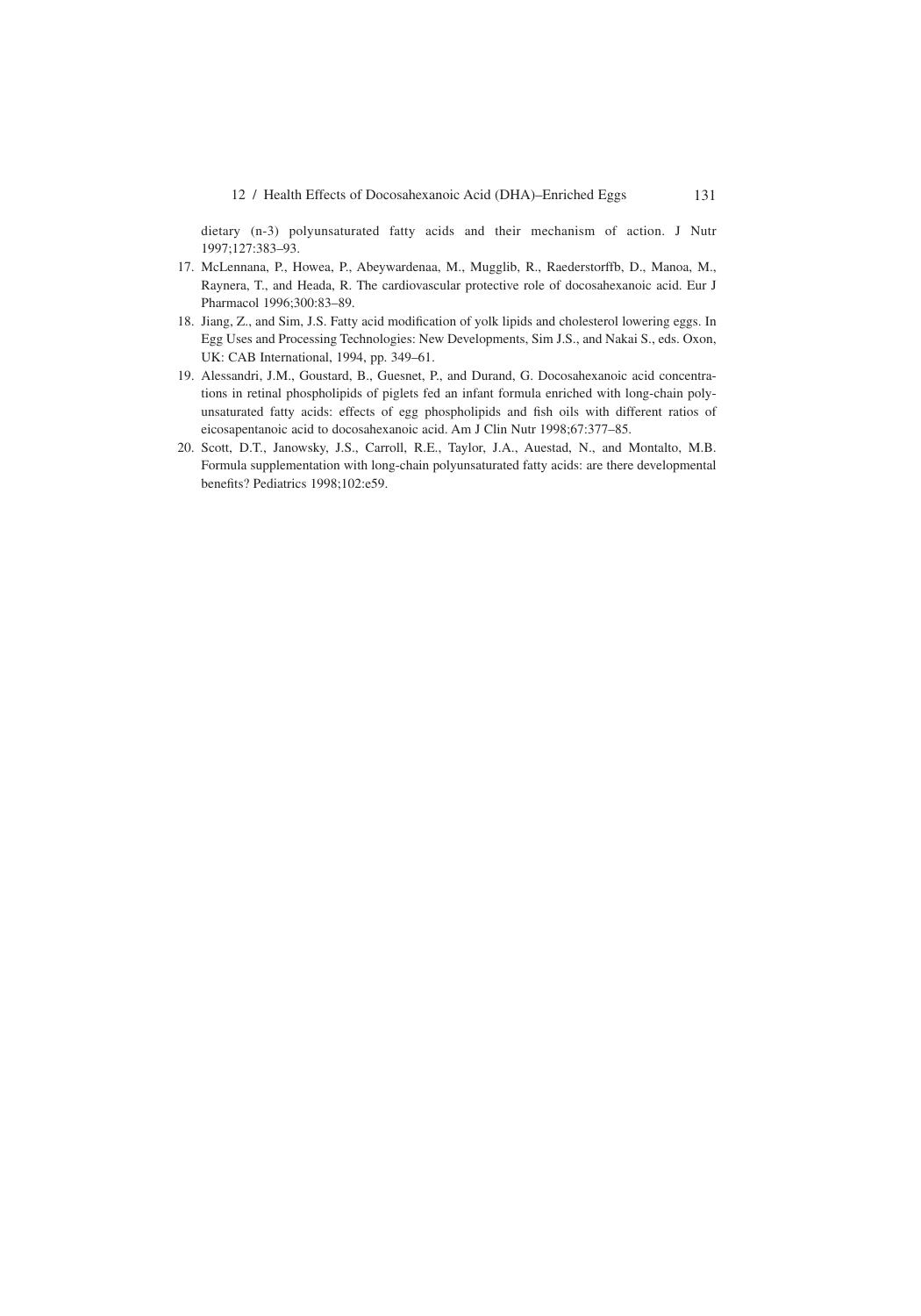dietary (n-3) polyunsaturated fatty acids and their mechanism of action. J Nutr 1997;127:383–93.

17. McLennana, P., Howea, P., Abeywardenaa, M., Mugglib, R., Raederstorffb, D., Manoa, M., Raynera, T., and Heada, R. The cardiovascular protective role of docosahexanoic acid. Eur J Pharmacol 1996;300:83–89.
18. Jiang, Z., and Sim, J.S. Fatty acid modification of yolk lipids and cholesterol lowering eggs. In Egg Uses and Processing Technologies: New Developments, Sim J.S., and Nakai S., eds. Oxon, UK: CAB International, 1994, pp. 349–61.
19. Alessandri, J.M., Goustard, B., Guesnet, P., and Durand, G. Docosahexanoic acid concentrations in retinal phospholipids of piglets fed an infant formula enriched with long-chain polyunsaturated fatty acids: effects of egg phospholipids and fish oils with different ratios of eicosapentanoic acid to docosahexanoic acid. Am J Clin Nutr 1998;67:377–85.
20. Scott, D.T., Janowsky, J.S., Carroll, R.E., Taylor, J.A., Auestad, N., and Montalto, M.B. Formula supplementation with long-chain polyunsaturated fatty acids: are there developmental benefits? Pediatrics 1998;102:e59.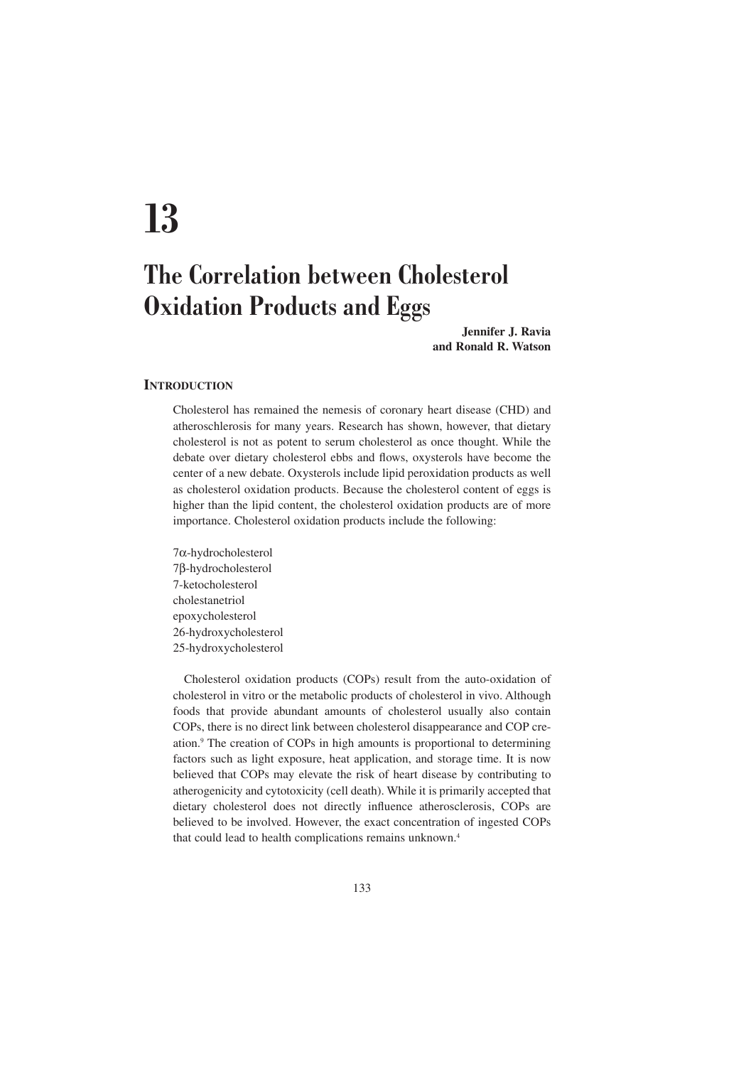# 13

# The Correlation between Cholesterol Oxidation Products and Eggs

**Jennifer J. Ravia and Ronald R. Watson**

## INTRODUCTION

Cholesterol has remained the nemesis of coronary heart disease (CHD) and atheroschlerosis for many years. Research has shown, however, that dietary cholesterol is not as potent to serum cholesterol as once thought. While the debate over dietary cholesterol ebbs and flows, oxysterols have become the center of a new debate. Oxysterols include lipid peroxidation products as well as cholesterol oxidation products. Because the cholesterol content of eggs is higher than the lipid content, the cholesterol oxidation products are of more importance. Cholesterol oxidation products include the following:

7α-hydrocholesterol
7β-hydrocholesterol
7-ketocholesterol
cholestanetriol
epoxycholesterol
26-hydroxycholesterol
25-hydroxycholesterol

Cholesterol oxidation products (COPs) result from the auto-oxidation of cholesterol in vitro or the metabolic products of cholesterol in vivo. Although foods that provide abundant amounts of cholesterol usually also contain COPs, there is no direct link between cholesterol disappearance and COP creation.[9] The creation of COPs in high amounts is proportional to determining factors such as light exposure, heat application, and storage time. It is now believed that COPs may elevate the risk of heart disease by contributing to atherogenicity and cytotoxicity (cell death). While it is primarily accepted that dietary cholesterol does not directly influence atherosclerosis, COPs are believed to be involved. However, the exact concentration of ingested COPs that could lead to health complications remains unknown.[4]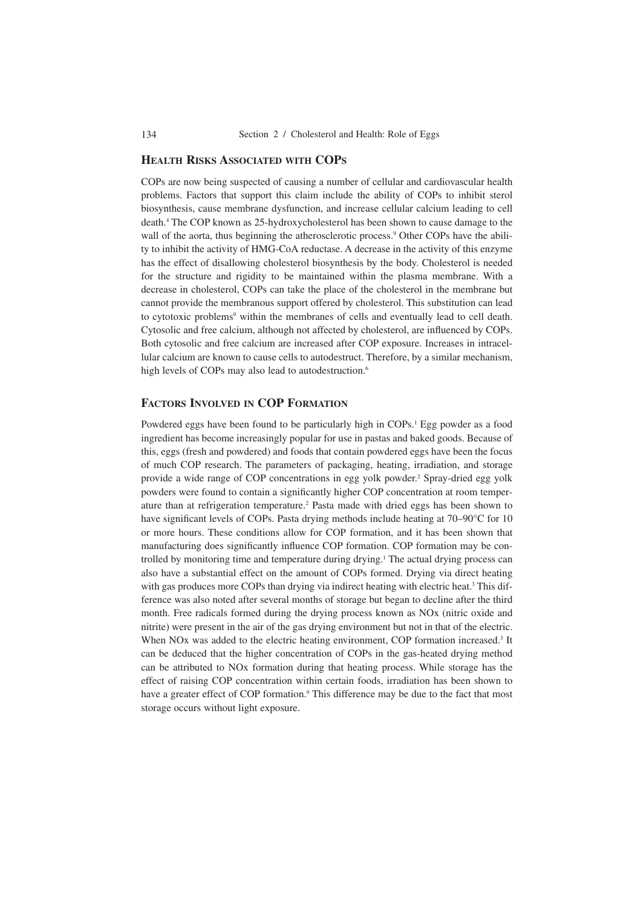## Health Risks Associated with COPs

COPs are now being suspected of causing a number of cellular and cardiovascular health problems. Factors that support this claim include the ability of COPs to inhibit sterol biosynthesis, cause membrane dysfunction, and increase cellular calcium leading to cell death.[4] The COP known as 25-hydroxycholesterol has been shown to cause damage to the wall of the aorta, thus beginning the atherosclerotic process.[9] Other COPs have the ability to inhibit the activity of HMG-CoA reductase. A decrease in the activity of this enzyme has the effect of disallowing cholesterol biosynthesis by the body. Cholesterol is needed for the structure and rigidity to be maintained within the plasma membrane. With a decrease in cholesterol, COPs can take the place of the cholesterol in the membrane but cannot provide the membranous support offered by cholesterol. This substitution can lead to cytotoxic problems[9] within the membranes of cells and eventually lead to cell death. Cytosolic and free calcium, although not affected by cholesterol, are influenced by COPs. Both cytosolic and free calcium are increased after COP exposure. Increases in intracellular calcium are known to cause cells to autodestruct. Therefore, by a similar mechanism, high levels of COPs may also lead to autodestruction.[6]

## Factors Involved in COP Formation

Powdered eggs have been found to be particularly high in COPs.[1] Egg powder as a food ingredient has become increasingly popular for use in pastas and baked goods. Because of this, eggs (fresh and powdered) and foods that contain powdered eggs have been the focus of much COP research. The parameters of packaging, heating, irradiation, and storage provide a wide range of COP concentrations in egg yolk powder.[2] Spray-dried egg yolk powders were found to contain a significantly higher COP concentration at room temperature than at refrigeration temperature.[2] Pasta made with dried eggs has been shown to have significant levels of COPs. Pasta drying methods include heating at 70–90°C for 10 or more hours. These conditions allow for COP formation, and it has been shown that manufacturing does significantly influence COP formation. COP formation may be controlled by monitoring time and temperature during drying.[1] The actual drying process can also have a substantial effect on the amount of COPs formed. Drying via direct heating with gas produces more COPs than drying via indirect heating with electric heat.[3] This difference was also noted after several months of storage but began to decline after the third month. Free radicals formed during the drying process known as NOx (nitric oxide and nitrite) were present in the air of the gas drying environment but not in that of the electric. When NOx was added to the electric heating environment, COP formation increased.[3] It can be deduced that the higher concentration of COPs in the gas-heated drying method can be attributed to NOx formation during that heating process. While storage has the effect of raising COP concentration within certain foods, irradiation has been shown to have a greater effect of COP formation.[9] This difference may be due to the fact that most storage occurs without light exposure.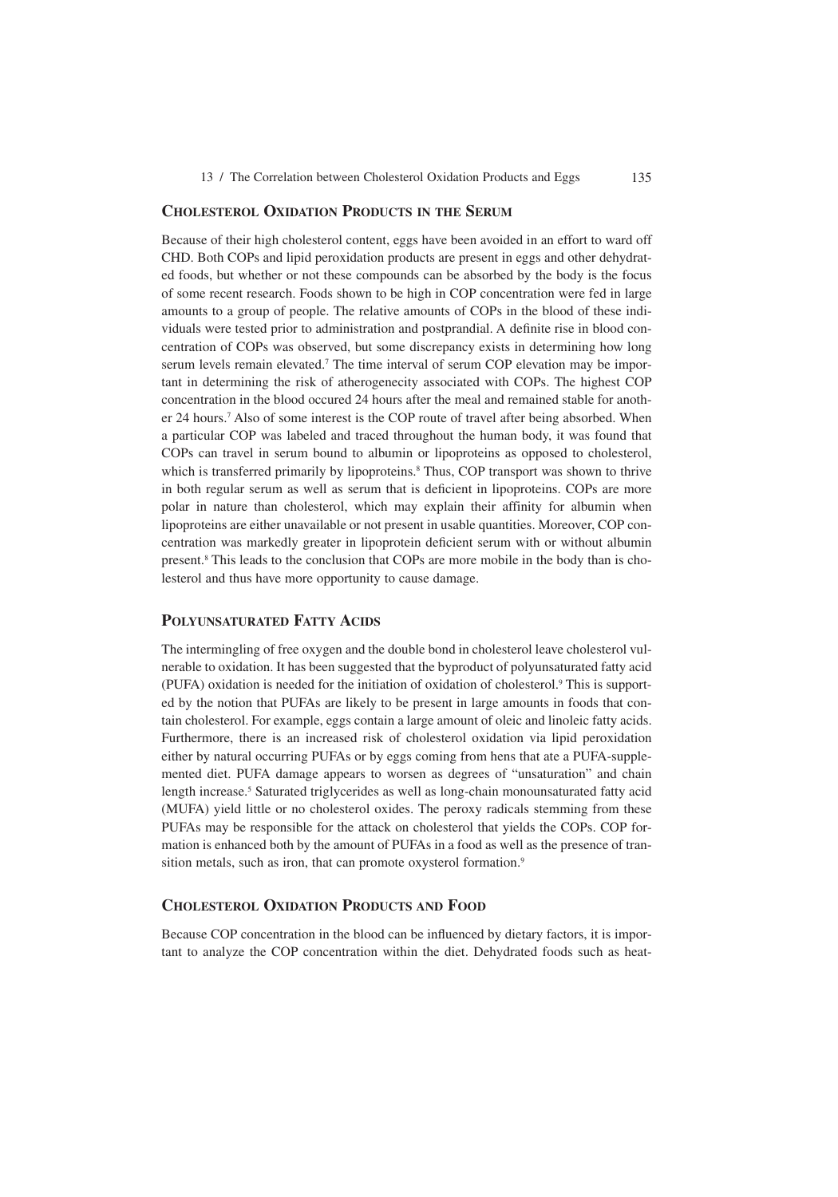## Cholesterol Oxidation Products in the Serum

Because of their high cholesterol content, eggs have been avoided in an effort to ward off CHD. Both COPs and lipid peroxidation products are present in eggs and other dehydrated foods, but whether or not these compounds can be absorbed by the body is the focus of some recent research. Foods shown to be high in COP concentration were fed in large amounts to a group of people. The relative amounts of COPs in the blood of these individuals were tested prior to administration and postprandial. A definite rise in blood concentration of COPs was observed, but some discrepancy exists in determining how long serum levels remain elevated.[7] The time interval of serum COP elevation may be important in determining the risk of atherogenecity associated with COPs. The highest COP concentration in the blood occured 24 hours after the meal and remained stable for another 24 hours.[7] Also of some interest is the COP route of travel after being absorbed. When a particular COP was labeled and traced throughout the human body, it was found that COPs can travel in serum bound to albumin or lipoproteins as opposed to cholesterol, which is transferred primarily by lipoproteins.[8] Thus, COP transport was shown to thrive in both regular serum as well as serum that is deficient in lipoproteins. COPs are more polar in nature than cholesterol, which may explain their affinity for albumin when lipoproteins are either unavailable or not present in usable quantities. Moreover, COP concentration was markedly greater in lipoprotein deficient serum with or without albumin present.[8] This leads to the conclusion that COPs are more mobile in the body than is cholesterol and thus have more opportunity to cause damage.

## Polyunsaturated Fatty Acids

The intermingling of free oxygen and the double bond in cholesterol leave cholesterol vulnerable to oxidation. It has been suggested that the byproduct of polyunsaturated fatty acid (PUFA) oxidation is needed for the initiation of oxidation of cholesterol.[9] This is supported by the notion that PUFAs are likely to be present in large amounts in foods that contain cholesterol. For example, eggs contain a large amount of oleic and linoleic fatty acids. Furthermore, there is an increased risk of cholesterol oxidation via lipid peroxidation either by natural occurring PUFAs or by eggs coming from hens that ate a PUFA-supplemented diet. PUFA damage appears to worsen as degrees of "unsaturation" and chain length increase.[5] Saturated triglycerides as well as long-chain monounsaturated fatty acid (MUFA) yield little or no cholesterol oxides. The peroxy radicals stemming from these PUFAs may be responsible for the attack on cholesterol that yields the COPs. COP formation is enhanced both by the amount of PUFAs in a food as well as the presence of transition metals, such as iron, that can promote oxysterol formation.[9]

## Cholesterol Oxidation Products and Food

Because COP concentration in the blood can be influenced by dietary factors, it is important to analyze the COP concentration within the diet. Dehydrated foods such as heat-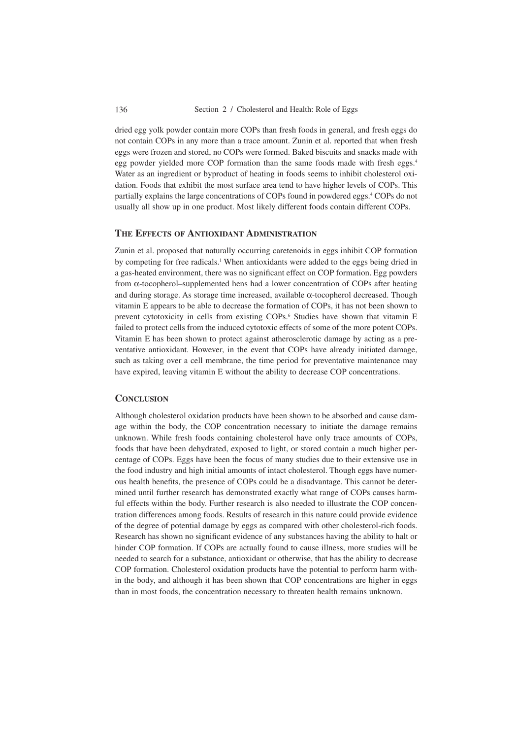dried egg yolk powder contain more COPs than fresh foods in general, and fresh eggs do not contain COPs in any more than a trace amount. Zunin et al. reported that when fresh eggs were frozen and stored, no COPs were formed. Baked biscuits and snacks made with egg powder yielded more COP formation than the same foods made with fresh eggs.[4] Water as an ingredient or byproduct of heating in foods seems to inhibit cholesterol oxidation. Foods that exhibit the most surface area tend to have higher levels of COPs. This partially explains the large concentrations of COPs found in powdered eggs.[4] COPs do not usually all show up in one product. Most likely different foods contain different COPs.

## The Effects of Antioxidant Administration

Zunin et al. proposed that naturally occurring caretenoids in eggs inhibit COP formation by competing for free radicals.[1] When antioxidants were added to the eggs being dried in a gas-heated environment, there was no significant effect on COP formation. Egg powders from $\alpha$-tocopherol–supplemented hens had a lower concentration of COPs after heating and during storage. As storage time increased, available $\alpha$-tocopherol decreased. Though vitamin E appears to be able to decrease the formation of COPs, it has not been shown to prevent cytotoxicity in cells from existing COPs.[6] Studies have shown that vitamin E failed to protect cells from the induced cytotoxic effects of some of the more potent COPs. Vitamin E has been shown to protect against atherosclerotic damage by acting as a preventative antioxidant. However, in the event that COPs have already initiated damage, such as taking over a cell membrane, the time period for preventative maintenance may have expired, leaving vitamin E without the ability to decrease COP concentrations.

## Conclusion

Although cholesterol oxidation products have been shown to be absorbed and cause damage within the body, the COP concentration necessary to initiate the damage remains unknown. While fresh foods containing cholesterol have only trace amounts of COPs, foods that have been dehydrated, exposed to light, or stored contain a much higher percentage of COPs. Eggs have been the focus of many studies due to their extensive use in the food industry and high initial amounts of intact cholesterol. Though eggs have numerous health benefits, the presence of COPs could be a disadvantage. This cannot be determined until further research has demonstrated exactly what range of COPs causes harmful effects within the body. Further research is also needed to illustrate the COP concentration differences among foods. Results of research in this nature could provide evidence of the degree of potential damage by eggs as compared with other cholesterol-rich foods. Research has shown no significant evidence of any substances having the ability to halt or hinder COP formation. If COPs are actually found to cause illness, more studies will be needed to search for a substance, antioxidant or otherwise, that has the ability to decrease COP formation. Cholesterol oxidation products have the potential to perform harm within the body, and although it has been shown that COP concentrations are higher in eggs than in most foods, the concentration necessary to threaten health remains unknown.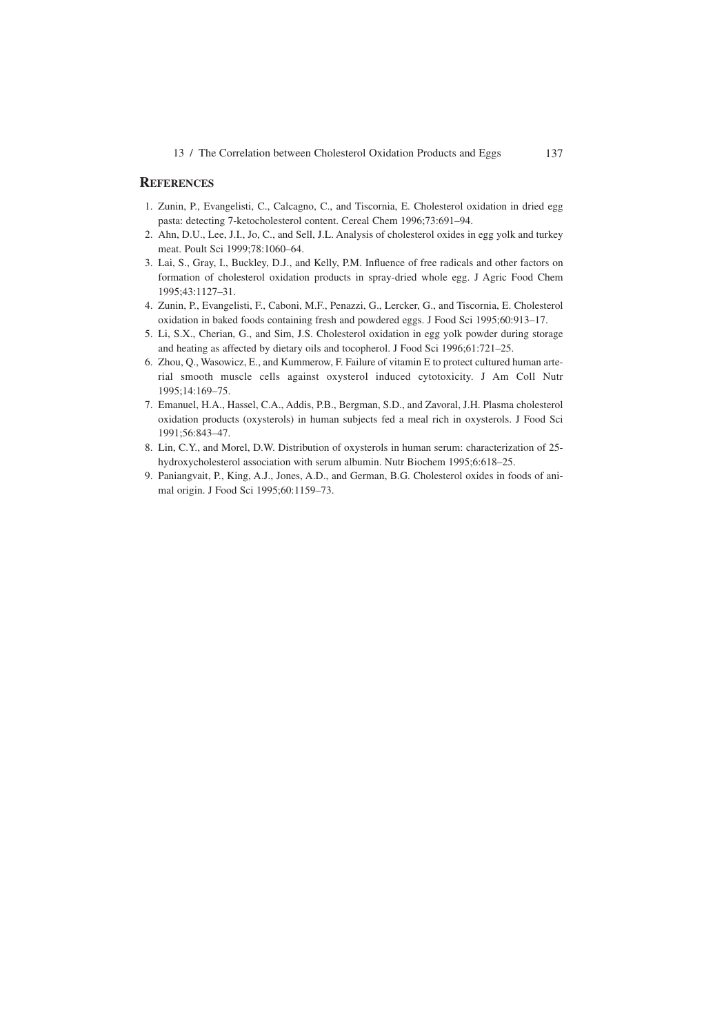## References

1. Zunin, P., Evangelisti, C., Calcagno, C., and Tiscornia, E. Cholesterol oxidation in dried egg pasta: detecting 7-ketocholesterol content. Cereal Chem 1996;73:691–94.
2. Ahn, D.U., Lee, J.I., Jo, C., and Sell, J.L. Analysis of cholesterol oxides in egg yolk and turkey meat. Poult Sci 1999;78:1060–64.
3. Lai, S., Gray, I., Buckley, D.J., and Kelly, P.M. Influence of free radicals and other factors on formation of cholesterol oxidation products in spray-dried whole egg. J Agric Food Chem 1995;43:1127–31.
4. Zunin, P., Evangelisti, F., Caboni, M.F., Penazzi, G., Lercker, G., and Tiscornia, E. Cholesterol oxidation in baked foods containing fresh and powdered eggs. J Food Sci 1995;60:913–17.
5. Li, S.X., Cherian, G., and Sim, J.S. Cholesterol oxidation in egg yolk powder during storage and heating as affected by dietary oils and tocopherol. J Food Sci 1996;61:721–25.
6. Zhou, Q., Wasowicz, E., and Kummerow, F. Failure of vitamin E to protect cultured human arterial smooth muscle cells against oxysterol induced cytotoxicity. J Am Coll Nutr 1995;14:169–75.
7. Emanuel, H.A., Hassel, C.A., Addis, P.B., Bergman, S.D., and Zavoral, J.H. Plasma cholesterol oxidation products (oxysterols) in human subjects fed a meal rich in oxysterols. J Food Sci 1991;56:843–47.
8. Lin, C.Y., and Morel, D.W. Distribution of oxysterols in human serum: characterization of 25-hydroxycholesterol association with serum albumin. Nutr Biochem 1995;6:618–25.
9. Paniangvait, P., King, A.J., Jones, A.D., and German, B.G. Cholesterol oxides in foods of animal origin. J Food Sci 1995;60:1159–73.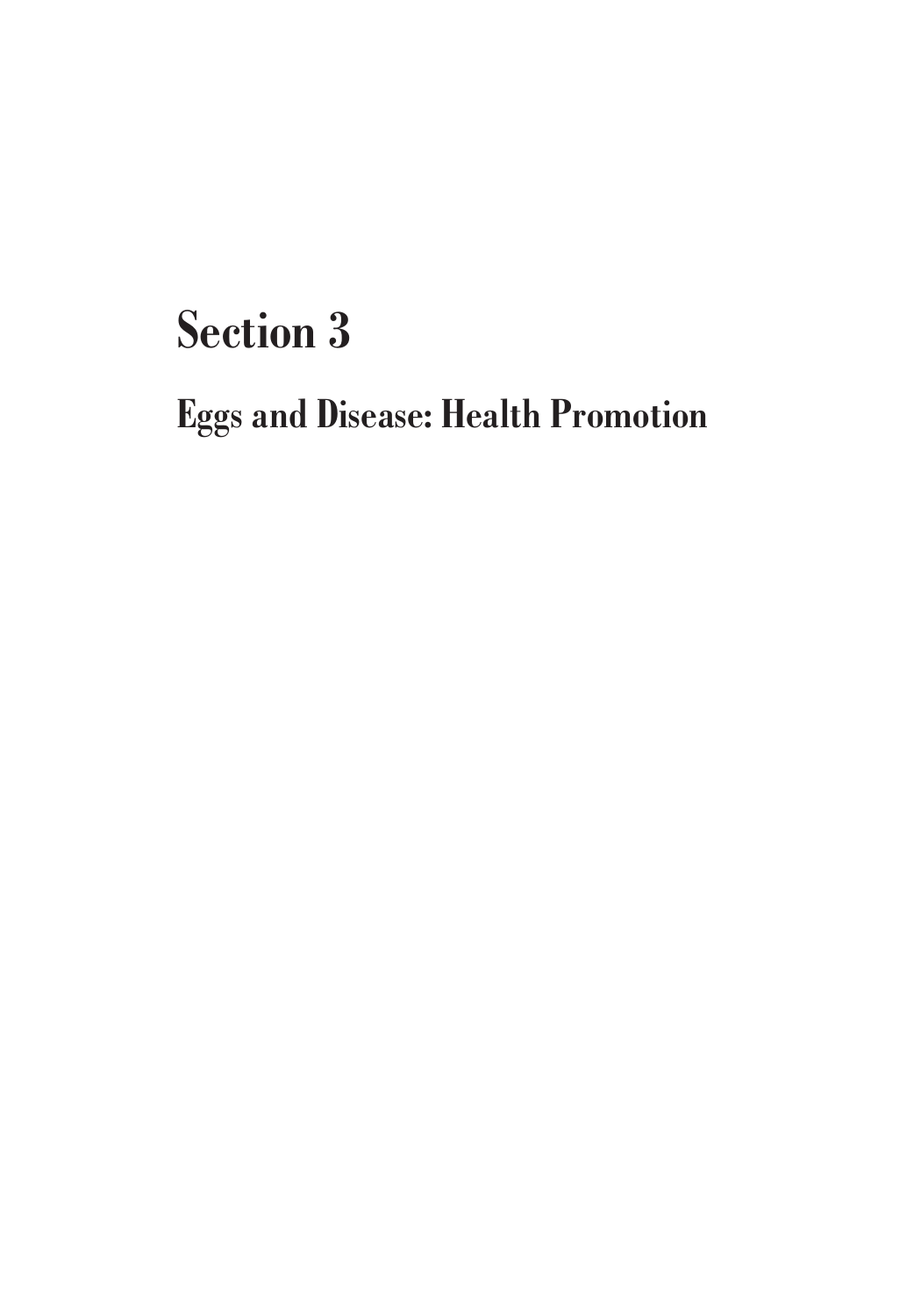# Section 3

## Eggs and Disease: Health Promotion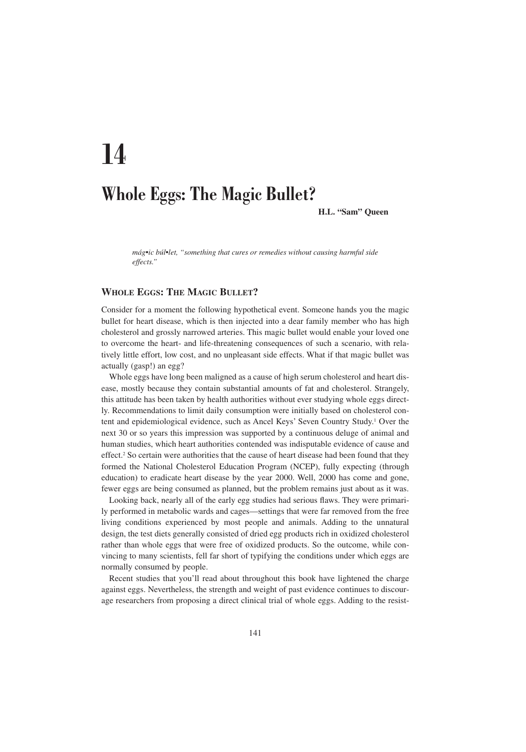# 14

# Whole Eggs: The Magic Bullet?

**H.L. "Sam" Queen**

*mág•ic búl•let, "something that cures or remedies without causing harmful side effects."*

## Whole Eggs: The Magic Bullet?

Consider for a moment the following hypothetical event. Someone hands you the magic bullet for heart disease, which is then injected into a dear family member who has high cholesterol and grossly narrowed arteries. This magic bullet would enable your loved one to overcome the heart- and life-threatening consequences of such a scenario, with relatively little effort, low cost, and no unpleasant side effects. What if that magic bullet was actually (gasp!) an egg?

Whole eggs have long been maligned as a cause of high serum cholesterol and heart disease, mostly because they contain substantial amounts of fat and cholesterol. Strangely, this attitude has been taken by health authorities without ever studying whole eggs directly. Recommendations to limit daily consumption were initially based on cholesterol content and epidemiological evidence, such as Ancel Keys' Seven Country Study.[1] Over the next 30 or so years this impression was supported by a continuous deluge of animal and human studies, which heart authorities contended was indisputable evidence of cause and effect.[2] So certain were authorities that the cause of heart disease had been found that they formed the National Cholesterol Education Program (NCEP), fully expecting (through education) to eradicate heart disease by the year 2000. Well, 2000 has come and gone, fewer eggs are being consumed as planned, but the problem remains just about as it was.

Looking back, nearly all of the early egg studies had serious flaws. They were primarily performed in metabolic wards and cages—settings that were far removed from the free living conditions experienced by most people and animals. Adding to the unnatural design, the test diets generally consisted of dried egg products rich in oxidized cholesterol rather than whole eggs that were free of oxidized products. So the outcome, while convincing to many scientists, fell far short of typifying the conditions under which eggs are normally consumed by people.

Recent studies that you'll read about throughout this book have lightened the charge against eggs. Nevertheless, the strength and weight of past evidence continues to discourage researchers from proposing a direct clinical trial of whole eggs. Adding to the resist-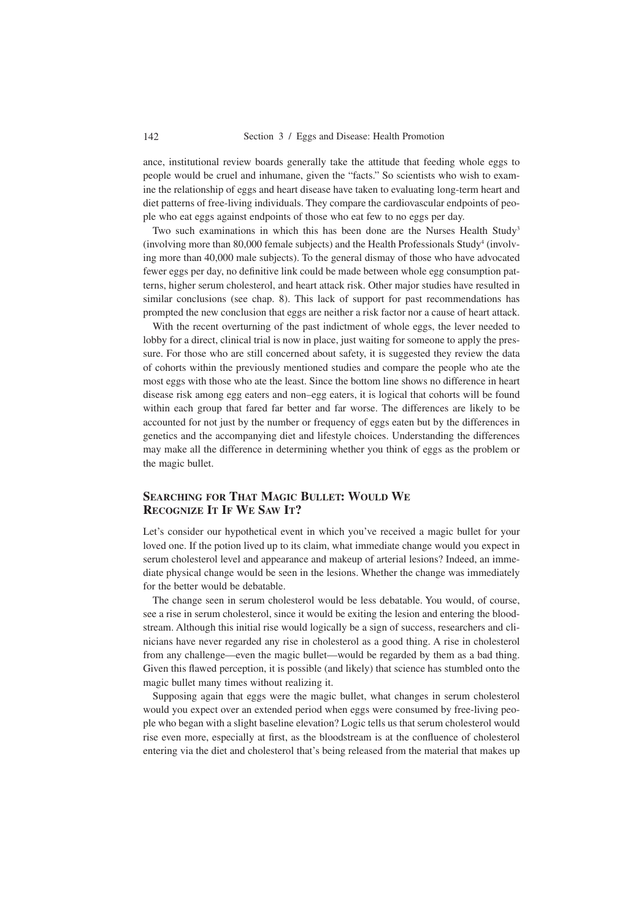ance, institutional review boards generally take the attitude that feeding whole eggs to people would be cruel and inhumane, given the "facts." So scientists who wish to examine the relationship of eggs and heart disease have taken to evaluating long-term heart and diet patterns of free-living individuals. They compare the cardiovascular endpoints of people who eat eggs against endpoints of those who eat few to no eggs per day.

Two such examinations in which this has been done are the Nurses Health Study[3] (involving more than 80,000 female subjects) and the Health Professionals Study[4] (involving more than 40,000 male subjects). To the general dismay of those who have advocated fewer eggs per day, no definitive link could be made between whole egg consumption patterns, higher serum cholesterol, and heart attack risk. Other major studies have resulted in similar conclusions (see chap. 8). This lack of support for past recommendations has prompted the new conclusion that eggs are neither a risk factor nor a cause of heart attack.

With the recent overturning of the past indictment of whole eggs, the lever needed to lobby for a direct, clinical trial is now in place, just waiting for someone to apply the pressure. For those who are still concerned about safety, it is suggested they review the data of cohorts within the previously mentioned studies and compare the people who ate the most eggs with those who ate the least. Since the bottom line shows no difference in heart disease risk among egg eaters and non–egg eaters, it is logical that cohorts will be found within each group that fared far better and far worse. The differences are likely to be accounted for not just by the number or frequency of eggs eaten but by the differences in genetics and the accompanying diet and lifestyle choices. Understanding the differences may make all the difference in determining whether you think of eggs as the problem or the magic bullet.

## Searching for That Magic Bullet: Would We Recognize It If We Saw It?

Let's consider our hypothetical event in which you've received a magic bullet for your loved one. If the potion lived up to its claim, what immediate change would you expect in serum cholesterol level and appearance and makeup of arterial lesions? Indeed, an immediate physical change would be seen in the lesions. Whether the change was immediately for the better would be debatable.

The change seen in serum cholesterol would be less debatable. You would, of course, see a rise in serum cholesterol, since it would be exiting the lesion and entering the bloodstream. Although this initial rise would logically be a sign of success, researchers and clinicians have never regarded any rise in cholesterol as a good thing. A rise in cholesterol from any challenge—even the magic bullet—would be regarded by them as a bad thing. Given this flawed perception, it is possible (and likely) that science has stumbled onto the magic bullet many times without realizing it.

Supposing again that eggs were the magic bullet, what changes in serum cholesterol would you expect over an extended period when eggs were consumed by free-living people who began with a slight baseline elevation? Logic tells us that serum cholesterol would rise even more, especially at first, as the bloodstream is at the confluence of cholesterol entering via the diet and cholesterol that's being released from the material that makes up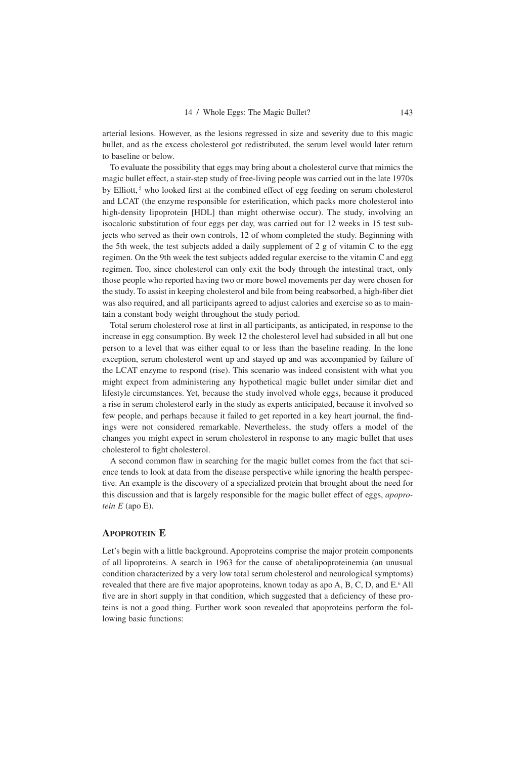arterial lesions. However, as the lesions regressed in size and severity due to this magic bullet, and as the excess cholesterol got redistributed, the serum level would later return to baseline or below.

To evaluate the possibility that eggs may bring about a cholesterol curve that mimics the magic bullet effect, a stair-step study of free-living people was carried out in the late 1970s by Elliott,[5] who looked first at the combined effect of egg feeding on serum cholesterol and LCAT (the enzyme responsible for esterification, which packs more cholesterol into high-density lipoprotein [HDL] than might otherwise occur). The study, involving an isocaloric substitution of four eggs per day, was carried out for 12 weeks in 15 test subjects who served as their own controls, 12 of whom completed the study. Beginning with the 5th week, the test subjects added a daily supplement of 2 g of vitamin C to the egg regimen. On the 9th week the test subjects added regular exercise to the vitamin C and egg regimen. Too, since cholesterol can only exit the body through the intestinal tract, only those people who reported having two or more bowel movements per day were chosen for the study. To assist in keeping cholesterol and bile from being reabsorbed, a high-fiber diet was also required, and all participants agreed to adjust calories and exercise so as to maintain a constant body weight throughout the study period.

Total serum cholesterol rose at first in all participants, as anticipated, in response to the increase in egg consumption. By week 12 the cholesterol level had subsided in all but one person to a level that was either equal to or less than the baseline reading. In the lone exception, serum cholesterol went up and stayed up and was accompanied by failure of the LCAT enzyme to respond (rise). This scenario was indeed consistent with what you might expect from administering any hypothetical magic bullet under similar diet and lifestyle circumstances. Yet, because the study involved whole eggs, because it produced a rise in serum cholesterol early in the study as experts anticipated, because it involved so few people, and perhaps because it failed to get reported in a key heart journal, the findings were not considered remarkable. Nevertheless, the study offers a model of the changes you might expect in serum cholesterol in response to any magic bullet that uses cholesterol to fight cholesterol.

A second common flaw in searching for the magic bullet comes from the fact that science tends to look at data from the disease perspective while ignoring the health perspective. An example is the discovery of a specialized protein that brought about the need for this discussion and that is largely responsible for the magic bullet effect of eggs, *apoprotein E* (apo E).

## Apoprotein E

Let's begin with a little background. Apoproteins comprise the major protein components of all lipoproteins. A search in 1963 for the cause of abetalipoproteinemia (an unusual condition characterized by a very low total serum cholesterol and neurological symptoms) revealed that there are five major apoproteins, known today as apo A, B, C, D, and E.[6] All five are in short supply in that condition, which suggested that a deficiency of these proteins is not a good thing. Further work soon revealed that apoproteins perform the following basic functions: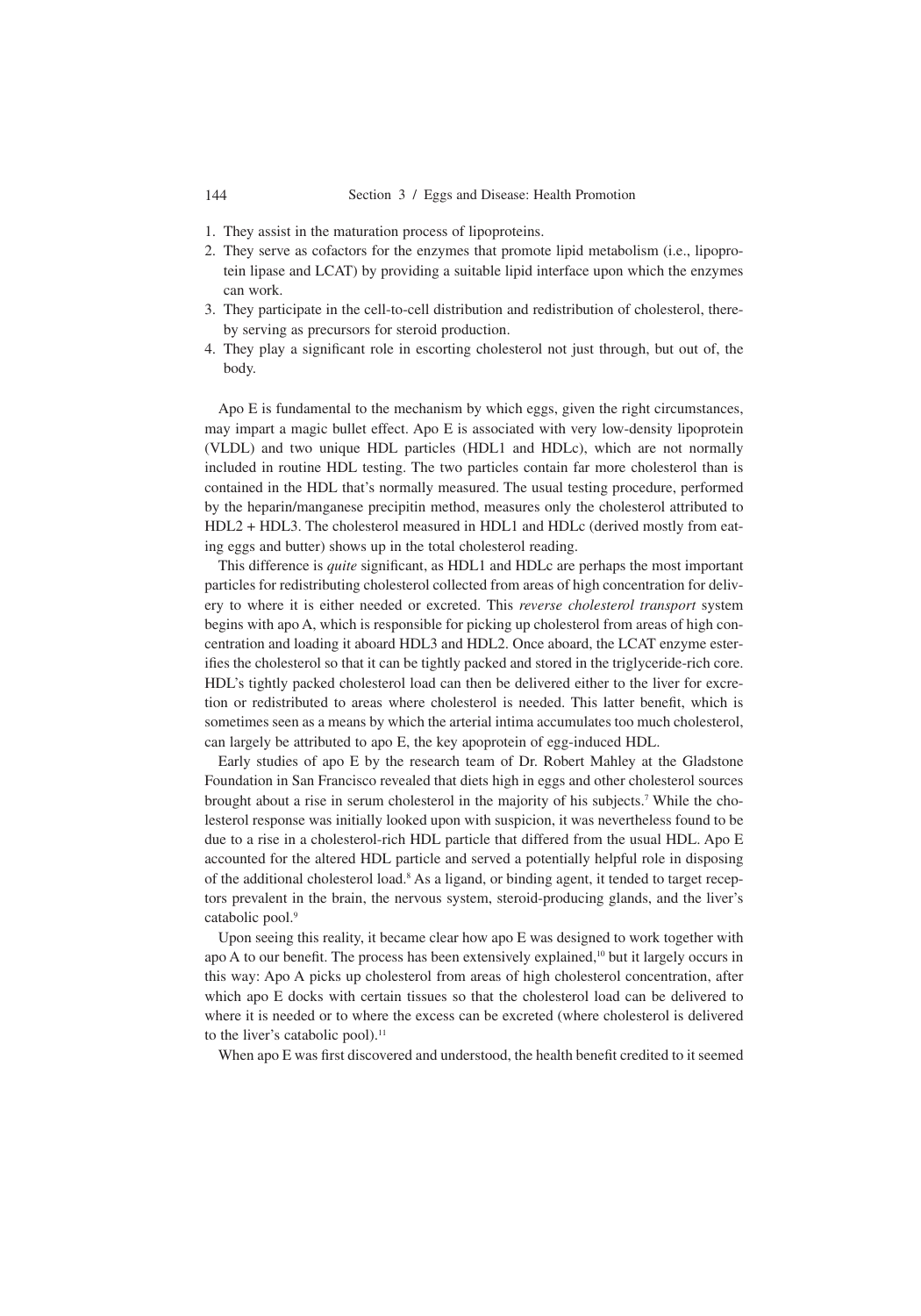1. They assist in the maturation process of lipoproteins.
2. They serve as cofactors for the enzymes that promote lipid metabolism (i.e., lipoprotein lipase and LCAT) by providing a suitable lipid interface upon which the enzymes can work.
3. They participate in the cell-to-cell distribution and redistribution of cholesterol, thereby serving as precursors for steroid production.
4. They play a significant role in escorting cholesterol not just through, but out of, the body.

Apo E is fundamental to the mechanism by which eggs, given the right circumstances, may impart a magic bullet effect. Apo E is associated with very low-density lipoprotein (VLDL) and two unique HDL particles (HDL1 and HDLc), which are not normally included in routine HDL testing. The two particles contain far more cholesterol than is contained in the HDL that's normally measured. The usual testing procedure, performed by the heparin/manganese precipitin method, measures only the cholesterol attributed to HDL2 + HDL3. The cholesterol measured in HDL1 and HDLc (derived mostly from eating eggs and butter) shows up in the total cholesterol reading.

This difference is *quite* significant, as HDL1 and HDLc are perhaps the most important particles for redistributing cholesterol collected from areas of high concentration for delivery to where it is either needed or excreted. This *reverse cholesterol transport* system begins with apo A, which is responsible for picking up cholesterol from areas of high concentration and loading it aboard HDL3 and HDL2. Once aboard, the LCAT enzyme esterifies the cholesterol so that it can be tightly packed and stored in the triglyceride-rich core. HDL's tightly packed cholesterol load can then be delivered either to the liver for excretion or redistributed to areas where cholesterol is needed. This latter benefit, which is sometimes seen as a means by which the arterial intima accumulates too much cholesterol, can largely be attributed to apo E, the key apoprotein of egg-induced HDL.

Early studies of apo E by the research team of Dr. Robert Mahley at the Gladstone Foundation in San Francisco revealed that diets high in eggs and other cholesterol sources brought about a rise in serum cholesterol in the majority of his subjects.[7] While the cholesterol response was initially looked upon with suspicion, it was nevertheless found to be due to a rise in a cholesterol-rich HDL particle that differed from the usual HDL. Apo E accounted for the altered HDL particle and served a potentially helpful role in disposing of the additional cholesterol load.[8] As a ligand, or binding agent, it tended to target receptors prevalent in the brain, the nervous system, steroid-producing glands, and the liver's catabolic pool.[9]

Upon seeing this reality, it became clear how apo E was designed to work together with apo A to our benefit. The process has been extensively explained,[10] but it largely occurs in this way: Apo A picks up cholesterol from areas of high cholesterol concentration, after which apo E docks with certain tissues so that the cholesterol load can be delivered to where it is needed or to where the excess can be excreted (where cholesterol is delivered to the liver's catabolic pool).[11]

When apo E was first discovered and understood, the health benefit credited to it seemed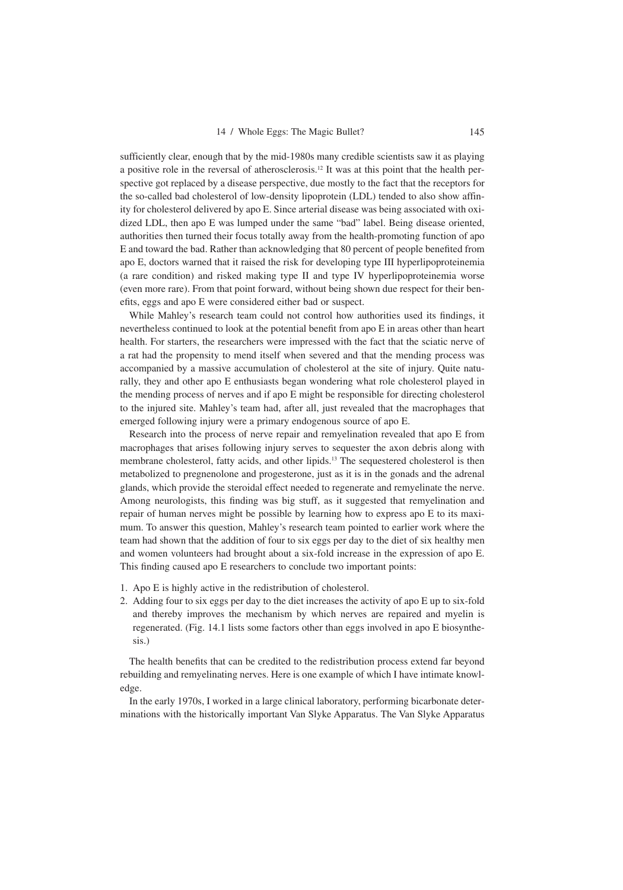sufficiently clear, enough that by the mid-1980s many credible scientists saw it as playing a positive role in the reversal of atherosclerosis.[12] It was at this point that the health perspective got replaced by a disease perspective, due mostly to the fact that the receptors for the so-called bad cholesterol of low-density lipoprotein (LDL) tended to also show affinity for cholesterol delivered by apo E. Since arterial disease was being associated with oxidized LDL, then apo E was lumped under the same "bad" label. Being disease oriented, authorities then turned their focus totally away from the health-promoting function of apo E and toward the bad. Rather than acknowledging that 80 percent of people benefited from apo E, doctors warned that it raised the risk for developing type III hyperlipoproteinemia (a rare condition) and risked making type II and type IV hyperlipoproteinemia worse (even more rare). From that point forward, without being shown due respect for their benefits, eggs and apo E were considered either bad or suspect.

While Mahley's research team could not control how authorities used its findings, it nevertheless continued to look at the potential benefit from apo E in areas other than heart health. For starters, the researchers were impressed with the fact that the sciatic nerve of a rat had the propensity to mend itself when severed and that the mending process was accompanied by a massive accumulation of cholesterol at the site of injury. Quite naturally, they and other apo E enthusiasts began wondering what role cholesterol played in the mending process of nerves and if apo E might be responsible for directing cholesterol to the injured site. Mahley's team had, after all, just revealed that the macrophages that emerged following injury were a primary endogenous source of apo E.

Research into the process of nerve repair and remyelination revealed that apo E from macrophages that arises following injury serves to sequester the axon debris along with membrane cholesterol, fatty acids, and other lipids.[13] The sequestered cholesterol is then metabolized to pregnenolone and progesterone, just as it is in the gonads and the adrenal glands, which provide the steroidal effect needed to regenerate and remyelinate the nerve. Among neurologists, this finding was big stuff, as it suggested that remyelination and repair of human nerves might be possible by learning how to express apo E to its maximum. To answer this question, Mahley's research team pointed to earlier work where the team had shown that the addition of four to six eggs per day to the diet of six healthy men and women volunteers had brought about a six-fold increase in the expression of apo E. This finding caused apo E researchers to conclude two important points:

1. Apo E is highly active in the redistribution of cholesterol.
2. Adding four to six eggs per day to the diet increases the activity of apo E up to six-fold and thereby improves the mechanism by which nerves are repaired and myelin is regenerated. (Fig. 14.1 lists some factors other than eggs involved in apo E biosynthesis.)

The health benefits that can be credited to the redistribution process extend far beyond rebuilding and remyelinating nerves. Here is one example of which I have intimate knowledge.

In the early 1970s, I worked in a large clinical laboratory, performing bicarbonate determinations with the historically important Van Slyke Apparatus. The Van Slyke Apparatus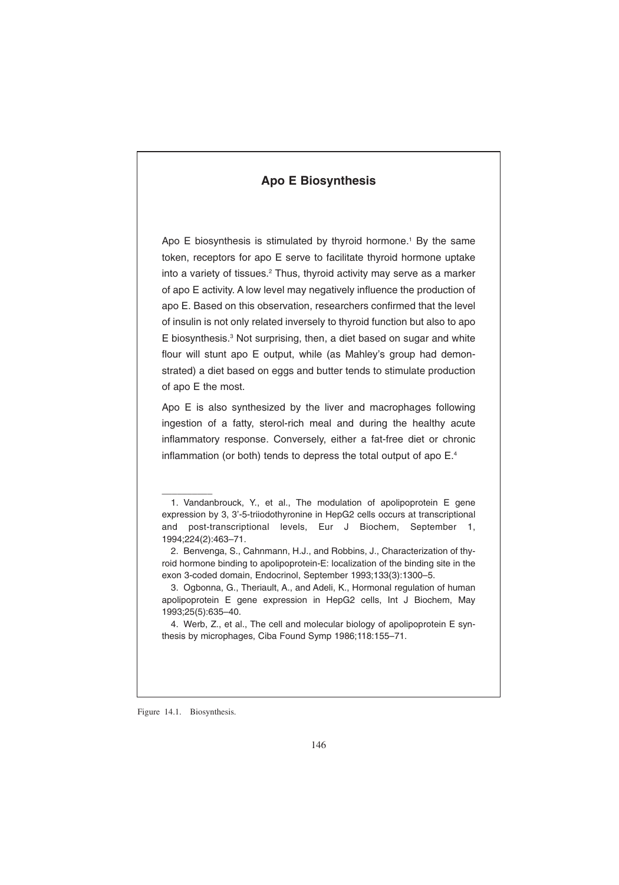## Apo E Biosynthesis

Apo E biosynthesis is stimulated by thyroid hormone.[1] By the same token, receptors for apo E serve to facilitate thyroid hormone uptake into a variety of tissues.[2] Thus, thyroid activity may serve as a marker of apo E activity. A low level may negatively influence the production of apo E. Based on this observation, researchers confirmed that the level of insulin is not only related inversely to thyroid function but also to apo E biosynthesis.[3] Not surprising, then, a diet based on sugar and white flour will stunt apo E output, while (as Mahley's group had demonstrated) a diet based on eggs and butter tends to stimulate production of apo E the most.

Apo E is also synthesized by the liver and macrophages following ingestion of a fatty, sterol-rich meal and during the healthy acute inflammatory response. Conversely, either a fat-free diet or chronic inflammation (or both) tends to depress the total output of apo E.[4]

---

1. Vandanbrouck, Y., et al., The modulation of apolipoprotein E gene expression by 3, 3'-5-triiodothyronine in HepG2 cells occurs at transcriptional and post-transcriptional levels, Eur J Biochem, September 1, 1994;224(2):463–71.
2. Benvenga, S., Cahnmann, H.J., and Robbins, J., Characterization of thyroid hormone binding to apolipoprotein-E: localization of the binding site in the exon 3-coded domain, Endocrinol, September 1993;133(3):1300–5.
3. Ogbonna, G., Theriault, A., and Adeli, K., Hormonal regulation of human apolipoprotein E gene expression in HepG2 cells, Int J Biochem, May 1993;25(5):635–40.
4. Werb, Z., et al., The cell and molecular biology of apolipoprotein E synthesis by microphages, Ciba Found Symp 1986;118:155–71.

Figure 14.1. Biosynthesis.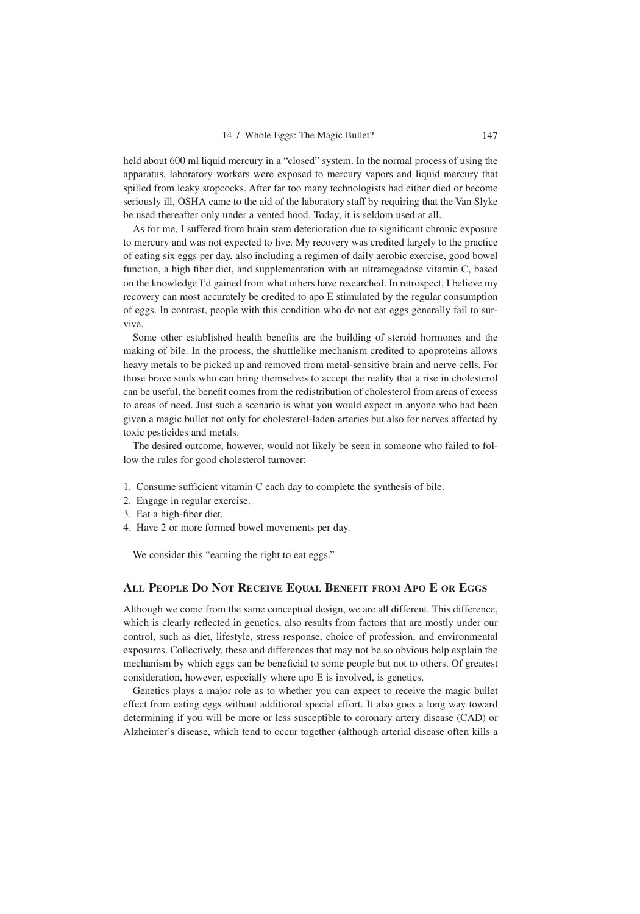held about 600 ml liquid mercury in a "closed" system. In the normal process of using the apparatus, laboratory workers were exposed to mercury vapors and liquid mercury that spilled from leaky stopcocks. After far too many technologists had either died or become seriously ill, OSHA came to the aid of the laboratory staff by requiring that the Van Slyke be used thereafter only under a vented hood. Today, it is seldom used at all.

As for me, I suffered from brain stem deterioration due to significant chronic exposure to mercury and was not expected to live. My recovery was credited largely to the practice of eating six eggs per day, also including a regimen of daily aerobic exercise, good bowel function, a high fiber diet, and supplementation with an ultramegadose vitamin C, based on the knowledge I'd gained from what others have researched. In retrospect, I believe my recovery can most accurately be credited to apo E stimulated by the regular consumption of eggs. In contrast, people with this condition who do not eat eggs generally fail to survive.

Some other established health benefits are the building of steroid hormones and the making of bile. In the process, the shuttlelike mechanism credited to apoproteins allows heavy metals to be picked up and removed from metal-sensitive brain and nerve cells. For those brave souls who can bring themselves to accept the reality that a rise in cholesterol can be useful, the benefit comes from the redistribution of cholesterol from areas of excess to areas of need. Just such a scenario is what you would expect in anyone who had been given a magic bullet not only for cholesterol-laden arteries but also for nerves affected by toxic pesticides and metals.

The desired outcome, however, would not likely be seen in someone who failed to follow the rules for good cholesterol turnover:

1. Consume sufficient vitamin C each day to complete the synthesis of bile.
2. Engage in regular exercise.
3. Eat a high-fiber diet.
4. Have 2 or more formed bowel movements per day.

We consider this "earning the right to eat eggs."

## All People Do Not Receive Equal Benefit from Apo E or Eggs

Although we come from the same conceptual design, we are all different. This difference, which is clearly reflected in genetics, also results from factors that are mostly under our control, such as diet, lifestyle, stress response, choice of profession, and environmental exposures. Collectively, these and differences that may not be so obvious help explain the mechanism by which eggs can be beneficial to some people but not to others. Of greatest consideration, however, especially where apo E is involved, is genetics.

Genetics plays a major role as to whether you can expect to receive the magic bullet effect from eating eggs without additional special effort. It also goes a long way toward determining if you will be more or less susceptible to coronary artery disease (CAD) or Alzheimer's disease, which tend to occur together (although arterial disease often kills a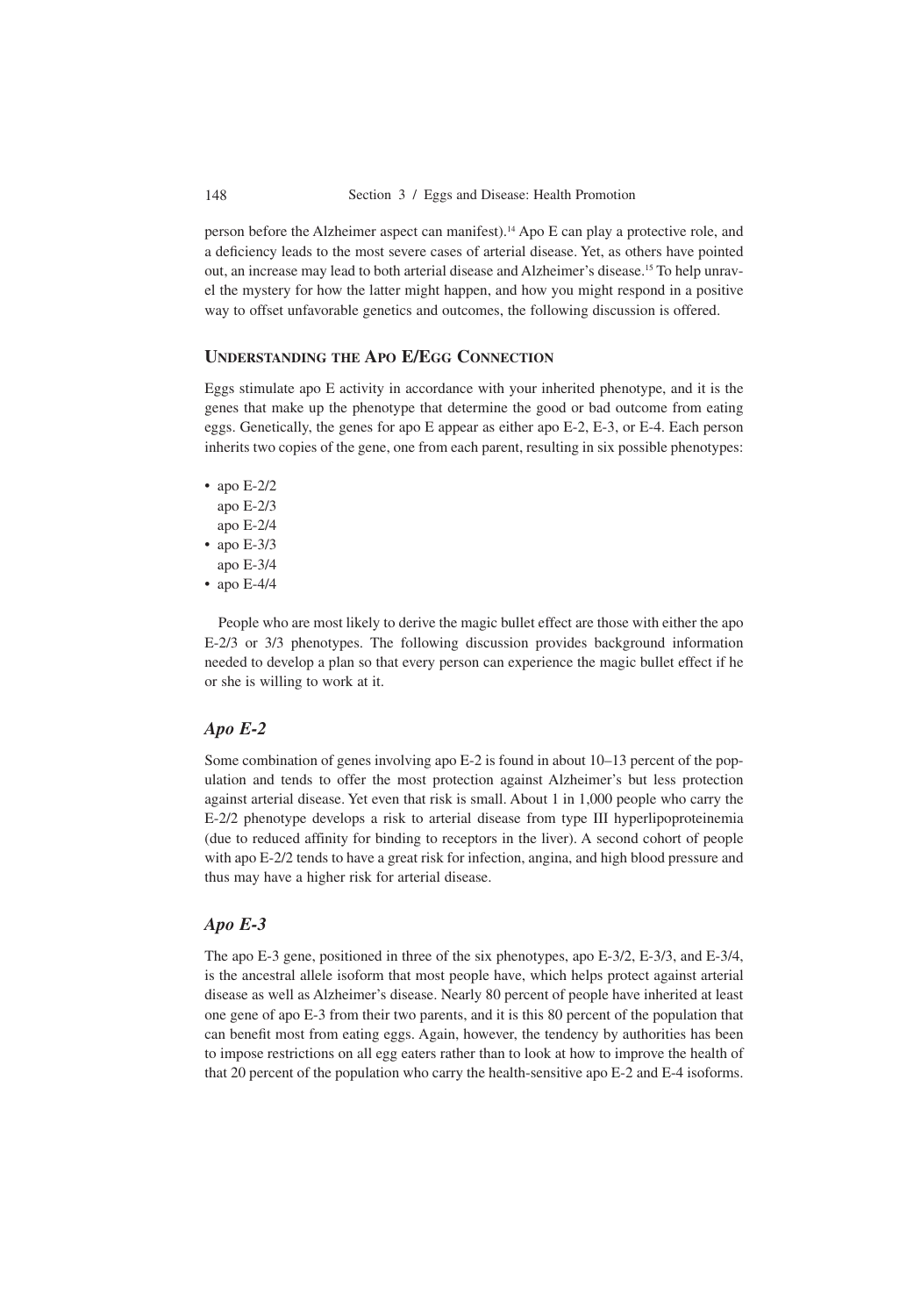person before the Alzheimer aspect can manifest).[14] Apo E can play a protective role, and a deficiency leads to the most severe cases of arterial disease. Yet, as others have pointed out, an increase may lead to both arterial disease and Alzheimer's disease.[15] To help unravel the mystery for how the latter might happen, and how you might respond in a positive way to offset unfavorable genetics and outcomes, the following discussion is offered.

## Understanding the Apo E/Egg Connection

Eggs stimulate apo E activity in accordance with your inherited phenotype, and it is the genes that make up the phenotype that determine the good or bad outcome from eating eggs. Genetically, the genes for apo E appear as either apo E-2, E-3, or E-4. Each person inherits two copies of the gene, one from each parent, resulting in six possible phenotypes:

- apo E-2/2
  apo E-2/3
  apo E-2/4
- apo E-3/3
  apo E-3/4
- apo E-4/4

People who are most likely to derive the magic bullet effect are those with either the apo E-2/3 or 3/3 phenotypes. The following discussion provides background information needed to develop a plan so that every person can experience the magic bullet effect if he or she is willing to work at it.

### *Apo E-2*

Some combination of genes involving apo E-2 is found in about 10–13 percent of the population and tends to offer the most protection against Alzheimer's but less protection against arterial disease. Yet even that risk is small. About 1 in 1,000 people who carry the E-2/2 phenotype develops a risk to arterial disease from type III hyperlipoproteinemia (due to reduced affinity for binding to receptors in the liver). A second cohort of people with apo E-2/2 tends to have a great risk for infection, angina, and high blood pressure and thus may have a higher risk for arterial disease.

### *Apo E-3*

The apo E-3 gene, positioned in three of the six phenotypes, apo E-3/2, E-3/3, and E-3/4, is the ancestral allele isoform that most people have, which helps protect against arterial disease as well as Alzheimer's disease. Nearly 80 percent of people have inherited at least one gene of apo E-3 from their two parents, and it is this 80 percent of the population that can benefit most from eating eggs. Again, however, the tendency by authorities has been to impose restrictions on all egg eaters rather than to look at how to improve the health of that 20 percent of the population who carry the health-sensitive apo E-2 and E-4 isoforms.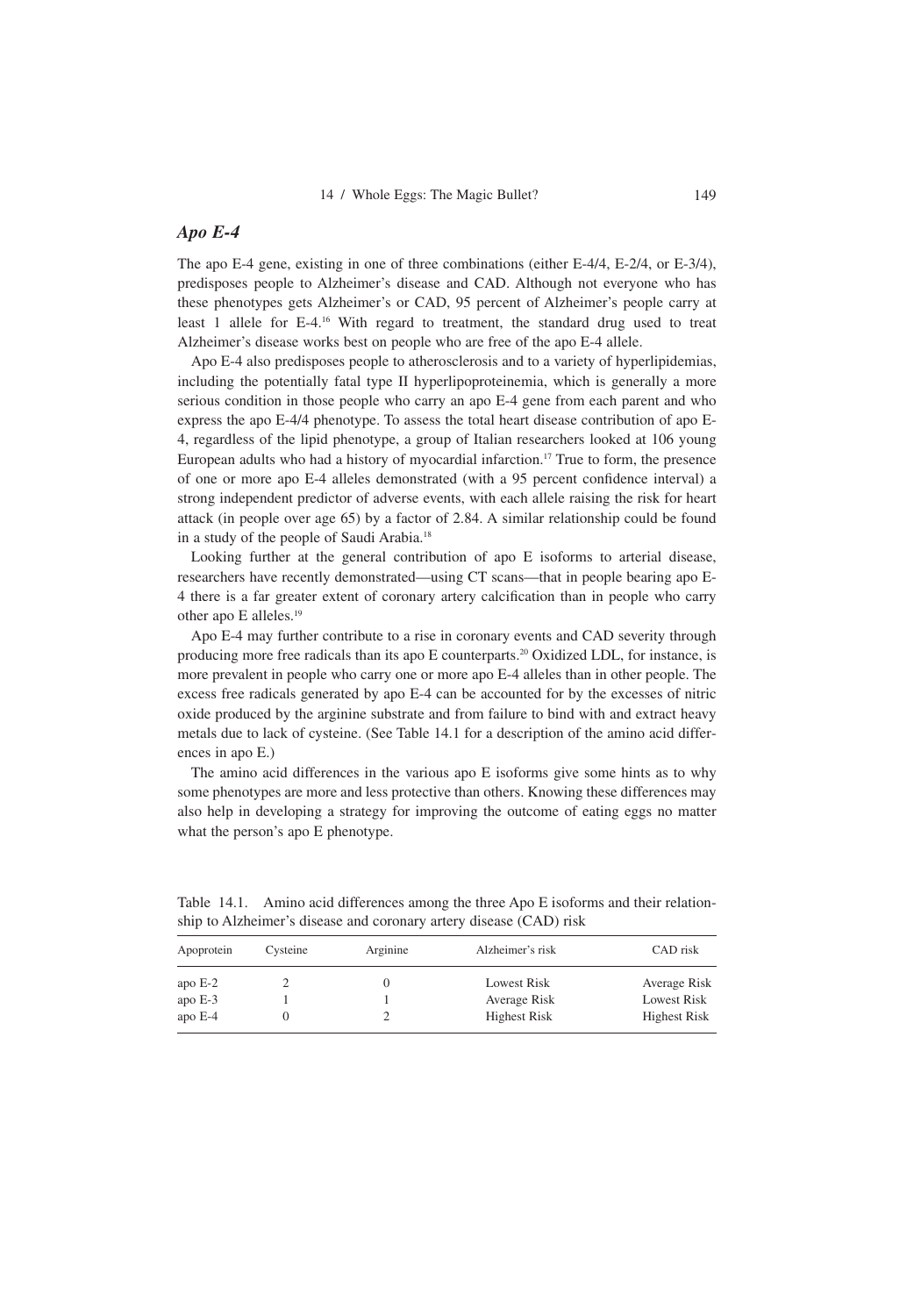## *Apo E-4*

The apo E-4 gene, existing in one of three combinations (either E-4/4, E-2/4, or E-3/4), predisposes people to Alzheimer's disease and CAD. Although not everyone who has these phenotypes gets Alzheimer's or CAD, 95 percent of Alzheimer's people carry at least 1 allele for E-4.[16] With regard to treatment, the standard drug used to treat Alzheimer's disease works best on people who are free of the apo E-4 allele.

Apo E-4 also predisposes people to atherosclerosis and to a variety of hyperlipidemias, including the potentially fatal type II hyperlipoproteinemia, which is generally a more serious condition in those people who carry an apo E-4 gene from each parent and who express the apo E-4/4 phenotype. To assess the total heart disease contribution of apo E-4, regardless of the lipid phenotype, a group of Italian researchers looked at 106 young European adults who had a history of myocardial infarction.[17] True to form, the presence of one or more apo E-4 alleles demonstrated (with a 95 percent confidence interval) a strong independent predictor of adverse events, with each allele raising the risk for heart attack (in people over age 65) by a factor of 2.84. A similar relationship could be found in a study of the people of Saudi Arabia.[18]

Looking further at the general contribution of apo E isoforms to arterial disease, researchers have recently demonstrated—using CT scans—that in people bearing apo E-4 there is a far greater extent of coronary artery calcification than in people who carry other apo E alleles.[19]

Apo E-4 may further contribute to a rise in coronary events and CAD severity through producing more free radicals than its apo E counterparts.[20] Oxidized LDL, for instance, is more prevalent in people who carry one or more apo E-4 alleles than in other people. The excess free radicals generated by apo E-4 can be accounted for by the excesses of nitric oxide produced by the arginine substrate and from failure to bind with and extract heavy metals due to lack of cysteine. (See Table 14.1 for a description of the amino acid differences in apo E.)

The amino acid differences in the various apo E isoforms give some hints as to why some phenotypes are more and less protective than others. Knowing these differences may also help in developing a strategy for improving the outcome of eating eggs no matter what the person's apo E phenotype.

Table 14.1. Amino acid differences among the three Apo E isoforms and their relationship to Alzheimer's disease and coronary artery disease (CAD) risk

| Apoprotein | Cysteine | Arginine | Alzheimer's risk | CAD risk |
|---|---|---|---|---|
| apo E-2 | 2 | 0 | Lowest Risk | Average Risk |
| apo E-3 | 1 | 1 | Average Risk | Lowest Risk |
| apo E-4 | 0 | 2 | Highest Risk | Highest Risk |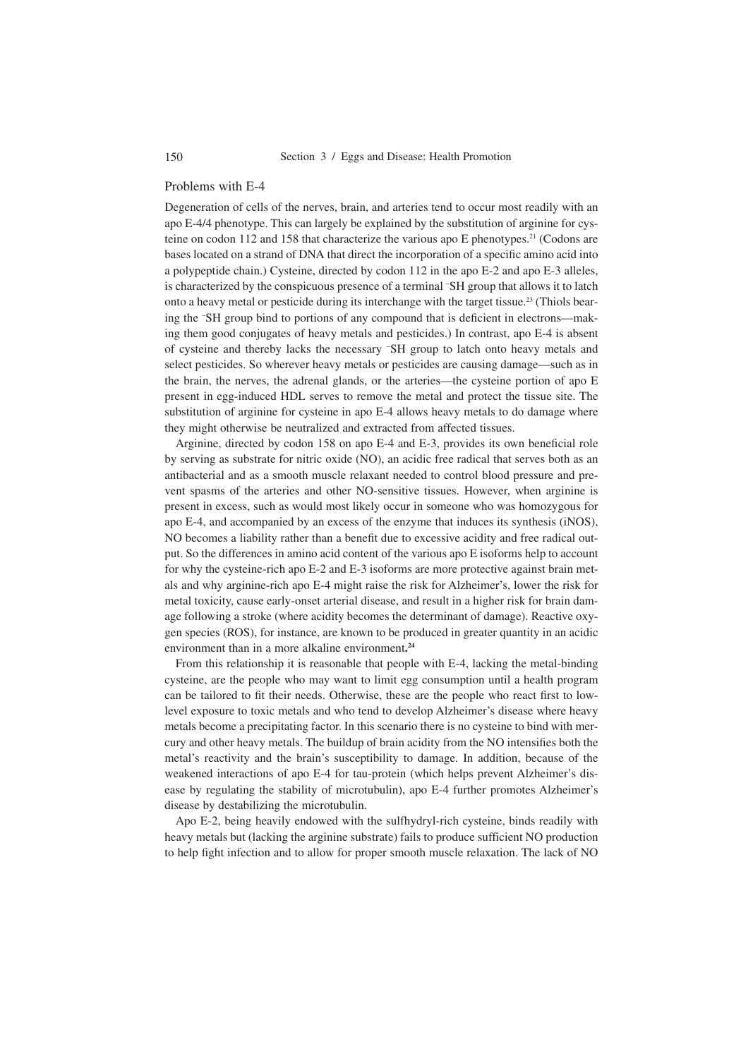## Problems with E-4

Degeneration of cells of the nerves, brain, and arteries tend to occur most readily with an apo E-4/4 phenotype. This can largely be explained by the substitution of arginine for cysteine on codon 112 and 158 that characterize the various apo E phenotypes.[21] (Codons are bases located on a strand of DNA that direct the incorporation of a specific amino acid into a polypeptide chain.) Cysteine, directed by codon 112 in the apo E-2 and apo E-3 alleles, is characterized by the conspicuous presence of a terminal $^{-}$SH group that allows it to latch onto a heavy metal or pesticide during its interchange with the target tissue.[23] (Thiols bearing the $^{-}$SH group bind to portions of any compound that is deficient in electrons—making them good conjugates of heavy metals and pesticides.) In contrast, apo E-4 is absent of cysteine and thereby lacks the necessary $^{-}$SH group to latch onto heavy metals and select pesticides. So wherever heavy metals or pesticides are causing damage—such as in the brain, the nerves, the adrenal glands, or the arteries—the cysteine portion of apo E present in egg-induced HDL serves to remove the metal and protect the tissue site. The substitution of arginine for cysteine in apo E-4 allows heavy metals to do damage where they might otherwise be neutralized and extracted from affected tissues.

Arginine, directed by codon 158 on apo E-4 and E-3, provides its own beneficial role by serving as substrate for nitric oxide (NO), an acidic free radical that serves both as an antibacterial and as a smooth muscle relaxant needed to control blood pressure and prevent spasms of the arteries and other NO-sensitive tissues. However, when arginine is present in excess, such as would most likely occur in someone who was homozygous for apo E-4, and accompanied by an excess of the enzyme that induces its synthesis (iNOS), NO becomes a liability rather than a benefit due to excessive acidity and free radical output. So the differences in amino acid content of the various apo E isoforms help to account for why the cysteine-rich apo E-2 and E-3 isoforms are more protective against brain metals and why arginine-rich apo E-4 might raise the risk for Alzheimer's, lower the risk for metal toxicity, cause early-onset arterial disease, and result in a higher risk for brain damage following a stroke (where acidity becomes the determinant of damage). Reactive oxygen species (ROS), for instance, are known to be produced in greater quantity in an acidic environment than in a more alkaline environment**.**[24]

From this relationship it is reasonable that people with E-4, lacking the metal-binding cysteine, are the people who may want to limit egg consumption until a health program can be tailored to fit their needs. Otherwise, these are the people who react first to low-level exposure to toxic metals and who tend to develop Alzheimer's disease where heavy metals become a precipitating factor. In this scenario there is no cysteine to bind with mercury and other heavy metals. The buildup of brain acidity from the NO intensifies both the metal's reactivity and the brain's susceptibility to damage. In addition, because of the weakened interactions of apo E-4 for tau-protein (which helps prevent Alzheimer's disease by regulating the stability of microtubulin), apo E-4 further promotes Alzheimer's disease by destabilizing the microtubulin.

Apo E-2, being heavily endowed with the sulfhydryl-rich cysteine, binds readily with heavy metals but (lacking the arginine substrate) fails to produce sufficient NO production to help fight infection and to allow for proper smooth muscle relaxation. The lack of NO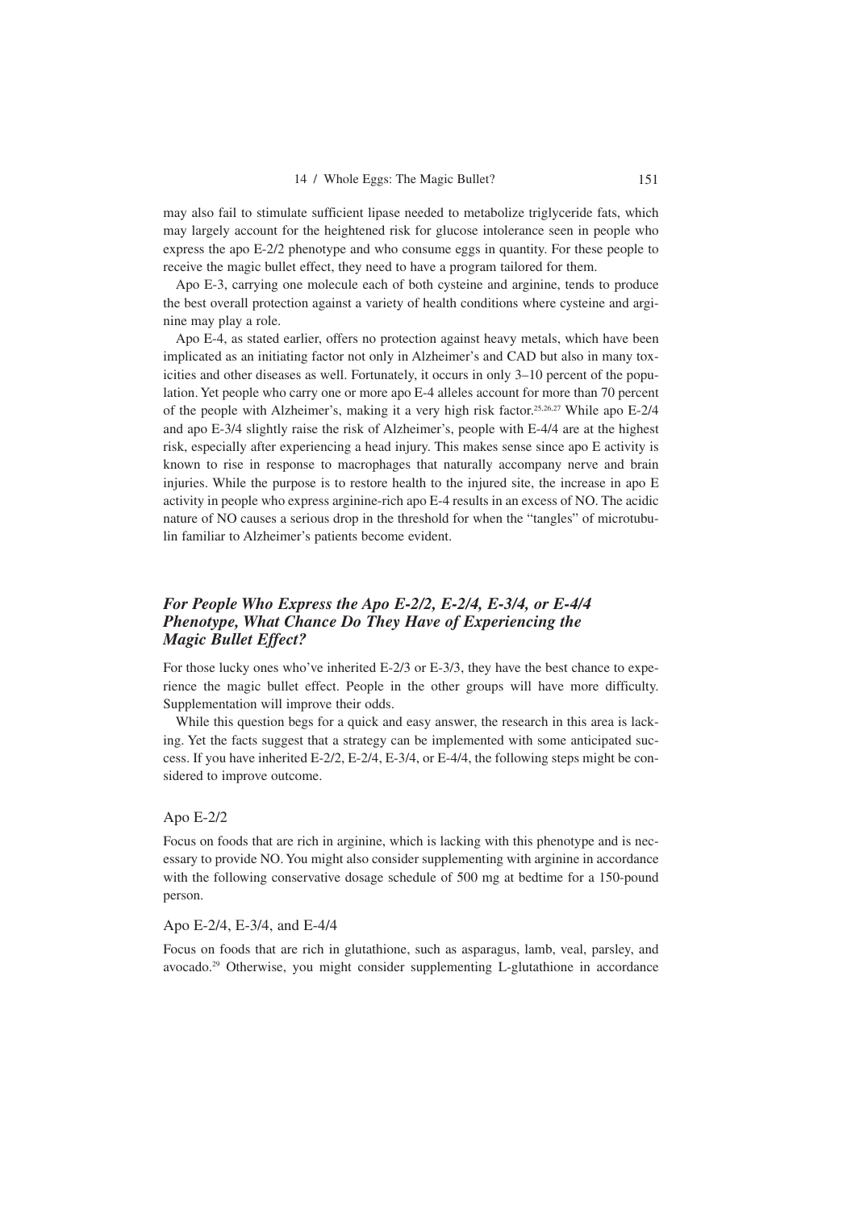may also fail to stimulate sufficient lipase needed to metabolize triglyceride fats, which may largely account for the heightened risk for glucose intolerance seen in people who express the apo E-2/2 phenotype and who consume eggs in quantity. For these people to receive the magic bullet effect, they need to have a program tailored for them.

Apo E-3, carrying one molecule each of both cysteine and arginine, tends to produce the best overall protection against a variety of health conditions where cysteine and arginine may play a role.

Apo E-4, as stated earlier, offers no protection against heavy metals, which have been implicated as an initiating factor not only in Alzheimer's and CAD but also in many toxicities and other diseases as well. Fortunately, it occurs in only 3–10 percent of the population. Yet people who carry one or more apo E-4 alleles account for more than 70 percent of the people with Alzheimer's, making it a very high risk factor.[25,26,27] While apo E-2/4 and apo E-3/4 slightly raise the risk of Alzheimer's, people with E-4/4 are at the highest risk, especially after experiencing a head injury. This makes sense since apo E activity is known to rise in response to macrophages that naturally accompany nerve and brain injuries. While the purpose is to restore health to the injured site, the increase in apo E activity in people who express arginine-rich apo E-4 results in an excess of NO. The acidic nature of NO causes a serious drop in the threshold for when the "tangles" of microtubulin familiar to Alzheimer's patients become evident.

### *For People Who Express the Apo E-2/2, E-2/4, E-3/4, or E-4/4 Phenotype, What Chance Do They Have of Experiencing the Magic Bullet Effect?*

For those lucky ones who've inherited E-2/3 or E-3/3, they have the best chance to experience the magic bullet effect. People in the other groups will have more difficulty. Supplementation will improve their odds.

While this question begs for a quick and easy answer, the research in this area is lacking. Yet the facts suggest that a strategy can be implemented with some anticipated success. If you have inherited E-2/2, E-2/4, E-3/4, or E-4/4, the following steps might be considered to improve outcome.

#### Apo E-2/2

Focus on foods that are rich in arginine, which is lacking with this phenotype and is necessary to provide NO. You might also consider supplementing with arginine in accordance with the following conservative dosage schedule of 500 mg at bedtime for a 150-pound person.

#### Apo E-2/4, E-3/4, and E-4/4

Focus on foods that are rich in glutathione, such as asparagus, lamb, veal, parsley, and avocado.[29] Otherwise, you might consider supplementing L-glutathione in accordance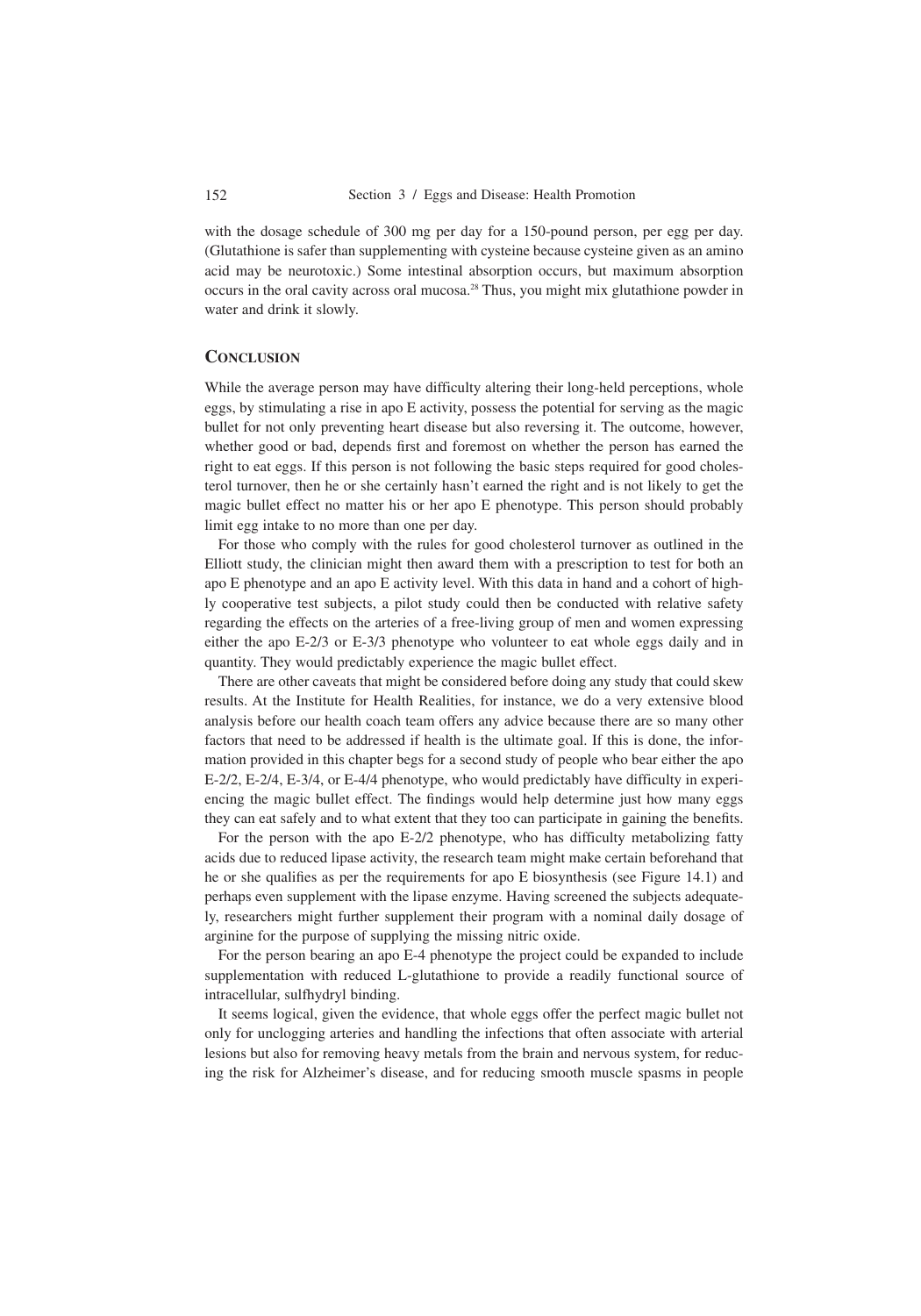with the dosage schedule of 300 mg per day for a 150-pound person, per egg per day. (Glutathione is safer than supplementing with cysteine because cysteine given as an amino acid may be neurotoxic.) Some intestinal absorption occurs, but maximum absorption occurs in the oral cavity across oral mucosa.[28] Thus, you might mix glutathione powder in water and drink it slowly.

## Conclusion

While the average person may have difficulty altering their long-held perceptions, whole eggs, by stimulating a rise in apo E activity, possess the potential for serving as the magic bullet for not only preventing heart disease but also reversing it. The outcome, however, whether good or bad, depends first and foremost on whether the person has earned the right to eat eggs. If this person is not following the basic steps required for good cholesterol turnover, then he or she certainly hasn't earned the right and is not likely to get the magic bullet effect no matter his or her apo E phenotype. This person should probably limit egg intake to no more than one per day.

For those who comply with the rules for good cholesterol turnover as outlined in the Elliott study, the clinician might then award them with a prescription to test for both an apo E phenotype and an apo E activity level. With this data in hand and a cohort of highly cooperative test subjects, a pilot study could then be conducted with relative safety regarding the effects on the arteries of a free-living group of men and women expressing either the apo E-2/3 or E-3/3 phenotype who volunteer to eat whole eggs daily and in quantity. They would predictably experience the magic bullet effect.

There are other caveats that might be considered before doing any study that could skew results. At the Institute for Health Realities, for instance, we do a very extensive blood analysis before our health coach team offers any advice because there are so many other factors that need to be addressed if health is the ultimate goal. If this is done, the information provided in this chapter begs for a second study of people who bear either the apo E-2/2, E-2/4, E-3/4, or E-4/4 phenotype, who would predictably have difficulty in experiencing the magic bullet effect. The findings would help determine just how many eggs they can eat safely and to what extent that they too can participate in gaining the benefits.

For the person with the apo E-2/2 phenotype, who has difficulty metabolizing fatty acids due to reduced lipase activity, the research team might make certain beforehand that he or she qualifies as per the requirements for apo E biosynthesis (see Figure 14.1) and perhaps even supplement with the lipase enzyme. Having screened the subjects adequately, researchers might further supplement their program with a nominal daily dosage of arginine for the purpose of supplying the missing nitric oxide.

For the person bearing an apo E-4 phenotype the project could be expanded to include supplementation with reduced L-glutathione to provide a readily functional source of intracellular, sulfhydryl binding.

It seems logical, given the evidence, that whole eggs offer the perfect magic bullet not only for unclogging arteries and handling the infections that often associate with arterial lesions but also for removing heavy metals from the brain and nervous system, for reducing the risk for Alzheimer's disease, and for reducing smooth muscle spasms in people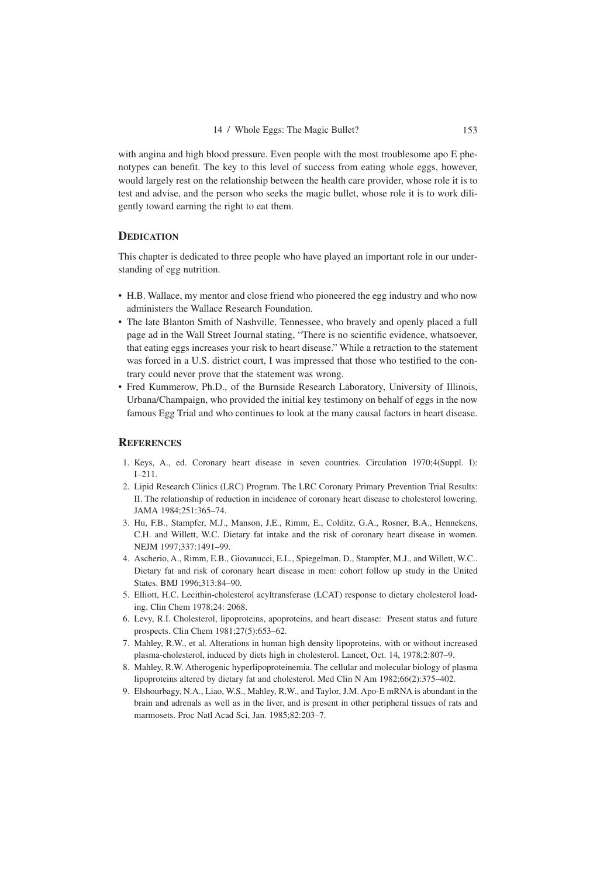with angina and high blood pressure. Even people with the most troublesome apo E phenotypes can benefit. The key to this level of success from eating whole eggs, however, would largely rest on the relationship between the health care provider, whose role it is to test and advise, and the person who seeks the magic bullet, whose role it is to work diligently toward earning the right to eat them.

## Dedication

This chapter is dedicated to three people who have played an important role in our understanding of egg nutrition.

- H.B. Wallace, my mentor and close friend who pioneered the egg industry and who now administers the Wallace Research Foundation.
- The late Blanton Smith of Nashville, Tennessee, who bravely and openly placed a full page ad in the Wall Street Journal stating, "There is no scientific evidence, whatsoever, that eating eggs increases your risk to heart disease." While a retraction to the statement was forced in a U.S. district court, I was impressed that those who testified to the contrary could never prove that the statement was wrong.
- Fred Kummerow, Ph.D., of the Burnside Research Laboratory, University of Illinois, Urbana/Champaign, who provided the initial key testimony on behalf of eggs in the now famous Egg Trial and who continues to look at the many causal factors in heart disease.

## References

1. Keys, A., ed. Coronary heart disease in seven countries. Circulation 1970;4(Suppl. I): I–211.
2. Lipid Research Clinics (LRC) Program. The LRC Coronary Primary Prevention Trial Results: II. The relationship of reduction in incidence of coronary heart disease to cholesterol lowering. JAMA 1984;251:365–74.
3. Hu, F.B., Stampfer, M.J., Manson, J.E., Rimm, E., Colditz, G.A., Rosner, B.A., Hennekens, C.H. and Willett, W.C. Dietary fat intake and the risk of coronary heart disease in women. NEJM 1997;337:1491–99.
4. Ascherio, A., Rimm, E.B., Giovanucci, E.L., Spiegelman, D., Stampfer, M.J., and Willett, W.C.. Dietary fat and risk of coronary heart disease in men: cohort follow up study in the United States. BMJ 1996;313:84–90.
5. Elliott, H.C. Lecithin-cholesterol acyltransferase (LCAT) response to dietary cholesterol loading. Clin Chem 1978;24: 2068.
6. Levy, R.I. Cholesterol, lipoproteins, apoproteins, and heart disease: Present status and future prospects. Clin Chem 1981;27(5):653–62.
7. Mahley, R.W., et al. Alterations in human high density lipoproteins, with or without increased plasma-cholesterol, induced by diets high in cholesterol. Lancet, Oct. 14, 1978;2:807–9.
8. Mahley, R.W. Atherogenic hyperlipoproteinemia. The cellular and molecular biology of plasma lipoproteins altered by dietary fat and cholesterol. Med Clin N Am 1982;66(2):375–402.
9. Elshourbagy, N.A., Liao, W.S., Mahley, R.W., and Taylor, J.M. Apo-E mRNA is abundant in the brain and adrenals as well as in the liver, and is present in other peripheral tissues of rats and marmosets. Proc Natl Acad Sci, Jan. 1985;82:203–7.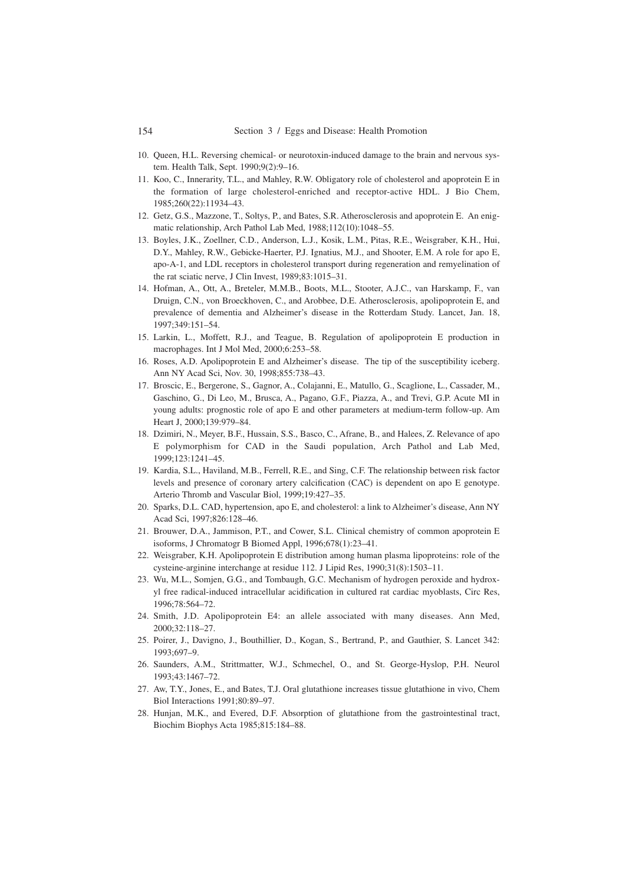10. Queen, H.L. Reversing chemical- or neurotoxin-induced damage to the brain and nervous system. Health Talk, Sept. 1990;9(2):9–16.
11. Koo, C., Innerarity, T.L., and Mahley, R.W. Obligatory role of cholesterol and apoprotein E in the formation of large cholesterol-enriched and receptor-active HDL. J Bio Chem, 1985;260(22):11934–43.
12. Getz, G.S., Mazzone, T., Soltys, P., and Bates, S.R. Atherosclerosis and apoprotein E. An enigmatic relationship, Arch Pathol Lab Med, 1988;112(10):1048–55.
13. Boyles, J.K., Zoellner, C.D., Anderson, L.J., Kosik, L.M., Pitas, R.E., Weisgraber, K.H., Hui, D.Y., Mahley, R.W., Gebicke-Haerter, P.J. Ignatius, M.J., and Shooter, E.M. A role for apo E, apo-A-1, and LDL receptors in cholesterol transport during regeneration and remyelination of the rat sciatic nerve, J Clin Invest, 1989;83:1015–31.
14. Hofman, A., Ott, A., Breteler, M.M.B., Boots, M.L., Slooter, A.J.C., van Harskamp, F., van Druign, C.N., von Broeckhoven, C., and Arobbee, D.E. Atherosclerosis, apolipoprotein E, and prevalence of dementia and Alzheimer's disease in the Rotterdam Study. Lancet, Jan. 18, 1997;349:151–54.
15. Larkin, L., Moffett, R.J., and Teague, B. Regulation of apolipoprotein E production in macrophages. Int J Mol Med, 2000;6:253–58.
16. Roses, A.D. Apolipoprotein E and Alzheimer's disease. The tip of the susceptibility iceberg. Ann NY Acad Sci, Nov. 30, 1998;855:738–43.
17. Broscic, E., Bergerone, S., Gagnor, A., Colajanni, E., Matullo, G., Scaglione, L., Cassader, M., Gaschino, G., Di Leo, M., Brusca, A., Pagano, G.F., Piazza, A., and Trevi, G.P. Acute MI in young adults: prognostic role of apo E and other parameters at medium-term follow-up. Am Heart J, 2000;139:979–84.
18. Dzimiri, N., Meyer, B.F., Hussain, S.S., Basco, C., Afrane, B., and Halees, Z. Relevance of apo E polymorphism for CAD in the Saudi population, Arch Pathol and Lab Med, 1999;123:1241–45.
19. Kardia, S.L., Haviland, M.B., Ferrell, R.E., and Sing, C.F. The relationship between risk factor levels and presence of coronary artery calcification (CAC) is dependent on apo E genotype. Arterio Thromb and Vascular Biol, 1999;19:427–35.
20. Sparks, D.L. CAD, hypertension, apo E, and cholesterol: a link to Alzheimer's disease, Ann NY Acad Sci, 1997;826:128–46.
21. Brouwer, D.A., Jammison, P.T., and Cower, S.L. Clinical chemistry of common apoprotein E isoforms, J Chromatogr B Biomed Appl, 1996;678(1):23–41.
22. Weisgraber, K.H. Apolipoprotein E distribution among human plasma lipoproteins: role of the cysteine-arginine interchange at residue 112. J Lipid Res, 1990;31(8):1503–11.
23. Wu, M.L., Somjen, G.G., and Tombaugh, G.C. Mechanism of hydrogen peroxide and hydroxyl free radical-induced intracellular acidification in cultured rat cardiac myoblasts, Circ Res, 1996;78:564–72.
24. Smith, J.D. Apolipoprotein E4: an allele associated with many diseases. Ann Med, 2000;32:118–27.
25. Poirer, J., Davigno, J., Bouthillier, D., Kogan, S., Bertrand, P., and Gauthier, S. Lancet 342: 1993;697–9.
26. Saunders, A.M., Strittmatter, W.J., Schmechel, O., and St. George-Hyslop, P.H. Neurol 1993;43:1467–72.
27. Aw, T.Y., Jones, E., and Bates, T.J. Oral glutathione increases tissue glutathione in vivo, Chem Biol Interactions 1991;80:89–97.
28. Hunjan, M.K., and Evered, D.F. Absorption of glutathione from the gastrointestinal tract, Biochim Biophys Acta 1985;815:184–88.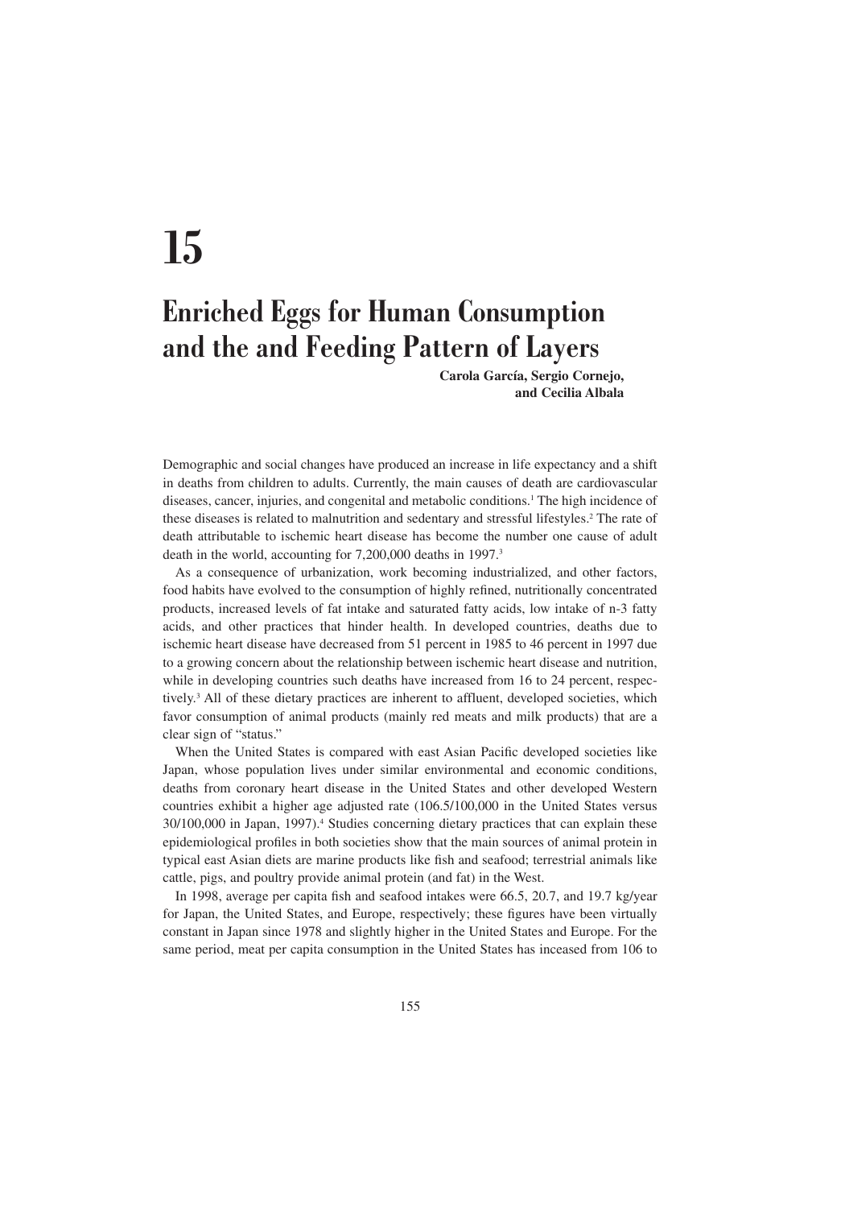# 15

# Enriched Eggs for Human Consumption and the and Feeding Pattern of Layers

**Carola García, Sergio Cornejo, and Cecilia Albala**

Demographic and social changes have produced an increase in life expectancy and a shift in deaths from children to adults. Currently, the main causes of death are cardiovascular diseases, cancer, injuries, and congenital and metabolic conditions.[1] The high incidence of these diseases is related to malnutrition and sedentary and stressful lifestyles.[2] The rate of death attributable to ischemic heart disease has become the number one cause of adult death in the world, accounting for 7,200,000 deaths in 1997.[3]

As a consequence of urbanization, work becoming industrialized, and other factors, food habits have evolved to the consumption of highly refined, nutritionally concentrated products, increased levels of fat intake and saturated fatty acids, low intake of n-3 fatty acids, and other practices that hinder health. In developed countries, deaths due to ischemic heart disease have decreased from 51 percent in 1985 to 46 percent in 1997 due to a growing concern about the relationship between ischemic heart disease and nutrition, while in developing countries such deaths have increased from 16 to 24 percent, respectively.[3] All of these dietary practices are inherent to affluent, developed societies, which favor consumption of animal products (mainly red meats and milk products) that are a clear sign of "status."

When the United States is compared with east Asian Pacific developed societies like Japan, whose population lives under similar environmental and economic conditions, deaths from coronary heart disease in the United States and other developed Western countries exhibit a higher age adjusted rate (106.5/100,000 in the United States versus 30/100,000 in Japan, 1997).[4] Studies concerning dietary practices that can explain these epidemiological profiles in both societies show that the main sources of animal protein in typical east Asian diets are marine products like fish and seafood; terrestrial animals like cattle, pigs, and poultry provide animal protein (and fat) in the West.

In 1998, average per capita fish and seafood intakes were 66.5, 20.7, and 19.7 kg/year for Japan, the United States, and Europe, respectively; these figures have been virtually constant in Japan since 1978 and slightly higher in the United States and Europe. For the same period, meat per capita consumption in the United States has inceased from 106 to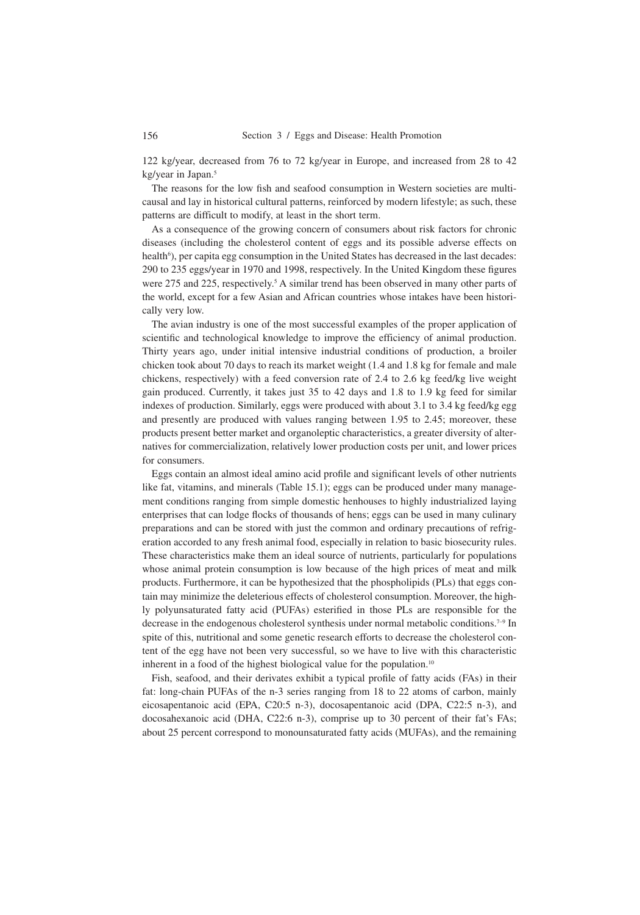122 kg/year, decreased from 76 to 72 kg/year in Europe, and increased from 28 to 42 kg/year in Japan.[5]

The reasons for the low fish and seafood consumption in Western societies are multicausal and lay in historical cultural patterns, reinforced by modern lifestyle; as such, these patterns are difficult to modify, at least in the short term.

As a consequence of the growing concern of consumers about risk factors for chronic diseases (including the cholesterol content of eggs and its possible adverse effects on health[6]), per capita egg consumption in the United States has decreased in the last decades: 290 to 235 eggs/year in 1970 and 1998, respectively. In the United Kingdom these figures were 275 and 225, respectively.[5] A similar trend has been observed in many other parts of the world, except for a few Asian and African countries whose intakes have been historically very low.

The avian industry is one of the most successful examples of the proper application of scientific and technological knowledge to improve the efficiency of animal production. Thirty years ago, under initial intensive industrial conditions of production, a broiler chicken took about 70 days to reach its market weight (1.4 and 1.8 kg for female and male chickens, respectively) with a feed conversion rate of 2.4 to 2.6 kg feed/kg live weight gain produced. Currently, it takes just 35 to 42 days and 1.8 to 1.9 kg feed for similar indexes of production. Similarly, eggs were produced with about 3.1 to 3.4 kg feed/kg egg and presently are produced with values ranging between 1.95 to 2.45; moreover, these products present better market and organoleptic characteristics, a greater diversity of alternatives for commercialization, relatively lower production costs per unit, and lower prices for consumers.

Eggs contain an almost ideal amino acid profile and significant levels of other nutrients like fat, vitamins, and minerals (Table 15.1); eggs can be produced under many management conditions ranging from simple domestic henhouses to highly industrialized laying enterprises that can lodge flocks of thousands of hens; eggs can be used in many culinary preparations and can be stored with just the common and ordinary precautions of refrigeration accorded to any fresh animal food, especially in relation to basic biosecurity rules. These characteristics make them an ideal source of nutrients, particularly for populations whose animal protein consumption is low because of the high prices of meat and milk products. Furthermore, it can be hypothesized that the phospholipids (PLs) that eggs contain may minimize the deleterious effects of cholesterol consumption. Moreover, the highly polyunsaturated fatty acid (PUFAs) esterified in those PLs are responsible for the decrease in the endogenous cholesterol synthesis under normal metabolic conditions.[7–9] In spite of this, nutritional and some genetic research efforts to decrease the cholesterol content of the egg have not been very successful, so we have to live with this characteristic inherent in a food of the highest biological value for the population.[10]

Fish, seafood, and their derivates exhibit a typical profile of fatty acids (FAs) in their fat: long-chain PUFAs of the n-3 series ranging from 18 to 22 atoms of carbon, mainly eicosapentanoic acid (EPA, C20:5 n-3), docosapentanoic acid (DPA, C22:5 n-3), and docosahexanoic acid (DHA, C22:6 n-3), comprise up to 30 percent of their fat's FAs; about 25 percent correspond to monounsaturated fatty acids (MUFAs), and the remaining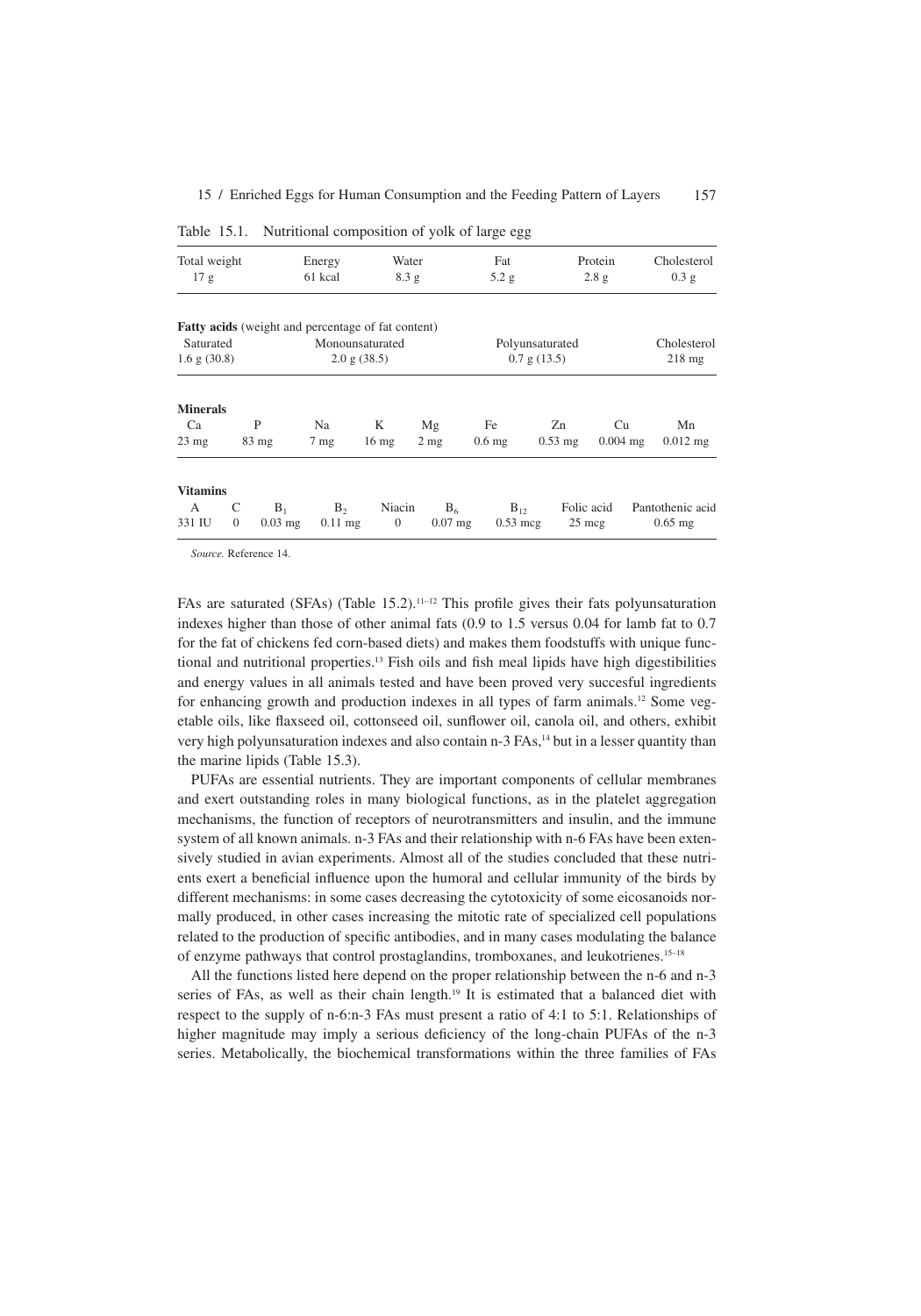Table 15.1. Nutritional composition of yolk of large egg

| Total weight | Energy | Water | Fat | Protein | Cholesterol |
|---|---|---|---|---|---|
| 17 g | 61 kcal | 8.3 g | 5.2 g | 2.8 g | 0.3 g |

**Fatty acids** (weight and percentage of fat content)

| Saturated | Monounsaturated | Polyunsaturated | Cholesterol |
|---|---|---|---|
| 1.6 g (30.8) | 2.0 g (38.5) | 0.7 g (13.5) | 218 mg |

**Minerals**

| Ca | P | Na | K | Mg | Fe | Zn | Cu | Mn |
|---|---|---|---|---|---|---|---|---|
| 23 mg | 83 mg | 7 mg | 16 mg | 2 mg | 0.6 mg | 0.53 mg | 0.004 mg | 0.012 mg |

**Vitamins**

| A | C | $B_1$ | $B_2$ | Niacin | $B_6$ | $B_{12}$ | Folic acid | Pantothenic acid |
|---|---|---|---|---|---|---|---|---|
| 331 IU | 0 | 0.03 mg | 0.11 mg | 0 | 0.07 mg | 0.53 mcg | 25 mcg | 0.65 mg |

*Source.* Reference 14.

FAs are saturated (SFAs) (Table 15.2).[11–12] This profile gives their fats polyunsaturation indexes higher than those of other animal fats (0.9 to 1.5 versus 0.04 for lamb fat to 0.7 for the fat of chickens fed corn-based diets) and makes them foodstuffs with unique functional and nutritional properties.[13] Fish oils and fish meal lipids have high digestibilities and energy values in all animals tested and have been proved very succesful ingredients for enhancing growth and production indexes in all types of farm animals.[12] Some vegetable oils, like flaxseed oil, cottonseed oil, sunflower oil, canola oil, and others, exhibit very high polyunsaturation indexes and also contain n-3 FAs,[14] but in a lesser quantity than the marine lipids (Table 15.3).

PUFAs are essential nutrients. They are important components of cellular membranes and exert outstanding roles in many biological functions, as in the platelet aggregation mechanisms, the function of receptors of neurotransmitters and insulin, and the immune system of all known animals. n-3 FAs and their relationship with n-6 FAs have been extensively studied in avian experiments. Almost all of the studies concluded that these nutrients exert a beneficial influence upon the humoral and cellular immunity of the birds by different mechanisms: in some cases decreasing the cytotoxicity of some eicosanoids normally produced, in other cases increasing the mitotic rate of specialized cell populations related to the production of specific antibodies, and in many cases modulating the balance of enzyme pathways that control prostaglandins, tromboxanes, and leukotrienes.[15–18]

All the functions listed here depend on the proper relationship between the n-6 and n-3 series of FAs, as well as their chain length.[19] It is estimated that a balanced diet with respect to the supply of n-6:n-3 FAs must present a ratio of 4:1 to 5:1. Relationships of higher magnitude may imply a serious deficiency of the long-chain PUFAs of the n-3 series. Metabolically, the biochemical transformations within the three families of FAs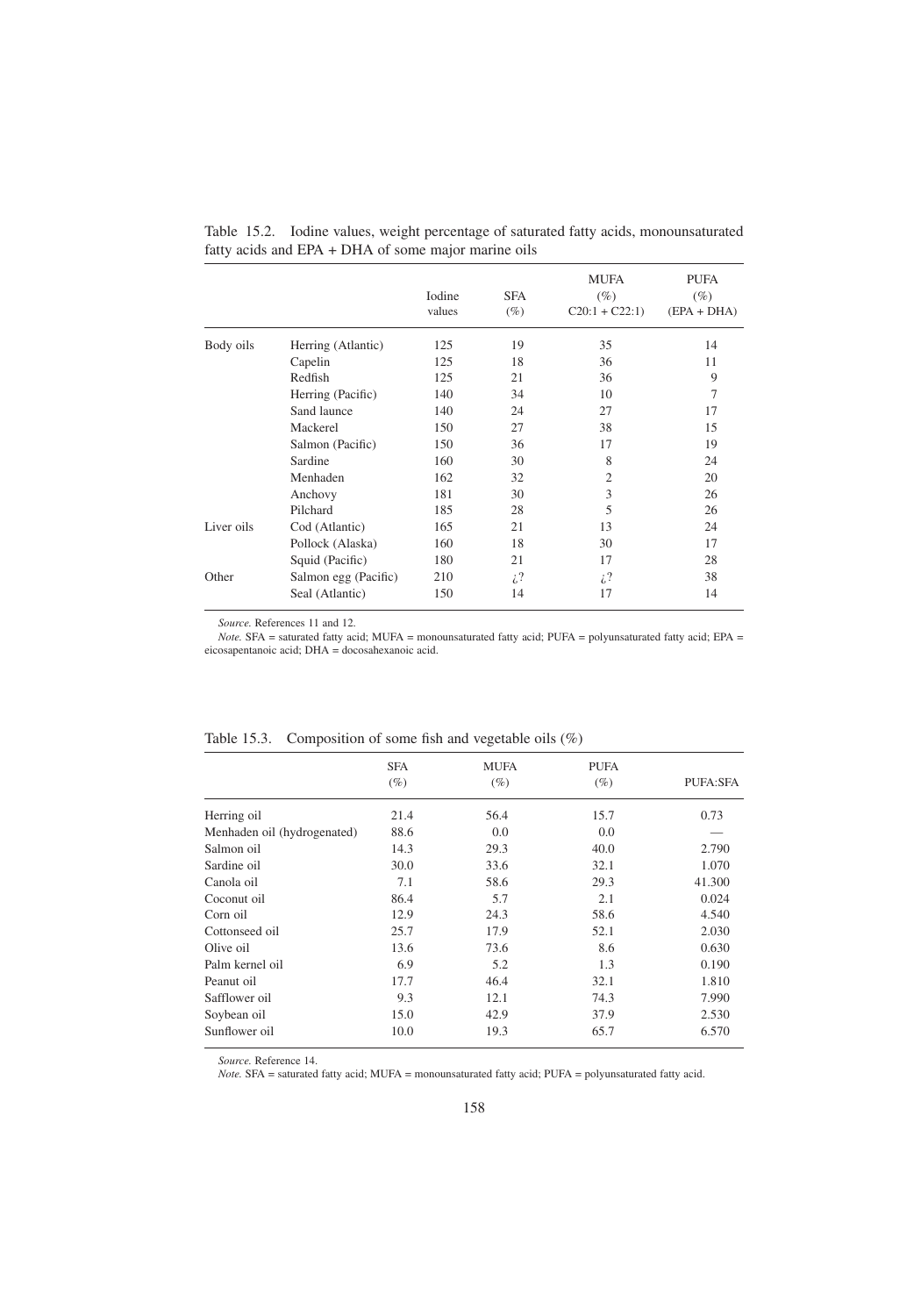Table 15.2. Iodine values, weight percentage of saturated fatty acids, monounsaturated fatty acids and EPA + DHA of some major marine oils

| | | Iodine values | SFA (%) | MUFA (%) C20:1 + C22:1) | PUFA (%) (EPA + DHA) |
|---|---|---|---|---|---|
| Body oils | Herring (Atlantic) | 125 | 19 | 35 | 14 |
| | Capelin | 125 | 18 | 36 | 11 |
| | Redfish | 125 | 21 | 36 | 9 |
| | Herring (Pacific) | 140 | 34 | 10 | 7 |
| | Sand launce | 140 | 24 | 27 | 17 |
| | Mackerel | 150 | 27 | 38 | 15 |
| | Salmon (Pacific) | 150 | 36 | 17 | 19 |
| | Sardine | 160 | 30 | 8 | 24 |
| | Menhaden | 162 | 32 | 2 | 20 |
| | Anchovy | 181 | 30 | 3 | 26 |
| | Pilchard | 185 | 28 | 5 | 26 |
| Liver oils | Cod (Atlantic) | 165 | 21 | 13 | 24 |
| | Pollock (Alaska) | 160 | 18 | 30 | 17 |
| | Squid (Pacific) | 180 | 21 | 17 | 28 |
| Other | Salmon egg (Pacific) | 210 | ¿? | ¿? | 38 |
| | Seal (Atlantic) | 150 | 14 | 17 | 14 |

*Source.* References 11 and 12.
*Note.* SFA = saturated fatty acid; MUFA = monounsaturated fatty acid; PUFA = polyunsaturated fatty acid; EPA = eicosapentanoic acid; DHA = docosahexanoic acid.

Table 15.3. Composition of some fish and vegetable oils (%)

| | SFA (%) | MUFA (%) | PUFA (%) | PUFA:SFA |
|---|---|---|---|---|
| Herring oil | 21.4 | 56.4 | 15.7 | 0.73 |
| Menhaden oil (hydrogenated) | 88.6 | 0.0 | 0.0 | — |
| Salmon oil | 14.3 | 29.3 | 40.0 | 2.790 |
| Sardine oil | 30.0 | 33.6 | 32.1 | 1.070 |
| Canola oil | 7.1 | 58.6 | 29.3 | 41.300 |
| Coconut oil | 86.4 | 5.7 | 2.1 | 0.024 |
| Corn oil | 12.9 | 24.3 | 58.6 | 4.540 |
| Cottonseed oil | 25.7 | 17.9 | 52.1 | 2.030 |
| Olive oil | 13.6 | 73.6 | 8.6 | 0.630 |
| Palm kernel oil | 6.9 | 5.2 | 1.3 | 0.190 |
| Peanut oil | 17.7 | 46.4 | 32.1 | 1.810 |
| Safflower oil | 9.3 | 12.1 | 74.3 | 7.990 |
| Soybean oil | 15.0 | 42.9 | 37.9 | 2.530 |
| Sunflower oil | 10.0 | 19.3 | 65.7 | 6.570 |

*Source.* Reference 14.
*Note.* SFA = saturated fatty acid; MUFA = monounsaturated fatty acid; PUFA = polyunsaturated fatty acid.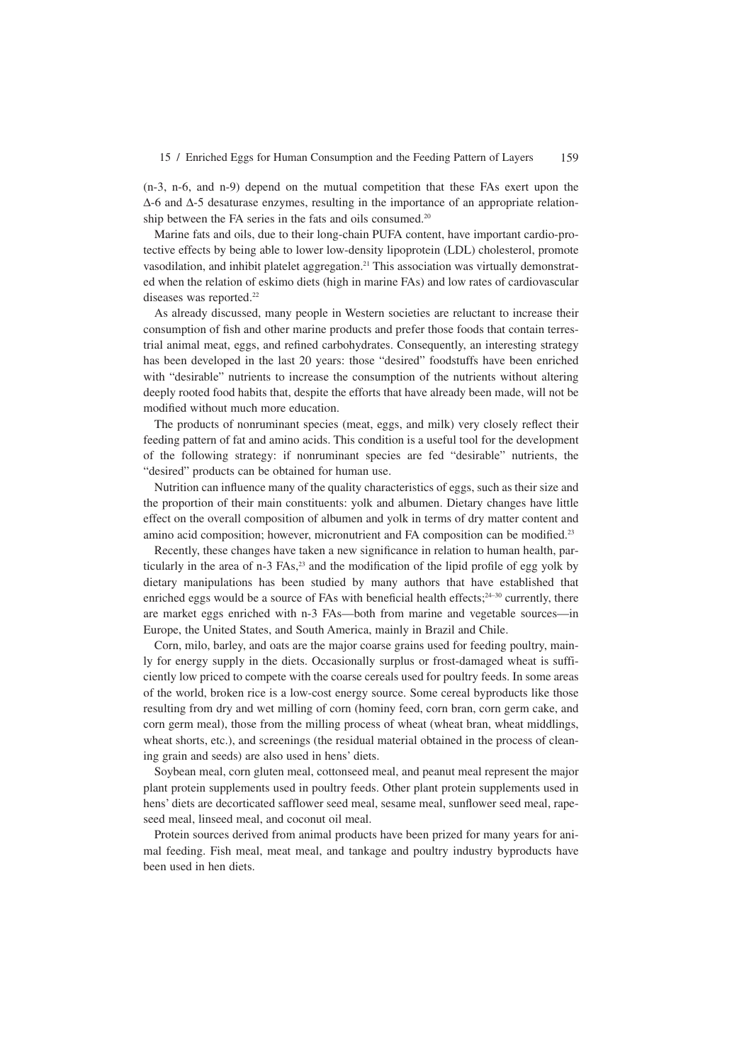(n-3, n-6, and n-9) depend on the mutual competition that these FAs exert upon the Δ-6 and Δ-5 desaturase enzymes, resulting in the importance of an appropriate relationship between the FA series in the fats and oils consumed.[20]

Marine fats and oils, due to their long-chain PUFA content, have important cardio-protective effects by being able to lower low-density lipoprotein (LDL) cholesterol, promote vasodilation, and inhibit platelet aggregation.[21] This association was virtually demonstrated when the relation of eskimo diets (high in marine FAs) and low rates of cardiovascular diseases was reported.[22]

As already discussed, many people in Western societies are reluctant to increase their consumption of fish and other marine products and prefer those foods that contain terrestrial animal meat, eggs, and refined carbohydrates. Consequently, an interesting strategy has been developed in the last 20 years: those "desired" foodstuffs have been enriched with "desirable" nutrients to increase the consumption of the nutrients without altering deeply rooted food habits that, despite the efforts that have already been made, will not be modified without much more education.

The products of nonruminant species (meat, eggs, and milk) very closely reflect their feeding pattern of fat and amino acids. This condition is a useful tool for the development of the following strategy: if nonruminant species are fed "desirable" nutrients, the "desired" products can be obtained for human use.

Nutrition can influence many of the quality characteristics of eggs, such as their size and the proportion of their main constituents: yolk and albumen. Dietary changes have little effect on the overall composition of albumen and yolk in terms of dry matter content and amino acid composition; however, micronutrient and FA composition can be modified.[23]

Recently, these changes have taken a new significance in relation to human health, particularly in the area of n-3 FAs,[23] and the modification of the lipid profile of egg yolk by dietary manipulations has been studied by many authors that have established that enriched eggs would be a source of FAs with beneficial health effects;[24–30] currently, there are market eggs enriched with n-3 FAs—both from marine and vegetable sources—in Europe, the United States, and South America, mainly in Brazil and Chile.

Corn, milo, barley, and oats are the major coarse grains used for feeding poultry, mainly for energy supply in the diets. Occasionally surplus or frost-damaged wheat is sufficiently low priced to compete with the coarse cereals used for poultry feeds. In some areas of the world, broken rice is a low-cost energy source. Some cereal byproducts like those resulting from dry and wet milling of corn (hominy feed, corn bran, corn germ cake, and corn germ meal), those from the milling process of wheat (wheat bran, wheat middlings, wheat shorts, etc.), and screenings (the residual material obtained in the process of cleaning grain and seeds) are also used in hens' diets.

Soybean meal, corn gluten meal, cottonseed meal, and peanut meal represent the major plant protein supplements used in poultry feeds. Other plant protein supplements used in hens' diets are decorticated safflower seed meal, sesame meal, sunflower seed meal, rapeseed meal, linseed meal, and coconut oil meal.

Protein sources derived from animal products have been prized for many years for animal feeding. Fish meal, meat meal, and tankage and poultry industry byproducts have been used in hen diets.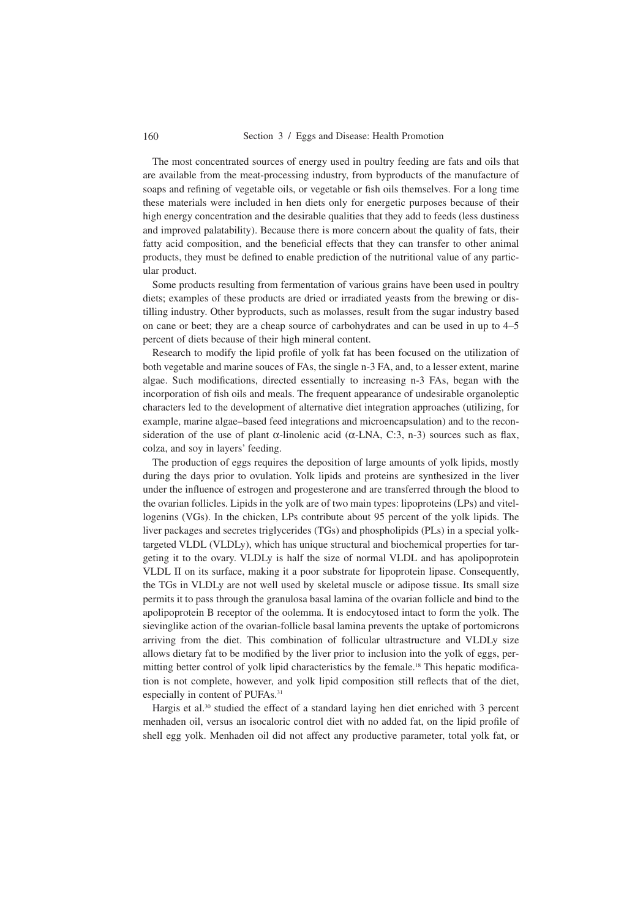The most concentrated sources of energy used in poultry feeding are fats and oils that are available from the meat-processing industry, from byproducts of the manufacture of soaps and refining of vegetable oils, or vegetable or fish oils themselves. For a long time these materials were included in hen diets only for energetic purposes because of their high energy concentration and the desirable qualities that they add to feeds (less dustiness and improved palatability). Because there is more concern about the quality of fats, their fatty acid composition, and the beneficial effects that they can transfer to other animal products, they must be defined to enable prediction of the nutritional value of any particular product.

Some products resulting from fermentation of various grains have been used in poultry diets; examples of these products are dried or irradiated yeasts from the brewing or distilling industry. Other byproducts, such as molasses, result from the sugar industry based on cane or beet; they are a cheap source of carbohydrates and can be used in up to 4–5 percent of diets because of their high mineral content.

Research to modify the lipid profile of yolk fat has been focused on the utilization of both vegetable and marine souces of FAs, the single n-3 FA, and, to a lesser extent, marine algae. Such modifications, directed essentially to increasing n-3 FAs, began with the incorporation of fish oils and meals. The frequent appearance of undesirable organoleptic characters led to the development of alternative diet integration approaches (utilizing, for example, marine algae–based feed integrations and microencapsulation) and to the reconsideration of the use of plant α-linolenic acid (α-LNA, C:3, n-3) sources such as flax, colza, and soy in layers' feeding.

The production of eggs requires the deposition of large amounts of yolk lipids, mostly during the days prior to ovulation. Yolk lipids and proteins are synthesized in the liver under the influence of estrogen and progesterone and are transferred through the blood to the ovarian follicles. Lipids in the yolk are of two main types: lipoproteins (LPs) and vitellogenins (VGs). In the chicken, LPs contribute about 95 percent of the yolk lipids. The liver packages and secretes triglycerides (TGs) and phospholipids (PLs) in a special yolk-targeted VLDL (VLDLy), which has unique structural and biochemical properties for targeting it to the ovary. VLDLy is half the size of normal VLDL and has apolipoprotein VLDL II on its surface, making it a poor substrate for lipoprotein lipase. Consequently, the TGs in VLDLy are not well used by skeletal muscle or adipose tissue. Its small size permits it to pass through the granulosa basal lamina of the ovarian follicle and bind to the apolipoprotein B receptor of the oolemma. It is endocytosed intact to form the yolk. The sievinglike action of the ovarian-follicle basal lamina prevents the uptake of portomicrons arriving from the diet. This combination of follicular ultrastructure and VLDLy size allows dietary fat to be modified by the liver prior to inclusion into the yolk of eggs, permitting better control of yolk lipid characteristics by the female.[18] This hepatic modification is not complete, however, and yolk lipid composition still reflects that of the diet, especially in content of PUFAs.[31]

Hargis et al.[30] studied the effect of a standard laying hen diet enriched with 3 percent menhaden oil, versus an isocaloric control diet with no added fat, on the lipid profile of shell egg yolk. Menhaden oil did not affect any productive parameter, total yolk fat, or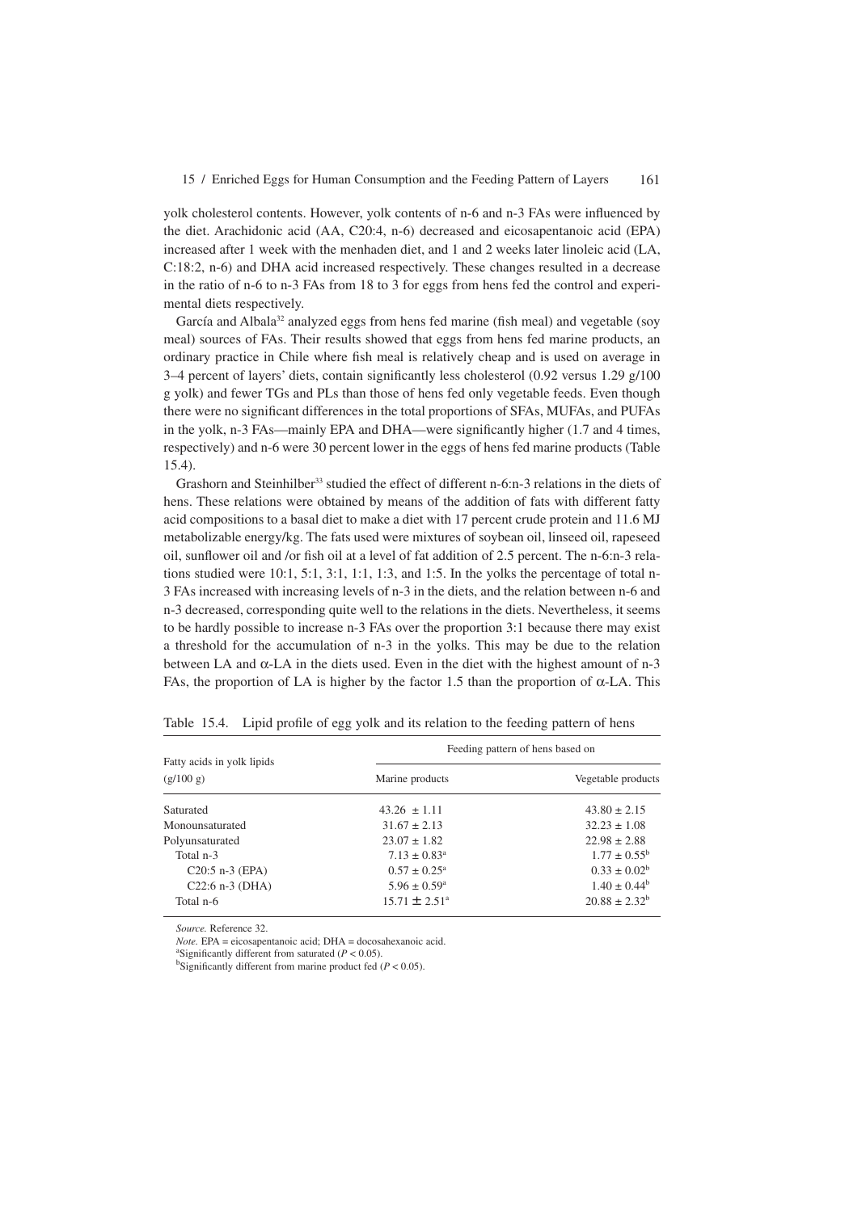yolk cholesterol contents. However, yolk contents of n-6 and n-3 FAs were influenced by the diet. Arachidonic acid (AA, C20:4, n-6) decreased and eicosapentanoic acid (EPA) increased after 1 week with the menhaden diet, and 1 and 2 weeks later linoleic acid (LA, C:18:2, n-6) and DHA acid increased respectively. These changes resulted in a decrease in the ratio of n-6 to n-3 FAs from 18 to 3 for eggs from hens fed the control and experimental diets respectively.

García and Albala[32] analyzed eggs from hens fed marine (fish meal) and vegetable (soy meal) sources of FAs. Their results showed that eggs from hens fed marine products, an ordinary practice in Chile where fish meal is relatively cheap and is used on average in 3–4 percent of layers' diets, contain significantly less cholesterol (0.92 versus 1.29 g/100 g yolk) and fewer TGs and PLs than those of hens fed only vegetable feeds. Even though there were no significant differences in the total proportions of SFAs, MUFAs, and PUFAs in the yolk, n-3 FAs—mainly EPA and DHA—were significantly higher (1.7 and 4 times, respectively) and n-6 were 30 percent lower in the eggs of hens fed marine products (Table 15.4).

Grashorn and Steinhilber[33] studied the effect of different n-6:n-3 relations in the diets of hens. These relations were obtained by means of the addition of fats with different fatty acid compositions to a basal diet to make a diet with 17 percent crude protein and 11.6 MJ metabolizable energy/kg. The fats used were mixtures of soybean oil, linseed oil, rapeseed oil, sunflower oil and /or fish oil at a level of fat addition of 2.5 percent. The n-6:n-3 relations studied were 10:1, 5:1, 3:1, 1:1, 1:3, and 1:5. In the yolks the percentage of total n-3 FAs increased with increasing levels of n-3 in the diets, and the relation between n-6 and n-3 decreased, corresponding quite well to the relations in the diets. Nevertheless, it seems to be hardly possible to increase n-3 FAs over the proportion 3:1 because there may exist a threshold for the accumulation of n-3 in the yolks. This may be due to the relation between LA and α-LA in the diets used. Even in the diet with the highest amount of n-3 FAs, the proportion of LA is higher by the factor 1.5 than the proportion of α-LA. This

Table 15.4. Lipid profile of egg yolk and its relation to the feeding pattern of hens

| Fatty acids in yolk lipids (g/100 g) | Feeding pattern of hens based on | |
|---|---|---|
| | Marine products | Vegetable products |
| Saturated | 43.26 ± 1.11 | 43.80 ± 2.15 |
| Monounsaturated | 31.67 ± 2.13 | 32.23 ± 1.08 |
| Polyunsaturated | 23.07 ± 1.82 | 22.98 ± 2.88 |
| Total n-3 | 7.13 ± 0.83[a] | 1.77 ± 0.55[b] |
| C20:5 n-3 (EPA) | 0.57 ± 0.25[a] | 0.33 ± 0.02[b] |
| C22:6 n-3 (DHA) | 5.96 ± 0.59[a] | 1.40 ± 0.44[b] |
| Total n-6 | 15.71 ± 2.51[a] | 20.88 ± 2.32[b] |

*Source.* Reference 32.

*Note.* EPA = eicosapentanoic acid; DHA = docosahexanoic acid.

[a]Significantly different from saturated ($P < 0.05$).

[b]Significantly different from marine product fed ($P < 0.05$).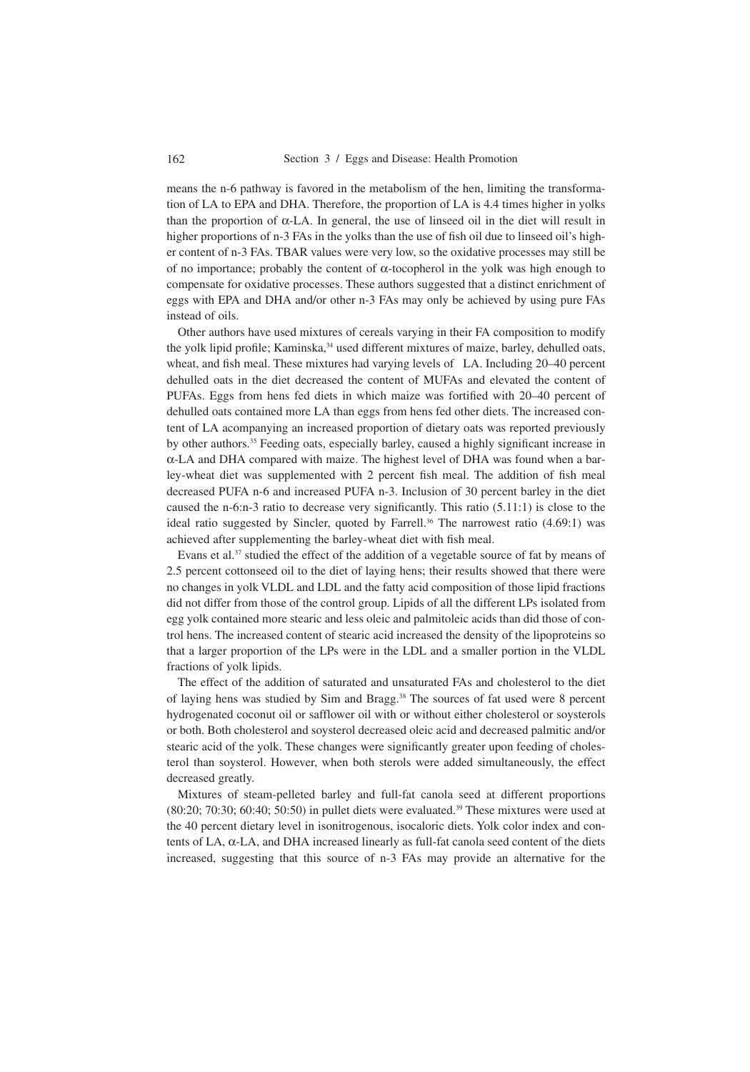means the n-6 pathway is favored in the metabolism of the hen, limiting the transformation of LA to EPA and DHA. Therefore, the proportion of LA is 4.4 times higher in yolks than the proportion of α-LA. In general, the use of linseed oil in the diet will result in higher proportions of n-3 FAs in the yolks than the use of fish oil due to linseed oil's higher content of n-3 FAs. TBAR values were very low, so the oxidative processes may still be of no importance; probably the content of α-tocopherol in the yolk was high enough to compensate for oxidative processes. These authors suggested that a distinct enrichment of eggs with EPA and DHA and/or other n-3 FAs may only be achieved by using pure FAs instead of oils.

Other authors have used mixtures of cereals varying in their FA composition to modify the yolk lipid profile; Kaminska,[34] used different mixtures of maize, barley, dehulled oats, wheat, and fish meal. These mixtures had varying levels of LA. Including 20–40 percent dehulled oats in the diet decreased the content of MUFAs and elevated the content of PUFAs. Eggs from hens fed diets in which maize was fortified with 20–40 percent of dehulled oats contained more LA than eggs from hens fed other diets. The increased content of LA acompanying an increased proportion of dietary oats was reported previously by other authors.[35] Feeding oats, especially barley, caused a highly significant increase in α-LA and DHA compared with maize. The highest level of DHA was found when a barley-wheat diet was supplemented with 2 percent fish meal. The addition of fish meal decreased PUFA n-6 and increased PUFA n-3. Inclusion of 30 percent barley in the diet caused the n-6:n-3 ratio to decrease very significantly. This ratio (5.11:1) is close to the ideal ratio suggested by Sincler, quoted by Farrell.[36] The narrowest ratio (4.69:1) was achieved after supplementing the barley-wheat diet with fish meal.

Evans et al.[37] studied the effect of the addition of a vegetable source of fat by means of 2.5 percent cottonseed oil to the diet of laying hens; their results showed that there were no changes in yolk VLDL and LDL and the fatty acid composition of those lipid fractions did not differ from those of the control group. Lipids of all the different LPs isolated from egg yolk contained more stearic and less oleic and palmitoleic acids than did those of control hens. The increased content of stearic acid increased the density of the lipoproteins so that a larger proportion of the LPs were in the LDL and a smaller portion in the VLDL fractions of yolk lipids.

The effect of the addition of saturated and unsaturated FAs and cholesterol to the diet of laying hens was studied by Sim and Bragg.[38] The sources of fat used were 8 percent hydrogenated coconut oil or safflower oil with or without either cholesterol or soysterols or both. Both cholesterol and soysterol decreased oleic acid and decreased palmitic and/or stearic acid of the yolk. These changes were significantly greater upon feeding of cholesterol than soysterol. However, when both sterols were added simultaneously, the effect decreased greatly.

Mixtures of steam-pelleted barley and full-fat canola seed at different proportions (80:20; 70:30; 60:40; 50:50) in pullet diets were evaluated.[39] These mixtures were used at the 40 percent dietary level in isonitrogenous, isocaloric diets. Yolk color index and contents of LA, α-LA, and DHA increased linearly as full-fat canola seed content of the diets increased, suggesting that this source of n-3 FAs may provide an alternative for the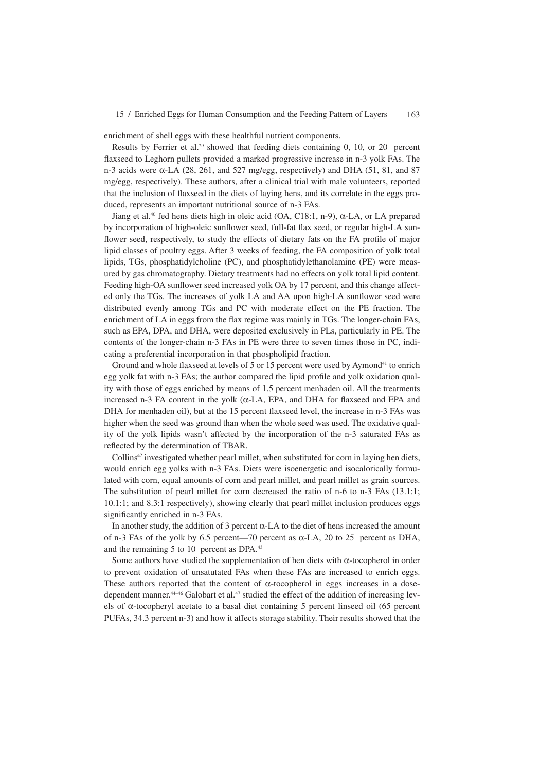enrichment of shell eggs with these healthful nutrient components.

Results by Ferrier et al.[29] showed that feeding diets containing 0, 10, or 20 percent flaxseed to Leghorn pullets provided a marked progressive increase in n-3 yolk FAs. The n-3 acids were α-LA (28, 261, and 527 mg/egg, respectively) and DHA (51, 81, and 87 mg/egg, respectively). These authors, after a clinical trial with male volunteers, reported that the inclusion of flaxseed in the diets of laying hens, and its correlate in the eggs produced, represents an important nutritional source of n-3 FAs.

Jiang et al.[40] fed hens diets high in oleic acid (OA, C18:1, n-9), α-LA, or LA prepared by incorporation of high-oleic sunflower seed, full-fat flax seed, or regular high-LA sunflower seed, respectively, to study the effects of dietary fats on the FA profile of major lipid classes of poultry eggs. After 3 weeks of feeding, the FA composition of yolk total lipids, TGs, phosphatidylcholine (PC), and phosphatidylethanolamine (PE) were measured by gas chromatography. Dietary treatments had no effects on yolk total lipid content. Feeding high-OA sunflower seed increased yolk OA by 17 percent, and this change affected only the TGs. The increases of yolk LA and AA upon high-LA sunflower seed were distributed evenly among TGs and PC with moderate effect on the PE fraction. The enrichment of LA in eggs from the flax regime was mainly in TGs. The longer-chain FAs, such as EPA, DPA, and DHA, were deposited exclusively in PLs, particularly in PE. The contents of the longer-chain n-3 FAs in PE were three to seven times those in PC, indicating a preferential incorporation in that phospholipid fraction.

Ground and whole flaxseed at levels of 5 or 15 percent were used by Aymond[41] to enrich egg yolk fat with n-3 FAs; the author compared the lipid profile and yolk oxidation quality with those of eggs enriched by means of 1.5 percent menhaden oil. All the treatments increased n-3 FA content in the yolk (α-LA, EPA, and DHA for flaxseed and EPA and DHA for menhaden oil), but at the 15 percent flaxseed level, the increase in n-3 FAs was higher when the seed was ground than when the whole seed was used. The oxidative quality of the yolk lipids wasn't affected by the incorporation of the n-3 saturated FAs as reflected by the determination of TBAR.

Collins[42] investigated whether pearl millet, when substituted for corn in laying hen diets, would enrich egg yolks with n-3 FAs. Diets were isoenergetic and isocalorically formulated with corn, equal amounts of corn and pearl millet, and pearl millet as grain sources. The substitution of pearl millet for corn decreased the ratio of n-6 to n-3 FAs (13.1:1; 10.1:1; and 8.3:1 respectively), showing clearly that pearl millet inclusion produces eggs significantly enriched in n-3 FAs.

In another study, the addition of 3 percent α-LA to the diet of hens increased the amount of n-3 FAs of the yolk by 6.5 percent—70 percent as α-LA, 20 to 25 percent as DHA, and the remaining 5 to 10 percent as DPA.[43]

Some authors have studied the supplementation of hen diets with α-tocopherol in order to prevent oxidation of unsatutated FAs when these FAs are increased to enrich eggs. These authors reported that the content of α-tocopherol in eggs increases in a dose-dependent manner.[44–46] Galobart et al.[47] studied the effect of the addition of increasing levels of α-tocopheryl acetate to a basal diet containing 5 percent linseed oil (65 percent PUFAs, 34.3 percent n-3) and how it affects storage stability. Their results showed that the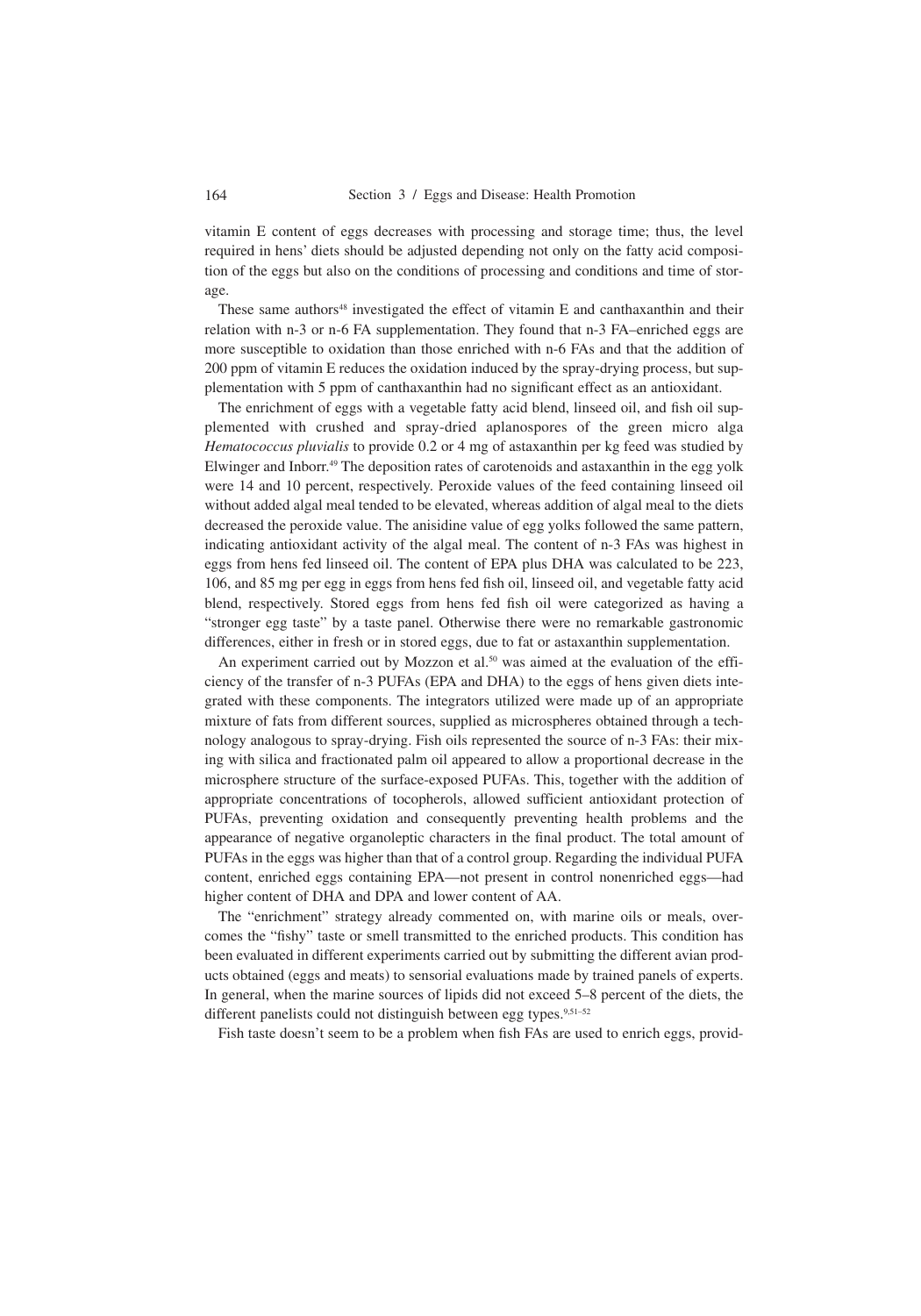vitamin E content of eggs decreases with processing and storage time; thus, the level required in hens' diets should be adjusted depending not only on the fatty acid composition of the eggs but also on the conditions of processing and conditions and time of storage.

These same authors[48] investigated the effect of vitamin E and canthaxanthin and their relation with n-3 or n-6 FA supplementation. They found that n-3 FA–enriched eggs are more susceptible to oxidation than those enriched with n-6 FAs and that the addition of 200 ppm of vitamin E reduces the oxidation induced by the spray-drying process, but supplementation with 5 ppm of canthaxanthin had no significant effect as an antioxidant.

The enrichment of eggs with a vegetable fatty acid blend, linseed oil, and fish oil supplemented with crushed and spray-dried aplanospores of the green micro alga *Hematococcus pluvialis* to provide 0.2 or 4 mg of astaxanthin per kg feed was studied by Elwinger and Inborr.[49] The deposition rates of carotenoids and astaxanthin in the egg yolk were 14 and 10 percent, respectively. Peroxide values of the feed containing linseed oil without added algal meal tended to be elevated, whereas addition of algal meal to the diets decreased the peroxide value. The anisidine value of egg yolks followed the same pattern, indicating antioxidant activity of the algal meal. The content of n-3 FAs was highest in eggs from hens fed linseed oil. The content of EPA plus DHA was calculated to be 223, 106, and 85 mg per egg in eggs from hens fed fish oil, linseed oil, and vegetable fatty acid blend, respectively. Stored eggs from hens fed fish oil were categorized as having a "stronger egg taste" by a taste panel. Otherwise there were no remarkable gastronomic differences, either in fresh or in stored eggs, due to fat or astaxanthin supplementation.

An experiment carried out by Mozzon et al.[50] was aimed at the evaluation of the efficiency of the transfer of n-3 PUFAs (EPA and DHA) to the eggs of hens given diets integrated with these components. The integrators utilized were made up of an appropriate mixture of fats from different sources, supplied as microspheres obtained through a technology analogous to spray-drying. Fish oils represented the source of n-3 FAs: their mixing with silica and fractionated palm oil appeared to allow a proportional decrease in the microsphere structure of the surface-exposed PUFAs. This, together with the addition of appropriate concentrations of tocopherols, allowed sufficient antioxidant protection of PUFAs, preventing oxidation and consequently preventing health problems and the appearance of negative organoleptic characters in the final product. The total amount of PUFAs in the eggs was higher than that of a control group. Regarding the individual PUFA content, enriched eggs containing EPA—not present in control nonenriched eggs—had higher content of DHA and DPA and lower content of AA.

The "enrichment" strategy already commented on, with marine oils or meals, overcomes the "fishy" taste or smell transmitted to the enriched products. This condition has been evaluated in different experiments carried out by submitting the different avian products obtained (eggs and meats) to sensorial evaluations made by trained panels of experts. In general, when the marine sources of lipids did not exceed 5–8 percent of the diets, the different panelists could not distinguish between egg types.[9,51–52]

Fish taste doesn't seem to be a problem when fish FAs are used to enrich eggs, provid-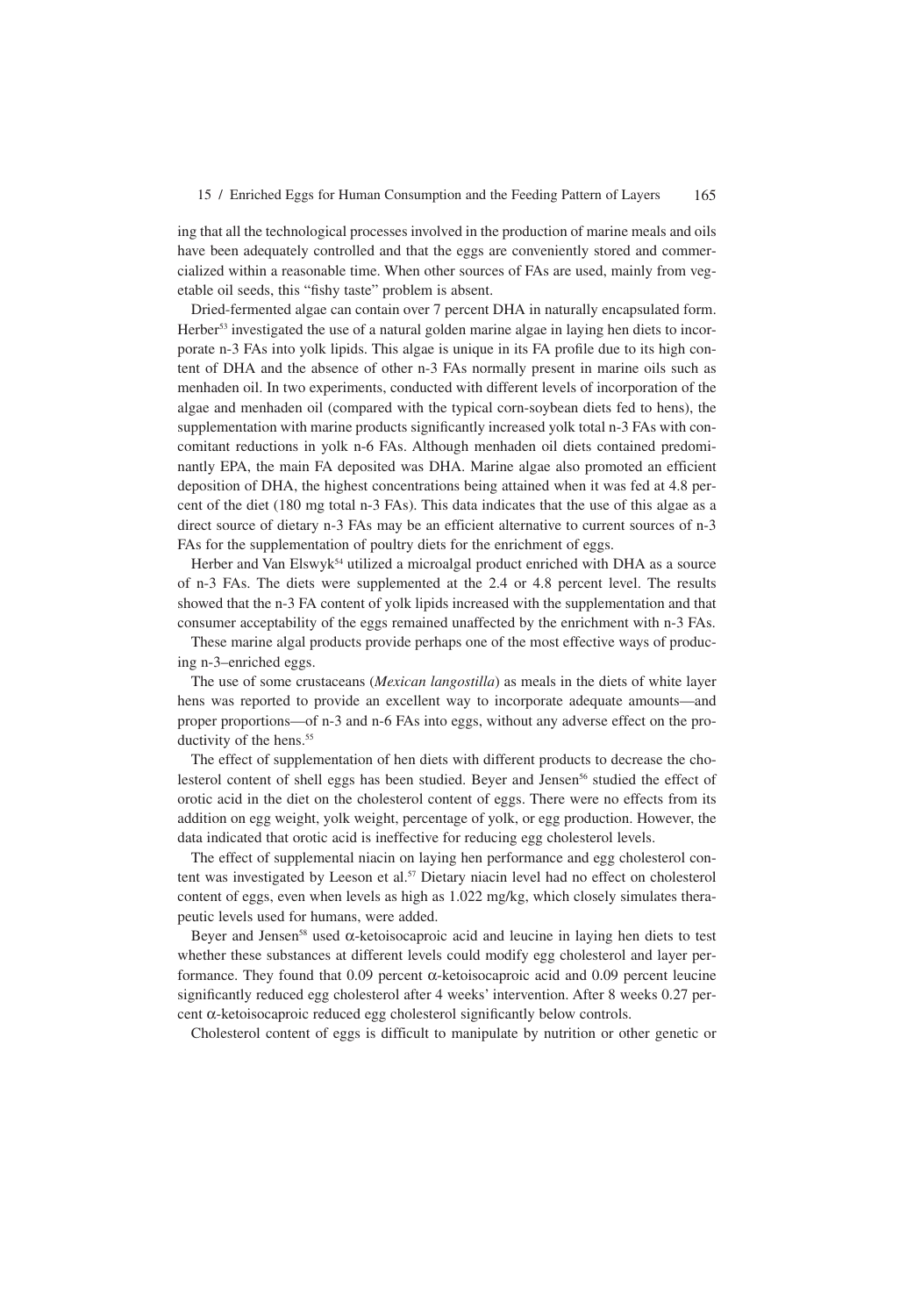ing that all the technological processes involved in the production of marine meals and oils have been adequately controlled and that the eggs are conveniently stored and commercialized within a reasonable time. When other sources of FAs are used, mainly from vegetable oil seeds, this "fishy taste" problem is absent.

Dried-fermented algae can contain over 7 percent DHA in naturally encapsulated form. Herber[53] investigated the use of a natural golden marine algae in laying hen diets to incorporate n-3 FAs into yolk lipids. This algae is unique in its FA profile due to its high content of DHA and the absence of other n-3 FAs normally present in marine oils such as menhaden oil. In two experiments, conducted with different levels of incorporation of the algae and menhaden oil (compared with the typical corn-soybean diets fed to hens), the supplementation with marine products significantly increased yolk total n-3 FAs with concomitant reductions in yolk n-6 FAs. Although menhaden oil diets contained predominantly EPA, the main FA deposited was DHA. Marine algae also promoted an efficient deposition of DHA, the highest concentrations being attained when it was fed at 4.8 percent of the diet (180 mg total n-3 FAs). This data indicates that the use of this algae as a direct source of dietary n-3 FAs may be an efficient alternative to current sources of n-3 FAs for the supplementation of poultry diets for the enrichment of eggs.

Herber and Van Elswyk[54] utilized a microalgal product enriched with DHA as a source of n-3 FAs. The diets were supplemented at the 2.4 or 4.8 percent level. The results showed that the n-3 FA content of yolk lipids increased with the supplementation and that consumer acceptability of the eggs remained unaffected by the enrichment with n-3 FAs.

These marine algal products provide perhaps one of the most effective ways of producing n-3–enriched eggs.

The use of some crustaceans (*Mexican langostilla*) as meals in the diets of white layer hens was reported to provide an excellent way to incorporate adequate amounts—and proper proportions—of n-3 and n-6 FAs into eggs, without any adverse effect on the productivity of the hens.[55]

The effect of supplementation of hen diets with different products to decrease the cholesterol content of shell eggs has been studied. Beyer and Jensen[56] studied the effect of orotic acid in the diet on the cholesterol content of eggs. There were no effects from its addition on egg weight, yolk weight, percentage of yolk, or egg production. However, the data indicated that orotic acid is ineffective for reducing egg cholesterol levels.

The effect of supplemental niacin on laying hen performance and egg cholesterol content was investigated by Leeson et al.[57] Dietary niacin level had no effect on cholesterol content of eggs, even when levels as high as 1.022 mg/kg, which closely simulates therapeutic levels used for humans, were added.

Beyer and Jensen[58] used α-ketoisocaproic acid and leucine in laying hen diets to test whether these substances at different levels could modify egg cholesterol and layer performance. They found that 0.09 percent α-ketoisocaproic acid and 0.09 percent leucine significantly reduced egg cholesterol after 4 weeks' intervention. After 8 weeks 0.27 percent α-ketoisocaproic reduced egg cholesterol significantly below controls.

Cholesterol content of eggs is difficult to manipulate by nutrition or other genetic or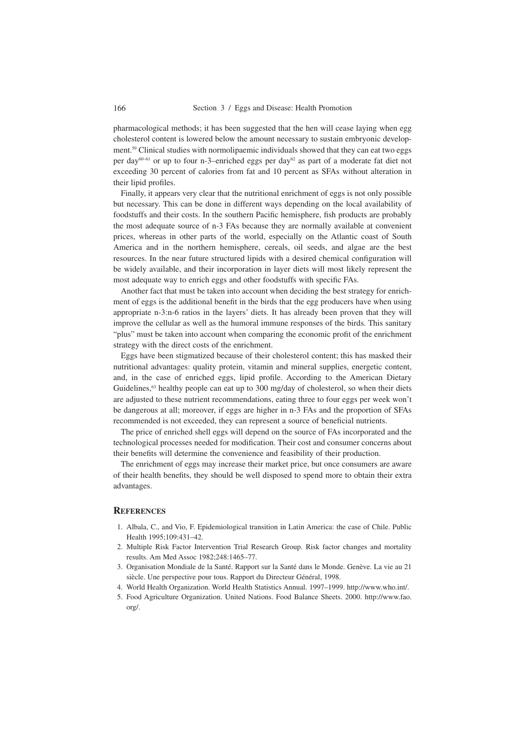pharmacological methods; it has been suggested that the hen will cease laying when egg cholesterol content is lowered below the amount necessary to sustain embryonic development.[59] Clinical studies with normolipaemic individuals showed that they can eat two eggs per day[60–61] or up to four n-3–enriched eggs per day[62] as part of a moderate fat diet not exceeding 30 percent of calories from fat and 10 percent as SFAs without alteration in their lipid profiles.

Finally, it appears very clear that the nutritional enrichment of eggs is not only possible but necessary. This can be done in different ways depending on the local availability of foodstuffs and their costs. In the southern Pacific hemisphere, fish products are probably the most adequate source of n-3 FAs because they are normally available at convenient prices, whereas in other parts of the world, especially on the Atlantic coast of South America and in the northern hemisphere, cereals, oil seeds, and algae are the best resources. In the near future structured lipids with a desired chemical configuration will be widely available, and their incorporation in layer diets will most likely represent the most adequate way to enrich eggs and other foodstuffs with specific FAs.

Another fact that must be taken into account when deciding the best strategy for enrichment of eggs is the additional benefit in the birds that the egg producers have when using appropriate n-3:n-6 ratios in the layers' diets. It has already been proven that they will improve the cellular as well as the humoral immune responses of the birds. This sanitary "plus" must be taken into account when comparing the economic profit of the enrichment strategy with the direct costs of the enrichment.

Eggs have been stigmatized because of their cholesterol content; this has masked their nutritional advantages: quality protein, vitamin and mineral supplies, energetic content, and, in the case of enriched eggs, lipid profile. According to the American Dietary Guidelines,[63] healthy people can eat up to 300 mg/day of cholesterol, so when their diets are adjusted to these nutrient recommendations, eating three to four eggs per week won't be dangerous at all; moreover, if eggs are higher in n-3 FAs and the proportion of SFAs recommended is not exceeded, they can represent a source of beneficial nutrients.

The price of enriched shell eggs will depend on the source of FAs incorporated and the technological processes needed for modification. Their cost and consumer concerns about their benefits will determine the convenience and feasibility of their production.

The enrichment of eggs may increase their market price, but once consumers are aware of their health benefits, they should be well disposed to spend more to obtain their extra advantages.

## References

1. Albala, C., and Vio, F. Epidemiological transition in Latin America: the case of Chile. Public Health 1995;109:431–42.
2. Multiple Risk Factor Intervention Trial Research Group. Risk factor changes and mortality results. Am Med Assoc 1982;248:1465–77.
3. Organisation Mondiale de la Santé. Rapport sur la Santé dans le Monde. Genève. La vie au 21 siècle. Une perspective pour tous. Rapport du Directeur Général, 1998.
4. World Health Organization. World Health Statistics Annual. 1997–1999. http://www.who.int/.
5. Food Agriculture Organization. United Nations. Food Balance Sheets. 2000. http://www.fao.org/.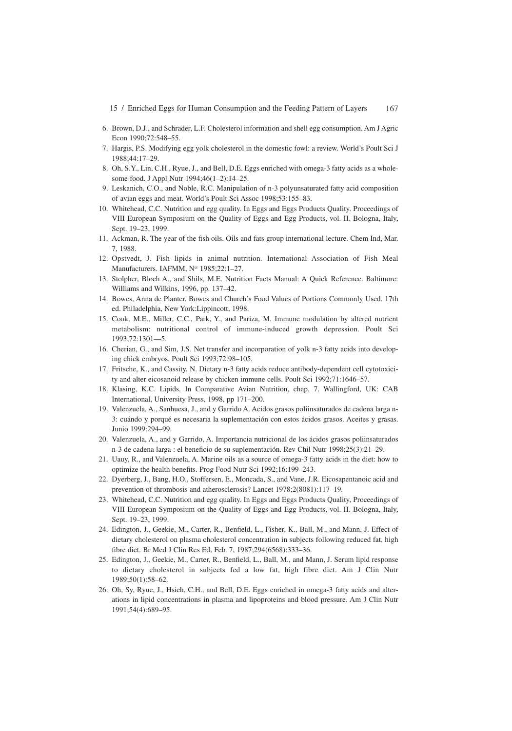6. Brown, D.J., and Schrader, L.F. Cholesterol information and shell egg consumption. Am J Agric Econ 1990;72:548–55.
7. Hargis, P.S. Modifying egg yolk cholesterol in the domestic fowl: a review. World's Poult Sci J 1988;44:17–29.
8. Oh, S.Y., Lin, C.H., Ryue, J., and Bell, D.E. Eggs enriched with omega-3 fatty acids as a wholesome food. J Appl Nutr 1994;46(1–2):14–25.
9. Leskanich, C.O., and Noble, R.C. Manipulation of n-3 polyunsaturated fatty acid composition of avian eggs and meat. World's Poult Sci Assoc 1998;53:155–83.
10. Whitehead, C.C. Nutrition and egg quality. In Eggs and Eggs Products Quality. Proceedings of VIII European Symposium on the Quality of Eggs and Egg Products, vol. II. Bologna, Italy, Sept. 19–23, 1999.
11. Ackman, R. The year of the fish oils. Oils and fats group international lecture. Chem Ind, Mar. 7, 1988.
12. Opstvedt, J. Fish lipids in animal nutrition. International Association of Fish Meal Manufacturers. IAFMM, Ner 1985;22:1–27.
13. Stolpher, Bloch A., and Shils, M.E. Nutrition Facts Manual: A Quick Reference. Baltimore: Williams and Wilkins, 1996, pp. 137–42.
14. Bowes, Anna de Planter. Bowes and Church's Food Values of Portions Commonly Used. 17th ed. Philadelphia, New York:Lippincott, 1998.
15. Cook, M.E., Miller, C.C., Park, Y., and Pariza, M. Immune modulation by altered nutrient metabolism: nutritional control of immune-induced growth depression. Poult Sci 1993;72:1301—5.
16. Cherian, G., and Sim, J.S. Net transfer and incorporation of yolk n-3 fatty acids into developing chick embryos. Poult Sci 1993;72:98–105.
17. Fritsche, K., and Cassity, N. Dietary n-3 fatty acids reduce antibody-dependent cell cytotoxicity and alter eicosanoid release by chicken immune cells. Poult Sci 1992;71:1646–57.
18. Klasing, K.C. Lipids. In Comparative Avian Nutrition, chap. 7. Wallingford, UK: CAB International, University Press, 1998, pp 171–200.
19. Valenzuela, A., Sanhuesa, J., and y Garrido A. Acidos grasos poliinsaturados de cadena larga n-3: cuándo y porqué es necesaria la suplementación con estos ácidos grasos. Aceites y grasas. Junio 1999:294–99.
20. Valenzuela, A., and y Garrido, A. Importancia nutricional de los ácidos grasos poliinsaturados n-3 de cadena larga : el beneficio de su suplementación. Rev Chil Nutr 1998;25(3):21–29.
21. Uauy, R., and Valenzuela, A. Marine oils as a source of omega-3 fatty acids in the diet: how to optimize the health benefits. Prog Food Nutr Sci 1992;16:199–243.
22. Dyerberg, J., Bang, H.O., Stoffersen, E., Moncada, S., and Vane, J.R. Eicosapentanoic acid and prevention of thrombosis and atherosclerosis? Lancet 1978;2(8081):117–19.
23. Whitehead, C.C. Nutrition and egg quality. In Eggs and Eggs Products Quality, Proceedings of VIII European Symposium on the Quality of Eggs and Egg Products, vol. II. Bologna, Italy, Sept. 19–23, 1999.
24. Edington, J., Geekie, M., Carter, R., Benfield, L., Fisher, K., Ball, M., and Mann, J. Effect of dietary cholesterol on plasma cholesterol concentration in subjects following reduced fat, high fibre diet. Br Med J Clin Res Ed, Feb. 7, 1987;294(6568):333–36.
25. Edington, J., Geekie, M., Carter, R., Benfield, L., Ball, M., and Mann, J. Serum lipid response to dietary cholesterol in subjects fed a low fat, high fibre diet. Am J Clin Nutr 1989;50(1):58–62.
26. Oh, Sy, Ryue, J., Hsieh, C.H., and Bell, D.E. Eggs enriched in omega-3 fatty acids and alterations in lipid concentrations in plasma and lipoproteins and blood pressure. Am J Clin Nutr 1991;54(4):689–95.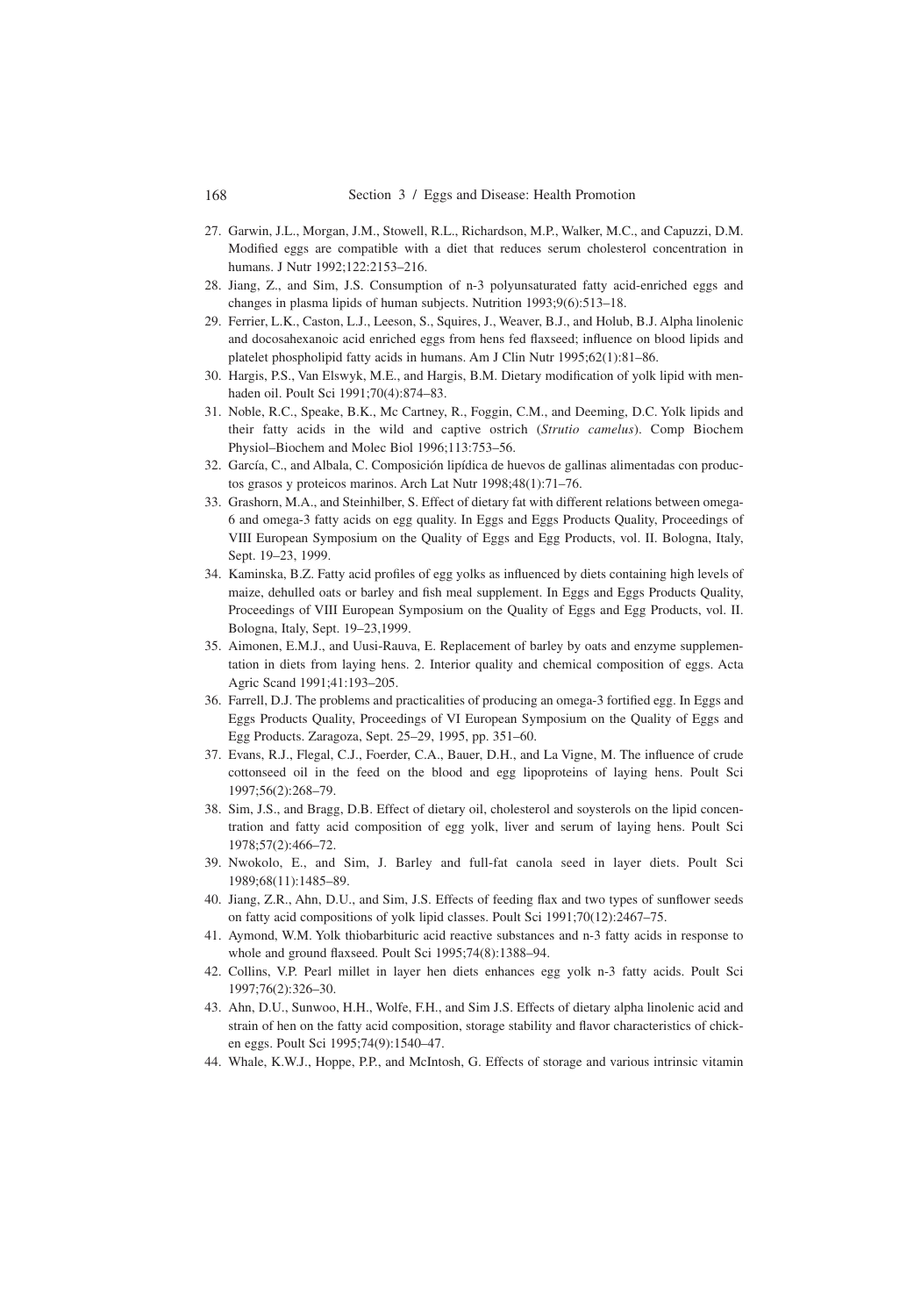27. Garwin, J.L., Morgan, J.M., Stowell, R.L., Richardson, M.P., Walker, M.C., and Capuzzi, D.M. Modified eggs are compatible with a diet that reduces serum cholesterol concentration in humans. J Nutr 1992;122:2153–216.
28. Jiang, Z., and Sim, J.S. Consumption of n-3 polyunsaturated fatty acid-enriched eggs and changes in plasma lipids of human subjects. Nutrition 1993;9(6):513–18.
29. Ferrier, L.K., Caston, L.J., Leeson, S., Squires, J., Weaver, B.J., and Holub, B.J. Alpha linolenic and docosahexanoic acid enriched eggs from hens fed flaxseed; influence on blood lipids and platelet phospholipid fatty acids in humans. Am J Clin Nutr 1995;62(1):81–86.
30. Hargis, P.S., Van Elswyk, M.E., and Hargis, B.M. Dietary modification of yolk lipid with menhaden oil. Poult Sci 1991;70(4):874–83.
31. Noble, R.C., Speake, B.K., Mc Cartney, R., Foggin, C.M., and Deeming, D.C. Yolk lipids and their fatty acids in the wild and captive ostrich (*Strutio camelus*). Comp Biochem Physiol–Biochem and Molec Biol 1996;113:753–56.
32. García, C., and Albala, C. Composición lipídica de huevos de gallinas alimentadas con productos grasos y proteicos marinos. Arch Lat Nutr 1998;48(1):71–76.
33. Grashorn, M.A., and Steinhilber, S. Effect of dietary fat with different relations between omega-6 and omega-3 fatty acids on egg quality. In Eggs and Eggs Products Quality, Proceedings of VIII European Symposium on the Quality of Eggs and Egg Products, vol. II. Bologna, Italy, Sept. 19–23, 1999.
34. Kaminska, B.Z. Fatty acid profiles of egg yolks as influenced by diets containing high levels of maize, dehulled oats or barley and fish meal supplement. In Eggs and Eggs Products Quality, Proceedings of VIII European Symposium on the Quality of Eggs and Egg Products, vol. II. Bologna, Italy, Sept. 19–23,1999.
35. Aimonen, E.M.J., and Uusi-Rauva, E. Replacement of barley by oats and enzyme supplementation in diets from laying hens. 2. Interior quality and chemical composition of eggs. Acta Agric Scand 1991;41:193–205.
36. Farrell, D.J. The problems and practicalities of producing an omega-3 fortified egg. In Eggs and Eggs Products Quality, Proceedings of VI European Symposium on the Quality of Eggs and Egg Products. Zaragoza, Sept. 25–29, 1995, pp. 351–60.
37. Evans, R.J., Flegal, C.J., Foerder, C.A., Bauer, D.H., and La Vigne, M. The influence of crude cottonseed oil in the feed on the blood and egg lipoproteins of laying hens. Poult Sci 1997;56(2):268–79.
38. Sim, J.S., and Bragg, D.B. Effect of dietary oil, cholesterol and soysterols on the lipid concentration and fatty acid composition of egg yolk, liver and serum of laying hens. Poult Sci 1978;57(2):466–72.
39. Nwokolo, E., and Sim, J. Barley and full-fat canola seed in layer diets. Poult Sci 1989;68(11):1485–89.
40. Jiang, Z.R., Ahn, D.U., and Sim, J.S. Effects of feeding flax and two types of sunflower seeds on fatty acid compositions of yolk lipid classes. Poult Sci 1991;70(12):2467–75.
41. Aymond, W.M. Yolk thiobarbituric acid reactive substances and n-3 fatty acids in response to whole and ground flaxseed. Poult Sci 1995;74(8):1388–94.
42. Collins, V.P. Pearl millet in layer hen diets enhances egg yolk n-3 fatty acids. Poult Sci 1997;76(2):326–30.
43. Ahn, D.U., Sunwoo, H.H., Wolfe, F.H., and Sim J.S. Effects of dietary alpha linolenic acid and strain of hen on the fatty acid composition, storage stability and flavor characteristics of chicken eggs. Poult Sci 1995;74(9):1540–47.
44. Whale, K.W.J., Hoppe, P.P., and McIntosh, G. Effects of storage and various intrinsic vitamin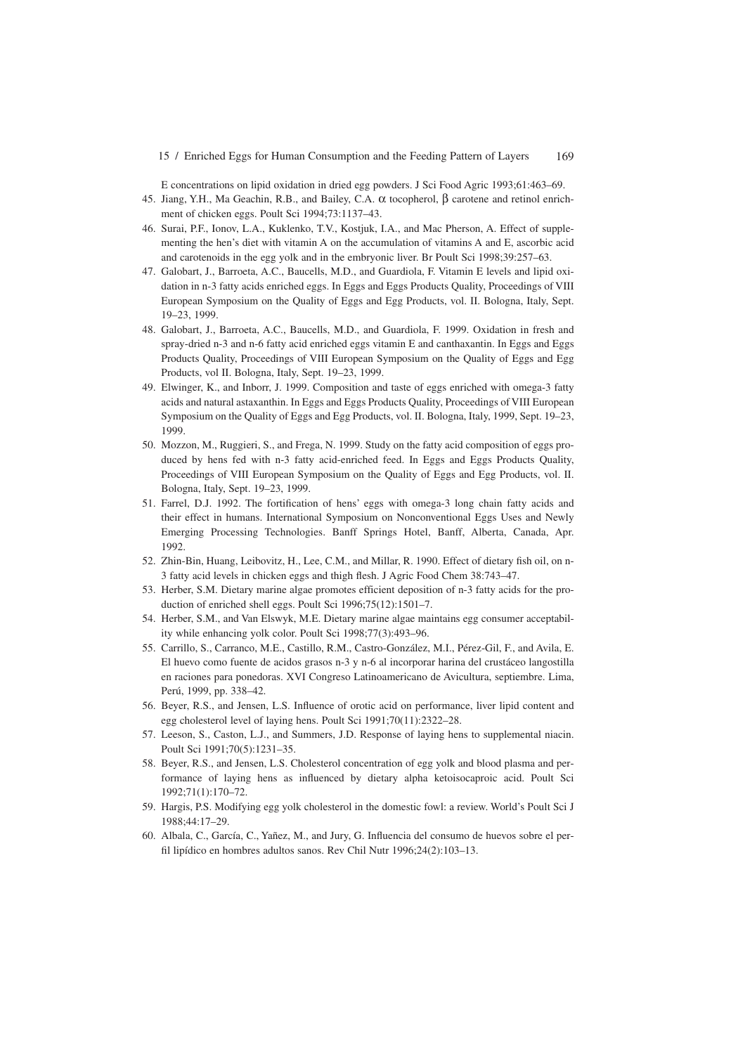E concentrations on lipid oxidation in dried egg powders. J Sci Food Agric 1993;61:463–69.

45. Jiang, Y.H., Ma Geachin, R.B., and Bailey, C.A. $\alpha$ tocopherol, $\beta$ carotene and retinol enrichment of chicken eggs. Poult Sci 1994;73:1137–43.
46. Surai, P.F., Ionov, L.A., Kuklenko, T.V., Kostjuk, I.A., and Mac Pherson, A. Effect of supplementing the hen's diet with vitamin A on the accumulation of vitamins A and E, ascorbic acid and carotenoids in the egg yolk and in the embryonic liver. Br Poult Sci 1998;39:257–63.
47. Galobart, J., Barroeta, A.C., Baucells, M.D., and Guardiola, F. Vitamin E levels and lipid oxidation in n-3 fatty acids enriched eggs. In Eggs and Eggs Products Quality, Proceedings of VIII European Symposium on the Quality of Eggs and Egg Products, vol. II. Bologna, Italy, Sept. 19–23, 1999.
48. Galobart, J., Barroeta, A.C., Baucells, M.D., and Guardiola, F. 1999. Oxidation in fresh and spray-dried n-3 and n-6 fatty acid enriched eggs vitamin E and canthaxantin. In Eggs and Eggs Products Quality, Proceedings of VIII European Symposium on the Quality of Eggs and Egg Products, vol II. Bologna, Italy, Sept. 19–23, 1999.
49. Elwinger, K., and Inborr, J. 1999. Composition and taste of eggs enriched with omega-3 fatty acids and natural astaxanthin. In Eggs and Eggs Products Quality, Proceedings of VIII European Symposium on the Quality of Eggs and Egg Products, vol. II. Bologna, Italy, 1999, Sept. 19–23, 1999.
50. Mozzon, M., Ruggieri, S., and Frega, N. 1999. Study on the fatty acid composition of eggs produced by hens fed with n-3 fatty acid-enriched feed. In Eggs and Eggs Products Quality, Proceedings of VIII European Symposium on the Quality of Eggs and Egg Products, vol. II. Bologna, Italy, Sept. 19–23, 1999.
51. Farrel, D.J. 1992. The fortification of hens' eggs with omega-3 long chain fatty acids and their effect in humans. International Symposium on Nonconventional Eggs Uses and Newly Emerging Processing Technologies. Banff Springs Hotel, Banff, Alberta, Canada, Apr. 1992.
52. Zhin-Bin, Huang, Leibovitz, H., Lee, C.M., and Millar, R. 1990. Effect of dietary fish oil, on n-3 fatty acid levels in chicken eggs and thigh flesh. J Agric Food Chem 38:743–47.
53. Herber, S.M. Dietary marine algae promotes efficient deposition of n-3 fatty acids for the production of enriched shell eggs. Poult Sci 1996;75(12):1501–7.
54. Herber, S.M., and Van Elswyk, M.E. Dietary marine algae maintains egg consumer acceptability while enhancing yolk color. Poult Sci 1998;77(3):493–96.
55. Carrillo, S., Carranco, M.E., Castillo, R.M., Castro-González, M.I., Pérez-Gil, F., and Avila, E. El huevo como fuente de acidos grasos n-3 y n-6 al incorporar harina del crustáceo langostilla en raciones para ponedoras. XVI Congreso Latinoamericano de Avicultura, septiembre. Lima, Perú, 1999, pp. 338–42.
56. Beyer, R.S., and Jensen, L.S. Influence of orotic acid on performance, liver lipid content and egg cholesterol level of laying hens. Poult Sci 1991;70(11):2322–28.
57. Leeson, S., Caston, L.J., and Summers, J.D. Response of laying hens to supplemental niacin. Poult Sci 1991;70(5):1231–35.
58. Beyer, R.S., and Jensen, L.S. Cholesterol concentration of egg yolk and blood plasma and performance of laying hens as influenced by dietary alpha ketoisocaproic acid. Poult Sci 1992;71(1):170–72.
59. Hargis, P.S. Modifying egg yolk cholesterol in the domestic fowl: a review. World's Poult Sci J 1988;44:17–29.
60. Albala, C., García, C., Yañez, M., and Jury, G. Influencia del consumo de huevos sobre el perfil lipídico en hombres adultos sanos. Rev Chil Nutr 1996;24(2):103–13.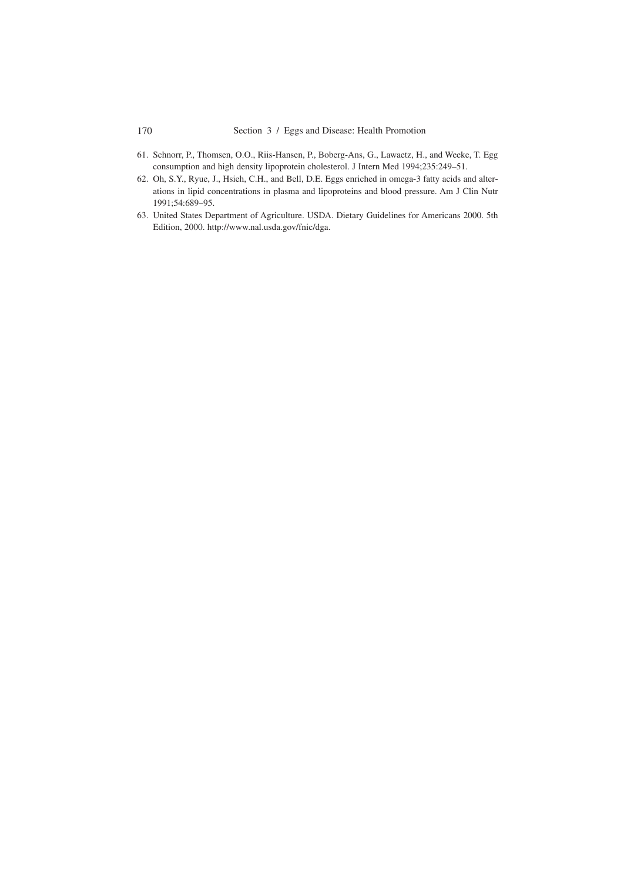61. Schnorr, P., Thomsen, O.O., Riis-Hansen, P., Boberg-Ans, G., Lawaetz, H., and Weeke, T. Egg consumption and high density lipoprotein cholesterol. J Intern Med 1994;235:249–51.
62. Oh, S.Y., Ryue, J., Hsieh, C.H., and Bell, D.E. Eggs enriched in omega-3 fatty acids and alterations in lipid concentrations in plasma and lipoproteins and blood pressure. Am J Clin Nutr 1991;54:689–95.
63. United States Department of Agriculture. USDA. Dietary Guidelines for Americans 2000. 5th Edition, 2000. http://www.nal.usda.gov/fnic/dga.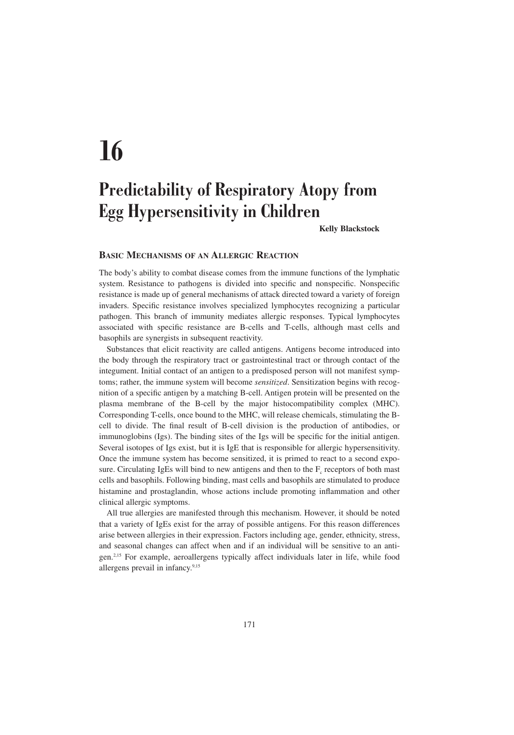# 16

# Predictability of Respiratory Atopy from Egg Hypersensitivity in Children

**Kelly Blackstock**

## Basic Mechanisms of an Allergic Reaction

The body's ability to combat disease comes from the immune functions of the lymphatic system. Resistance to pathogens is divided into specific and nonspecific. Nonspecific resistance is made up of general mechanisms of attack directed toward a variety of foreign invaders. Specific resistance involves specialized lymphocytes recognizing a particular pathogen. This branch of immunity mediates allergic responses. Typical lymphocytes associated with specific resistance are B-cells and T-cells, although mast cells and basophils are synergists in subsequent reactivity.

Substances that elicit reactivity are called antigens. Antigens become introduced into the body through the respiratory tract or gastrointestinal tract or through contact of the integument. Initial contact of an antigen to a predisposed person will not manifest symptoms; rather, the immune system will become *sensitized*. Sensitization begins with recognition of a specific antigen by a matching B-cell. Antigen protein will be presented on the plasma membrane of the B-cell by the major histocompatibility complex (MHC). Corresponding T-cells, once bound to the MHC, will release chemicals, stimulating the B-cell to divide. The final result of B-cell division is the production of antibodies, or immunoglobins (Igs). The binding sites of the Igs will be specific for the initial antigen. Several isotopes of Igs exist, but it is IgE that is responsible for allergic hypersensitivity. Once the immune system has become sensitized, it is primed to react to a second exposure. Circulating IgEs will bind to new antigens and then to the $F_c$ receptors of both mast cells and basophils. Following binding, mast cells and basophils are stimulated to produce histamine and prostaglandin, whose actions include promoting inflammation and other clinical allergic symptoms.

All true allergies are manifested through this mechanism. However, it should be noted that a variety of IgEs exist for the array of possible antigens. For this reason differences arise between allergies in their expression. Factors including age, gender, ethnicity, stress, and seasonal changes can affect when and if an individual will be sensitive to an antigen.[2,15] For example, aeroallergens typically affect individuals later in life, while food allergens prevail in infancy.[9,15]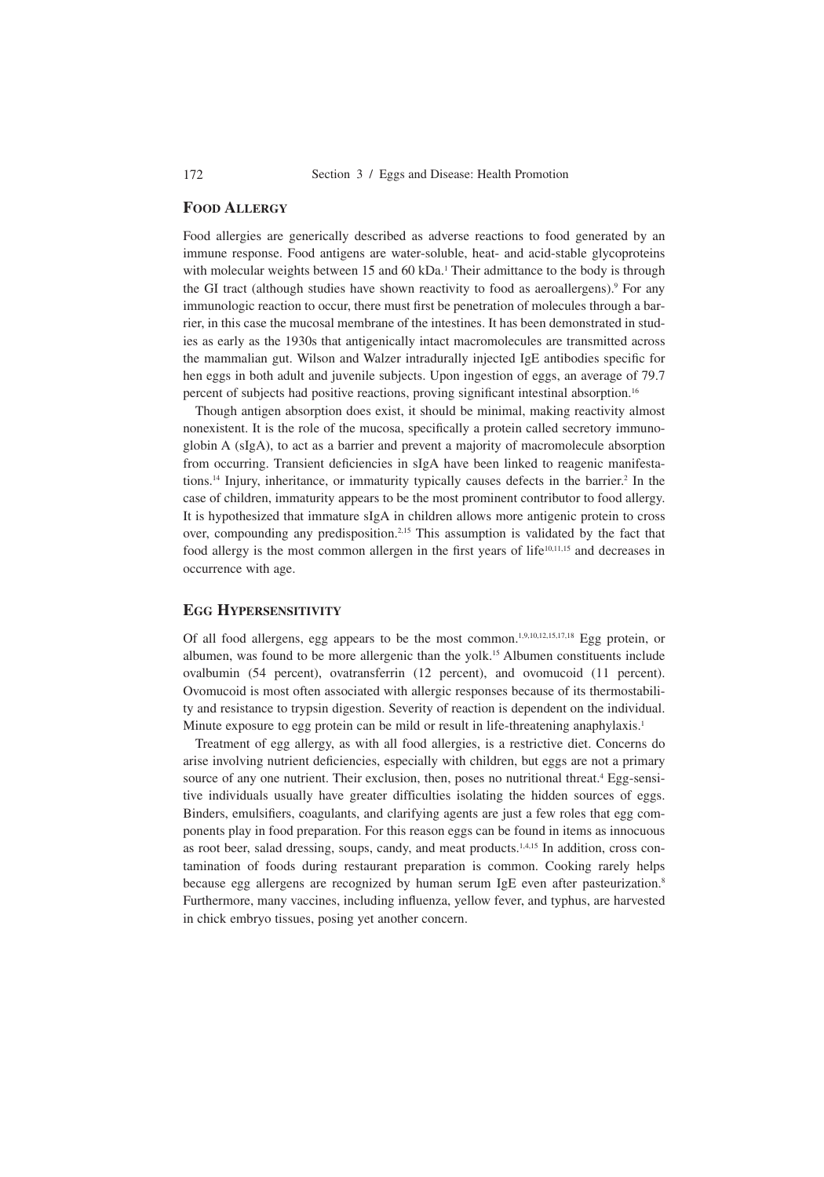## Food Allergy

Food allergies are generically described as adverse reactions to food generated by an immune response. Food antigens are water-soluble, heat- and acid-stable glycoproteins with molecular weights between 15 and 60 kDa.[1] Their admittance to the body is through the GI tract (although studies have shown reactivity to food as aeroallergens).[9] For any immunologic reaction to occur, there must first be penetration of molecules through a barrier, in this case the mucosal membrane of the intestines. It has been demonstrated in studies as early as the 1930s that antigenically intact macromolecules are transmitted across the mammalian gut. Wilson and Walzer intradurally injected IgE antibodies specific for hen eggs in both adult and juvenile subjects. Upon ingestion of eggs, an average of 79.7 percent of subjects had positive reactions, proving significant intestinal absorption.[16]

Though antigen absorption does exist, it should be minimal, making reactivity almost nonexistent. It is the role of the mucosa, specifically a protein called secretory immunoglobin A (sIgA), to act as a barrier and prevent a majority of macromolecule absorption from occurring. Transient deficiencies in sIgA have been linked to reagenic manifestations.[14] Injury, inheritance, or immaturity typically causes defects in the barrier.[2] In the case of children, immaturity appears to be the most prominent contributor to food allergy. It is hypothesized that immature sIgA in children allows more antigenic protein to cross over, compounding any predisposition.[2,15] This assumption is validated by the fact that food allergy is the most common allergen in the first years of life[10,11,15] and decreases in occurrence with age.

## Egg Hypersensitivity

Of all food allergens, egg appears to be the most common.[1,9,10,12,15,17,18] Egg protein, or albumen, was found to be more allergenic than the yolk.[15] Albumen constituents include ovalbumin (54 percent), ovatransferrin (12 percent), and ovomucoid (11 percent). Ovomucoid is most often associated with allergic responses because of its thermostability and resistance to trypsin digestion. Severity of reaction is dependent on the individual. Minute exposure to egg protein can be mild or result in life-threatening anaphylaxis.[1]

Treatment of egg allergy, as with all food allergies, is a restrictive diet. Concerns do arise involving nutrient deficiencies, especially with children, but eggs are not a primary source of any one nutrient. Their exclusion, then, poses no nutritional threat.[4] Egg-sensitive individuals usually have greater difficulties isolating the hidden sources of eggs. Binders, emulsifiers, coagulants, and clarifying agents are just a few roles that egg components play in food preparation. For this reason eggs can be found in items as innocuous as root beer, salad dressing, soups, candy, and meat products.[1,4,15] In addition, cross contamination of foods during restaurant preparation is common. Cooking rarely helps because egg allergens are recognized by human serum IgE even after pasteurization.[8] Furthermore, many vaccines, including influenza, yellow fever, and typhus, are harvested in chick embryo tissues, posing yet another concern.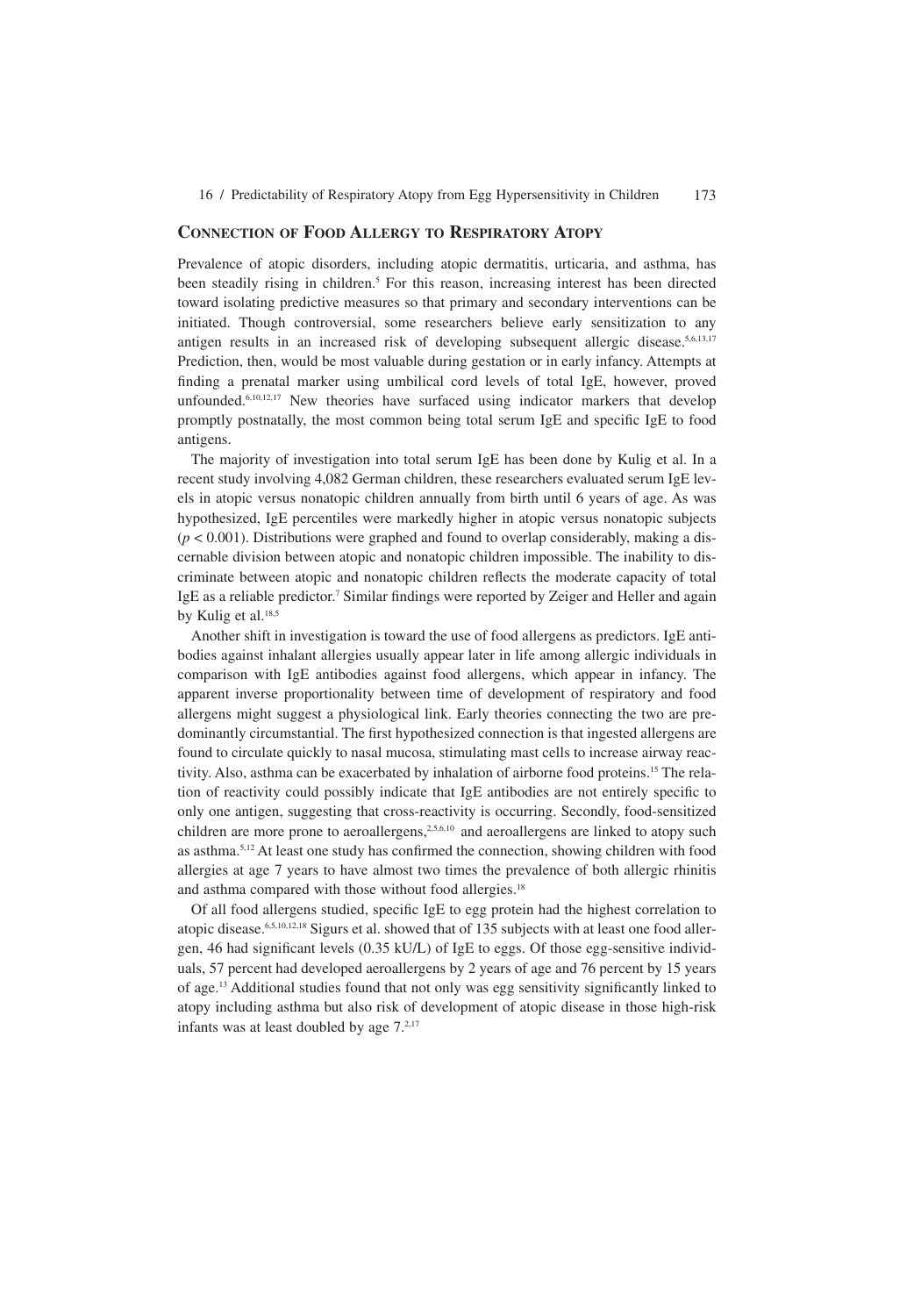## Connection of Food Allergy to Respiratory Atopy

Prevalence of atopic disorders, including atopic dermatitis, urticaria, and asthma, has been steadily rising in children.[5] For this reason, increasing interest has been directed toward isolating predictive measures so that primary and secondary interventions can be initiated. Though controversial, some researchers believe early sensitization to any antigen results in an increased risk of developing subsequent allergic disease.[5,6,13,17] Prediction, then, would be most valuable during gestation or in early infancy. Attempts at finding a prenatal marker using umbilical cord levels of total IgE, however, proved unfounded.[6,10,12,17] New theories have surfaced using indicator markers that develop promptly postnatally, the most common being total serum IgE and specific IgE to food antigens.

The majority of investigation into total serum IgE has been done by Kulig et al. In a recent study involving 4,082 German children, these researchers evaluated serum IgE levels in atopic versus nonatopic children annually from birth until 6 years of age. As was hypothesized, IgE percentiles were markedly higher in atopic versus nonatopic subjects ($p < 0.001$). Distributions were graphed and found to overlap considerably, making a discernable division between atopic and nonatopic children impossible. The inability to discriminate between atopic and nonatopic children reflects the moderate capacity of total IgE as a reliable predictor.[7] Similar findings were reported by Zeiger and Heller and again by Kulig et al.[18,5]

Another shift in investigation is toward the use of food allergens as predictors. IgE antibodies against inhalant allergies usually appear later in life among allergic individuals in comparison with IgE antibodies against food allergens, which appear in infancy. The apparent inverse proportionality between time of development of respiratory and food allergens might suggest a physiological link. Early theories connecting the two are predominantly circumstantial. The first hypothesized connection is that ingested allergens are found to circulate quickly to nasal mucosa, stimulating mast cells to increase airway reactivity. Also, asthma can be exacerbated by inhalation of airborne food proteins.[15] The relation of reactivity could possibly indicate that IgE antibodies are not entirely specific to only one antigen, suggesting that cross-reactivity is occurring. Secondly, food-sensitized children are more prone to aeroallergens,[2,5,6,10] and aeroallergens are linked to atopy such as asthma.[5,12] At least one study has confirmed the connection, showing children with food allergies at age 7 years to have almost two times the prevalence of both allergic rhinitis and asthma compared with those without food allergies.[18]

Of all food allergens studied, specific IgE to egg protein had the highest correlation to atopic disease.[6,5,10,12,18] Sigurs et al. showed that of 135 subjects with at least one food allergen, 46 had significant levels (0.35 kU/L) of IgE to eggs. Of those egg-sensitive individuals, 57 percent had developed aeroallergens by 2 years of age and 76 percent by 15 years of age.[13] Additional studies found that not only was egg sensitivity significantly linked to atopy including asthma but also risk of development of atopic disease in those high-risk infants was at least doubled by age 7.[2,17]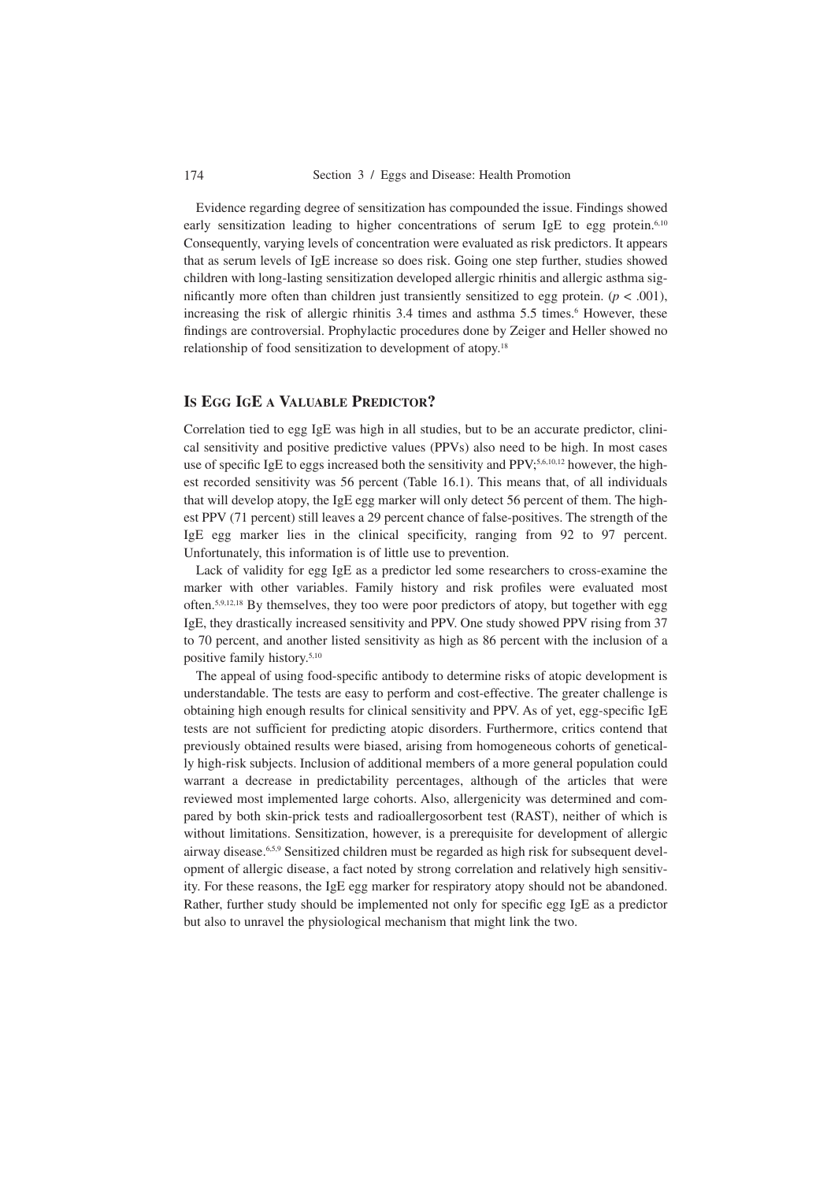Evidence regarding degree of sensitization has compounded the issue. Findings showed early sensitization leading to higher concentrations of serum IgE to egg protein.[6,10] Consequently, varying levels of concentration were evaluated as risk predictors. It appears that as serum levels of IgE increase so does risk. Going one step further, studies showed children with long-lasting sensitization developed allergic rhinitis and allergic asthma significantly more often than children just transiently sensitized to egg protein. ($p < .001$), increasing the risk of allergic rhinitis 3.4 times and asthma 5.5 times.[6] However, these findings are controversial. Prophylactic procedures done by Zeiger and Heller showed no relationship of food sensitization to development of atopy.[18]

## Is Egg IgE a Valuable Predictor?

Correlation tied to egg IgE was high in all studies, but to be an accurate predictor, clinical sensitivity and positive predictive values (PPVs) also need to be high. In most cases use of specific IgE to eggs increased both the sensitivity and PPV;[5,6,10,12] however, the highest recorded sensitivity was 56 percent (Table 16.1). This means that, of all individuals that will develop atopy, the IgE egg marker will only detect 56 percent of them. The highest PPV (71 percent) still leaves a 29 percent chance of false-positives. The strength of the IgE egg marker lies in the clinical specificity, ranging from 92 to 97 percent. Unfortunately, this information is of little use to prevention.

Lack of validity for egg IgE as a predictor led some researchers to cross-examine the marker with other variables. Family history and risk profiles were evaluated most often.[5,9,12,18] By themselves, they too were poor predictors of atopy, but together with egg IgE, they drastically increased sensitivity and PPV. One study showed PPV rising from 37 to 70 percent, and another listed sensitivity as high as 86 percent with the inclusion of a positive family history.[5,10]

The appeal of using food-specific antibody to determine risks of atopic development is understandable. The tests are easy to perform and cost-effective. The greater challenge is obtaining high enough results for clinical sensitivity and PPV. As of yet, egg-specific IgE tests are not sufficient for predicting atopic disorders. Furthermore, critics contend that previously obtained results were biased, arising from homogeneous cohorts of genetically high-risk subjects. Inclusion of additional members of a more general population could warrant a decrease in predictability percentages, although of the articles that were reviewed most implemented large cohorts. Also, allergenicity was determined and compared by both skin-prick tests and radioallergosorbent test (RAST), neither of which is without limitations. Sensitization, however, is a prerequisite for development of allergic airway disease.[6,5,9] Sensitized children must be regarded as high risk for subsequent development of allergic disease, a fact noted by strong correlation and relatively high sensitivity. For these reasons, the IgE egg marker for respiratory atopy should not be abandoned. Rather, further study should be implemented not only for specific egg IgE as a predictor but also to unravel the physiological mechanism that might link the two.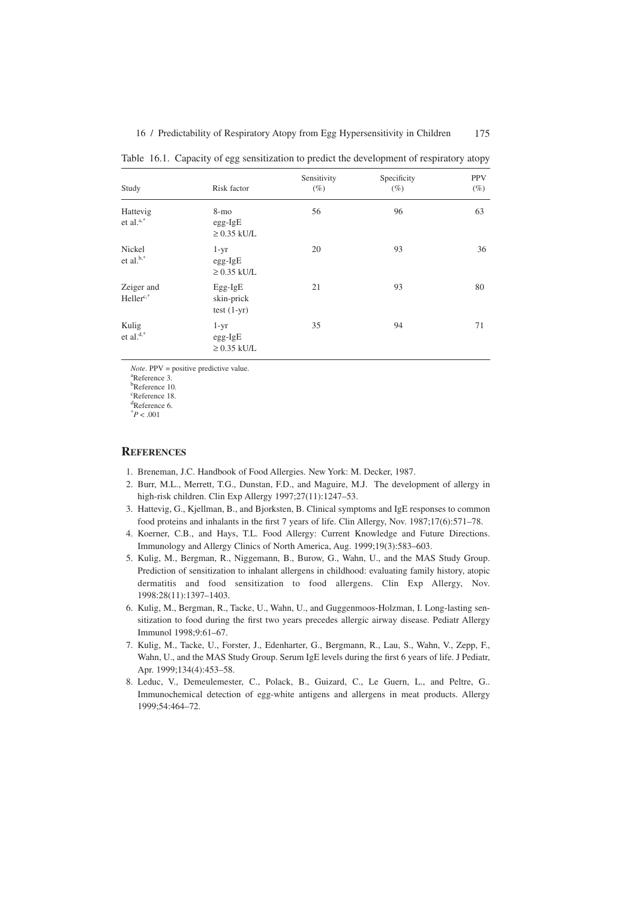Table 16.1. Capacity of egg sensitization to predict the development of respiratory atopy

| Study | Risk factor | Sensitivity (%) | Specificity (%) | PPV (%) |
|---|---|---|---|---|
| Hattevig et al.[a,*] | 8-mo egg-IgE ≥ 0.35 kU/L | 56 | 96 | 63 |
| Nickel et al.[b,*] | 1-yr egg-IgE ≥ 0.35 kU/L | 20 | 93 | 36 |
| Zeiger and Heller[c,*] | Egg-IgE skin-prick test (1-yr) | 21 | 93 | 80 |
| Kulig et al.[d,*] | 1-yr egg-IgE ≥ 0.35 kU/L | 35 | 94 | 71 |

*Note*. PPV = positive predictive value.
[a]Reference 3.
[b]Reference 10.
[c]Reference 18.
[d]Reference 6.
[*]$P < .001$

## References

1. Breneman, J.C. Handbook of Food Allergies. New York: M. Decker, 1987.
2. Burr, M.L., Merrett, T.G., Dunstan, F.D., and Maguire, M.J. The development of allergy in high-risk children. Clin Exp Allergy 1997;27(11):1247–53.
3. Hattevig, G., Kjellman, B., and Bjorksten, B. Clinical symptoms and IgE responses to common food proteins and inhalants in the first 7 years of life. Clin Allergy, Nov. 1987;17(6):571–78.
4. Koerner, C.B., and Hays, T.L. Food Allergy: Current Knowledge and Future Directions. Immunology and Allergy Clinics of North America, Aug. 1999;19(3):583–603.
5. Kulig, M., Bergman, R., Niggemann, B., Burow, G., Wahn, U., and the MAS Study Group. Prediction of sensitization to inhalant allergens in childhood: evaluating family history, atopic dermatitis and food sensitization to food allergens. Clin Exp Allergy, Nov. 1998:28(11):1397–1403.
6. Kulig, M., Bergman, R., Tacke, U., Wahn, U., and Guggenmoos-Holzman, I. Long-lasting sensitization to food during the first two years precedes allergic airway disease. Pediatr Allergy Immunol 1998;9:61–67.
7. Kulig, M., Tacke, U., Forster, J., Edenharter, G., Bergmann, R., Lau, S., Wahn, V., Zepp, F., Wahn, U., and the MAS Study Group. Serum IgE levels during the first 6 years of life. J Pediatr, Apr. 1999;134(4):453–58.
8. Leduc, V., Demeulemester, C., Polack, B., Guizard, C., Le Guern, L., and Peltre, G.. Immunochemical detection of egg-white antigens and allergens in meat products. Allergy 1999;54:464–72.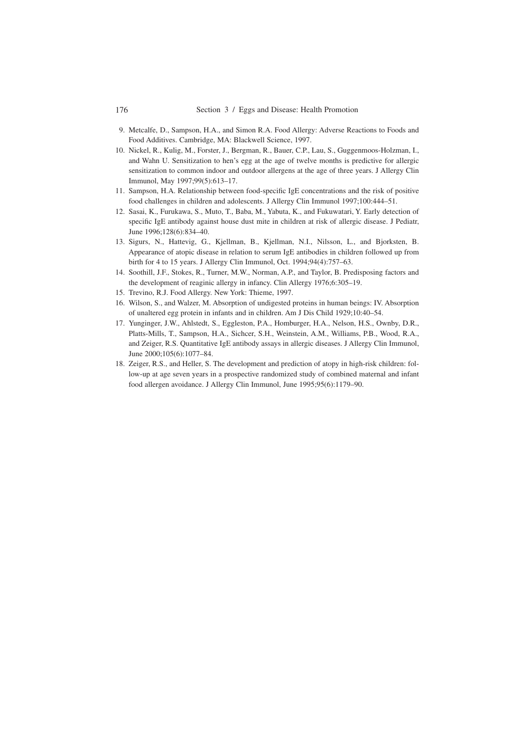9. Metcalfe, D., Sampson, H.A., and Simon R.A. Food Allergy: Adverse Reactions to Foods and Food Additives. Cambridge, MA: Blackwell Science, 1997.
10. Nickel, R., Kulig, M., Forster, J., Bergman, R., Bauer, C.P., Lau, S., Guggenmoos-Holzman, I., and Wahn U. Sensitization to hen's egg at the age of twelve months is predictive for allergic sensitization to common indoor and outdoor allergens at the age of three years. J Allergy Clin Immunol, May 1997;99(5):613–17.
11. Sampson, H.A. Relationship between food-specific IgE concentrations and the risk of positive food challenges in children and adolescents. J Allergy Clin Immunol 1997;100:444–51.
12. Sasai, K., Furukawa, S., Muto, T., Baba, M., Yabuta, K., and Fukuwatari, Y. Early detection of specific IgE antibody against house dust mite in children at risk of allergic disease. J Pediatr, June 1996;128(6):834–40.
13. Sigurs, N., Hattevig, G., Kjellman, B., Kjellman, N.I., Nilsson, L., and Bjorksten, B. Appearance of atopic disease in relation to serum IgE antibodies in children followed up from birth for 4 to 15 years. J Allergy Clin Immunol, Oct. 1994;94(4):757–63.
14. Soothill, J.F., Stokes, R., Turner, M.W., Norman, A.P., and Taylor, B. Predisposing factors and the development of reaginic allergy in infancy. Clin Allergy 1976;6:305–19.
15. Trevino, R.J. Food Allergy. New York: Thieme, 1997.
16. Wilson, S., and Walzer, M. Absorption of undigested proteins in human beings: IV. Absorption of unaltered egg protein in infants and in children. Am J Dis Child 1929;10:40–54.
17. Yunginger, J.W., Ahlstedt, S., Eggleston, P.A., Homburger, H.A., Nelson, H.S., Ownby, D.R., Platts-Mills, T., Sampson, H.A., Sichcer, S.H., Weinstein, A.M., Williams, P.B., Wood, R.A., and Zeiger, R.S. Quantitative IgE antibody assays in allergic diseases. J Allergy Clin Immunol, June 2000;105(6):1077–84.
18. Zeiger, R.S., and Heller, S. The development and prediction of atopy in high-risk children: follow-up at age seven years in a prospective randomized study of combined maternal and infant food allergen avoidance. J Allergy Clin Immunol, June 1995;95(6):1179–90.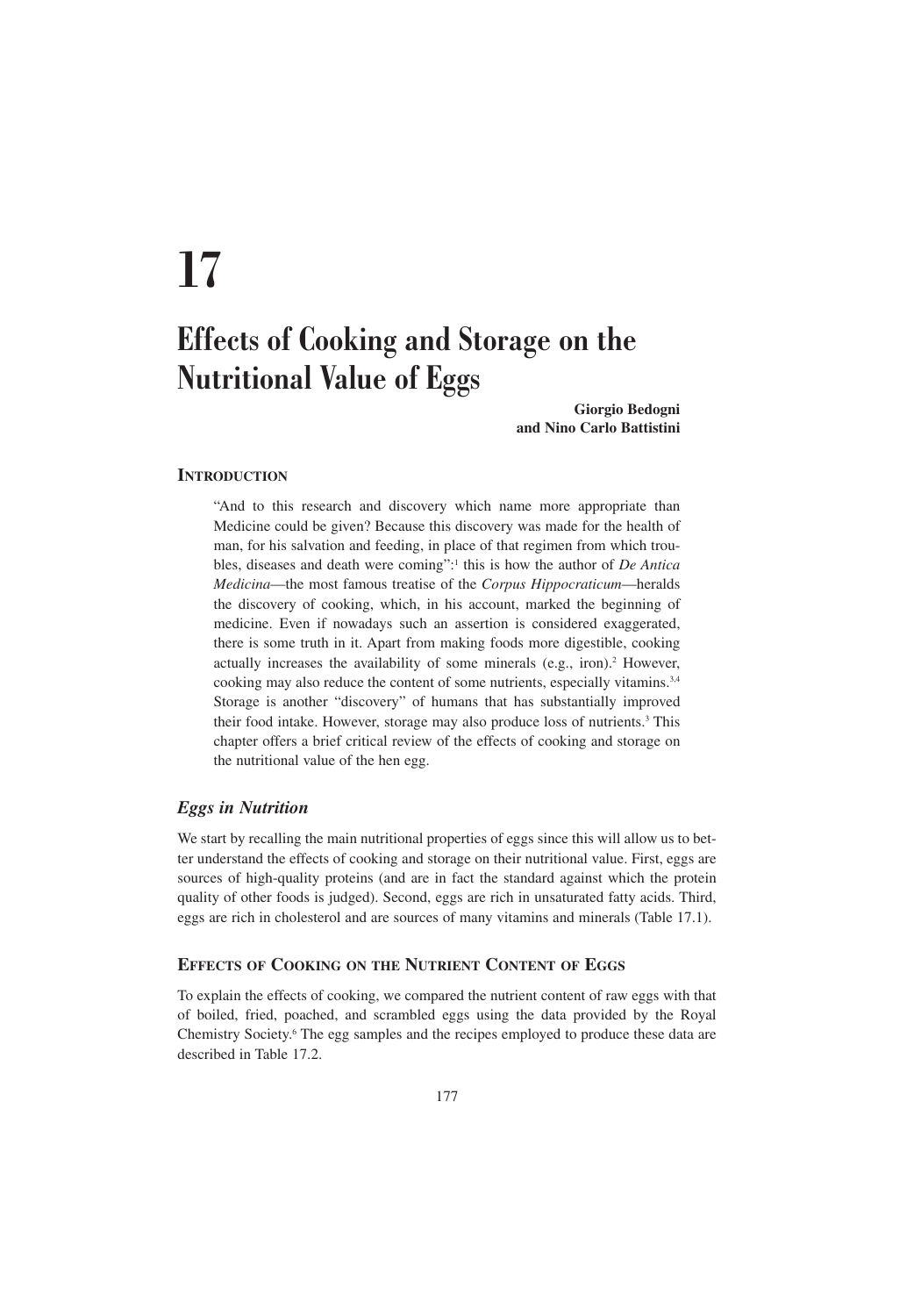# 17

# Effects of Cooking and Storage on the Nutritional Value of Eggs

**Giorgio Bedogni and Nino Carlo Battistini**

## Introduction

"And to this research and discovery which name more appropriate than Medicine could be given? Because this discovery was made for the health of man, for his salvation and feeding, in place of that regimen from which troubles, diseases and death were coming":[1] this is how the author of *De Antica Medicina*—the most famous treatise of the *Corpus Hippocraticum*—heralds the discovery of cooking, which, in his account, marked the beginning of medicine. Even if nowadays such an assertion is considered exaggerated, there is some truth in it. Apart from making foods more digestible, cooking actually increases the availability of some minerals (e.g., iron).[2] However, cooking may also reduce the content of some nutrients, especially vitamins.[3,4] Storage is another "discovery" of humans that has substantially improved their food intake. However, storage may also produce loss of nutrients.[3] This chapter offers a brief critical review of the effects of cooking and storage on the nutritional value of the hen egg.

### *Eggs in Nutrition*

We start by recalling the main nutritional properties of eggs since this will allow us to better understand the effects of cooking and storage on their nutritional value. First, eggs are sources of high-quality proteins (and are in fact the standard against which the protein quality of other foods is judged). Second, eggs are rich in unsaturated fatty acids. Third, eggs are rich in cholesterol and are sources of many vitamins and minerals (Table 17.1).

## Effects of Cooking on the Nutrient Content of Eggs

To explain the effects of cooking, we compared the nutrient content of raw eggs with that of boiled, fried, poached, and scrambled eggs using the data provided by the Royal Chemistry Society.[6] The egg samples and the recipes employed to produce these data are described in Table 17.2.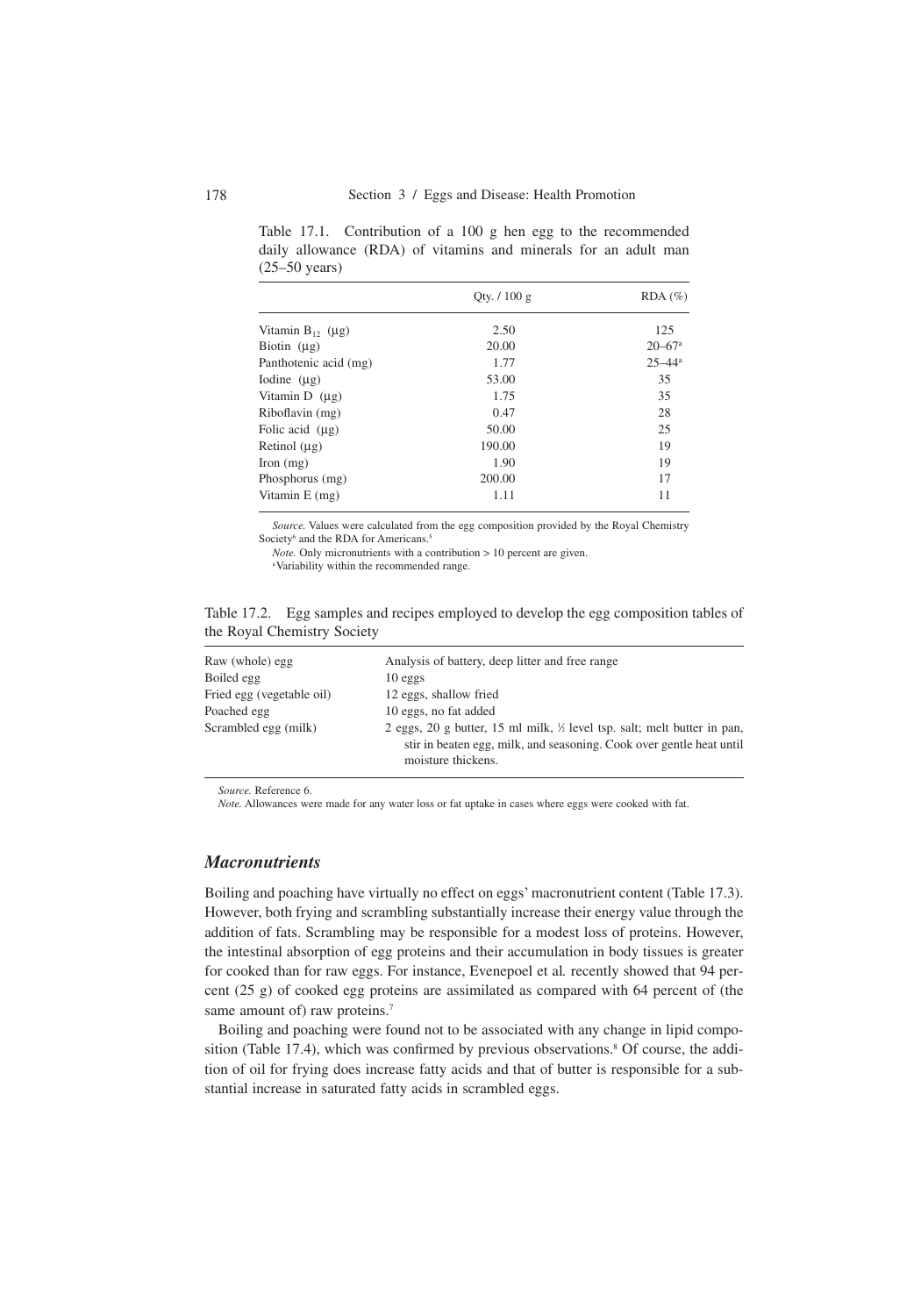Table 17.1. Contribution of a 100 g hen egg to the recommended daily allowance (RDA) of vitamins and minerals for an adult man (25–50 years)

| | Qty. / 100 g | RDA (%) |
|---|---|---|
| Vitamin $B_{12}$ (µg) | 2.50 | 125 |
| Biotin (µg) | 20.00 | 20–67[a] |
| Panthotenic acid (mg) | 1.77 | 25–44[a] |
| Iodine (µg) | 53.00 | 35 |
| Vitamin D (µg) | 1.75 | 35 |
| Riboflavin (mg) | 0.47 | 28 |
| Folic acid (µg) | 50.00 | 25 |
| Retinol (µg) | 190.00 | 19 |
| Iron (mg) | 1.90 | 19 |
| Phosphorus (mg) | 200.00 | 17 |
| Vitamin E (mg) | 1.11 | 11 |

*Source.* Values were calculated from the egg composition provided by the Royal Chemistry Society[6] and the RDA for Americans.[5]

*Note.* Only micronutrients with a contribution > 10 percent are given.

[a]Variability within the recommended range.

Table 17.2. Egg samples and recipes employed to develop the egg composition tables of the Royal Chemistry Society

| | |
|---|---|
| Raw (whole) egg | Analysis of battery, deep litter and free range |
| Boiled egg | 10 eggs |
| Fried egg (vegetable oil) | 12 eggs, shallow fried |
| Poached egg | 10 eggs, no fat added |
| Scrambled egg (milk) | 2 eggs, 20 g butter, 15 ml milk, ½ level tsp. salt; melt butter in pan, stir in beaten egg, milk, and seasoning. Cook over gentle heat until moisture thickens. |

*Source.* Reference 6.

*Note.* Allowances were made for any water loss or fat uptake in cases where eggs were cooked with fat.

## *Macronutrients*

Boiling and poaching have virtually no effect on eggs' macronutrient content (Table 17.3). However, both frying and scrambling substantially increase their energy value through the addition of fats. Scrambling may be responsible for a modest loss of proteins. However, the intestinal absorption of egg proteins and their accumulation in body tissues is greater for cooked than for raw eggs. For instance, Evenepoel et al*.* recently showed that 94 percent (25 g) of cooked egg proteins are assimilated as compared with 64 percent of (the same amount of) raw proteins.[7]

Boiling and poaching were found not to be associated with any change in lipid composition (Table 17.4), which was confirmed by previous observations.[8] Of course, the addition of oil for frying does increase fatty acids and that of butter is responsible for a substantial increase in saturated fatty acids in scrambled eggs.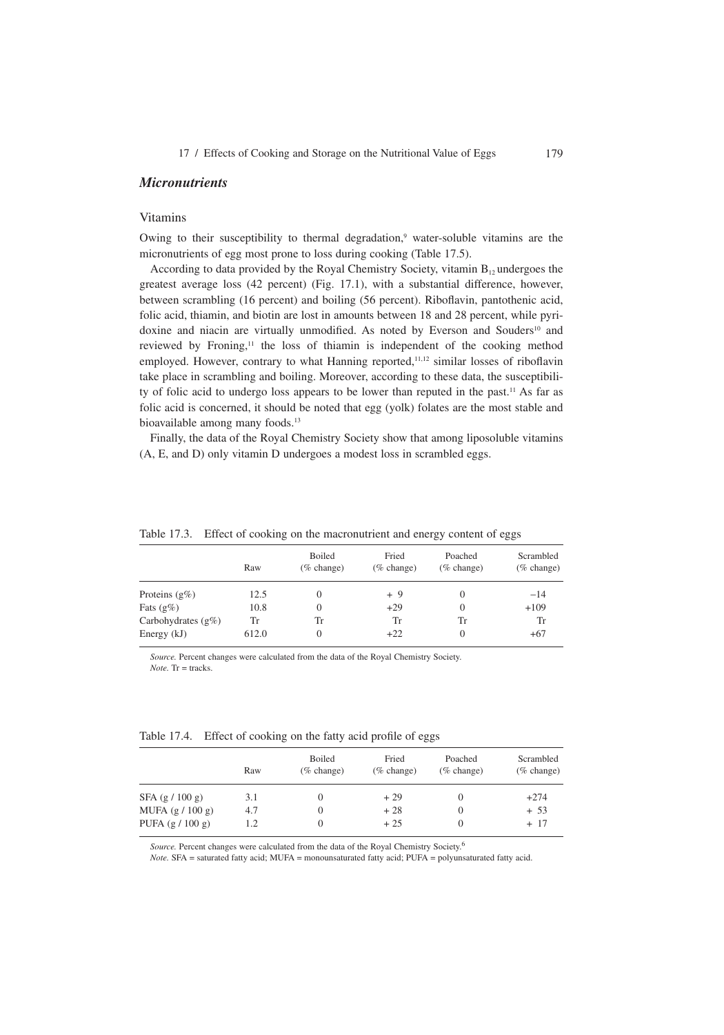## *Micronutrients*

### Vitamins

Owing to their susceptibility to thermal degradation,[9] water-soluble vitamins are the micronutrients of egg most prone to loss during cooking (Table 17.5).

According to data provided by the Royal Chemistry Society, vitamin $B_{12}$ undergoes the greatest average loss (42 percent) (Fig. 17.1), with a substantial difference, however, between scrambling (16 percent) and boiling (56 percent). Riboflavin, pantothenic acid, folic acid, thiamin, and biotin are lost in amounts between 18 and 28 percent, while pyridoxine and niacin are virtually unmodified. As noted by Everson and Souders[10] and reviewed by Froning,[11] the loss of thiamin is independent of the cooking method employed. However, contrary to what Hanning reported,[11,12] similar losses of riboflavin take place in scrambling and boiling. Moreover, according to these data, the susceptibility of folic acid to undergo loss appears to be lower than reputed in the past.[11] As far as folic acid is concerned, it should be noted that egg (yolk) folates are the most stable and bioavailable among many foods.[13]

Finally, the data of the Royal Chemistry Society show that among liposoluble vitamins (A, E, and D) only vitamin D undergoes a modest loss in scrambled eggs.

Table 17.3. Effect of cooking on the macronutrient and energy content of eggs

| | Raw | Boiled (% change) | Fried (% change) | Poached (% change) | Scrambled (% change) |
|---|---|---|---|---|---|
| Proteins (g%) | 12.5 | 0 | + 9 | 0 | −14 |
| Fats (g%) | 10.8 | 0 | +29 | 0 | +109 |
| Carbohydrates (g%) | Tr | Tr | Tr | Tr | Tr |
| Energy (kJ) | 612.0 | 0 | +22 | 0 | +67 |

*Source.* Percent changes were calculated from the data of the Royal Chemistry Society.
*Note.* Tr = tracks.

Table 17.4. Effect of cooking on the fatty acid profile of eggs

| | Raw | Boiled (% change) | Fried (% change) | Poached (% change) | Scrambled (% change) |
|---|---|---|---|---|---|
| SFA (g / 100 g) | 3.1 | 0 | + 29 | 0 | +274 |
| MUFA (g / 100 g) | 4.7 | 0 | + 28 | 0 | + 53 |
| PUFA (g / 100 g) | 1.2 | 0 | + 25 | 0 | + 17 |

*Source.* Percent changes were calculated from the data of the Royal Chemistry Society.[6]
*Note.* SFA = saturated fatty acid; MUFA = monounsaturated fatty acid; PUFA = polyunsaturated fatty acid.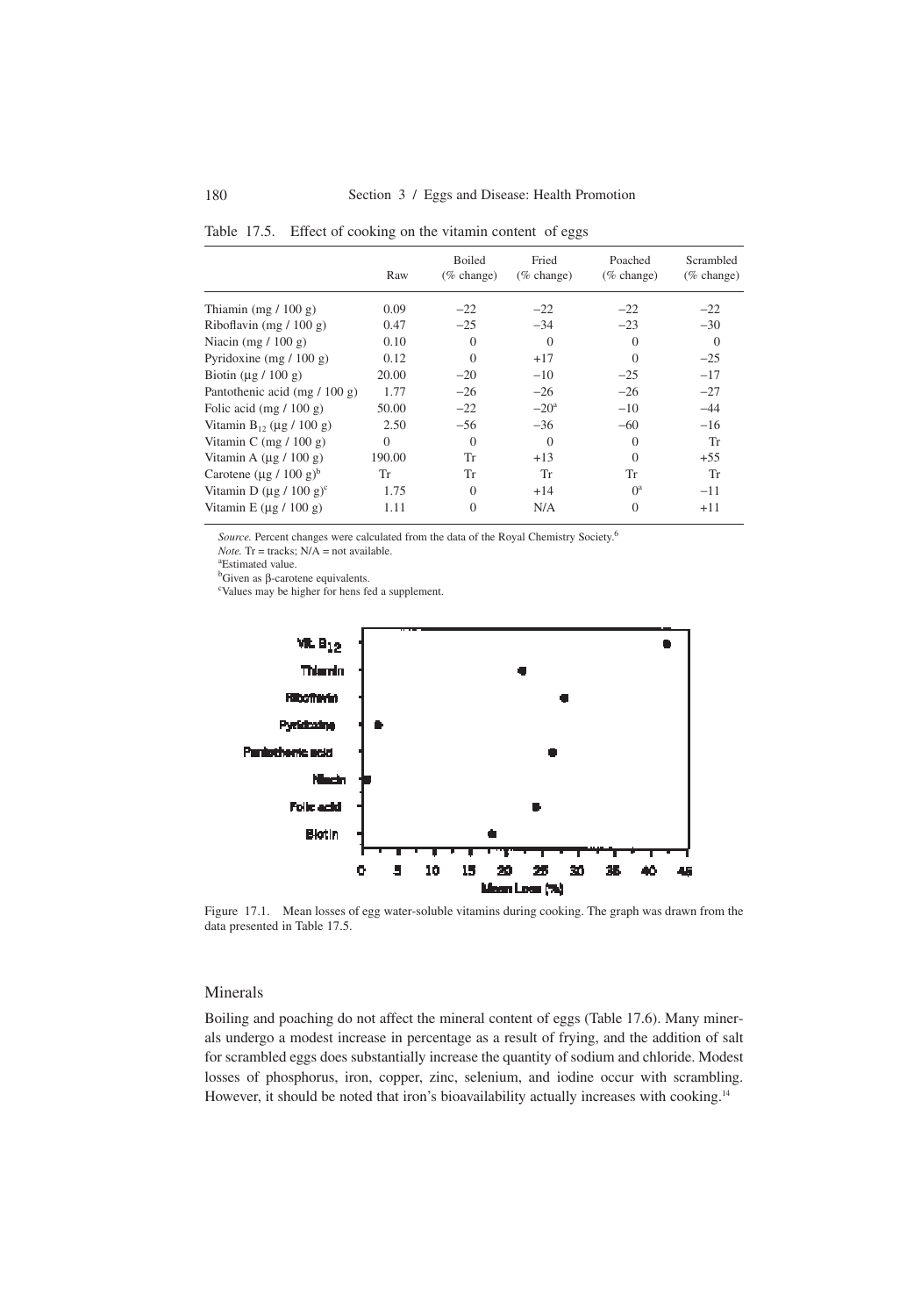Table 17.5. Effect of cooking on the vitamin content of eggs

| | Raw | Boiled (% change) | Fried (% change) | Poached (% change) | Scrambled (% change) |
|---|---|---|---|---|---|
| Thiamin (mg / 100 g) | 0.09 | −22 | −22 | −22 | −22 |
| Riboflavin (mg / 100 g) | 0.47 | −25 | −34 | −23 | −30 |
| Niacin (mg / 100 g) | 0.10 | 0 | 0 | 0 | 0 |
| Pyridoxine (mg / 100 g) | 0.12 | 0 | +17 | 0 | −25 |
| Biotin (μg / 100 g) | 20.00 | −20 | −10 | −25 | −17 |
| Pantothenic acid (mg / 100 g) | 1.77 | −26 | −26 | −26 | −27 |
| Folic acid (mg / 100 g) | 50.00 | −22 | −20[a] | −10 | −44 |
| Vitamin $B_{12}$ (μg / 100 g) | 2.50 | −56 | −36 | −60 | −16 |
| Vitamin C (mg / 100 g) | 0 | 0 | 0 | 0 | Tr |
| Vitamin A (μg / 100 g) | 190.00 | Tr | +13 | 0 | +55 |
| Carotene (μg / 100 g)[b] | Tr | Tr | Tr | Tr | Tr |
| Vitamin D (μg / 100 g)[c] | 1.75 | 0 | +14 | 0[a] | −11 |
| Vitamin E (μg / 100 g) | 1.11 | 0 | N/A | 0 | +11 |

*Source.* Percent changes were calculated from the data of the Royal Chemistry Society.[6]
*Note.* Tr = tracks; N/A = not available.
[a]Estimated value.
[b]Given as β-carotene equivalents.
[c]Values may be higher for hens fed a supplement.

Figure 17.1. Mean losses of egg water-soluble vitamins during cooking. The graph was drawn from the data presented in Table 17.5.

## Minerals

Boiling and poaching do not affect the mineral content of eggs (Table 17.6). Many minerals undergo a modest increase in percentage as a result of frying, and the addition of salt for scrambled eggs does substantially increase the quantity of sodium and chloride. Modest losses of phosphorus, iron, copper, zinc, selenium, and iodine occur with scrambling. However, it should be noted that iron's bioavailability actually increases with cooking.[14]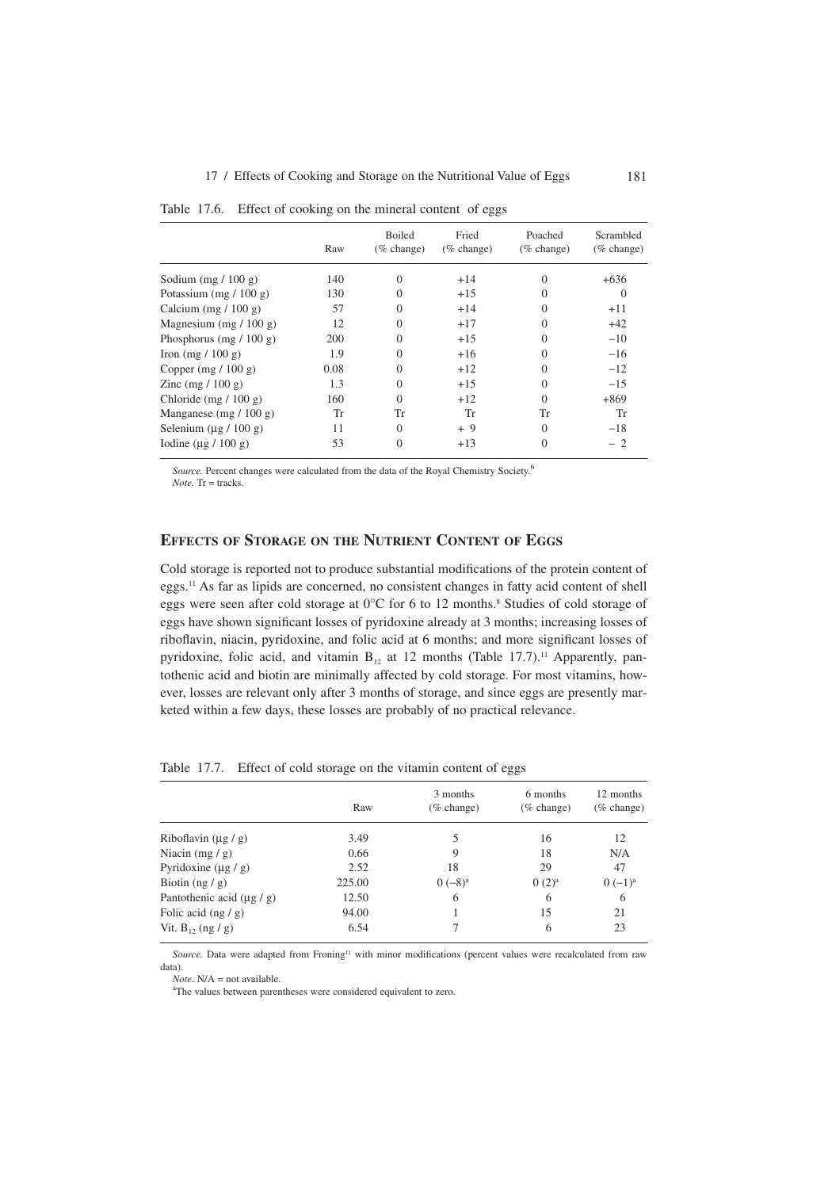Table 17.6. Effect of cooking on the mineral content of eggs

| | Raw | Boiled (% change) | Fried (% change) | Poached (% change) | Scrambled (% change) |
|---|---|---|---|---|---|
| Sodium (mg / 100 g) | 140 | 0 | +14 | 0 | +636 |
| Potassium (mg / 100 g) | 130 | 0 | +15 | 0 | 0 |
| Calcium (mg / 100 g) | 57 | 0 | +14 | 0 | +11 |
| Magnesium (mg / 100 g) | 12 | 0 | +17 | 0 | +42 |
| Phosphorus (mg / 100 g) | 200 | 0 | +15 | 0 | −10 |
| Iron (mg / 100 g) | 1.9 | 0 | +16 | 0 | −16 |
| Copper (mg / 100 g) | 0.08 | 0 | +12 | 0 | −12 |
| Zinc (mg / 100 g) | 1.3 | 0 | +15 | 0 | −15 |
| Chloride (mg / 100 g) | 160 | 0 | +12 | 0 | +869 |
| Manganese (mg / 100 g) | Tr | Tr | Tr | Tr | Tr |
| Selenium (µg / 100 g) | 11 | 0 | + 9 | 0 | −18 |
| Iodine (µg / 100 g) | 53 | 0 | +13 | 0 | − 2 |

*Source.* Percent changes were calculated from the data of the Royal Chemistry Society.[6]
*Note.* Tr = tracks.

## Effects of Storage on the Nutrient Content of Eggs

Cold storage is reported not to produce substantial modifications of the protein content of eggs.[11] As far as lipids are concerned, no consistent changes in fatty acid content of shell eggs were seen after cold storage at 0°C for 6 to 12 months.[8] Studies of cold storage of eggs have shown significant losses of pyridoxine already at 3 months; increasing losses of riboflavin, niacin, pyridoxine, and folic acid at 6 months; and more significant losses of pyridoxine, folic acid, and vitamin $B_{12}$ at 12 months (Table 17.7).[11] Apparently, pantothenic acid and biotin are minimally affected by cold storage. For most vitamins, however, losses are relevant only after 3 months of storage, and since eggs are presently marketed within a few days, these losses are probably of no practical relevance.

Table 17.7. Effect of cold storage on the vitamin content of eggs

| | Raw | 3 months (% change) | 6 months (% change) | 12 months (% change) |
|---|---|---|---|---|
| Riboflavin (µg / g) | 3.49 | 5 | 16 | 12 |
| Niacin (mg / g) | 0.66 | 9 | 18 | N/A |
| Pyridoxine (µg / g) | 2.52 | 18 | 29 | 47 |
| Biotin (ng / g) | 225.00 | 0 (−8)[a] | 0 (2)[a] | 0 (−1)[a] |
| Pantothenic acid (µg / g) | 12.50 | 6 | 6 | 6 |
| Folic acid (ng / g) | 94.00 | 1 | 15 | 21 |
| Vit. $B_{12}$ (ng / g) | 6.54 | 7 | 6 | 23 |

*Source.* Data were adapted from Froning[11] with minor modifications (percent values were recalculated from raw data).
*Note*. N/A = not available.
[a]The values between parentheses were considered equivalent to zero.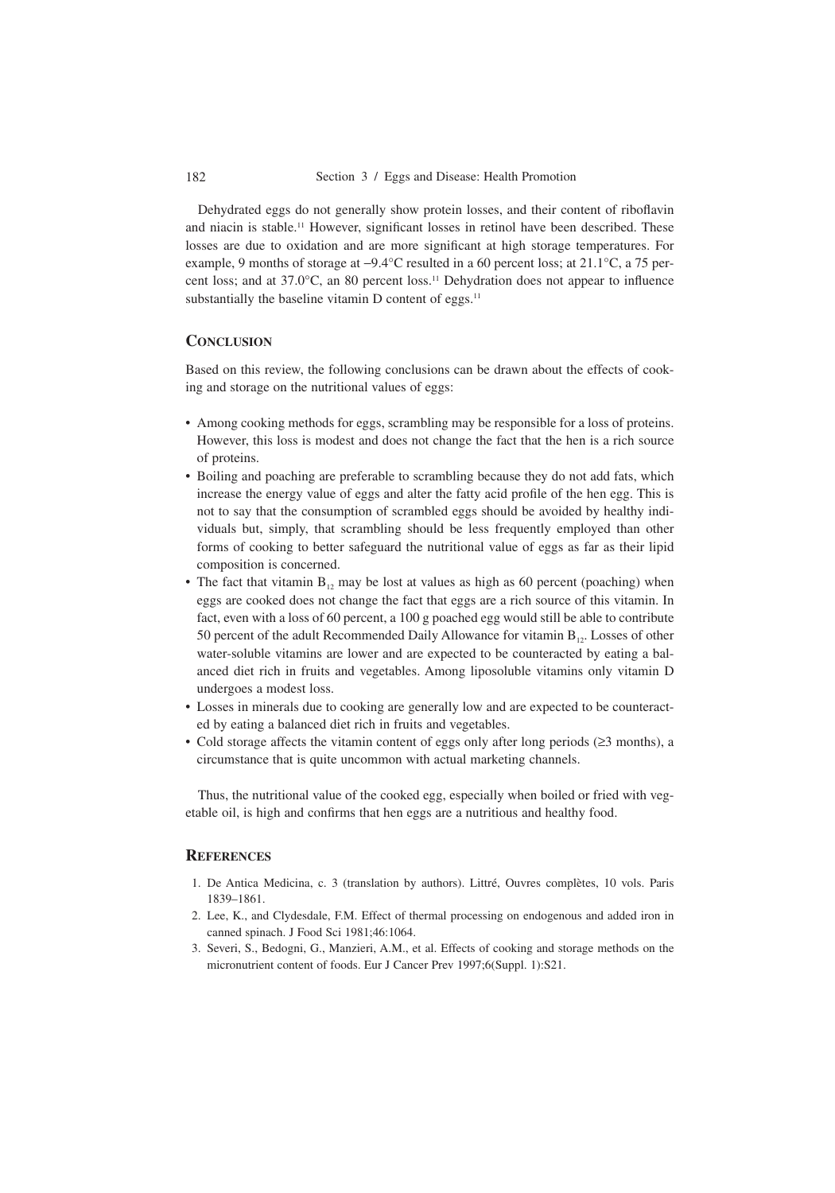Dehydrated eggs do not generally show protein losses, and their content of riboflavin and niacin is stable.[11] However, significant losses in retinol have been described. These losses are due to oxidation and are more significant at high storage temperatures. For example, 9 months of storage at −9.4°C resulted in a 60 percent loss; at 21.1°C, a 75 percent loss; and at 37.0°C, an 80 percent loss.[11] Dehydration does not appear to influence substantially the baseline vitamin D content of eggs.[11]

## Conclusion

Based on this review, the following conclusions can be drawn about the effects of cooking and storage on the nutritional values of eggs:

- Among cooking methods for eggs, scrambling may be responsible for a loss of proteins. However, this loss is modest and does not change the fact that the hen is a rich source of proteins.
- Boiling and poaching are preferable to scrambling because they do not add fats, which increase the energy value of eggs and alter the fatty acid profile of the hen egg. This is not to say that the consumption of scrambled eggs should be avoided by healthy individuals but, simply, that scrambling should be less frequently employed than other forms of cooking to better safeguard the nutritional value of eggs as far as their lipid composition is concerned.
- The fact that vitamin $B_{12}$ may be lost at values as high as 60 percent (poaching) when eggs are cooked does not change the fact that eggs are a rich source of this vitamin. In fact, even with a loss of 60 percent, a 100 g poached egg would still be able to contribute 50 percent of the adult Recommended Daily Allowance for vitamin $B_{12}$. Losses of other water-soluble vitamins are lower and are expected to be counteracted by eating a balanced diet rich in fruits and vegetables. Among liposoluble vitamins only vitamin D undergoes a modest loss.
- Losses in minerals due to cooking are generally low and are expected to be counteracted by eating a balanced diet rich in fruits and vegetables.
- Cold storage affects the vitamin content of eggs only after long periods (≥3 months), a circumstance that is quite uncommon with actual marketing channels.

Thus, the nutritional value of the cooked egg, especially when boiled or fried with vegetable oil, is high and confirms that hen eggs are a nutritious and healthy food.

## References

1. De Antica Medicina, c. 3 (translation by authors). Littré, Ouvres complètes, 10 vols. Paris 1839–1861.
2. Lee, K., and Clydesdale, F.M. Effect of thermal processing on endogenous and added iron in canned spinach. J Food Sci 1981;46:1064.
3. Severi, S., Bedogni, G., Manzieri, A.M., et al. Effects of cooking and storage methods on the micronutrient content of foods. Eur J Cancer Prev 1997;6(Suppl. 1):S21.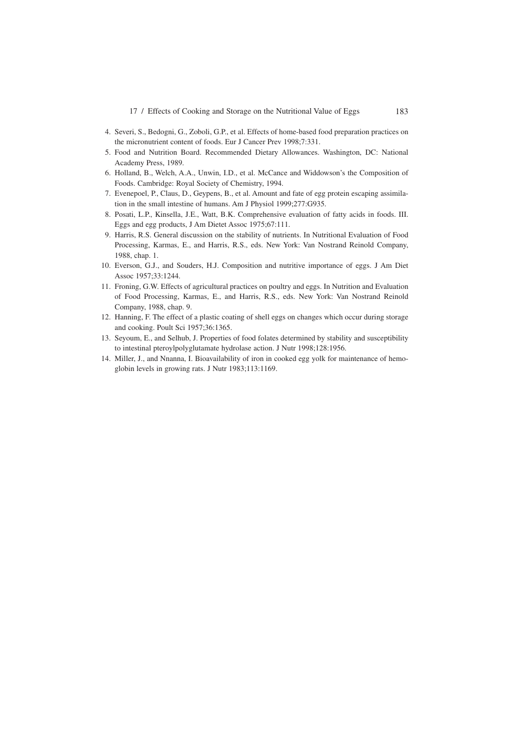4. Severi, S., Bedogni, G., Zoboli, G.P., et al. Effects of home-based food preparation practices on the micronutrient content of foods. Eur J Cancer Prev 1998;7:331.
5. Food and Nutrition Board. Recommended Dietary Allowances. Washington, DC: National Academy Press, 1989.
6. Holland, B., Welch, A.A., Unwin, I.D., et al. McCance and Widdowson's the Composition of Foods. Cambridge: Royal Society of Chemistry, 1994.
7. Evenepoel, P., Claus, D., Geypens, B., et al. Amount and fate of egg protein escaping assimilation in the small intestine of humans. Am J Physiol 1999;277:G935.
8. Posati, L.P., Kinsella, J.E., Watt, B.K. Comprehensive evaluation of fatty acids in foods. III. Eggs and egg products, J Am Dietet Assoc 1975;67:111.
9. Harris, R.S. General discussion on the stability of nutrients. In Nutritional Evaluation of Food Processing, Karmas, E., and Harris, R.S., eds. New York: Van Nostrand Reinold Company, 1988, chap. 1.
10. Everson, G.J., and Souders, H.J. Composition and nutritive importance of eggs. J Am Diet Assoc 1957;33:1244.
11. Froning, G.W. Effects of agricultural practices on poultry and eggs. In Nutrition and Evaluation of Food Processing, Karmas, E., and Harris, R.S., eds. New York: Van Nostrand Reinold Company, 1988, chap. 9.
12. Hanning, F. The effect of a plastic coating of shell eggs on changes which occur during storage and cooking. Poult Sci 1957;36:1365.
13. Seyoum, E., and Selhub, J. Properties of food folates determined by stability and susceptibility to intestinal pteroylpolyglutamate hydrolase action. J Nutr 1998;128:1956.
14. Miller, J., and Nnanna, I. Bioavailability of iron in cooked egg yolk for maintenance of hemoglobin levels in growing rats. J Nutr 1983;113:1169.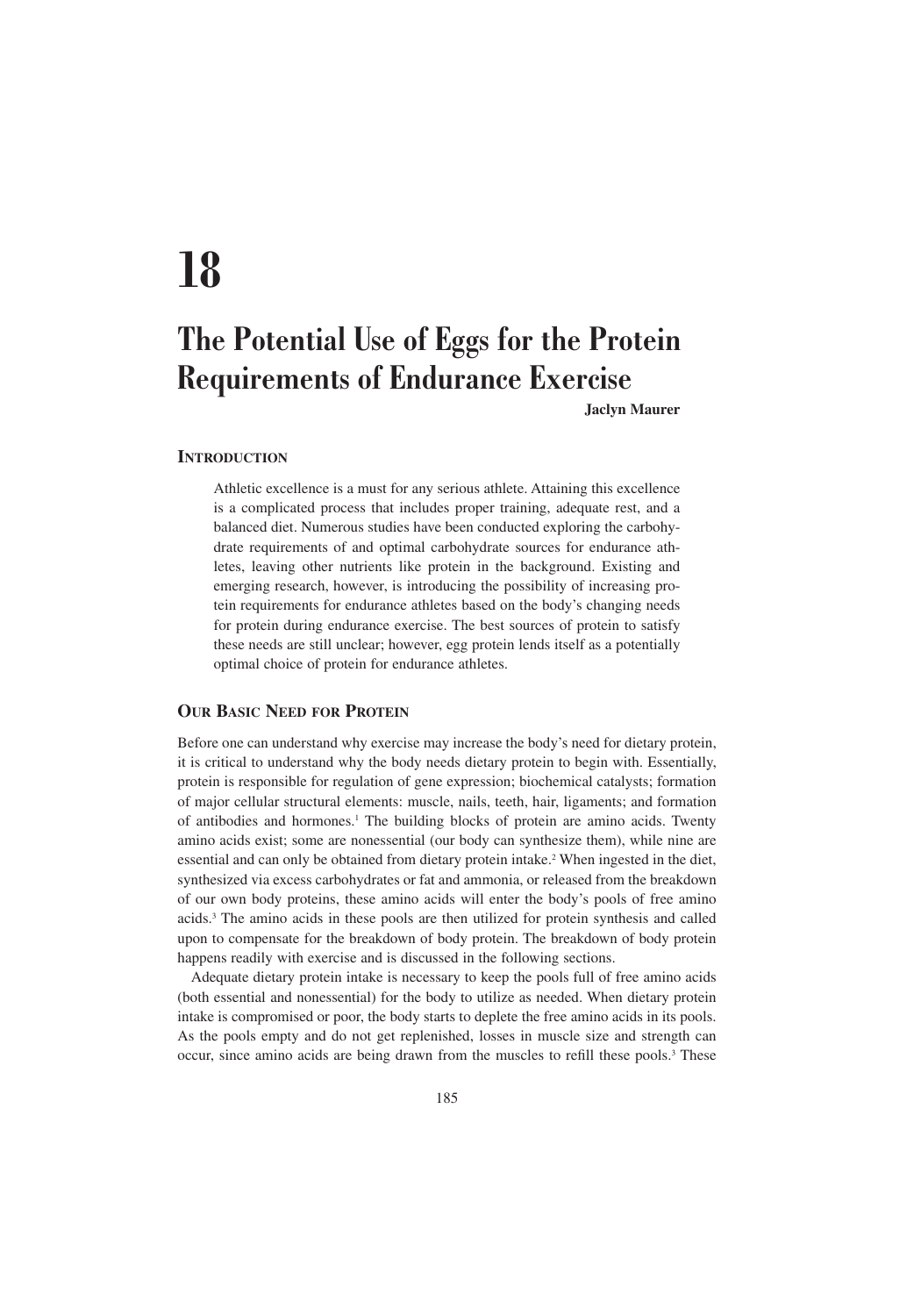# 18

# The Potential Use of Eggs for the Protein Requirements of Endurance Exercise

**Jaclyn Maurer**

## Introduction

Athletic excellence is a must for any serious athlete. Attaining this excellence is a complicated process that includes proper training, adequate rest, and a balanced diet. Numerous studies have been conducted exploring the carbohydrate requirements of and optimal carbohydrate sources for endurance athletes, leaving other nutrients like protein in the background. Existing and emerging research, however, is introducing the possibility of increasing protein requirements for endurance athletes based on the body's changing needs for protein during endurance exercise. The best sources of protein to satisfy these needs are still unclear; however, egg protein lends itself as a potentially optimal choice of protein for endurance athletes.

## Our Basic Need for Protein

Before one can understand why exercise may increase the body's need for dietary protein, it is critical to understand why the body needs dietary protein to begin with. Essentially, protein is responsible for regulation of gene expression; biochemical catalysts; formation of major cellular structural elements: muscle, nails, teeth, hair, ligaments; and formation of antibodies and hormones.[1] The building blocks of protein are amino acids. Twenty amino acids exist; some are nonessential (our body can synthesize them), while nine are essential and can only be obtained from dietary protein intake.[2] When ingested in the diet, synthesized via excess carbohydrates or fat and ammonia, or released from the breakdown of our own body proteins, these amino acids will enter the body's pools of free amino acids.[3] The amino acids in these pools are then utilized for protein synthesis and called upon to compensate for the breakdown of body protein. The breakdown of body protein happens readily with exercise and is discussed in the following sections.

Adequate dietary protein intake is necessary to keep the pools full of free amino acids (both essential and nonessential) for the body to utilize as needed. When dietary protein intake is compromised or poor, the body starts to deplete the free amino acids in its pools. As the pools empty and do not get replenished, losses in muscle size and strength can occur, since amino acids are being drawn from the muscles to refill these pools.[3] These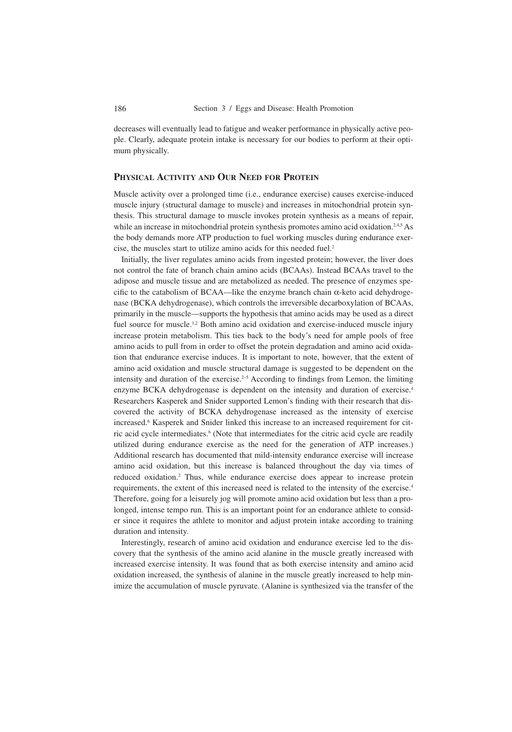decreases will eventually lead to fatigue and weaker performance in physically active people. Clearly, adequate protein intake is necessary for our bodies to perform at their optimum physically.

## Physical Activity and Our Need for Protein

Muscle activity over a prolonged time (i.e., endurance exercise) causes exercise-induced muscle injury (structural damage to muscle) and increases in mitochondrial protein synthesis. This structural damage to muscle invokes protein synthesis as a means of repair, while an increase in mitochondrial protein synthesis promotes amino acid oxidation.[2,4,5] As the body demands more ATP production to fuel working muscles during endurance exercise, the muscles start to utilize amino acids for this needed fuel.[2]

Initially, the liver regulates amino acids from ingested protein; however, the liver does not control the fate of branch chain amino acids (BCAAs). Instead BCAAs travel to the adipose and muscle tissue and are metabolized as needed. The presence of enzymes specific to the catabolism of BCAA—like the enzyme branch chain α-keto acid dehydrogenase (BCKA dehydrogenase), which controls the irreversible decarboxylation of BCAAs, primarily in the muscle—supports the hypothesis that amino acids may be used as a direct fuel source for muscle.[1,2] Both amino acid oxidation and exercise-induced muscle injury increase protein metabolism. This ties back to the body's need for ample pools of free amino acids to pull from in order to offset the protein degradation and amino acid oxidation that endurance exercise induces. It is important to note, however, that the extent of amino acid oxidation and muscle structural damage is suggested to be dependent on the intensity and duration of the exercise.[2–5] According to findings from Lemon, the limiting enzyme BCKA dehydrogenase is dependent on the intensity and duration of exercise.[4] Researchers Kasperek and Snider supported Lemon's finding with their research that discovered the activity of BCKA dehydrogenase increased as the intensity of exercise increased.[6] Kasperek and Snider linked this increase to an increased requirement for citric acid cycle intermediates.[6] (Note that intermediates for the citric acid cycle are readily utilized during endurance exercise as the need for the generation of ATP increases.) Additional research has documented that mild-intensity endurance exercise will increase amino acid oxidation, but this increase is balanced throughout the day via times of reduced oxidation.[2] Thus, while endurance exercise does appear to increase protein requirements, the extent of this increased need is related to the intensity of the exercise.[4] Therefore, going for a leisurely jog will promote amino acid oxidation but less than a prolonged, intense tempo run. This is an important point for an endurance athlete to consider since it requires the athlete to monitor and adjust protein intake according to training duration and intensity.

Interestingly, research of amino acid oxidation and endurance exercise led to the discovery that the synthesis of the amino acid alanine in the muscle greatly increased with increased exercise intensity. It was found that as both exercise intensity and amino acid oxidation increased, the synthesis of alanine in the muscle greatly increased to help minimize the accumulation of muscle pyruvate. (Alanine is synthesized via the transfer of the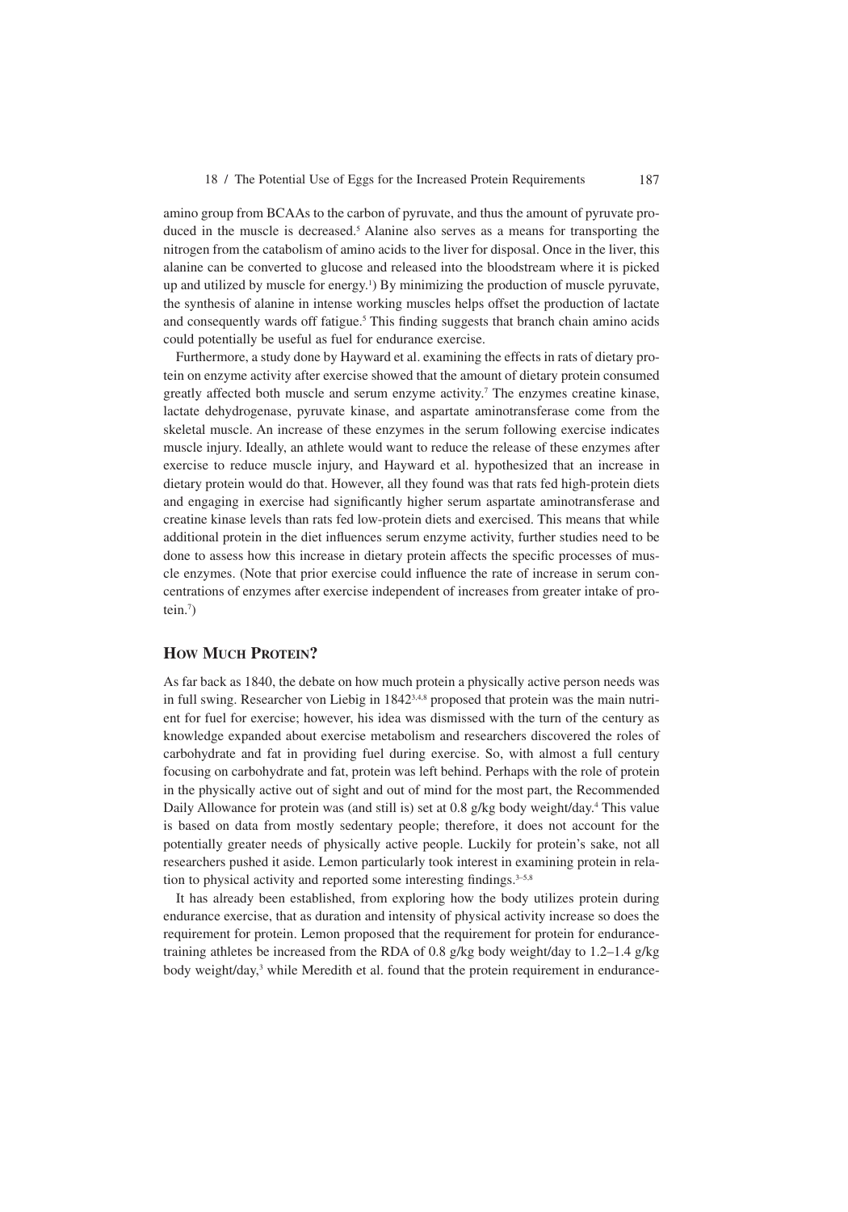amino group from BCAAs to the carbon of pyruvate, and thus the amount of pyruvate produced in the muscle is decreased.[5] Alanine also serves as a means for transporting the nitrogen from the catabolism of amino acids to the liver for disposal. Once in the liver, this alanine can be converted to glucose and released into the bloodstream where it is picked up and utilized by muscle for energy.[1]) By minimizing the production of muscle pyruvate, the synthesis of alanine in intense working muscles helps offset the production of lactate and consequently wards off fatigue.[5] This finding suggests that branch chain amino acids could potentially be useful as fuel for endurance exercise.

Furthermore, a study done by Hayward et al. examining the effects in rats of dietary protein on enzyme activity after exercise showed that the amount of dietary protein consumed greatly affected both muscle and serum enzyme activity.[7] The enzymes creatine kinase, lactate dehydrogenase, pyruvate kinase, and aspartate aminotransferase come from the skeletal muscle. An increase of these enzymes in the serum following exercise indicates muscle injury. Ideally, an athlete would want to reduce the release of these enzymes after exercise to reduce muscle injury, and Hayward et al. hypothesized that an increase in dietary protein would do that. However, all they found was that rats fed high-protein diets and engaging in exercise had significantly higher serum aspartate aminotransferase and creatine kinase levels than rats fed low-protein diets and exercised. This means that while additional protein in the diet influences serum enzyme activity, further studies need to be done to assess how this increase in dietary protein affects the specific processes of muscle enzymes. (Note that prior exercise could influence the rate of increase in serum concentrations of enzymes after exercise independent of increases from greater intake of protein.[7])

## How Much Protein?

As far back as 1840, the debate on how much protein a physically active person needs was in full swing. Researcher von Liebig in 1842[3,4,8] proposed that protein was the main nutrient for fuel for exercise; however, his idea was dismissed with the turn of the century as knowledge expanded about exercise metabolism and researchers discovered the roles of carbohydrate and fat in providing fuel during exercise. So, with almost a full century focusing on carbohydrate and fat, protein was left behind. Perhaps with the role of protein in the physically active out of sight and out of mind for the most part, the Recommended Daily Allowance for protein was (and still is) set at 0.8 g/kg body weight/day.[4] This value is based on data from mostly sedentary people; therefore, it does not account for the potentially greater needs of physically active people. Luckily for protein's sake, not all researchers pushed it aside. Lemon particularly took interest in examining protein in relation to physical activity and reported some interesting findings.[3–5,8]

It has already been established, from exploring how the body utilizes protein during endurance exercise, that as duration and intensity of physical activity increase so does the requirement for protein. Lemon proposed that the requirement for protein for endurance-training athletes be increased from the RDA of 0.8 g/kg body weight/day to 1.2–1.4 g/kg body weight/day,[3] while Meredith et al. found that the protein requirement in endurance-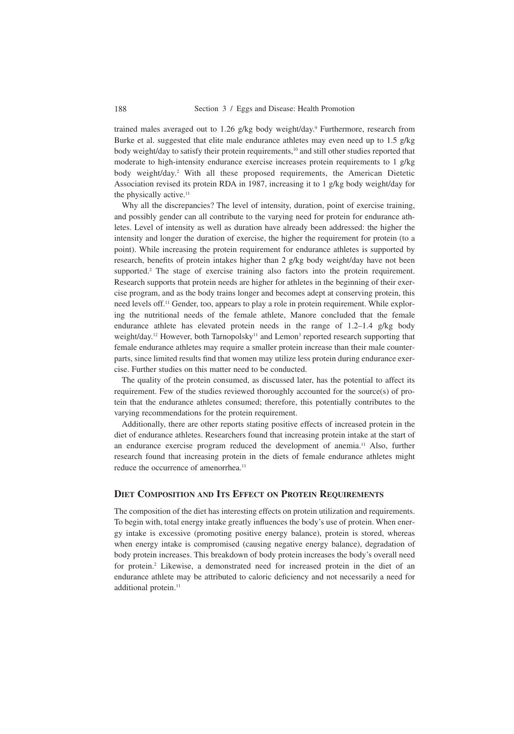trained males averaged out to 1.26 g/kg body weight/day.[9] Furthermore, research from Burke et al. suggested that elite male endurance athletes may even need up to 1.5 g/kg body weight/day to satisfy their protein requirements,[10] and still other studies reported that moderate to high-intensity endurance exercise increases protein requirements to 1 g/kg body weight/day.[2] With all these proposed requirements, the American Dietetic Association revised its protein RDA in 1987, increasing it to 1 g/kg body weight/day for the physically active.[11]

Why all the discrepancies? The level of intensity, duration, point of exercise training, and possibly gender can all contribute to the varying need for protein for endurance athletes. Level of intensity as well as duration have already been addressed: the higher the intensity and longer the duration of exercise, the higher the requirement for protein (to a point). While increasing the protein requirement for endurance athletes is supported by research, benefits of protein intakes higher than 2 g/kg body weight/day have not been supported.[2] The stage of exercise training also factors into the protein requirement. Research supports that protein needs are higher for athletes in the beginning of their exercise program, and as the body trains longer and becomes adept at conserving protein, this need levels off.[11] Gender, too, appears to play a role in protein requirement. While exploring the nutritional needs of the female athlete, Manore concluded that the female endurance athlete has elevated protein needs in the range of 1.2–1.4 g/kg body weight/day.[12] However, both Tarnopolsky[11] and Lemon[3] reported research supporting that female endurance athletes may require a smaller protein increase than their male counterparts, since limited results find that women may utilize less protein during endurance exercise. Further studies on this matter need to be conducted.

The quality of the protein consumed, as discussed later, has the potential to affect its requirement. Few of the studies reviewed thoroughly accounted for the source(s) of protein that the endurance athletes consumed; therefore, this potentially contributes to the varying recommendations for the protein requirement.

Additionally, there are other reports stating positive effects of increased protein in the diet of endurance athletes. Researchers found that increasing protein intake at the start of an endurance exercise program reduced the development of anemia.[11] Also, further research found that increasing protein in the diets of female endurance athletes might reduce the occurrence of amenorrhea.[11]

## Diet Composition and Its Effect on Protein Requirements

The composition of the diet has interesting effects on protein utilization and requirements. To begin with, total energy intake greatly influences the body's use of protein. When energy intake is excessive (promoting positive energy balance), protein is stored, whereas when energy intake is compromised (causing negative energy balance), degradation of body protein increases. This breakdown of body protein increases the body's overall need for protein.[2] Likewise, a demonstrated need for increased protein in the diet of an endurance athlete may be attributed to caloric deficiency and not necessarily a need for additional protein.[11]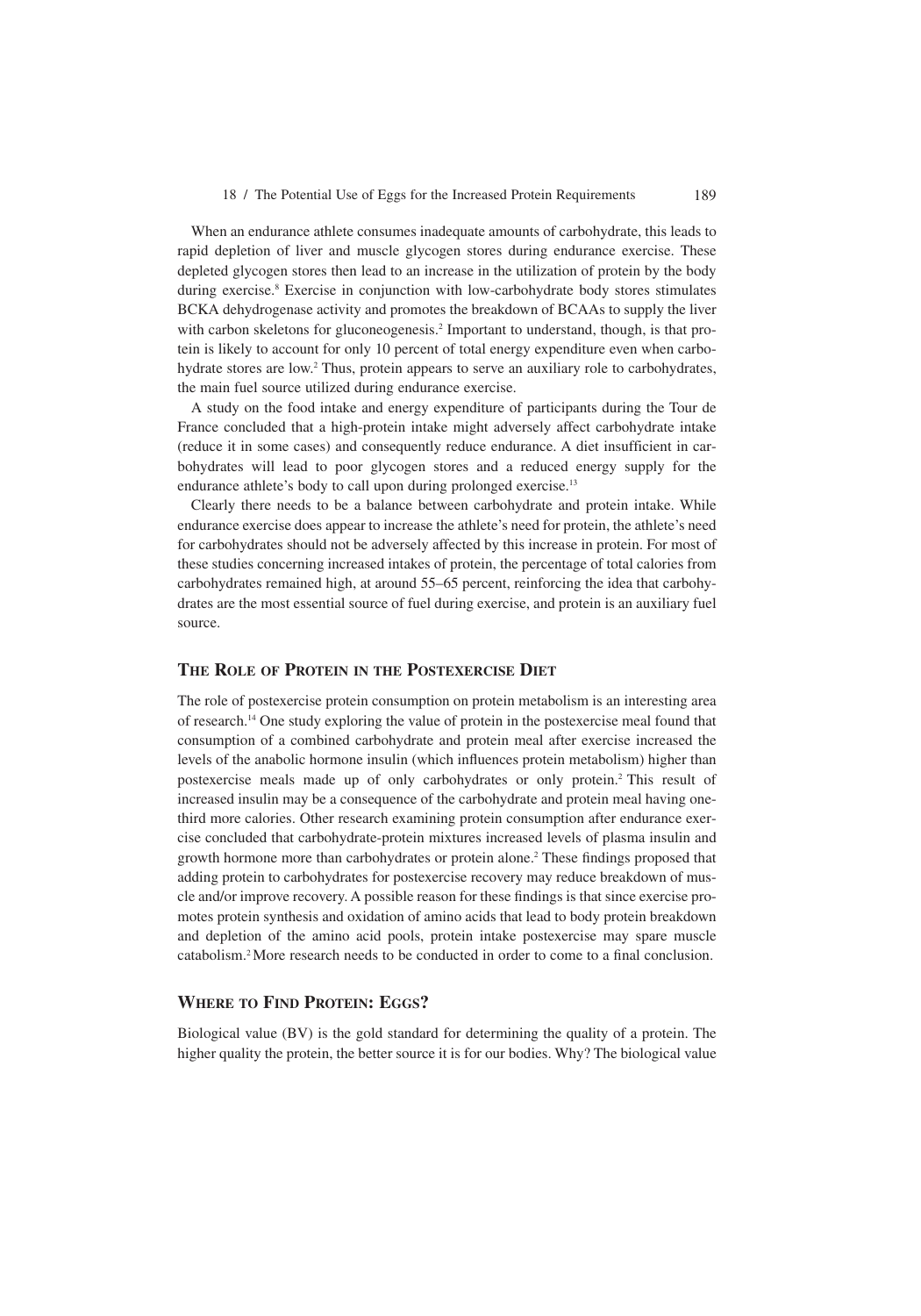When an endurance athlete consumes inadequate amounts of carbohydrate, this leads to rapid depletion of liver and muscle glycogen stores during endurance exercise. These depleted glycogen stores then lead to an increase in the utilization of protein by the body during exercise.[8] Exercise in conjunction with low-carbohydrate body stores stimulates BCKA dehydrogenase activity and promotes the breakdown of BCAAs to supply the liver with carbon skeletons for gluconeogenesis.[2] Important to understand, though, is that protein is likely to account for only 10 percent of total energy expenditure even when carbohydrate stores are low.[2] Thus, protein appears to serve an auxiliary role to carbohydrates, the main fuel source utilized during endurance exercise.

A study on the food intake and energy expenditure of participants during the Tour de France concluded that a high-protein intake might adversely affect carbohydrate intake (reduce it in some cases) and consequently reduce endurance. A diet insufficient in carbohydrates will lead to poor glycogen stores and a reduced energy supply for the endurance athlete's body to call upon during prolonged exercise.[13]

Clearly there needs to be a balance between carbohydrate and protein intake. While endurance exercise does appear to increase the athlete's need for protein, the athlete's need for carbohydrates should not be adversely affected by this increase in protein. For most of these studies concerning increased intakes of protein, the percentage of total calories from carbohydrates remained high, at around 55–65 percent, reinforcing the idea that carbohydrates are the most essential source of fuel during exercise, and protein is an auxiliary fuel source.

## The Role of Protein in the Postexercise Diet

The role of postexercise protein consumption on protein metabolism is an interesting area of research.[14] One study exploring the value of protein in the postexercise meal found that consumption of a combined carbohydrate and protein meal after exercise increased the levels of the anabolic hormone insulin (which influences protein metabolism) higher than postexercise meals made up of only carbohydrates or only protein.[2] This result of increased insulin may be a consequence of the carbohydrate and protein meal having one-third more calories. Other research examining protein consumption after endurance exercise concluded that carbohydrate-protein mixtures increased levels of plasma insulin and growth hormone more than carbohydrates or protein alone.[2] These findings proposed that adding protein to carbohydrates for postexercise recovery may reduce breakdown of muscle and/or improve recovery. A possible reason for these findings is that since exercise promotes protein synthesis and oxidation of amino acids that lead to body protein breakdown and depletion of the amino acid pools, protein intake postexercise may spare muscle catabolism.[2] More research needs to be conducted in order to come to a final conclusion.

## Where to Find Protein: Eggs?

Biological value (BV) is the gold standard for determining the quality of a protein. The higher quality the protein, the better source it is for our bodies. Why? The biological value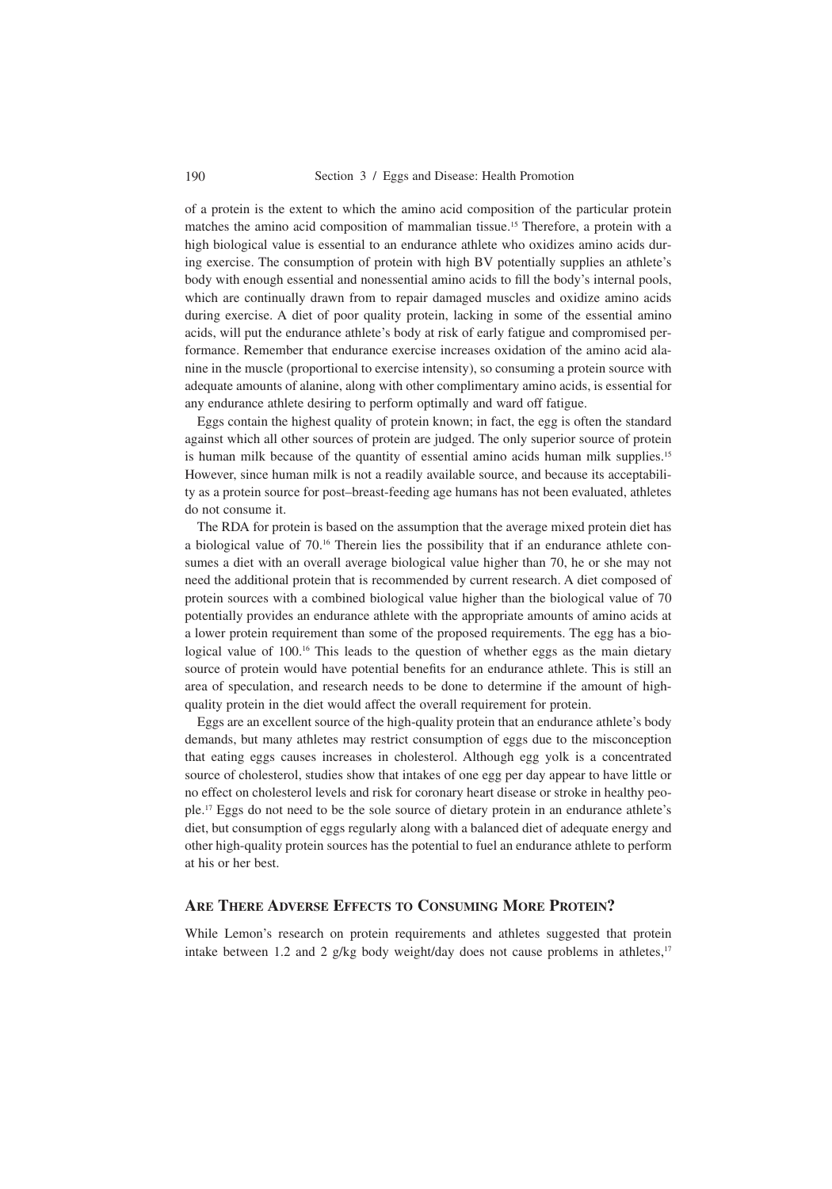of a protein is the extent to which the amino acid composition of the particular protein matches the amino acid composition of mammalian tissue.[15] Therefore, a protein with a high biological value is essential to an endurance athlete who oxidizes amino acids during exercise. The consumption of protein with high BV potentially supplies an athlete's body with enough essential and nonessential amino acids to fill the body's internal pools, which are continually drawn from to repair damaged muscles and oxidize amino acids during exercise. A diet of poor quality protein, lacking in some of the essential amino acids, will put the endurance athlete's body at risk of early fatigue and compromised performance. Remember that endurance exercise increases oxidation of the amino acid alanine in the muscle (proportional to exercise intensity), so consuming a protein source with adequate amounts of alanine, along with other complimentary amino acids, is essential for any endurance athlete desiring to perform optimally and ward off fatigue.

Eggs contain the highest quality of protein known; in fact, the egg is often the standard against which all other sources of protein are judged. The only superior source of protein is human milk because of the quantity of essential amino acids human milk supplies.[15] However, since human milk is not a readily available source, and because its acceptability as a protein source for post–breast-feeding age humans has not been evaluated, athletes do not consume it.

The RDA for protein is based on the assumption that the average mixed protein diet has a biological value of 70.[16] Therein lies the possibility that if an endurance athlete consumes a diet with an overall average biological value higher than 70, he or she may not need the additional protein that is recommended by current research. A diet composed of protein sources with a combined biological value higher than the biological value of 70 potentially provides an endurance athlete with the appropriate amounts of amino acids at a lower protein requirement than some of the proposed requirements. The egg has a biological value of 100.[16] This leads to the question of whether eggs as the main dietary source of protein would have potential benefits for an endurance athlete. This is still an area of speculation, and research needs to be done to determine if the amount of high-quality protein in the diet would affect the overall requirement for protein.

Eggs are an excellent source of the high-quality protein that an endurance athlete's body demands, but many athletes may restrict consumption of eggs due to the misconception that eating eggs causes increases in cholesterol. Although egg yolk is a concentrated source of cholesterol, studies show that intakes of one egg per day appear to have little or no effect on cholesterol levels and risk for coronary heart disease or stroke in healthy people.[17] Eggs do not need to be the sole source of dietary protein in an endurance athlete's diet, but consumption of eggs regularly along with a balanced diet of adequate energy and other high-quality protein sources has the potential to fuel an endurance athlete to perform at his or her best.

## Are There Adverse Effects to Consuming More Protein?

While Lemon's research on protein requirements and athletes suggested that protein intake between 1.2 and 2 g/kg body weight/day does not cause problems in athletes,[17]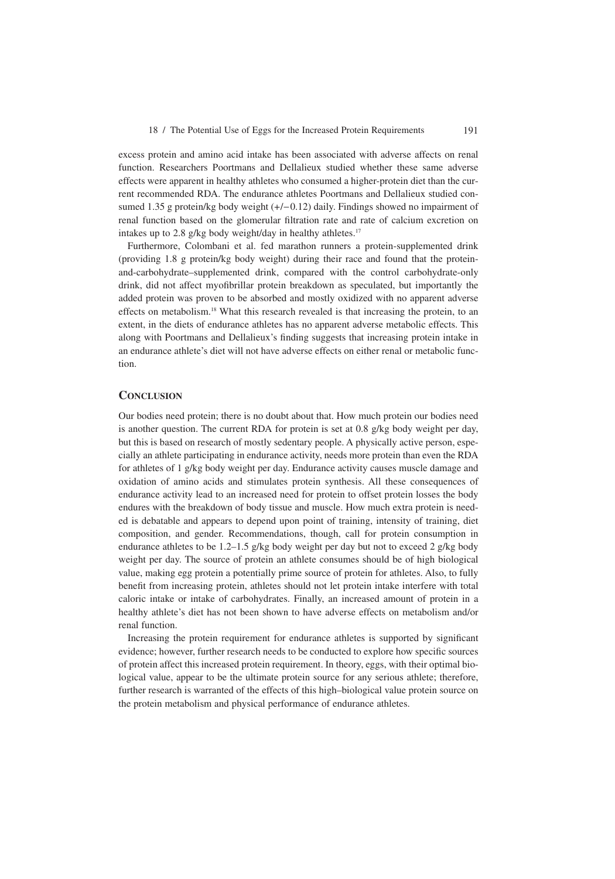excess protein and amino acid intake has been associated with adverse affects on renal function. Researchers Poortmans and Dellalieux studied whether these same adverse effects were apparent in healthy athletes who consumed a higher-protein diet than the current recommended RDA. The endurance athletes Poortmans and Dellalieux studied consumed 1.35 g protein/kg body weight (+/−0.12) daily. Findings showed no impairment of renal function based on the glomerular filtration rate and rate of calcium excretion on intakes up to 2.8 g/kg body weight/day in healthy athletes.[17]

Furthermore, Colombani et al. fed marathon runners a protein-supplemented drink (providing 1.8 g protein/kg body weight) during their race and found that the protein-and-carbohydrate–supplemented drink, compared with the control carbohydrate-only drink, did not affect myofibrillar protein breakdown as speculated, but importantly the added protein was proven to be absorbed and mostly oxidized with no apparent adverse effects on metabolism.[18] What this research revealed is that increasing the protein, to an extent, in the diets of endurance athletes has no apparent adverse metabolic effects. This along with Poortmans and Dellalieux's finding suggests that increasing protein intake in an endurance athlete's diet will not have adverse effects on either renal or metabolic function.

## Conclusion

Our bodies need protein; there is no doubt about that. How much protein our bodies need is another question. The current RDA for protein is set at 0.8 g/kg body weight per day, but this is based on research of mostly sedentary people. A physically active person, especially an athlete participating in endurance activity, needs more protein than even the RDA for athletes of 1 g/kg body weight per day. Endurance activity causes muscle damage and oxidation of amino acids and stimulates protein synthesis. All these consequences of endurance activity lead to an increased need for protein to offset protein losses the body endures with the breakdown of body tissue and muscle. How much extra protein is needed is debatable and appears to depend upon point of training, intensity of training, diet composition, and gender. Recommendations, though, call for protein consumption in endurance athletes to be 1.2–1.5 g/kg body weight per day but not to exceed 2 g/kg body weight per day. The source of protein an athlete consumes should be of high biological value, making egg protein a potentially prime source of protein for athletes. Also, to fully benefit from increasing protein, athletes should not let protein intake interfere with total caloric intake or intake of carbohydrates. Finally, an increased amount of protein in a healthy athlete's diet has not been shown to have adverse effects on metabolism and/or renal function.

Increasing the protein requirement for endurance athletes is supported by significant evidence; however, further research needs to be conducted to explore how specific sources of protein affect this increased protein requirement. In theory, eggs, with their optimal biological value, appear to be the ultimate protein source for any serious athlete; therefore, further research is warranted of the effects of this high–biological value protein source on the protein metabolism and physical performance of endurance athletes.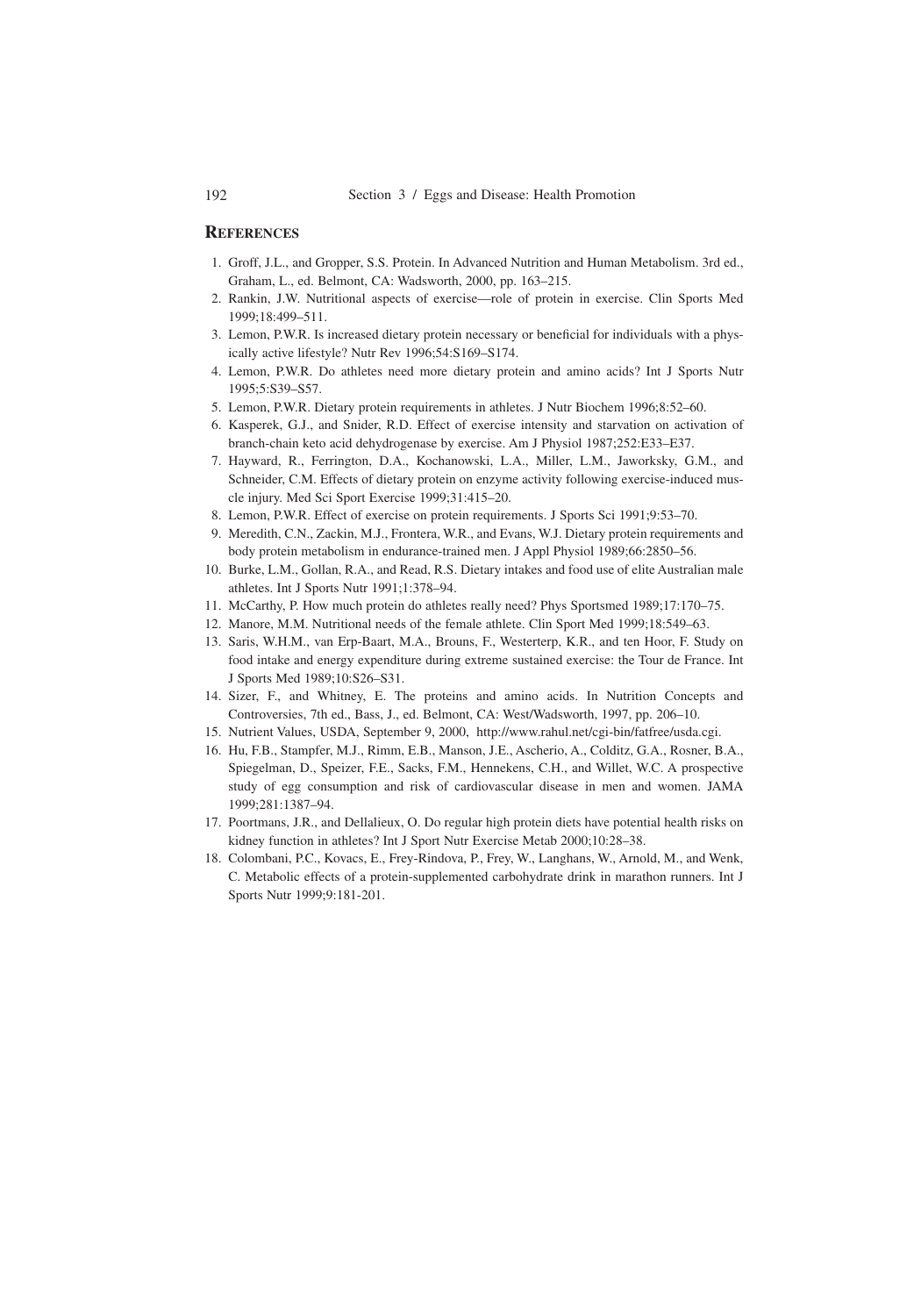## References

1. Groff, J.L., and Gropper, S.S. Protein. In Advanced Nutrition and Human Metabolism. 3rd ed., Graham, L., ed. Belmont, CA: Wadsworth, 2000, pp. 163–215.
2. Rankin, J.W. Nutritional aspects of exercise—role of protein in exercise. Clin Sports Med 1999;18:499–511.
3. Lemon, P.W.R. Is increased dietary protein necessary or beneficial for individuals with a physically active lifestyle? Nutr Rev 1996;54:S169–S174.
4. Lemon, P.W.R. Do athletes need more dietary protein and amino acids? Int J Sports Nutr 1995;5:S39–S57.
5. Lemon, P.W.R. Dietary protein requirements in athletes. J Nutr Biochem 1996;8:52–60.
6. Kasperek, G.J., and Snider, R.D. Effect of exercise intensity and starvation on activation of branch-chain keto acid dehydrogenase by exercise. Am J Physiol 1987;252:E33–E37.
7. Hayward, R., Ferrington, D.A., Kochanowski, L.A., Miller, L.M., Jaworksky, G.M., and Schneider, C.M. Effects of dietary protein on enzyme activity following exercise-induced muscle injury. Med Sci Sport Exercise 1999;31:415–20.
8. Lemon, P.W.R. Effect of exercise on protein requirements. J Sports Sci 1991;9:53–70.
9. Meredith, C.N., Zackin, M.J., Frontera, W.R., and Evans, W.J. Dietary protein requirements and body protein metabolism in endurance-trained men. J Appl Physiol 1989;66:2850–56.
10. Burke, L.M., Gollan, R.A., and Read, R.S. Dietary intakes and food use of elite Australian male athletes. Int J Sports Nutr 1991;1:378–94.
11. McCarthy, P. How much protein do athletes really need? Phys Sportsmed 1989;17:170–75.
12. Manore, M.M. Nutritional needs of the female athlete. Clin Sport Med 1999;18:549–63.
13. Saris, W.H.M., van Erp-Baart, M.A., Brouns, F., Westerterp, K.R., and ten Hoor, F. Study on food intake and energy expenditure during extreme sustained exercise: the Tour de France. Int J Sports Med 1989;10:S26–S31.
14. Sizer, F., and Whitney, E. The proteins and amino acids. In Nutrition Concepts and Controversies, 7th ed., Bass, J., ed. Belmont, CA: West/Wadsworth, 1997, pp. 206–10.
15. Nutrient Values, USDA, September 9, 2000, http://www.rahul.net/cgi-bin/fatfree/usda.cgi.
16. Hu, F.B., Stampfer, M.J., Rimm, E.B., Manson, J.E., Ascherio, A., Colditz, G.A., Rosner, B.A., Spiegelman, D., Speizer, F.E., Sacks, F.M., Hennekens, C.H., and Willet, W.C. A prospective study of egg consumption and risk of cardiovascular disease in men and women. JAMA 1999;281:1387–94.
17. Poortmans, J.R., and Dellalieux, O. Do regular high protein diets have potential health risks on kidney function in athletes? Int J Sport Nutr Exercise Metab 2000;10:28–38.
18. Colombani, P.C., Kovacs, E., Frey-Rindova, P., Frey, W., Langhans, W., Arnold, M., and Wenk, C. Metabolic effects of a protein-supplemented carbohydrate drink in marathon runners. Int J Sports Nutr 1999;9:181-201.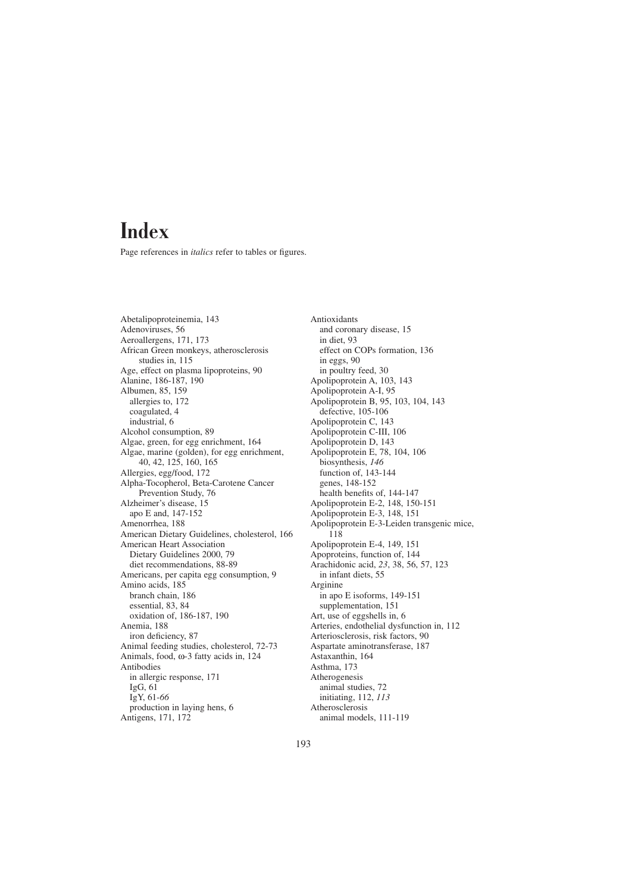# Index

Page references in *italics* refer to tables or figures.

Abetalipoproteinemia, 143
Adenoviruses, 56
Aeroallergens, 171, 173
African Green monkeys, atherosclerosis studies in, 115
Age, effect on plasma lipoproteins, 90
Alanine, 186-187, 190
Albumen, 85, 159
  allergies to, 172
  coagulated, 4
  industrial, 6
Alcohol consumption, 89
Algae, green, for egg enrichment, 164
Algae, marine (golden), for egg enrichment, 40, 42, 125, 160, 165
Allergies, egg/food, 172
Alpha-Tocopherol, Beta-Carotene Cancer Prevention Study, 76
Alzheimer's disease, 15
  apo E and, 147-152
Amenorrhea, 188
American Dietary Guidelines, cholesterol, 166
American Heart Association
  Dietary Guidelines 2000, 79
  diet recommendations, 88-89
Americans, per capita egg consumption, 9
Amino acids, 185
  branch chain, 186
  essential, 83, 84
  oxidation of, 186-187, 190
Anemia, 188
  iron deficiency, 87
Animal feeding studies, cholesterol, 72-73
Animals, food, ω-3 fatty acids in, 124
Antibodies
  in allergic response, 171
  IgG, 61
  IgY, 61-*66*
  production in laying hens, 6
Antigens, 171, 172

Antioxidants
  and coronary disease, 15
  in diet, 93
  effect on COPs formation, 136
  in eggs, 90
  in poultry feed, 30
Apolipoprotein A, 103, 143
Apolipoprotein A-I, 95
Apolipoprotein B, 95, 103, 104, 143
  defective, 105-106
Apolipoprotein C, 143
Apolipoprotein C-III, 106
Apolipoprotein D, 143
Apolipoprotein E, 78, 104, 106
  biosynthesis, *146*
  function of, 143-144
  genes, 148-152
  health benefits of, 144-147
Apolipoprotein E-2, 148, 150-151
Apolipoprotein E-3, 148, 151
Apolipoprotein E-3-Leiden transgenic mice, 118
Apolipoprotein E-4, 149, 151
Apoproteins, function of, 144
Arachidonic acid, *23*, 38, 56, 57, 123
  in infant diets, 55
Arginine
  in apo E isoforms, 149-151
  supplementation, 151
Art, use of eggshells in, 6
Arteries, endothelial dysfunction in, 112
Arteriosclerosis, risk factors, 90
Aspartate aminotransferase, 187
Astaxanthin, 164
Asthma, 173
Atherogenesis
  animal studies, 72
  initiating, 112, *113*
Atherosclerosis
  animal models, 111-119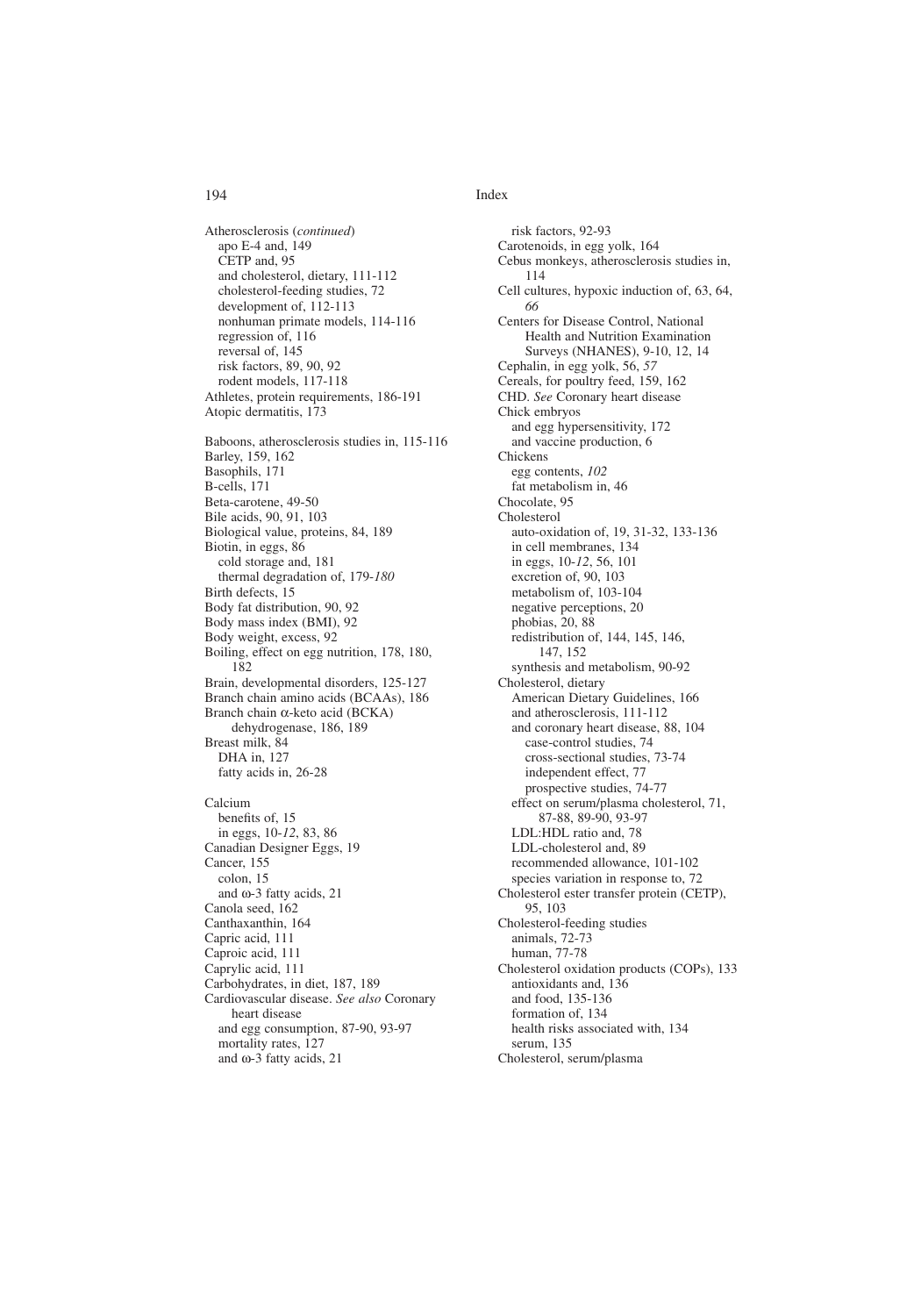Atherosclerosis (*continued*)
- apo E-4 and, 149
- CETP and, 95
- and cholesterol, dietary, 111-112
- cholesterol-feeding studies, 72
- development of, 112-113
- nonhuman primate models, 114-116
- regression of, 116
- reversal of, 145
- risk factors, 89, 90, 92
- rodent models, 117-118

Athletes, protein requirements, 186-191
Atopic dermatitis, 173

Baboons, atherosclerosis studies in, 115-116
Barley, 159, 162
Basophils, 171
B-cells, 171
Beta-carotene, 49-50
Bile acids, 90, 91, 103
Biological value, proteins, 84, 189
Biotin, in eggs, 86
- cold storage and, 181
- thermal degradation of, 179-*180*

Birth defects, 15
Body fat distribution, 90, 92
Body mass index (BMI), 92
Body weight, excess, 92
Boiling, effect on egg nutrition, 178, 180, 182
Brain, developmental disorders, 125-127
Branch chain amino acids (BCAAs), 186
Branch chain α-keto acid (BCKA) dehydrogenase, 186, 189
Breast milk, 84
- DHA in, 127
- fatty acids in, 26-28

Calcium
- benefits of, 15
- in eggs, 10-*12*, 83, 86

Canadian Designer Eggs, 19
Cancer, 155
- colon, 15
- and ω-3 fatty acids, 21

Canola seed, 162
Canthaxanthin, 164
Capric acid, 111
Caproic acid, 111
Caprylic acid, 111
Carbohydrates, in diet, 187, 189
Cardiovascular disease. *See also* Coronary heart disease
- and egg consumption, 87-90, 93-97
- mortality rates, 127
- and ω-3 fatty acids, 21
- risk factors, 92-93

Carotenoids, in egg yolk, 164
Cebus monkeys, atherosclerosis studies in, 114
Cell cultures, hypoxic induction of, 63, 64, *66*
Centers for Disease Control, National Health and Nutrition Examination Surveys (NHANES), 9-10, 12, 14
Cephalin, in egg yolk, 56, *57*
Cereals, for poultry feed, 159, 162
CHD. *See* Coronary heart disease
Chick embryos
- and egg hypersensitivity, 172
- and vaccine production, 6

Chickens
- egg contents, *102*
- fat metabolism in, 46

Chocolate, 95
Cholesterol
- auto-oxidation of, 19, 31-32, 133-136
- in cell membranes, 134
- in eggs, 10-*12*, 56, 101
- excretion of, 90, 103
- metabolism of, 103-104
- negative perceptions, 20
- phobias, 20, 88
- redistribution of, 144, 145, 146, 147, 152
- synthesis and metabolism, 90-92

Cholesterol, dietary
- American Dietary Guidelines, 166
- and atherosclerosis, 111-112
- and coronary heart disease, 88, 104
  - case-control studies, 74
  - cross-sectional studies, 73-74
  - independent effect, 77
  - prospective studies, 74-77
- effect on serum/plasma cholesterol, 71, 87-88, 89-90, 93-97
- LDL:HDL ratio and, 78
- LDL-cholesterol and, 89
- recommended allowance, 101-102
- species variation in response to, 72

Cholesterol ester transfer protein (CETP), 95, 103
Cholesterol-feeding studies
- animals, 72-73
- human, 77-78

Cholesterol oxidation products (COPs), 133
- antioxidants and, 136
- and food, 135-136
- formation of, 134
- health risks associated with, 134
- serum, 135

Cholesterol, serum/plasma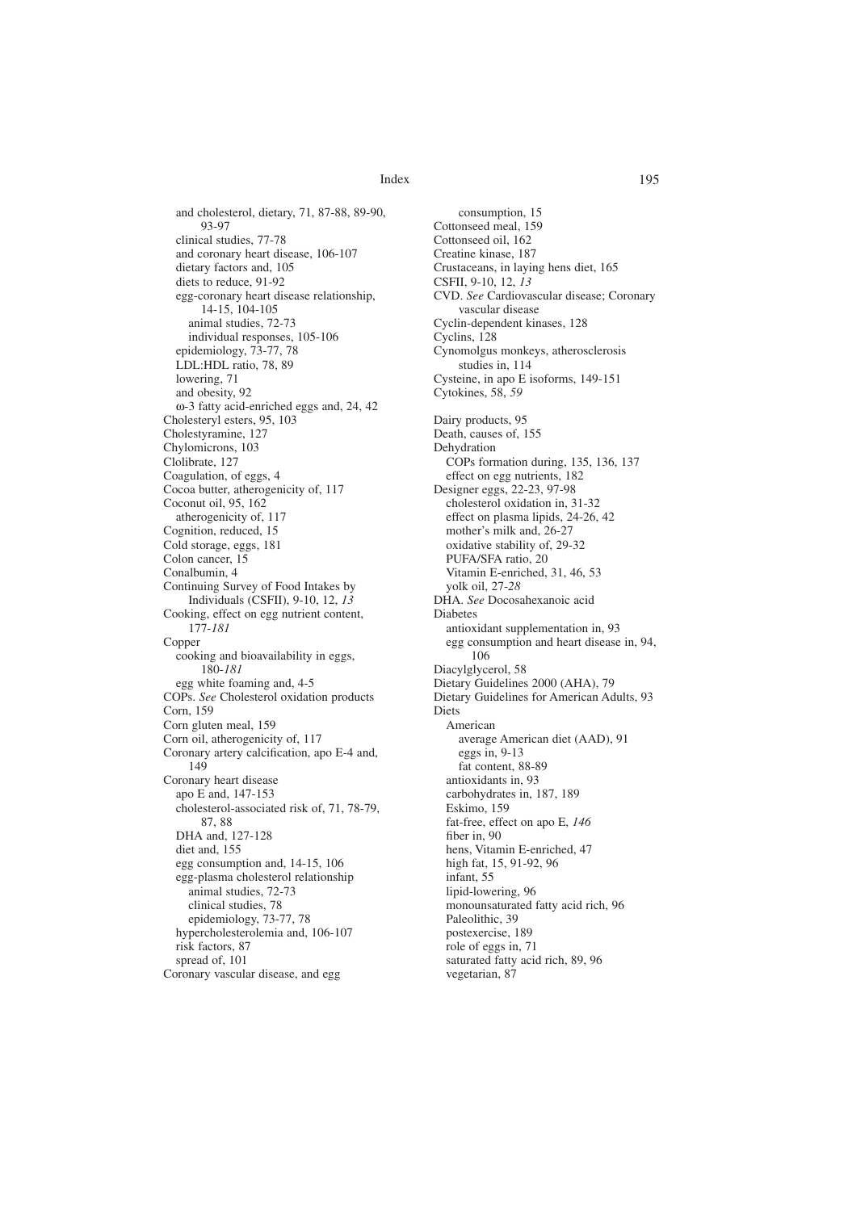and cholesterol, dietary, 71, 87-88, 89-90, 93-97
clinical studies, 77-78
and coronary heart disease, 106-107
dietary factors and, 105
diets to reduce, 91-92
egg-coronary heart disease relationship, 14-15, 104-105
animal studies, 72-73
individual responses, 105-106
epidemiology, 73-77, 78
LDL:HDL ratio, 78, 89
lowering, 71
and obesity, 92
ω-3 fatty acid-enriched eggs and, 24, 42
Cholesteryl esters, 95, 103
Cholestyramine, 127
Chylomicrons, 103
Clolibrate, 127
Coagulation, of eggs, 4
Cocoa butter, atherogenicity of, 117
Coconut oil, 95, 162
atherogenicity of, 117
Cognition, reduced, 15
Cold storage, eggs, 181
Colon cancer, 15
Conalbumin, 4
Continuing Survey of Food Intakes by Individuals (CSFII), 9-10, 12, *13*
Cooking, effect on egg nutrient content, 177-*181*
Copper
cooking and bioavailability in eggs, 180-*181*
egg white foaming and, 4-5
COPs. *See* Cholesterol oxidation products
Corn, 159
Corn gluten meal, 159
Corn oil, atherogenicity of, 117
Coronary artery calcification, apo E-4 and, 149
Coronary heart disease
apo E and, 147-153
cholesterol-associated risk of, 71, 78-79, 87, 88
DHA and, 127-128
diet and, 155
egg consumption and, 14-15, 106
egg-plasma cholesterol relationship
animal studies, 72-73
clinical studies, 78
epidemiology, 73-77, 78
hypercholesterolemia and, 106-107
risk factors, 87
spread of, 101
Coronary vascular disease, and egg consumption, 15
Cottonseed meal, 159
Cottonseed oil, 162
Creatine kinase, 187
Crustaceans, in laying hens diet, 165
CSFII, 9-10, 12, *13*
CVD. *See* Cardiovascular disease; Coronary vascular disease
Cyclin-dependent kinases, 128
Cyclins, 128
Cynomolgus monkeys, atherosclerosis studies in, 114
Cysteine, in apo E isoforms, 149-151
Cytokines, 58, *59*

Dairy products, 95
Death, causes of, 155
Dehydration
COPs formation during, 135, 136, 137
effect on egg nutrients, 182
Designer eggs, 22-23, 97-98
cholesterol oxidation in, 31-32
effect on plasma lipids, 24-26, 42
mother's milk and, 26-27
oxidative stability of, 29-32
PUFA/SFA ratio, 20
Vitamin E-enriched, 31, 46, 53
yolk oil, 27-*28*
DHA. *See* Docosahexanoic acid
Diabetes
antioxidant supplementation in, 93
egg consumption and heart disease in, 94, 106
Diacylglycerol, 58
Dietary Guidelines 2000 (AHA), 79
Dietary Guidelines for American Adults, 93
Diets
American
average American diet (AAD), 91
eggs in, 9-13
fat content, 88-89
antioxidants in, 93
carbohydrates in, 187, 189
Eskimo, 159
fat-free, effect on apo E, *146*
fiber in, 90
hens, Vitamin E-enriched, 47
high fat, 15, 91-92, 96
infant, 55
lipid-lowering, 96
monounsaturated fatty acid rich, 96
Paleolithic, 39
postexercise, 189
role of eggs in, 71
saturated fatty acid rich, 89, 96
vegetarian, 87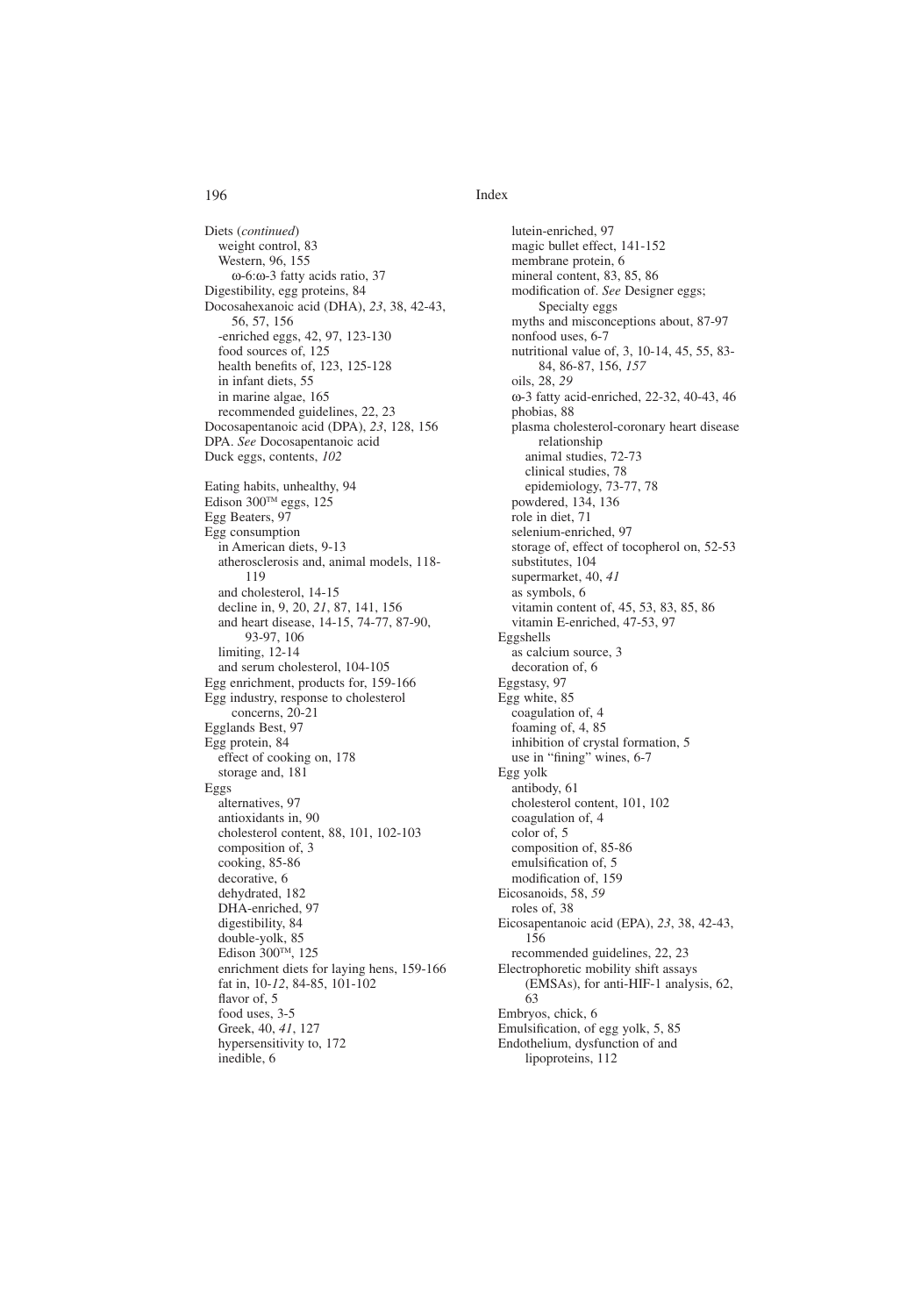Diets (*continued*)
  weight control, 83
  Western, 96, 155
    ω-6:ω-3 fatty acids ratio, 37
Digestibility, egg proteins, 84
Docosahexanoic acid (DHA), *23*, 38, 42-43, 56, 57, 156
  -enriched eggs, 42, 97, 123-130
  food sources of, 125
  health benefits of, 123, 125-128
  in infant diets, 55
  in marine algae, 165
  recommended guidelines, 22, 23
Docosapentanoic acid (DPA), *23*, 128, 156
DPA. *See* Docosapentanoic acid
Duck eggs, contents, *102*

Eating habits, unhealthy, 94
Edison 300™ eggs, 125
Egg Beaters, 97
Egg consumption
  in American diets, 9-13
  atherosclerosis and, animal models, 118-119
  and cholesterol, 14-15
  decline in, 9, 20, *21*, 87, 141, 156
  and heart disease, 14-15, 74-77, 87-90, 93-97, 106
  limiting, 12-14
  and serum cholesterol, 104-105
Egg enrichment, products for, 159-166
Egg industry, response to cholesterol concerns, 20-21
Egglands Best, 97
Egg protein, 84
  effect of cooking on, 178
  storage and, 181
Eggs
  alternatives, 97
  antioxidants in, 90
  cholesterol content, 88, 101, 102-103
  composition of, 3
  cooking, 85-86
  decorative, 6
  dehydrated, 182
  DHA-enriched, 97
  digestibility, 84
  double-yolk, 85
  Edison 300™, 125
  enrichment diets for laying hens, 159-166
  fat in, 10-*12*, 84-85, 101-102
  flavor of, 5
  food uses, 3-5
  Greek, 40, *41*, 127
  hypersensitivity to, 172
  inedible, 6
  lutein-enriched, 97
  magic bullet effect, 141-152
  membrane protein, 6
  mineral content, 83, 85, 86
  modification of. *See* Designer eggs; Specialty eggs
  myths and misconceptions about, 87-97
  nonfood uses, 6-7
  nutritional value of, 3, 10-14, 45, 55, 83-84, 86-87, 156, *157*
  oils, 28, *29*
  ω-3 fatty acid-enriched, 22-32, 40-43, 46
  phobias, 88
  plasma cholesterol-coronary heart disease relationship
    animal studies, 72-73
    clinical studies, 78
    epidemiology, 73-77, 78
  powdered, 134, 136
  role in diet, 71
  selenium-enriched, 97
  storage of, effect of tocopherol on, 52-53
  substitutes, 104
  supermarket, 40, *41*
  as symbols, 6
  vitamin content of, 45, 53, 83, 85, 86
  vitamin E-enriched, 47-53, 97
Eggshells
  as calcium source, 3
  decoration of, 6
Eggstasy, 97
Egg white, 85
  coagulation of, 4
  foaming of, 4, 85
  inhibition of crystal formation, 5
  use in "fining" wines, 6-7
Egg yolk
  antibody, 61
  cholesterol content, 101, 102
  coagulation of, 4
  color of, 5
  composition of, 85-86
  emulsification of, 5
  modification of, 159
Eicosanoids, 58, *59*
  roles of, 38
Eicosapentanoic acid (EPA), *23*, 38, 42-43, 156
  recommended guidelines, 22, 23
Electrophoretic mobility shift assays (EMSAs), for anti-HIF-1 analysis, 62, 63
Embryos, chick, 6
Emulsification, of egg yolk, 5, 85
Endothelium, dysfunction of and lipoproteins, 112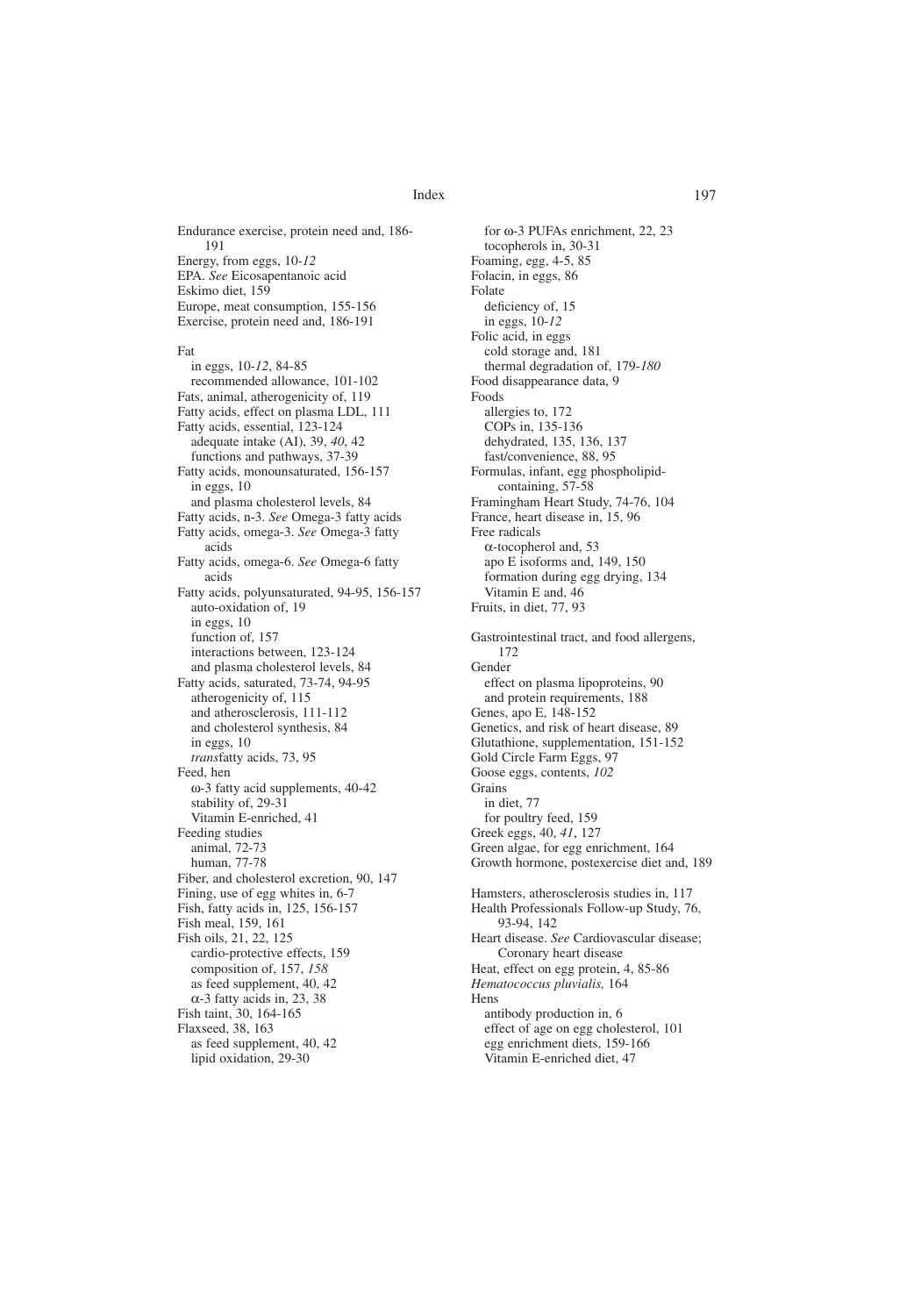Endurance exercise, protein need and, 186-191
Energy, from eggs, 10-*12*
EPA. *See* Eicosapentanoic acid
Eskimo diet, 159
Europe, meat consumption, 155-156
Exercise, protein need and, 186-191

Fat
  in eggs, 10-*12*, 84-85
  recommended allowance, 101-102
Fats, animal, atherogenicity of, 119
Fatty acids, effect on plasma LDL, 111
Fatty acids, essential, 123-124
  adequate intake (AI), 39, *40*, 42
  functions and pathways, 37-39
Fatty acids, monounsaturated, 156-157
  in eggs, 10
  and plasma cholesterol levels, 84
Fatty acids, n-3. *See* Omega-3 fatty acids
Fatty acids, omega-3. *See* Omega-3 fatty acids
Fatty acids, omega-6. *See* Omega-6 fatty acids
Fatty acids, polyunsaturated, 94-95, 156-157
  auto-oxidation of, 19
  in eggs, 10
  function of, 157
  interactions between, 123-124
  and plasma cholesterol levels, 84
Fatty acids, saturated, 73-74, 94-95
  atherogenicity of, 115
  and atherosclerosis, 111-112
  and cholesterol synthesis, 84
  in eggs, 10
  *trans*fatty acids, 73, 95
Feed, hen
  ω-3 fatty acid supplements, 40-42
  stability of, 29-31
  Vitamin E-enriched, 41
Feeding studies
  animal, 72-73
  human, 77-78
Fiber, and cholesterol excretion, 90, 147
Fining, use of egg whites in, 6-7
Fish, fatty acids in, 125, 156-157
Fish meal, 159, 161
Fish oils, 21, 22, 125
  cardio-protective effects, 159
  composition of, 157, *158*
  as feed supplement, 40, 42
  α-3 fatty acids in, 23, 38
Fish taint, 30, 164-165
Flaxseed, 38, 163
  as feed supplement, 40, 42
  lipid oxidation, 29-30
  for ω-3 PUFAs enrichment, 22, 23
  tocopherols in, 30-31
Foaming, egg, 4-5, 85
Folacin, in eggs, 86
Folate
  deficiency of, 15
  in eggs, 10-*12*
Folic acid, in eggs
  cold storage and, 181
  thermal degradation of, 179-*180*
Food disappearance data, 9
Foods
  allergies to, 172
  COPs in, 135-136
  dehydrated, 135, 136, 137
  fast/convenience, 88, 95
Formulas, infant, egg phospholipid-containing, 57-58
Framingham Heart Study, 74-76, 104
France, heart disease in, 15, 96
Free radicals
  α-tocopherol and, 53
  apo E isoforms and, 149, 150
  formation during egg drying, 134
  Vitamin E and, 46
Fruits, in diet, 77, 93

Gastrointestinal tract, and food allergens, 172
Gender
  effect on plasma lipoproteins, 90
  and protein requirements, 188
Genes, apo E, 148-152
Genetics, and risk of heart disease, 89
Glutathione, supplementation, 151-152
Gold Circle Farm Eggs, 97
Goose eggs, contents, *102*
Grains
  in diet, 77
  for poultry feed, 159
Greek eggs, 40, *41*, 127
Green algae, for egg enrichment, 164
Growth hormone, postexercise diet and, 189

Hamsters, atherosclerosis studies in, 117
Health Professionals Follow-up Study, 76, 93-94, 142
Heart disease. *See* Cardiovascular disease; Coronary heart disease
Heat, effect on egg protein, 4, 85-86
*Hematococcus pluvialis,* 164
Hens
  antibody production in, 6
  effect of age on egg cholesterol, 101
  egg enrichment diets, 159-166
  Vitamin E-enriched diet, 47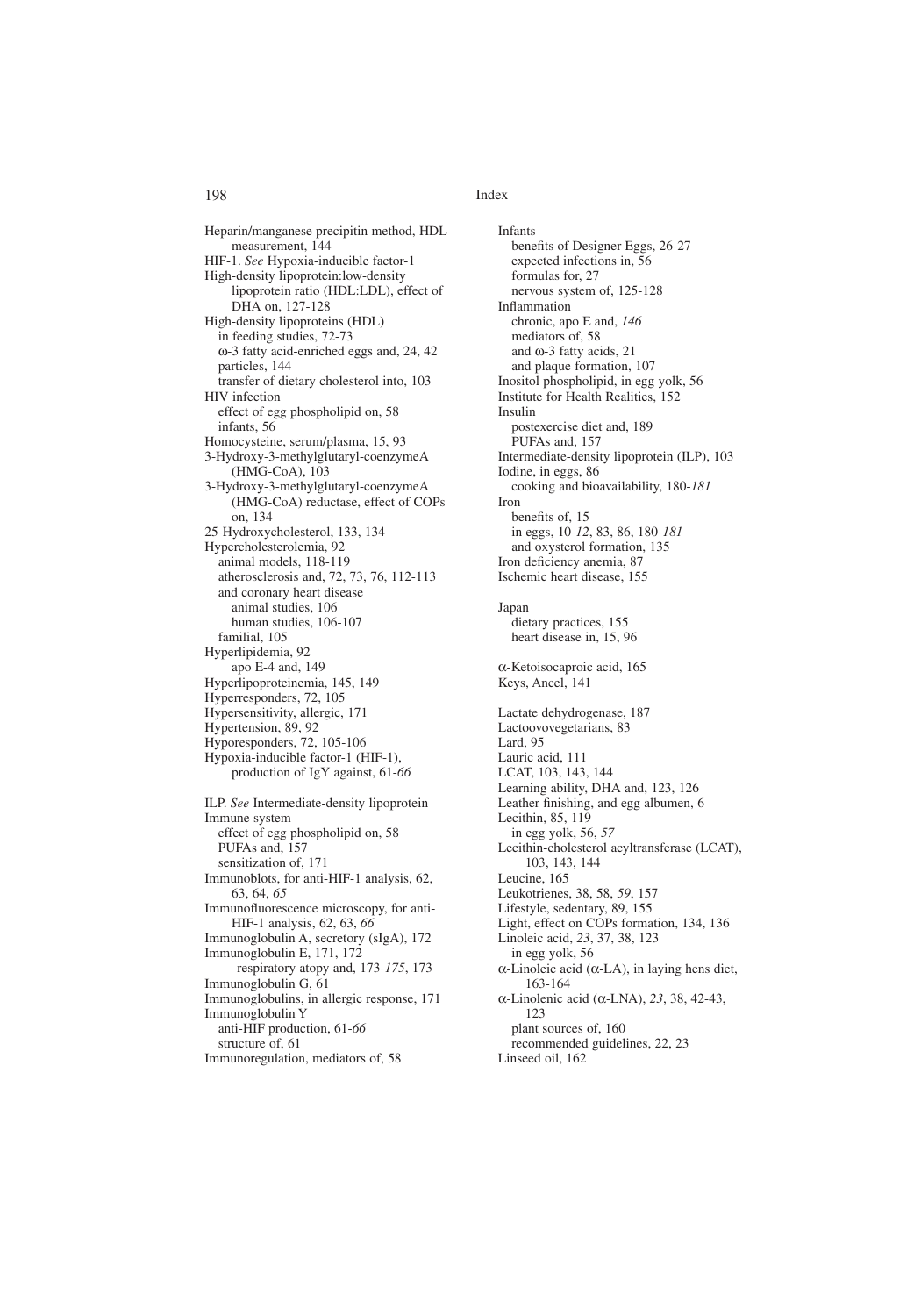Heparin/manganese precipitin method, HDL measurement, 144
HIF-1. *See* Hypoxia-inducible factor-1
High-density lipoprotein:low-density lipoprotein ratio (HDL:LDL), effect of DHA on, 127-128
High-density lipoproteins (HDL)
  in feeding studies, 72-73
  ω-3 fatty acid-enriched eggs and, 24, 42
  particles, 144
  transfer of dietary cholesterol into, 103
HIV infection
  effect of egg phospholipid on, 58
  infants, 56
Homocysteine, serum/plasma, 15, 93
3-Hydroxy-3-methylglutaryl-coenzymeA (HMG-CoA), 103
3-Hydroxy-3-methylglutaryl-coenzymeA (HMG-CoA) reductase, effect of COPs on, 134
25-Hydroxycholesterol, 133, 134
Hypercholesterolemia, 92
  animal models, 118-119
  atherosclerosis and, 72, 73, 76, 112-113
  and coronary heart disease
    animal studies, 106
    human studies, 106-107
  familial, 105
Hyperlipidemia, 92
  apo E-4 and, 149
Hyperlipoproteinemia, 145, 149
Hyperresponders, 72, 105
Hypersensitivity, allergic, 171
Hypertension, 89, 92
Hyporesponders, 72, 105-106
Hypoxia-inducible factor-1 (HIF-1), production of IgY against, 61-*66*

ILP. *See* Intermediate-density lipoprotein
Immune system
  effect of egg phospholipid on, 58
  PUFAs and, 157
  sensitization of, 171
Immunoblots, for anti-HIF-1 analysis, 62, 63, 64, *65*
Immunofluorescence microscopy, for anti-HIF-1 analysis, 62, 63, *66*
Immunoglobulin A, secretory (sIgA), 172
Immunoglobulin E, 171, 172
  respiratory atopy and, 173-*175*, 173
Immunoglobulin G, 61
Immunoglobulins, in allergic response, 171
Immunoglobulin Y
  anti-HIF production, 61-*66*
  structure of, 61
Immunoregulation, mediators of, 58

Infants
  benefits of Designer Eggs, 26-27
  expected infections in, 56
  formulas for, 27
  nervous system of, 125-128
Inflammation
  chronic, apo E and, *146*
  mediators of, 58
  and ω-3 fatty acids, 21
  and plaque formation, 107
Inositol phospholipid, in egg yolk, 56
Institute for Health Realities, 152
Insulin
  postexercise diet and, 189
  PUFAs and, 157
Intermediate-density lipoprotein (ILP), 103
Iodine, in eggs, 86
  cooking and bioavailability, 180-*181*
Iron
  benefits of, 15
  in eggs, 10-*12*, 83, 86, 180-*181*
  and oxysterol formation, 135
Iron deficiency anemia, 87
Ischemic heart disease, 155

Japan
  dietary practices, 155
  heart disease in, 15, 96

α-Ketoisocaproic acid, 165
Keys, Ancel, 141

Lactate dehydrogenase, 187
Lactoovovegetarians, 83
Lard, 95
Lauric acid, 111
LCAT, 103, 143, 144
Learning ability, DHA and, 123, 126
Leather finishing, and egg albumen, 6
Lecithin, 85, 119
  in egg yolk, 56, *57*
Lecithin-cholesterol acyltransferase (LCAT), 103, 143, 144
Leucine, 165
Leukotrienes, 38, 58, *59*, 157
Lifestyle, sedentary, 89, 155
Light, effect on COPs formation, 134, 136
Linoleic acid, *23*, 37, 38, 123
  in egg yolk, 56
α-Linoleic acid (α-LA), in laying hens diet, 163-164
α-Linolenic acid (α-LNA), *23*, 38, 42-43, 123
  plant sources of, 160
  recommended guidelines, 22, 23
Linseed oil, 162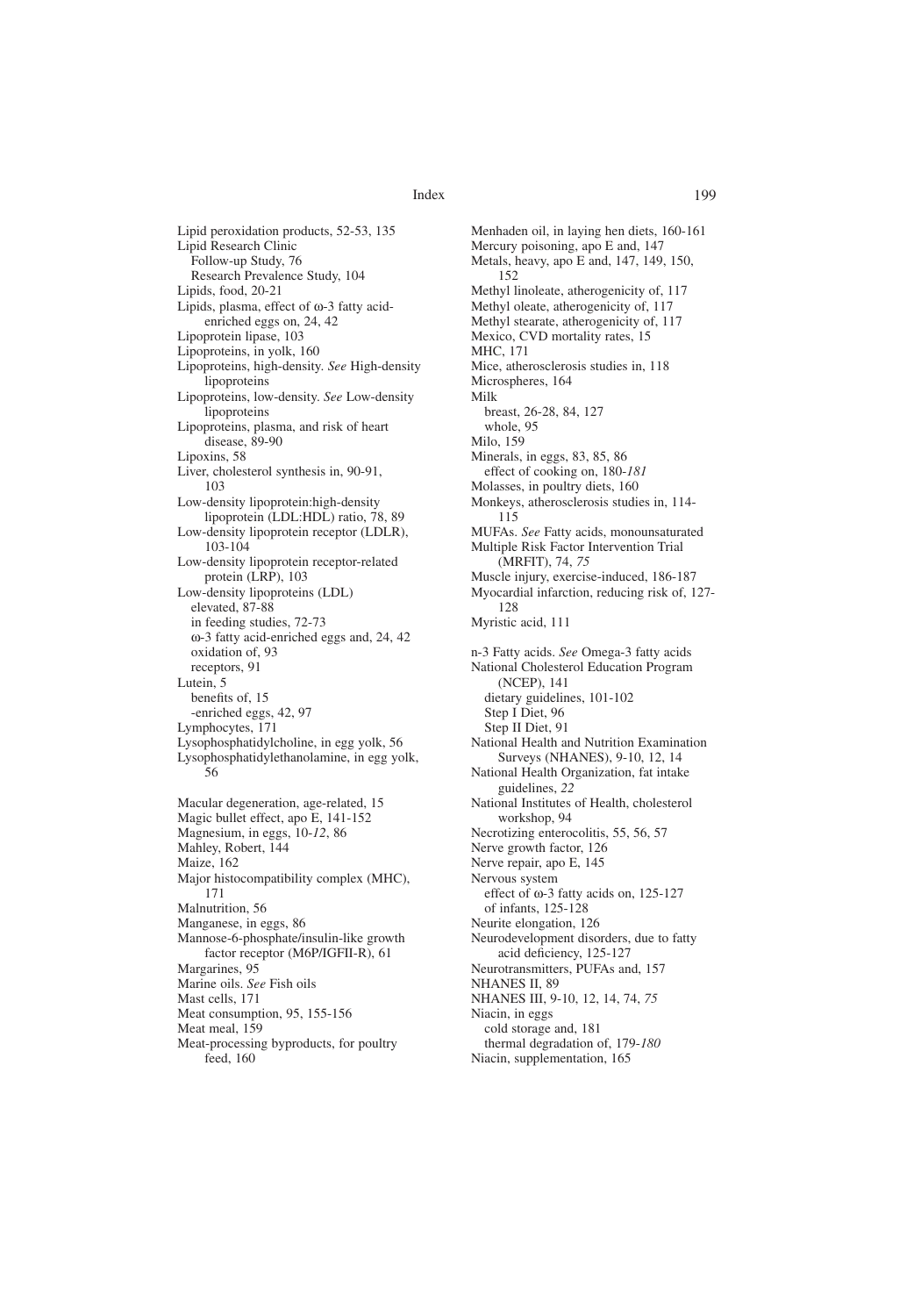Lipid peroxidation products, 52-53, 135
Lipid Research Clinic
  Follow-up Study, 76
  Research Prevalence Study, 104
Lipids, food, 20-21
Lipids, plasma, effect of ω-3 fatty acid-enriched eggs on, 24, 42
Lipoprotein lipase, 103
Lipoproteins, in yolk, 160
Lipoproteins, high-density. *See* High-density lipoproteins
Lipoproteins, low-density. *See* Low-density lipoproteins
Lipoproteins, plasma, and risk of heart disease, 89-90
Lipoxins, 58
Liver, cholesterol synthesis in, 90-91, 103
Low-density lipoprotein:high-density lipoprotein (LDL:HDL) ratio, 78, 89
Low-density lipoprotein receptor (LDLR), 103-104
Low-density lipoprotein receptor-related protein (LRP), 103
Low-density lipoproteins (LDL)
  elevated, 87-88
  in feeding studies, 72-73
  ω-3 fatty acid-enriched eggs and, 24, 42
  oxidation of, 93
  receptors, 91
Lutein, 5
  benefits of, 15
  -enriched eggs, 42, 97
Lymphocytes, 171
Lysophosphatidylcholine, in egg yolk, 56
Lysophosphatidylethanolamine, in egg yolk, 56

Macular degeneration, age-related, 15
Magic bullet effect, apo E, 141-152
Magnesium, in eggs, 10-*12*, 86
Mahley, Robert, 144
Maize, 162
Major histocompatibility complex (MHC), 171
Malnutrition, 56
Manganese, in eggs, 86
Mannose-6-phosphate/insulin-like growth factor receptor (M6P/IGFII-R), 61
Margarines, 95
Marine oils. *See* Fish oils
Mast cells, 171
Meat consumption, 95, 155-156
Meat meal, 159
Meat-processing byproducts, for poultry feed, 160

Menhaden oil, in laying hen diets, 160-161
Mercury poisoning, apo E and, 147
Metals, heavy, apo E and, 147, 149, 150, 152
Methyl linoleate, atherogenicity of, 117
Methyl oleate, atherogenicity of, 117
Methyl stearate, atherogenicity of, 117
Mexico, CVD mortality rates, 15
MHC, 171
Mice, atherosclerosis studies in, 118
Microspheres, 164
Milk
  breast, 26-28, 84, 127
  whole, 95
Milo, 159
Minerals, in eggs, 83, 85, 86
  effect of cooking on, 180-*181*
Molasses, in poultry diets, 160
Monkeys, atherosclerosis studies in, 114-115
MUFAs. *See* Fatty acids, monounsaturated
Multiple Risk Factor Intervention Trial (MRFIT), 74, *75*
Muscle injury, exercise-induced, 186-187
Myocardial infarction, reducing risk of, 127-128
Myristic acid, 111

n-3 Fatty acids. *See* Omega-3 fatty acids
National Cholesterol Education Program (NCEP), 141
  dietary guidelines, 101-102
  Step I Diet, 96
  Step II Diet, 91
National Health and Nutrition Examination Surveys (NHANES), 9-10, 12, 14
National Health Organization, fat intake guidelines, *22*
National Institutes of Health, cholesterol workshop, 94
Necrotizing enterocolitis, 55, 56, 57
Nerve growth factor, 126
Nerve repair, apo E, 145
Nervous system
  effect of ω-3 fatty acids on, 125-127
  of infants, 125-128
Neurite elongation, 126
Neurodevelopment disorders, due to fatty acid deficiency, 125-127
Neurotransmitters, PUFAs and, 157
NHANES II, 89
NHANES III, 9-10, 12, 14, 74, *75*
Niacin, in eggs
  cold storage and, 181
  thermal degradation of, 179-*180*
Niacin, supplementation, 165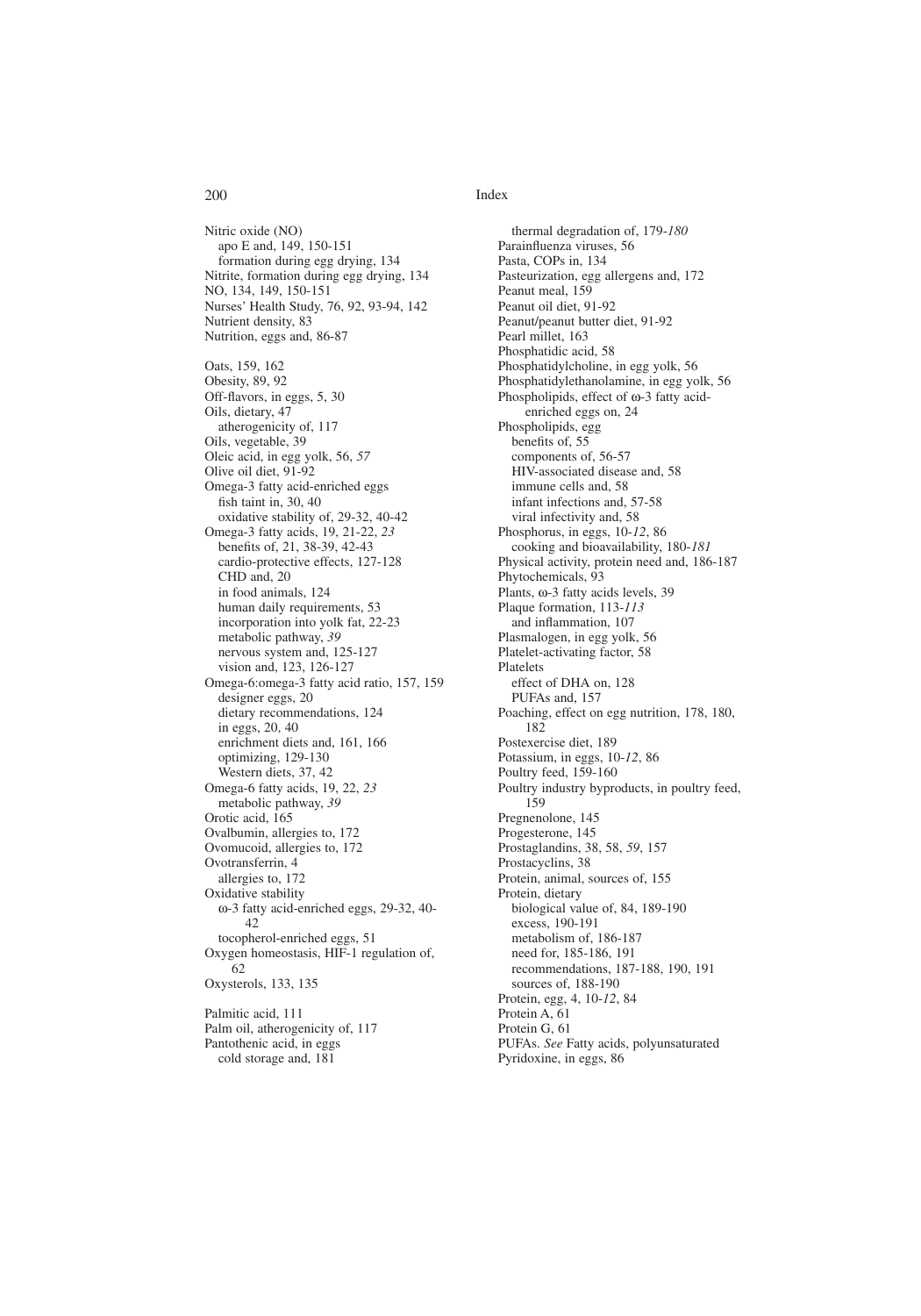Nitric oxide (NO)
  apo E and, 149, 150-151
  formation during egg drying, 134
Nitrite, formation during egg drying, 134
NO, 134, 149, 150-151
Nurses' Health Study, 76, 92, 93-94, 142
Nutrient density, 83
Nutrition, eggs and, 86-87

Oats, 159, 162
Obesity, 89, 92
Off-flavors, in eggs, 5, 30
Oils, dietary, 47
  atherogenicity of, 117
Oils, vegetable, 39
Oleic acid, in egg yolk, 56, *57*
Olive oil diet, 91-92
Omega-3 fatty acid-enriched eggs
  fish taint in, 30, 40
  oxidative stability of, 29-32, 40-42
Omega-3 fatty acids, 19, 21-22, *23*
  benefits of, 21, 38-39, 42-43
  cardio-protective effects, 127-128
  CHD and, 20
  in food animals, 124
  human daily requirements, 53
  incorporation into yolk fat, 22-23
  metabolic pathway, *39*
  nervous system and, 125-127
  vision and, 123, 126-127
Omega-6:omega-3 fatty acid ratio, 157, 159
  designer eggs, 20
  dietary recommendations, 124
  in eggs, 20, 40
  enrichment diets and, 161, 166
  optimizing, 129-130
  Western diets, 37, 42
Omega-6 fatty acids, 19, 22, *23*
  metabolic pathway, *39*
Orotic acid, 165
Ovalbumin, allergies to, 172
Ovomucoid, allergies to, 172
Ovotransferrin, 4
  allergies to, 172
Oxidative stability
  ω-3 fatty acid-enriched eggs, 29-32, 40-42
  tocopherol-enriched eggs, 51
Oxygen homeostasis, HIF-1 regulation of, 62
Oxysterols, 133, 135

Palmitic acid, 111
Palm oil, atherogenicity of, 117
Pantothenic acid, in eggs
  cold storage and, 181
  thermal degradation of, 179-*180*
Parainfluenza viruses, 56
Pasta, COPs in, 134
Pasteurization, egg allergens and, 172
Peanut meal, 159
Peanut oil diet, 91-92
Peanut/peanut butter diet, 91-92
Pearl millet, 163
Phosphatidic acid, 58
Phosphatidylcholine, in egg yolk, 56
Phosphatidylethanolamine, in egg yolk, 56
Phospholipids, effect of ω-3 fatty acid-enriched eggs on, 24
Phospholipids, egg
  benefits of, 55
  components of, 56-57
  HIV-associated disease and, 58
  immune cells and, 58
  infant infections and, 57-58
  viral infectivity and, 58
Phosphorus, in eggs, 10-*12*, 86
  cooking and bioavailability, 180-*181*
Physical activity, protein need and, 186-187
Phytochemicals, 93
Plants, ω-3 fatty acids levels, 39
Plaque formation, 113-*113*
  and inflammation, 107
Plasmalogen, in egg yolk, 56
Platelet-activating factor, 58
Platelets
  effect of DHA on, 128
  PUFAs and, 157
Poaching, effect on egg nutrition, 178, 180, 182
Postexercise diet, 189
Potassium, in eggs, 10-*12*, 86
Poultry feed, 159-160
Poultry industry byproducts, in poultry feed, 159
Pregnenolone, 145
Progesterone, 145
Prostaglandins, 38, 58, *59*, 157
Prostacyclins, 38
Protein, animal, sources of, 155
Protein, dietary
  biological value of, 84, 189-190
  excess, 190-191
  metabolism of, 186-187
  need for, 185-186, 191
  recommendations, 187-188, 190, 191
  sources of, 188-190
Protein, egg, 4, 10-*12*, 84
Protein A, 61
Protein G, 61
PUFAs. *See* Fatty acids, polyunsaturated
Pyridoxine, in eggs, 86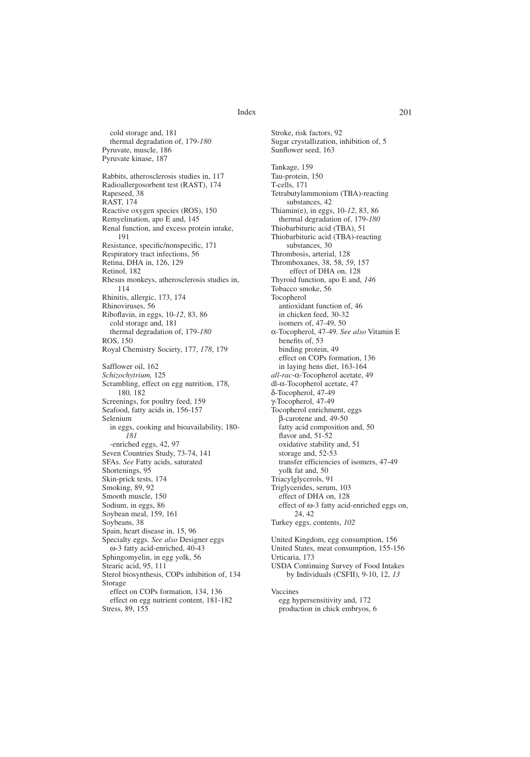cold storage and, 181
  thermal degradation of, 179-*180*
Pyruvate, muscle, 186
Pyruvate kinase, 187

Rabbits, atherosclerosis studies in, 117
Radioallergosorbent test (RAST), 174
Rapeseed, 38
RAST, 174
Reactive oxygen species (ROS), 150
Remyelination, apo E and, 145
Renal function, and excess protein intake, 191
Resistance, specific/nonspecific, 171
Respiratory tract infections, 56
Retina, DHA in, 126, 129
Retinol, 182
Rhesus monkeys, atherosclerosis studies in, 114
Rhinitis, allergic, 173, 174
Rhinoviruses, 56
Riboflavin, in eggs, 10-*12*, 83, 86
  cold storage and, 181
  thermal degradation of, 179-*180*
ROS, 150
Royal Chemistry Society, 177, *178*, 179

Safflower oil, 162
*Schizochytrium,* 125
Scrambling, effect on egg nutrition, 178, 180, 182
Screenings, for poultry feed, 159
Seafood, fatty acids in, 156-157
Selenium
  in eggs, cooking and bioavailability, 180-*181*
  -enriched eggs, 42, 97
Seven Countries Study, 73-74, 141
SFAs. *See* Fatty acids, saturated
Shortenings, 95
Skin-prick tests, 174
Smoking, 89, 92
Smooth muscle, 150
Sodium, in eggs, 86
Soybean meal, 159, 161
Soybeans, 38
Spain, heart disease in, 15, 96
Specialty eggs. *See also* Designer eggs
  ω-3 fatty acid-enriched, 40-43
Sphingomyelin, in egg yolk, 56
Stearic acid, 95, 111
Sterol biosynthesis, COPs inhibition of, 134
Storage
  effect on COPs formation, 134, 136
  effect on egg nutrient content, 181-182
Stress, 89, 155
Stroke, risk factors, 92
Sugar crystallization, inhibition of, 5
Sunflower seed, 163

Tankage, 159
Tau-protein, 150
T-cells, 171
Tetrabutylammonium (TBA)-reacting substances, 42
Thiamin(e), in eggs, 10-*12*, 83, 86
  thermal degradation of, 179-*180*
Thiobarbituric acid (TBA), 51
Thiobarbituric acid (TBA)-reacting substances, 30
Thrombosis, arterial, 128
Thromboxanes, 38, 58, *59*, 157
  effect of DHA on, 128
Thyroid function, apo E and, *146*
Tobacco smoke, 56
Tocopherol
  antioxidant function of, 46
  in chicken feed, 30-32
  isomers of, 47-49, 50
α-Tocopherol, 47-49. *See also* Vitamin E
  benefits of, 53
  binding protein, 49
  effect on COPs formation, 136
  in laying hens diet, 163-164
*all-rac*-α-Tocopherol acetate, 49
dl-α-Tocopherol acetate, 47
δ-Tocopherol, 47-49
γ-Tocopherol, 47-49
Tocopherol enrichment, eggs
  β-carotene and, 49-50
  fatty acid composition and, 50
  flavor and, 51-52
  oxidative stability and, 51
  storage and, 52-53
  transfer efficiencies of isomers, 47-49
  yolk fat and, 50
Triacylglycerols, 91
Triglycerides, serum, 103
  effect of DHA on, 128
  effect of ω-3 fatty acid-enriched eggs on, 24, 42
Turkey eggs, contents, *102*

United Kingdom, egg consumption, 156
United States, meat consumption, 155-156
Urticaria, 173
USDA Continuing Survey of Food Intakes by Individuals (CSFII), 9-10, 12, *13*

Vaccines
  egg hypersensitivity and, 172
  production in chick embryos, 6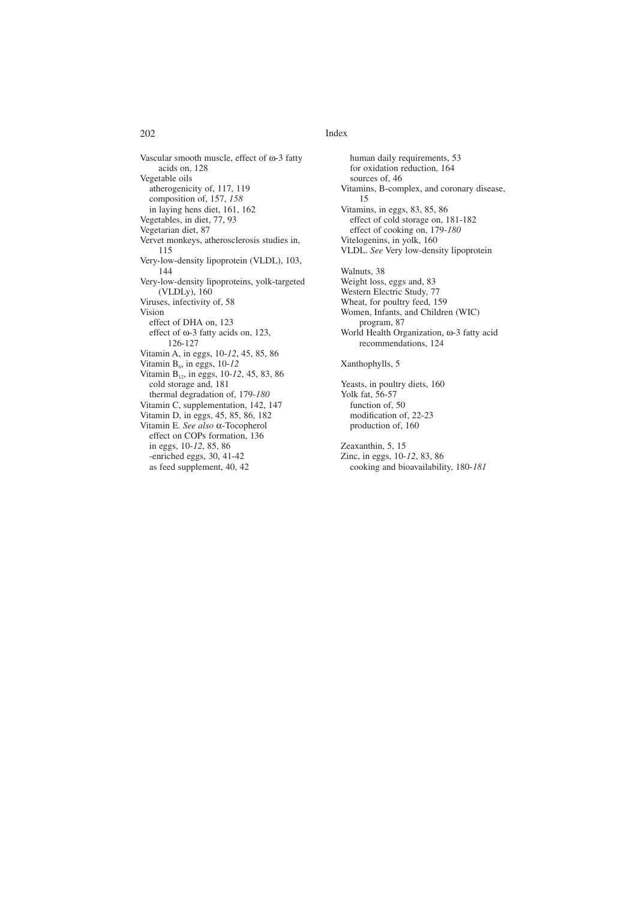Vascular smooth muscle, effect of ω-3 fatty acids on, 128
Vegetable oils
  atherogenicity of, 117, 119
  composition of, 157, *158*
  in laying hens diet, 161, 162
Vegetables, in diet, 77, 93
Vegetarian diet, 87
Vervet monkeys, atherosclerosis studies in, 115
Very-low-density lipoprotein (VLDL), 103, 144
Very-low-density lipoproteins, yolk-targeted (VLDLy), 160
Viruses, infectivity of, 58
Vision
  effect of DHA on, 123
  effect of ω-3 fatty acids on, 123, 126-127
Vitamin A, in eggs, 10-*12*, 45, 85, 86
Vitamin $B_6$, in eggs, 10-*12*
Vitamin $B_{12}$, in eggs, 10-*12*, 45, 83, 86
  cold storage and, 181
  thermal degradation of, 179-*180*
Vitamin C, supplementation, 142, 147
Vitamin D, in eggs, 45, 85, 86, 182
Vitamin E. *See also* α-Tocopherol
  effect on COPs formation, 136
  in eggs, 10-*12*, 85, 86
  -enriched eggs, 30, 41-42
  as feed supplement, 40, 42
  human daily requirements, 53
  for oxidation reduction, 164
  sources of, 46
Vitamins, B-complex, and coronary disease, 15
Vitamins, in eggs, 83, 85, 86
  effect of cold storage on, 181-182
  effect of cooking on, 179-*180*
Vitelogenins, in yolk, 160
VLDL. *See* Very low-density lipoprotein

Walnuts, 38
Weight loss, eggs and, 83
Western Electric Study, 77
Wheat, for poultry feed, 159
Women, Infants, and Children (WIC) program, 87
World Health Organization, ω-3 fatty acid recommendations, 124

Xanthophylls, 5

Yeasts, in poultry diets, 160
Yolk fat, 56-57
  function of, 50
  modification of, 22-23
  production of, 160

Zeaxanthin, 5, 15
Zinc, in eggs, 10-*12*, 83, 86
  cooking and bioavailability, 180-*181*